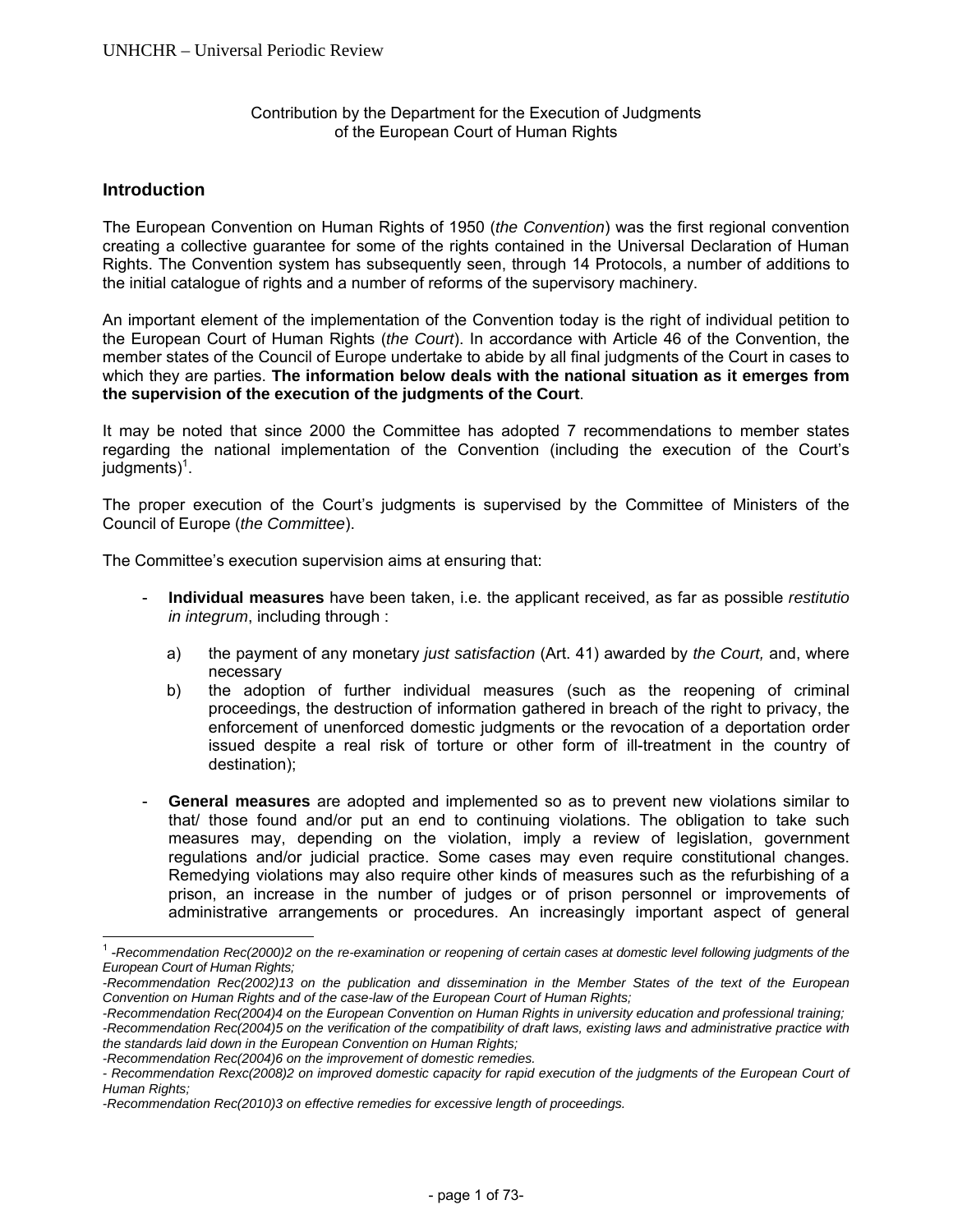Contribution by the Department for the Execution of Judgments of the European Court of Human Rights

## Introduction

The European Convention on Human Rights of 1950 (*the Convention*) was the first regional convention creating a collective guarantee for some of the rights contained in the Universal Declaration of Human Rights. The Convention system has subsequently seen, through 14 Protocols, a number of additions to the initial catalogue of rights and a number of reforms of the supervisory machinery.

An important element of the implementation of the Convention today is the right of individual petition to the European Court of Human Rights (*the Court*). In accordance with Article 46 of the Convention, the member states of the Council of Europe undertake to abide by all final judgments of the Court in cases to which they are parties. **The information below deals with the national situation as it emerges from the supervision of the execution of the judgments of the Court**.

It may be noted that since 2000 the Committee has adopted 7 recommendations to member states regarding the national implementation of the Convention (including the execution of the Court's judgments)[1].

The proper execution of the Court's judgments is supervised by the Committee of Ministers of the Council of Europe (*the Committee*).

The Committee's execution supervision aims at ensuring that:

- **Individual measures** have been taken, i.e. the applicant received, as far as possible *restitutio in integrum*, including through :
  a) the payment of any monetary *just satisfaction* (Art. 41) awarded by *the Court,* and, where necessary
  b) the adoption of further individual measures (such as the reopening of criminal proceedings, the destruction of information gathered in breach of the right to privacy, the enforcement of unenforced domestic judgments or the revocation of a deportation order issued despite a real risk of torture or other form of ill-treatment in the country of destination);

- **General measures** are adopted and implemented so as to prevent new violations similar to that/ those found and/or put an end to continuing violations. The obligation to take such measures may, depending on the violation, imply a review of legislation, government regulations and/or judicial practice. Some cases may even require constitutional changes. Remedying violations may also require other kinds of measures such as the refurbishing of a prison, an increase in the number of judges or of prison personnel or improvements of administrative arrangements or procedures. An increasingly important aspect of general

---

[1] *-Recommendation Rec(2000)2 on the re-examination or reopening of certain cases at domestic level following judgments of the European Court of Human Rights;*
*-Recommendation Rec(2002)13 on the publication and dissemination in the Member States of the text of the European Convention on Human Rights and of the case-law of the European Court of Human Rights;*
*-Recommendation Rec(2004)4 on the European Convention on Human Rights in university education and professional training;*
*-Recommendation Rec(2004)5 on the verification of the compatibility of draft laws, existing laws and administrative practice with the standards laid down in the European Convention on Human Rights;*
*-Recommendation Rec(2004)6 on the improvement of domestic remedies.*
*- Recommendation Rexc(2008)2 on improved domestic capacity for rapid execution of the judgments of the European Court of Human Rights;*
*-Recommendation Rec(2010)3 on effective remedies for excessive length of proceedings.*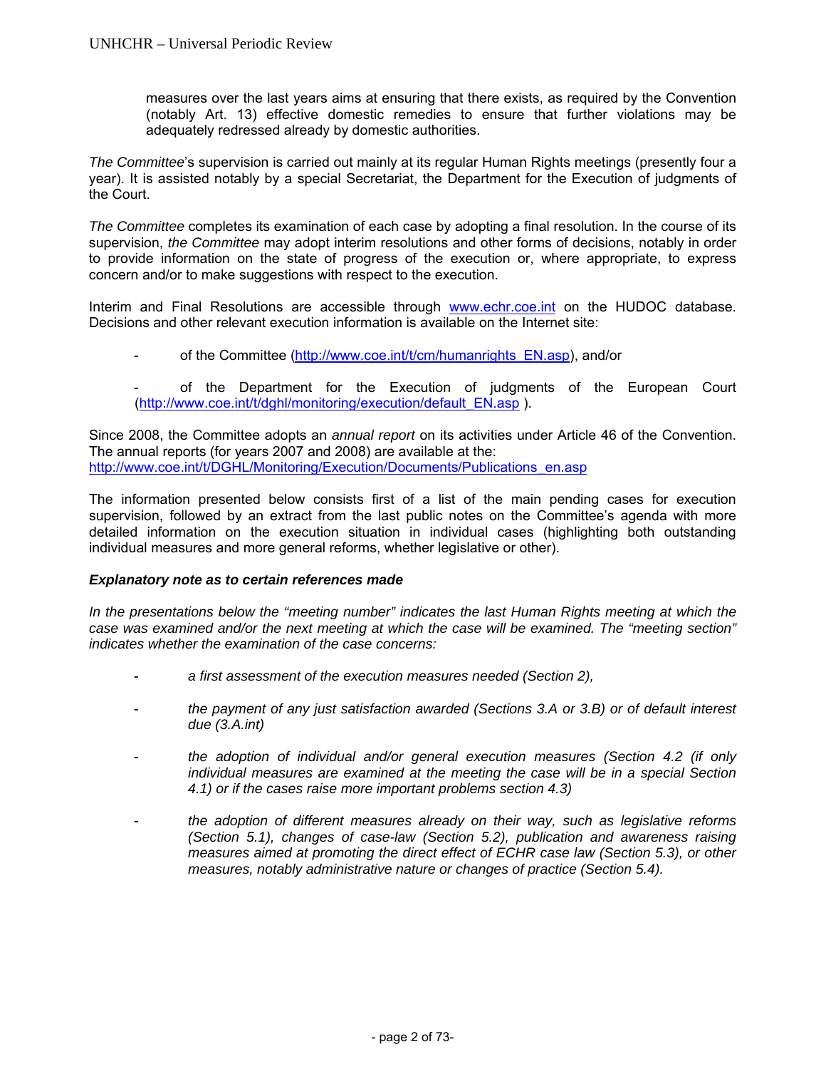measures over the last years aims at ensuring that there exists, as required by the Convention (notably Art. 13) effective domestic remedies to ensure that further violations may be adequately redressed already by domestic authorities.

*The Committee*'s supervision is carried out mainly at its regular Human Rights meetings (presently four a year). It is assisted notably by a special Secretariat, the Department for the Execution of judgments of the Court.

*The Committee* completes its examination of each case by adopting a final resolution. In the course of its supervision, *the Committee* may adopt interim resolutions and other forms of decisions, notably in order to provide information on the state of progress of the execution or, where appropriate, to express concern and/or to make suggestions with respect to the execution.

Interim and Final Resolutions are accessible through [www.echr.coe.int](http://www.echr.coe.int) on the HUDOC database. Decisions and other relevant execution information is available on the Internet site:

- of the Committee ([http://www.coe.int/t/cm/humanrights_EN.asp](http://www.coe.int/t/cm/humanrights_EN.asp)), and/or

- of the Department for the Execution of judgments of the European Court ([http://www.coe.int/t/dghl/monitoring/execution/default_EN.asp](http://www.coe.int/t/dghl/monitoring/execution/default_EN.asp) ).

Since 2008, the Committee adopts an *annual report* on its activities under Article 46 of the Convention. The annual reports (for years 2007 and 2008) are available at the: [http://www.coe.int/t/DGHL/Monitoring/Execution/Documents/Publications_en.asp](http://www.coe.int/t/DGHL/Monitoring/Execution/Documents/Publications_en.asp)

The information presented below consists first of a list of the main pending cases for execution supervision, followed by an extract from the last public notes on the Committee's agenda with more detailed information on the execution situation in individual cases (highlighting both outstanding individual measures and more general reforms, whether legislative or other).

***Explanatory note as to certain references made***

*In the presentations below the "meeting number" indicates the last Human Rights meeting at which the case was examined and/or the next meeting at which the case will be examined. The "meeting section" indicates whether the examination of the case concerns:*

- *a first assessment of the execution measures needed (Section 2),*

- *the payment of any just satisfaction awarded (Sections 3.A or 3.B) or of default interest due (3.A.int)*

- *the adoption of individual and/or general execution measures (Section 4.2 (if only individual measures are examined at the meeting the case will be in a special Section 4.1) or if the cases raise more important problems section 4.3)*

- *the adoption of different measures already on their way, such as legislative reforms (Section 5.1), changes of case-law (Section 5.2), publication and awareness raising measures aimed at promoting the direct effect of ECHR case law (Section 5.3), or other measures, notably administrative nature or changes of practice (Section 5.4).*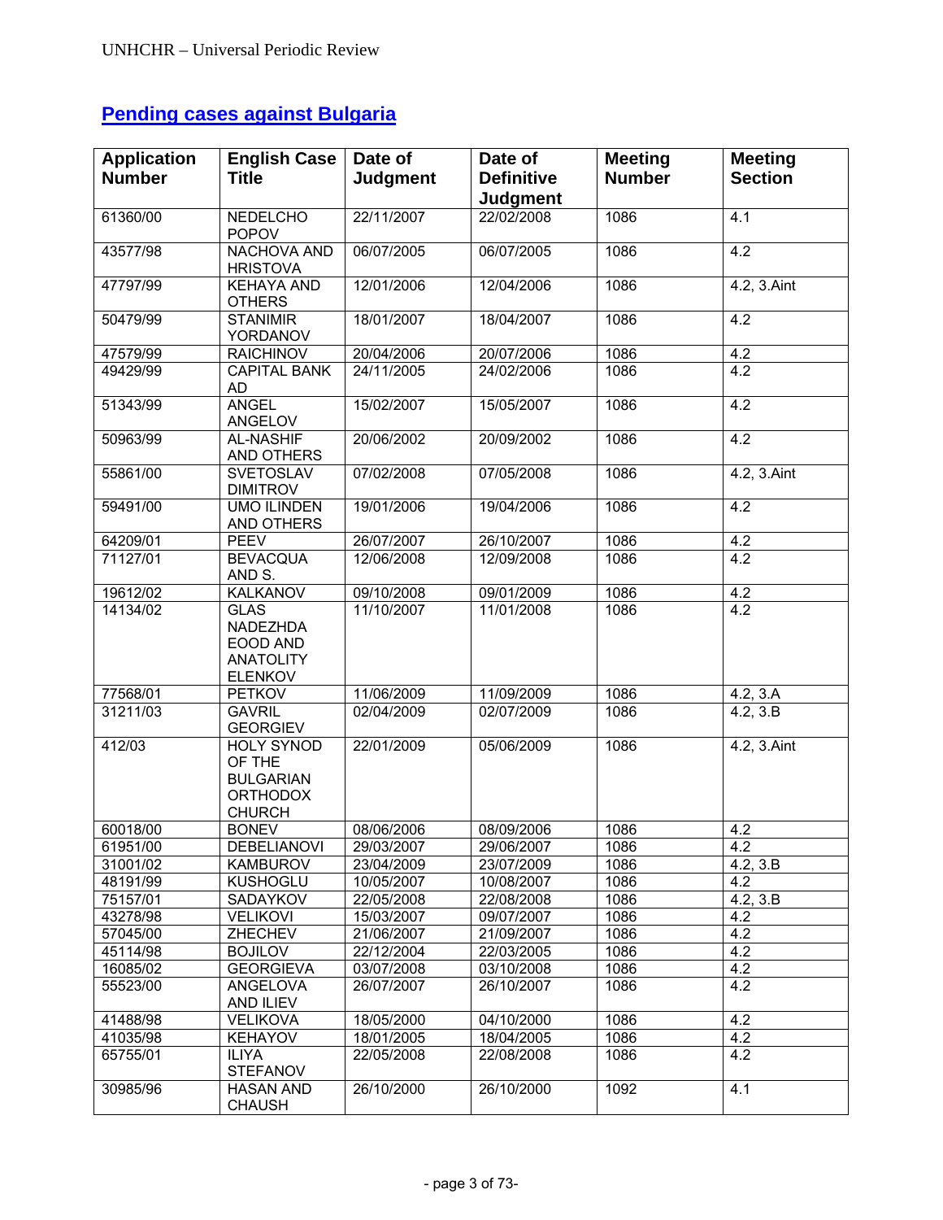## Pending cases against Bulgaria

| Application Number | English Case Title | Date of Judgment | Date of Definitive Judgment | Meeting Number | Meeting Section |
|---|---|---|---|---|---|
| 61360/00 | NEDELCHO POPOV | 22/11/2007 | 22/02/2008 | 1086 | 4.1 |
| 43577/98 | NACHOVA AND HRISTOVA | 06/07/2005 | 06/07/2005 | 1086 | 4.2 |
| 47797/99 | KEHAYA AND OTHERS | 12/01/2006 | 12/04/2006 | 1086 | 4.2, 3.Aint |
| 50479/99 | STANIMIR YORDANOV | 18/01/2007 | 18/04/2007 | 1086 | 4.2 |
| 47579/99 | RAICHINOV | 20/04/2006 | 20/07/2006 | 1086 | 4.2 |
| 49429/99 | CAPITAL BANK AD | 24/11/2005 | 24/02/2006 | 1086 | 4.2 |
| 51343/99 | ANGEL ANGELOV | 15/02/2007 | 15/05/2007 | 1086 | 4.2 |
| 50963/99 | AL-NASHIF AND OTHERS | 20/06/2002 | 20/09/2002 | 1086 | 4.2 |
| 55861/00 | SVETOSLAV DIMITROV | 07/02/2008 | 07/05/2008 | 1086 | 4.2, 3.Aint |
| 59491/00 | UMO ILINDEN AND OTHERS | 19/01/2006 | 19/04/2006 | 1086 | 4.2 |
| 64209/01 | PEEV | 26/07/2007 | 26/10/2007 | 1086 | 4.2 |
| 71127/01 | BEVACQUA AND S. | 12/06/2008 | 12/09/2008 | 1086 | 4.2 |
| 19612/02 | KALKANOV | 09/10/2008 | 09/01/2009 | 1086 | 4.2 |
| 14134/02 | GLAS NADEZHDA EOOD AND ANATOLIY ELENKOV | 11/10/2007 | 11/01/2008 | 1086 | 4.2 |
| 77568/01 | PETKOV | 11/06/2009 | 11/09/2009 | 1086 | 4.2, 3.A |
| 31211/03 | GAVRIL GEORGIEV | 02/04/2009 | 02/07/2009 | 1086 | 4.2, 3.B |
| 412/03 | HOLY SYNOD OF THE BULGARIAN ORTHODOX CHURCH | 22/01/2009 | 05/06/2009 | 1086 | 4.2, 3.Aint |
| 60018/00 | BONEV | 08/06/2006 | 08/09/2006 | 1086 | 4.2 |
| 61951/00 | DEBELIANOVI | 29/03/2007 | 29/06/2007 | 1086 | 4.2 |
| 31001/02 | KAMBUROV | 23/04/2009 | 23/07/2009 | 1086 | 4.2, 3.B |
| 48191/99 | KUSHOGLU | 10/05/2007 | 10/08/2007 | 1086 | 4.2 |
| 75157/01 | SADAYKOV | 22/05/2008 | 22/08/2008 | 1086 | 4.2, 3.B |
| 43278/98 | VELIKOVI | 15/03/2007 | 09/07/2007 | 1086 | 4.2 |
| 57045/00 | ZHECHEV | 21/06/2007 | 21/09/2007 | 1086 | 4.2 |
| 45114/98 | BOJILOV | 22/12/2004 | 22/03/2005 | 1086 | 4.2 |
| 16085/02 | GEORGIEVA | 03/07/2008 | 03/10/2008 | 1086 | 4.2 |
| 55523/00 | ANGELOVA AND ILIEV | 26/07/2007 | 26/10/2007 | 1086 | 4.2 |
| 41488/98 | VELIKOVA | 18/05/2000 | 04/10/2000 | 1086 | 4.2 |
| 41035/98 | KEHAYOV | 18/01/2005 | 18/04/2005 | 1086 | 4.2 |
| 65755/01 | ILIYA STEFANOV | 22/05/2008 | 22/08/2008 | 1086 | 4.2 |
| 30985/96 | HASAN AND CHAUSH | 26/10/2000 | 26/10/2000 | 1092 | 4.1 |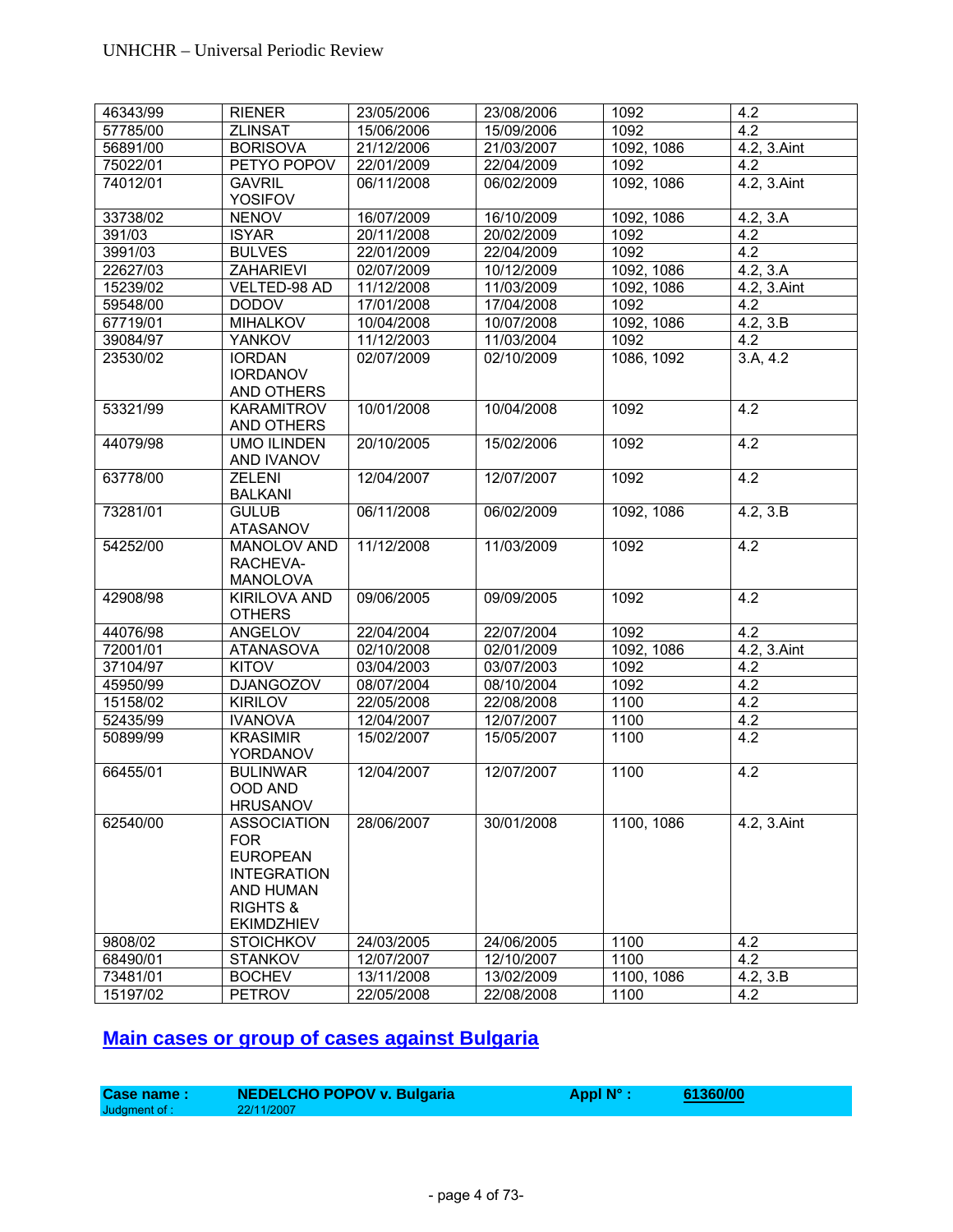| 46343/99 | RIENER | 23/05/2006 | 23/08/2006 | 1092 | 4.2 |
|---|---|---|---|---|---|
| 57785/00 | ZLINSAT | 15/06/2006 | 15/09/2006 | 1092 | 4.2 |
| 56891/00 | BORISOVA | 21/12/2006 | 21/03/2007 | 1092, 1086 | 4.2, 3.Aint |
| 75022/01 | PETYO POPOV | 22/01/2009 | 22/04/2009 | 1092 | 4.2 |
| 74012/01 | GAVRIL YOSIFOV | 06/11/2008 | 06/02/2009 | 1092, 1086 | 4.2, 3.Aint |
| 33738/02 | NENOV | 16/07/2009 | 16/10/2009 | 1092, 1086 | 4.2, 3.A |
| 391/03 | ISYAR | 20/11/2008 | 20/02/2009 | 1092 | 4.2 |
| 3991/03 | BULVES | 22/01/2009 | 22/04/2009 | 1092 | 4.2 |
| 22627/03 | ZAHARIEVI | 02/07/2009 | 10/12/2009 | 1092, 1086 | 4.2, 3.A |
| 15239/02 | VELTED-98 AD | 11/12/2008 | 11/03/2009 | 1092, 1086 | 4.2, 3.Aint |
| 59548/00 | DODOV | 17/01/2008 | 17/04/2008 | 1092 | 4.2 |
| 67719/01 | MIHALKOV | 10/04/2008 | 10/07/2008 | 1092, 1086 | 4.2, 3.B |
| 39084/97 | YANKOV | 11/12/2003 | 11/03/2004 | 1092 | 4.2 |
| 23530/02 | IORDAN IORDANOV AND OTHERS | 02/07/2009 | 02/10/2009 | 1086, 1092 | 3.A, 4.2 |
| 53321/99 | KARAMITROV AND OTHERS | 10/01/2008 | 10/04/2008 | 1092 | 4.2 |
| 44079/98 | UMO ILINDEN AND IVANOV | 20/10/2005 | 15/02/2006 | 1092 | 4.2 |
| 63778/00 | ZELENI BALKANI | 12/04/2007 | 12/07/2007 | 1092 | 4.2 |
| 73281/01 | GULUB ATASANOV | 06/11/2008 | 06/02/2009 | 1092, 1086 | 4.2, 3.B |
| 54252/00 | MANOLOV AND RACHEVA-MANOLOVA | 11/12/2008 | 11/03/2009 | 1092 | 4.2 |
| 42908/98 | KIRILOVA AND OTHERS | 09/06/2005 | 09/09/2005 | 1092 | 4.2 |
| 44076/98 | ANGELOV | 22/04/2004 | 22/07/2004 | 1092 | 4.2 |
| 72001/01 | ATANASOVA | 02/10/2008 | 02/01/2009 | 1092, 1086 | 4.2, 3.Aint |
| 37104/97 | KITOV | 03/04/2003 | 03/07/2003 | 1092 | 4.2 |
| 45950/99 | DJANGOZOV | 08/07/2004 | 08/10/2004 | 1092 | 4.2 |
| 15158/02 | KIRILOV | 22/05/2008 | 22/08/2008 | 1100 | 4.2 |
| 52435/99 | IVANOVA | 12/04/2007 | 12/07/2007 | 1100 | 4.2 |
| 50899/99 | KRASIMIR YORDANOV | 15/02/2007 | 15/05/2007 | 1100 | 4.2 |
| 66455/01 | BULINWAR OOD AND HRUSANOV | 12/04/2007 | 12/07/2007 | 1100 | 4.2 |
| 62540/00 | ASSOCIATION FOR EUROPEAN INTEGRATION AND HUMAN RIGHTS & EKIMDZHIEV | 28/06/2007 | 30/01/2008 | 1100, 1086 | 4.2, 3.Aint |
| 9808/02 | STOICHKOV | 24/03/2005 | 24/06/2005 | 1100 | 4.2 |
| 68490/01 | STANKOV | 12/07/2007 | 12/10/2007 | 1100 | 4.2 |
| 73481/01 | BOCHEV | 13/11/2008 | 13/02/2009 | 1100, 1086 | 4.2, 3.B |
| 15197/02 | PETROV | 22/05/2008 | 22/08/2008 | 1100 | 4.2 |

## Main cases or group of cases against Bulgaria

| **Case name :** | **NEDELCHO POPOV v. Bulgaria** | **Appl N° :** | **61360/00** |
|---|---|---|---|
| Judgment of : | 22/11/2007 | | |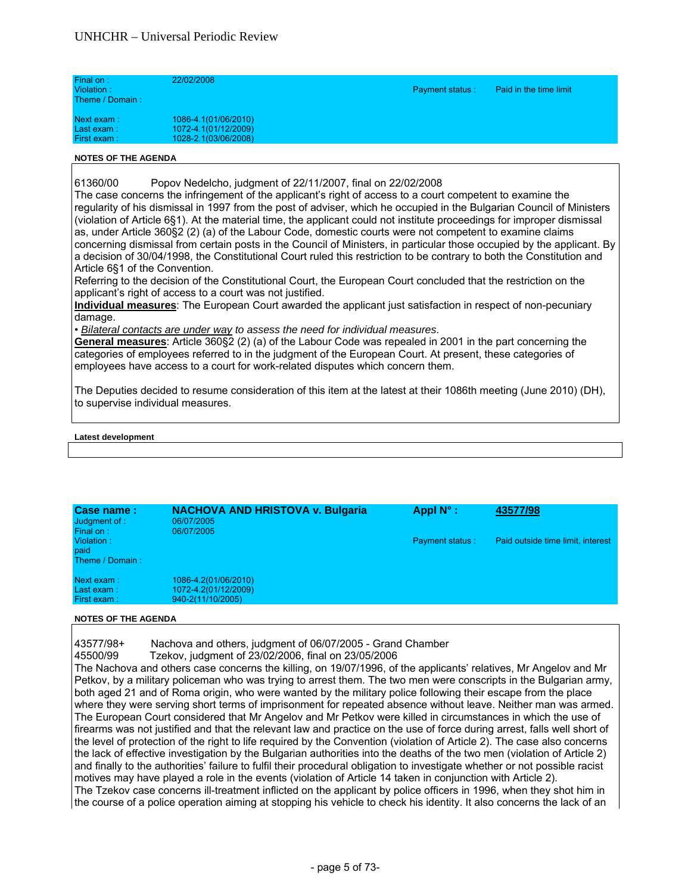| | | | |
|---|---|---|---|
| Final on : | 22/02/2008 | | |
| Violation : | | Payment status : | Paid in the time limit |
| Theme / Domain : | | | |
| Next exam : | 1086-4.1(01/06/2010) | | |
| Last exam : | 1072-4.1(01/12/2009) | | |
| First exam : | 1028-2.1(03/06/2008) | | |

**NOTES OF THE AGENDA**

61360/00 Popov Nedelcho, judgment of 22/11/2007, final on 22/02/2008

The case concerns the infringement of the applicant's right of access to a court competent to examine the regularity of his dismissal in 1997 from the post of adviser, which he occupied in the Bulgarian Council of Ministers (violation of Article 6§1). At the material time, the applicant could not institute proceedings for improper dismissal as, under Article 360§2 (2) (a) of the Labour Code, domestic courts were not competent to examine claims concerning dismissal from certain posts in the Council of Ministers, in particular those occupied by the applicant. By a decision of 30/04/1998, the Constitutional Court ruled this restriction to be contrary to both the Constitution and Article 6§1 of the Convention.

Referring to the decision of the Constitutional Court, the European Court concluded that the restriction on the applicant's right of access to a court was not justified.

**Individual measures**: The European Court awarded the applicant just satisfaction in respect of non-pecuniary damage.

• *Bilateral contacts are under way to assess the need for individual measures.*

**General measures**: Article 360§2 (2) (a) of the Labour Code was repealed in 2001 in the part concerning the categories of employees referred to in the judgment of the European Court. At present, these categories of employees have access to a court for work-related disputes which concern them.

The Deputies decided to resume consideration of this item at the latest at their 1086th meeting (June 2010) (DH), to supervise individual measures.

**Latest development**

| | | | |
|---|---|---|---|
| **Case name :** | **NACHOVA AND HRISTOVA v. Bulgaria** | **Appl N° :** | **43577/98** |
| Judgment of : | 06/07/2005 | | |
| Final on : | 06/07/2005 | | |
| Violation : | | Payment status : | Paid outside time limit, interest paid |
| Theme / Domain : | | | |
| Next exam : | 1086-4.2(01/06/2010) | | |
| Last exam : | 1072-4.2(01/12/2009) | | |
| First exam : | 940-2(11/10/2005) | | |

**NOTES OF THE AGENDA**

43577/98+ Nachova and others, judgment of 06/07/2005 - Grand Chamber

45500/99 Tzekov, judgment of 23/02/2006, final on 23/05/2006

The Nachova and others case concerns the killing, on 19/07/1996, of the applicants' relatives, Mr Angelov and Mr Petkov, by a military policeman who was trying to arrest them. The two men were conscripts in the Bulgarian army, both aged 21 and of Roma origin, who were wanted by the military police following their escape from the place where they were serving short terms of imprisonment for repeated absence without leave. Neither man was armed. The European Court considered that Mr Angelov and Mr Petkov were killed in circumstances in which the use of firearms was not justified and that the relevant law and practice on the use of force during arrest, falls well short of the level of protection of the right to life required by the Convention (violation of Article 2). The case also concerns the lack of effective investigation by the Bulgarian authorities into the deaths of the two men (violation of Article 2) and finally to the authorities' failure to fulfil their procedural obligation to investigate whether or not possible racist motives may have played a role in the events (violation of Article 14 taken in conjunction with Article 2).

The Tzekov case concerns ill-treatment inflicted on the applicant by police officers in 1996, when they shot him in the course of a police operation aiming at stopping his vehicle to check his identity. It also concerns the lack of an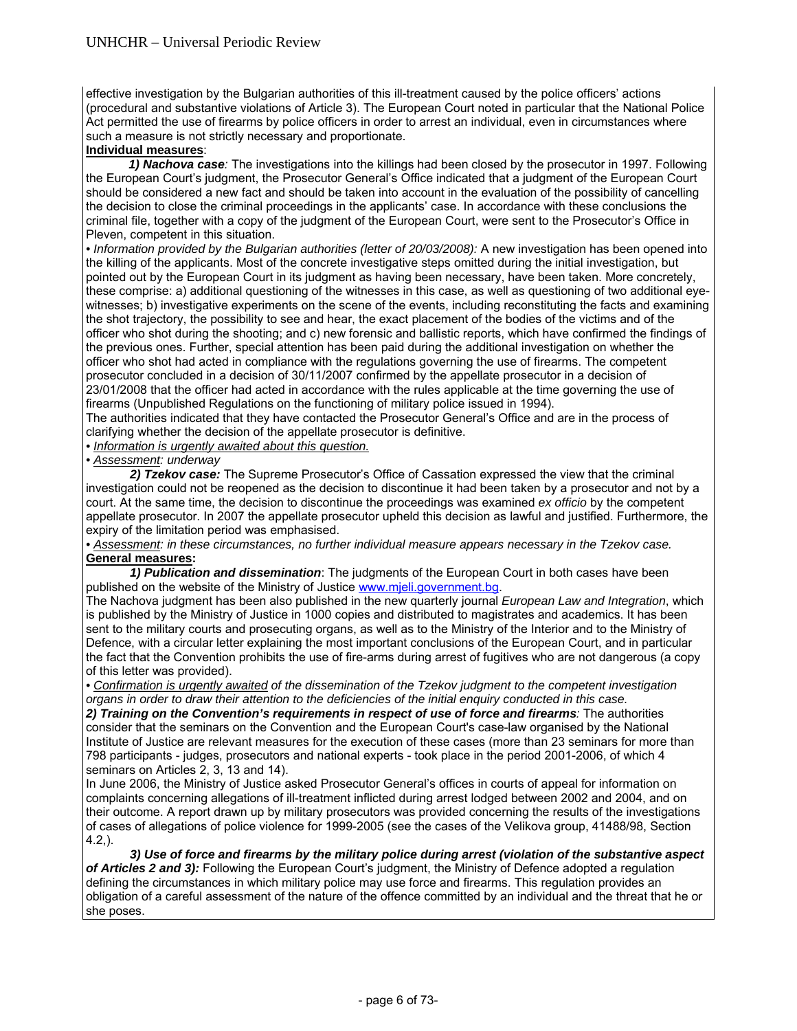effective investigation by the Bulgarian authorities of this ill-treatment caused by the police officers' actions (procedural and substantive violations of Article 3). The European Court noted in particular that the National Police Act permitted the use of firearms by police officers in order to arrest an individual, even in circumstances where such a measure is not strictly necessary and proportionate.

**Individual measures**:

***1) Nachova case****:* The investigations into the killings had been closed by the prosecutor in 1997. Following the European Court's judgment, the Prosecutor General's Office indicated that a judgment of the European Court should be considered a new fact and should be taken into account in the evaluation of the possibility of cancelling the decision to close the criminal proceedings in the applicants' case. In accordance with these conclusions the criminal file, together with a copy of the judgment of the European Court, were sent to the Prosecutor's Office in Pleven, competent in this situation.

• *Information provided by the Bulgarian authorities (letter of 20/03/2008):* A new investigation has been opened into the killing of the applicants. Most of the concrete investigative steps omitted during the initial investigation, but pointed out by the European Court in its judgment as having been necessary, have been taken. More concretely, these comprise: a) additional questioning of the witnesses in this case, as well as questioning of two additional eye-witnesses; b) investigative experiments on the scene of the events, including reconstituting the facts and examining the shot trajectory, the possibility to see and hear, the exact placement of the bodies of the victims and of the officer who shot during the shooting; and c) new forensic and ballistic reports, which have confirmed the findings of the previous ones. Further, special attention has been paid during the additional investigation on whether the officer who shot had acted in compliance with the regulations governing the use of firearms. The competent prosecutor concluded in a decision of 30/11/2007 confirmed by the appellate prosecutor in a decision of 23/01/2008 that the officer had acted in accordance with the rules applicable at the time governing the use of firearms (Unpublished Regulations on the functioning of military police issued in 1994).

The authorities indicated that they have contacted the Prosecutor General's Office and are in the process of clarifying whether the decision of the appellate prosecutor is definitive.

• *Information is urgently awaited about this question.*

• *Assessment: underway*

***2) Tzekov case:*** The Supreme Prosecutor's Office of Cassation expressed the view that the criminal investigation could not be reopened as the decision to discontinue it had been taken by a prosecutor and not by a court. At the same time, the decision to discontinue the proceedings was examined *ex officio* by the competent appellate prosecutor. In 2007 the appellate prosecutor upheld this decision as lawful and justified. Furthermore, the expiry of the limitation period was emphasised.

• *Assessment: in these circumstances, no further individual measure appears necessary in the Tzekov case.*

**General measures:**

***1) Publication and dissemination***: The judgments of the European Court in both cases have been published on the website of the Ministry of Justice www.mjeli.government.bg.

The Nachova judgment has been also published in the new quarterly journal *European Law and Integration*, which is published by the Ministry of Justice in 1000 copies and distributed to magistrates and academics. It has been sent to the military courts and prosecuting organs, as well as to the Ministry of the Interior and to the Ministry of Defence, with a circular letter explaining the most important conclusions of the European Court, and in particular the fact that the Convention prohibits the use of fire-arms during arrest of fugitives who are not dangerous (a copy of this letter was provided).

• *Confirmation is urgently awaited of the dissemination of the Tzekov judgment to the competent investigation organs in order to draw their attention to the deficiencies of the initial enquiry conducted in this case.*

***2) Training on the Convention's requirements in respect of use of force and firearms****:* The authorities consider that the seminars on the Convention and the European Court's case-law organised by the National Institute of Justice are relevant measures for the execution of these cases (more than 23 seminars for more than 798 participants - judges, prosecutors and national experts - took place in the period 2001-2006, of which 4 seminars on Articles 2, 3, 13 and 14).

In June 2006, the Ministry of Justice asked Prosecutor General's offices in courts of appeal for information on complaints concerning allegations of ill-treatment inflicted during arrest lodged between 2002 and 2004, and on their outcome. A report drawn up by military prosecutors was provided concerning the results of the investigations of cases of allegations of police violence for 1999-2005 (see the cases of the Velikova group, 41488/98, Section 4.2,).

***3) Use of force and firearms by the military police during arrest (violation of the substantive aspect of Articles 2 and 3):*** Following the European Court's judgment, the Ministry of Defence adopted a regulation defining the circumstances in which military police may use force and firearms. This regulation provides an obligation of a careful assessment of the nature of the offence committed by an individual and the threat that he or she poses.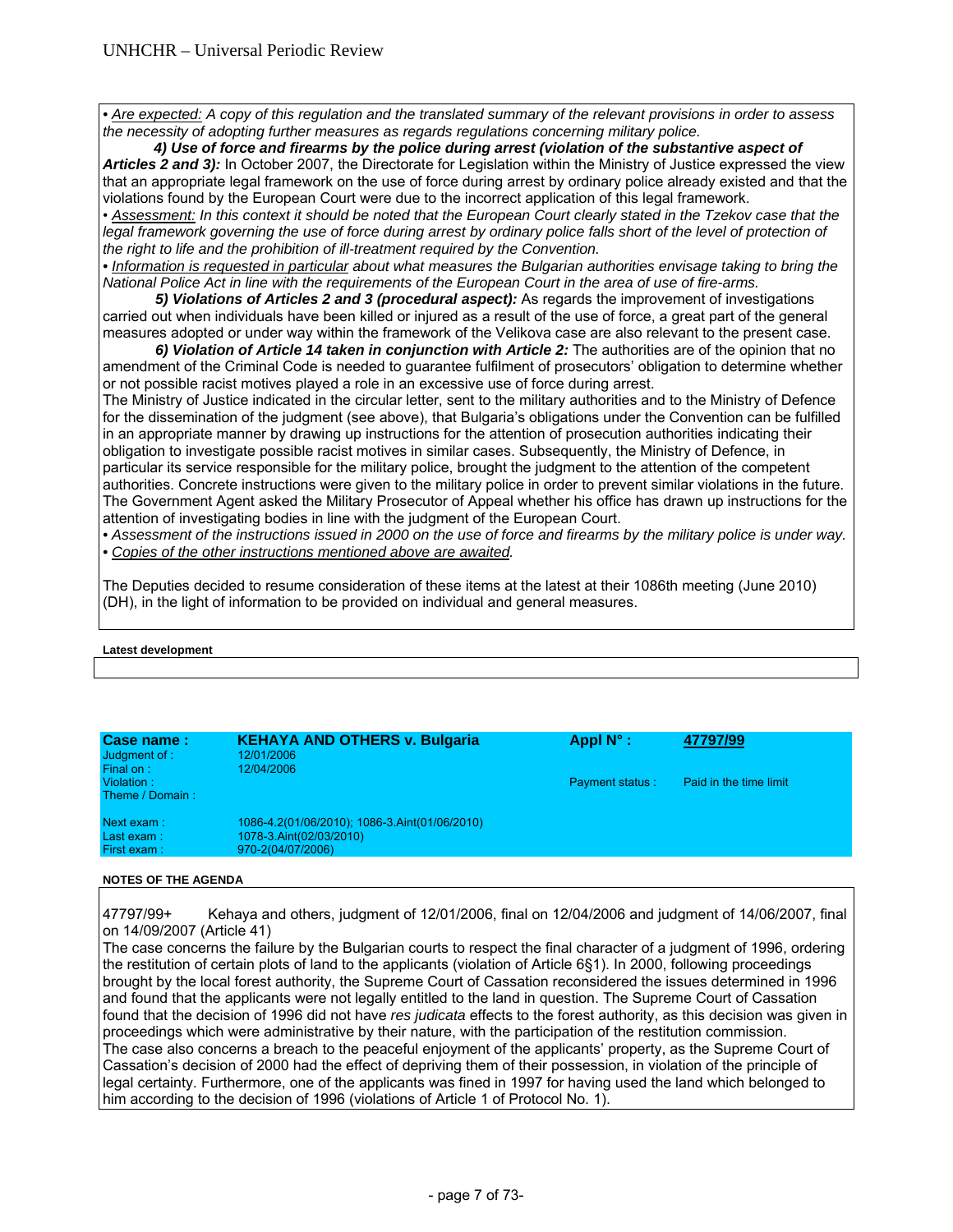• <u>Are expected:</u> *A copy of this regulation and the translated summary of the relevant provisions in order to assess the necessity of adopting further measures as regards regulations concerning military police.*

***4) Use of force and firearms by the police during arrest (violation of the substantive aspect of Articles 2 and 3):*** In October 2007, the Directorate for Legislation within the Ministry of Justice expressed the view that an appropriate legal framework on the use of force during arrest by ordinary police already existed and that the violations found by the European Court were due to the incorrect application of this legal framework.

• <u>Assessment:</u> *In this context it should be noted that the European Court clearly stated in the Tzekov case that the legal framework governing the use of force during arrest by ordinary police falls short of the level of protection of the right to life and the prohibition of ill-treatment required by the Convention.*

• <u>Information is requested in particular</u> *about what measures the Bulgarian authorities envisage taking to bring the National Police Act in line with the requirements of the European Court in the area of use of fire-arms.*

***5) Violations of Articles 2 and 3 (procedural aspect):*** As regards the improvement of investigations carried out when individuals have been killed or injured as a result of the use of force, a great part of the general measures adopted or under way within the framework of the Velikova case are also relevant to the present case.

***6) Violation of Article 14 taken in conjunction with Article 2:*** The authorities are of the opinion that no amendment of the Criminal Code is needed to guarantee fulfilment of prosecutors' obligation to determine whether or not possible racist motives played a role in an excessive use of force during arrest.

The Ministry of Justice indicated in the circular letter, sent to the military authorities and to the Ministry of Defence for the dissemination of the judgment (see above), that Bulgaria's obligations under the Convention can be fulfilled in an appropriate manner by drawing up instructions for the attention of prosecution authorities indicating their obligation to investigate possible racist motives in similar cases. Subsequently, the Ministry of Defence, in particular its service responsible for the military police, brought the judgment to the attention of the competent authorities. Concrete instructions were given to the military police in order to prevent similar violations in the future. The Government Agent asked the Military Prosecutor of Appeal whether his office has drawn up instructions for the attention of investigating bodies in line with the judgment of the European Court.

• *Assessment of the instructions issued in 2000 on the use of force and firearms by the military police is under way.*

• *<u>Copies of the other instructions mentioned above are awaited</u>.*

The Deputies decided to resume consideration of these items at the latest at their 1086th meeting (June 2010) (DH), in the light of information to be provided on individual and general measures.

**Latest development**

| **Case name :** | **KEHAYA AND OTHERS v. Bulgaria** | **Appl N° :** | **47797/99** |
|---|---|---|---|
| Judgment of : | 12/01/2006 | | |
| Final on : | 12/04/2006 | | |
| Violation : | | Payment status : | Paid in the time limit |
| Theme / Domain : | | | |
| Next exam : | 1086-4.2(01/06/2010); 1086-3.Aint(01/06/2010) | | |
| Last exam : | 1078-3.Aint(02/03/2010) | | |
| First exam : | 970-2(04/07/2006) | | |

**NOTES OF THE AGENDA**

47797/99+ Kehaya and others, judgment of 12/01/2006, final on 12/04/2006 and judgment of 14/06/2007, final on 14/09/2007 (Article 41)

The case concerns the failure by the Bulgarian courts to respect the final character of a judgment of 1996, ordering the restitution of certain plots of land to the applicants (violation of Article 6§1). In 2000, following proceedings brought by the local forest authority, the Supreme Court of Cassation reconsidered the issues determined in 1996 and found that the applicants were not legally entitled to the land in question. The Supreme Court of Cassation found that the decision of 1996 did not have *res judicata* effects to the forest authority, as this decision was given in proceedings which were administrative by their nature, with the participation of the restitution commission.

The case also concerns a breach to the peaceful enjoyment of the applicants' property, as the Supreme Court of Cassation's decision of 2000 had the effect of depriving them of their possession, in violation of the principle of legal certainty. Furthermore, one of the applicants was fined in 1997 for having used the land which belonged to him according to the decision of 1996 (violations of Article 1 of Protocol No. 1).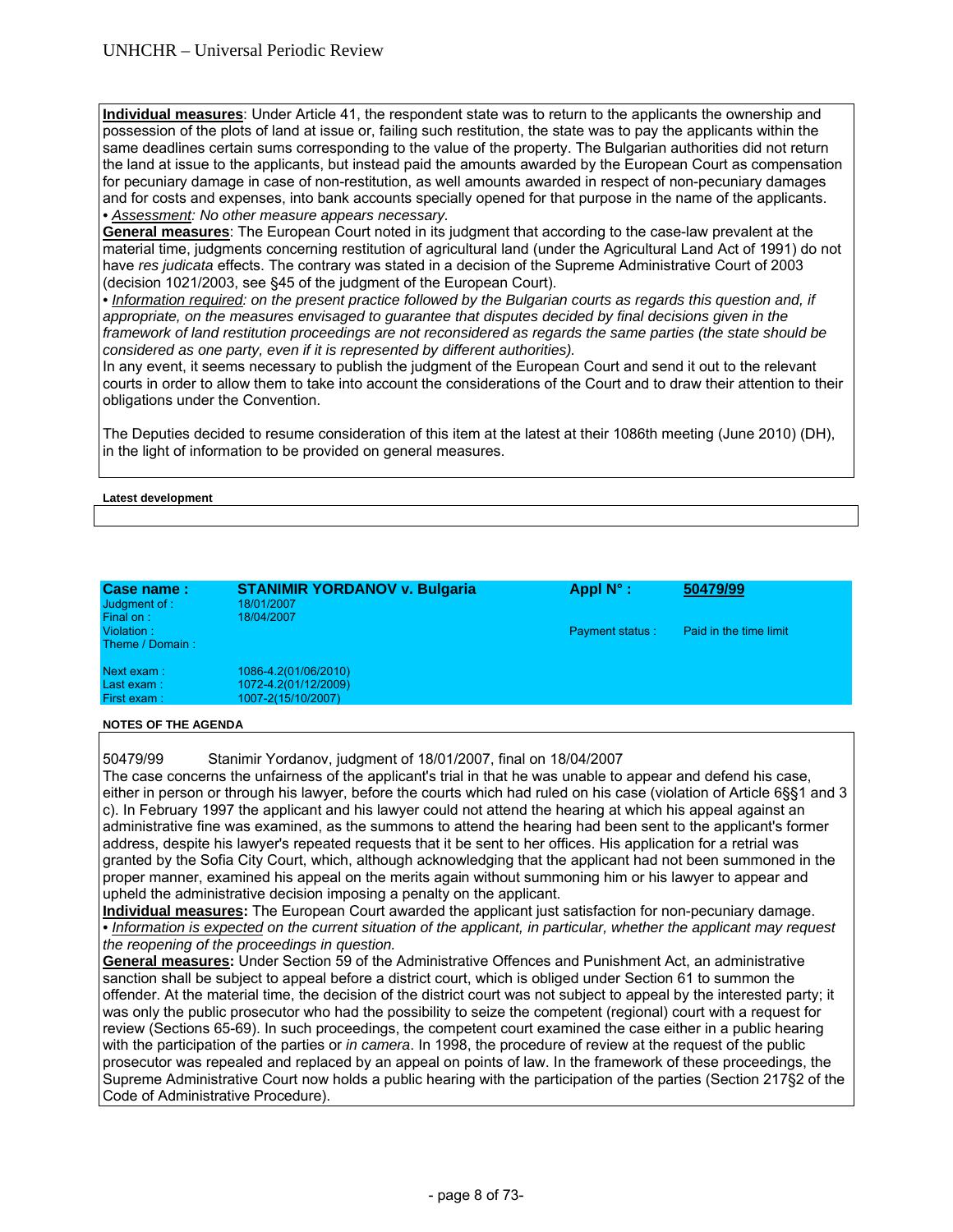**Individual measures**: Under Article 41, the respondent state was to return to the applicants the ownership and possession of the plots of land at issue or, failing such restitution, the state was to pay the applicants within the same deadlines certain sums corresponding to the value of the property. The Bulgarian authorities did not return the land at issue to the applicants, but instead paid the amounts awarded by the European Court as compensation for pecuniary damage in case of non-restitution, as well amounts awarded in respect of non-pecuniary damages and for costs and expenses, into bank accounts specially opened for that purpose in the name of the applicants.

• *Assessment: No other measure appears necessary.*

**General measures**: The European Court noted in its judgment that according to the case-law prevalent at the material time, judgments concerning restitution of agricultural land (under the Agricultural Land Act of 1991) do not have *res judicata* effects. The contrary was stated in a decision of the Supreme Administrative Court of 2003 (decision 1021/2003, see §45 of the judgment of the European Court).

• *Information required: on the present practice followed by the Bulgarian courts as regards this question and, if appropriate, on the measures envisaged to guarantee that disputes decided by final decisions given in the framework of land restitution proceedings are not reconsidered as regards the same parties (the state should be considered as one party, even if it is represented by different authorities).*

In any event, it seems necessary to publish the judgment of the European Court and send it out to the relevant courts in order to allow them to take into account the considerations of the Court and to draw their attention to their obligations under the Convention.

The Deputies decided to resume consideration of this item at the latest at their 1086th meeting (June 2010) (DH), in the light of information to be provided on general measures.

**Latest development**

| | | | |
|---|---|---|---|
| **Case name :** | **STANIMIR YORDANOV v. Bulgaria** | **Appl N° :** | **50479/99** |
| Judgment of : | 18/01/2007 | | |
| Final on : | 18/04/2007 | | |
| Violation : | | Payment status : | Paid in the time limit |
| Theme / Domain : | | | |
| Next exam : | 1086-4.2(01/06/2010) | | |
| Last exam : | 1072-4.2(01/12/2009) | | |
| First exam : | 1007-2(15/10/2007) | | |

**NOTES OF THE AGENDA**

50479/99 Stanimir Yordanov, judgment of 18/01/2007, final on 18/04/2007

The case concerns the unfairness of the applicant's trial in that he was unable to appear and defend his case, either in person or through his lawyer, before the courts which had ruled on his case (violation of Article 6§§1 and 3 c). In February 1997 the applicant and his lawyer could not attend the hearing at which his appeal against an administrative fine was examined, as the summons to attend the hearing had been sent to the applicant's former address, despite his lawyer's repeated requests that it be sent to her offices. His application for a retrial was granted by the Sofia City Court, which, although acknowledging that the applicant had not been summoned in the proper manner, examined his appeal on the merits again without summoning him or his lawyer to appear and upheld the administrative decision imposing a penalty on the applicant.

**Individual measures:** The European Court awarded the applicant just satisfaction for non-pecuniary damage.

• *Information is expected on the current situation of the applicant, in particular, whether the applicant may request the reopening of the proceedings in question.*

**General measures:** Under Section 59 of the Administrative Offences and Punishment Act, an administrative sanction shall be subject to appeal before a district court, which is obliged under Section 61 to summon the offender. At the material time, the decision of the district court was not subject to appeal by the interested party; it was only the public prosecutor who had the possibility to seize the competent (regional) court with a request for review (Sections 65-69). In such proceedings, the competent court examined the case either in a public hearing with the participation of the parties or *in camera*. In 1998, the procedure of review at the request of the public prosecutor was repealed and replaced by an appeal on points of law. In the framework of these proceedings, the Supreme Administrative Court now holds a public hearing with the participation of the parties (Section 217§2 of the Code of Administrative Procedure).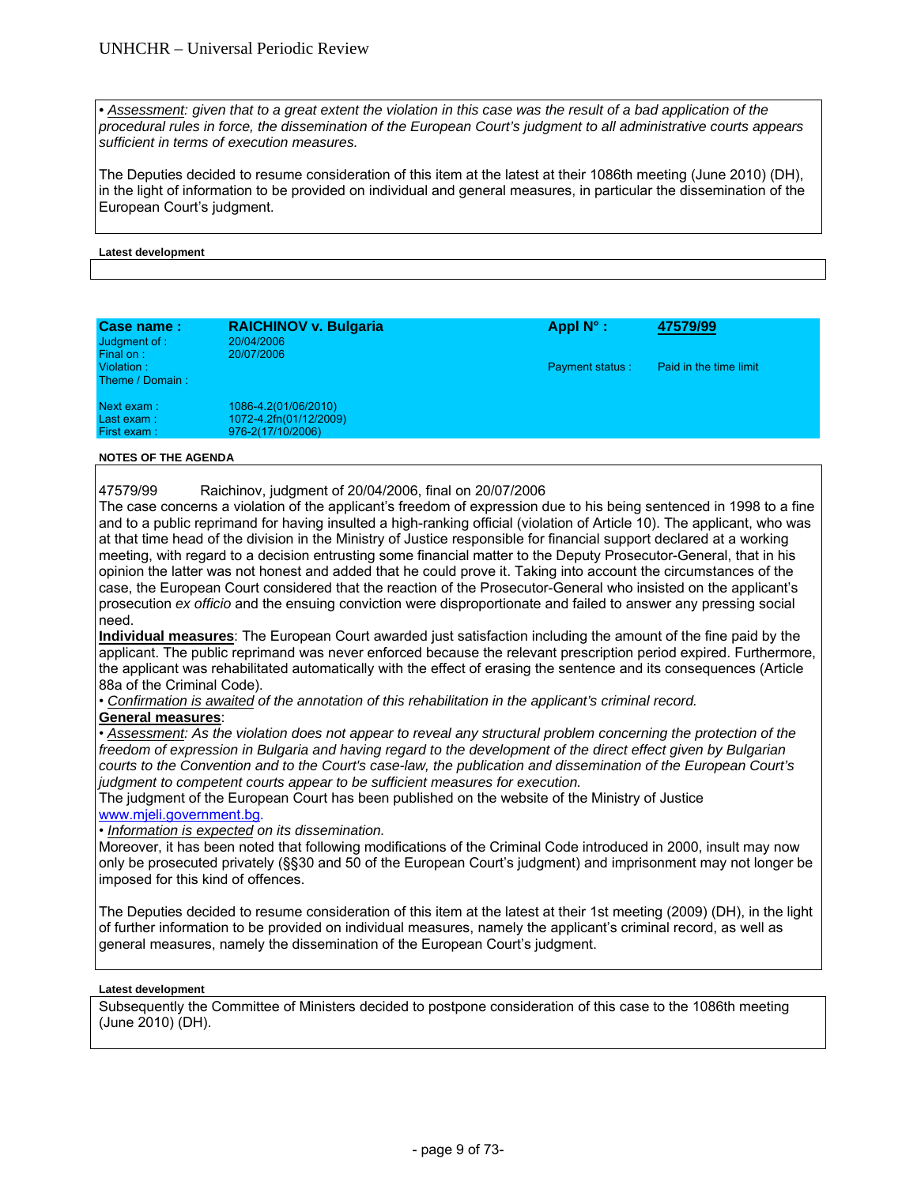• *Assessment: given that to a great extent the violation in this case was the result of a bad application of the procedural rules in force, the dissemination of the European Court's judgment to all administrative courts appears sufficient in terms of execution measures.*

The Deputies decided to resume consideration of this item at the latest at their 1086th meeting (June 2010) (DH), in the light of information to be provided on individual and general measures, in particular the dissemination of the European Court's judgment.

**Latest development**

| **Case name :** | **RAICHINOV v. Bulgaria** | **Appl N° :** | **47579/99** |
|---|---|---|---|
| Judgment of : | 20/04/2006 | | |
| Final on : | 20/07/2006 | | |
| Violation : | | Payment status : | Paid in the time limit |
| Theme / Domain : | | | |
| Next exam : | 1086-4.2(01/06/2010) | | |
| Last exam : | 1072-4.2fn(01/12/2009) | | |
| First exam : | 976-2(17/10/2006) | | |

**NOTES OF THE AGENDA**

47579/99 Raichinov, judgment of 20/04/2006, final on 20/07/2006

The case concerns a violation of the applicant's freedom of expression due to his being sentenced in 1998 to a fine and to a public reprimand for having insulted a high-ranking official (violation of Article 10). The applicant, who was at that time head of the division in the Ministry of Justice responsible for financial support declared at a working meeting, with regard to a decision entrusting some financial matter to the Deputy Prosecutor-General, that in his opinion the latter was not honest and added that he could prove it. Taking into account the circumstances of the case, the European Court considered that the reaction of the Prosecutor-General who insisted on the applicant's prosecution *ex officio* and the ensuing conviction were disproportionate and failed to answer any pressing social need.

**Individual measures**: The European Court awarded just satisfaction including the amount of the fine paid by the applicant. The public reprimand was never enforced because the relevant prescription period expired. Furthermore, the applicant was rehabilitated automatically with the effect of erasing the sentence and its consequences (Article 88a of the Criminal Code).

• *Confirmation is awaited of the annotation of this rehabilitation in the applicant's criminal record.*

**General measures**:

• *Assessment: As the violation does not appear to reveal any structural problem concerning the protection of the freedom of expression in Bulgaria and having regard to the development of the direct effect given by Bulgarian courts to the Convention and to the Court's case-law, the publication and dissemination of the European Court's judgment to competent courts appear to be sufficient measures for execution.*

The judgment of the European Court has been published on the website of the Ministry of Justice www.mjeli.government.bg.

• *Information is expected on its dissemination.*

Moreover, it has been noted that following modifications of the Criminal Code introduced in 2000, insult may now only be prosecuted privately (§§30 and 50 of the European Court's judgment) and imprisonment may not longer be imposed for this kind of offences.

The Deputies decided to resume consideration of this item at the latest at their 1st meeting (2009) (DH), in the light of further information to be provided on individual measures, namely the applicant's criminal record, as well as general measures, namely the dissemination of the European Court's judgment.

**Latest development**

Subsequently the Committee of Ministers decided to postpone consideration of this case to the 1086th meeting (June 2010) (DH).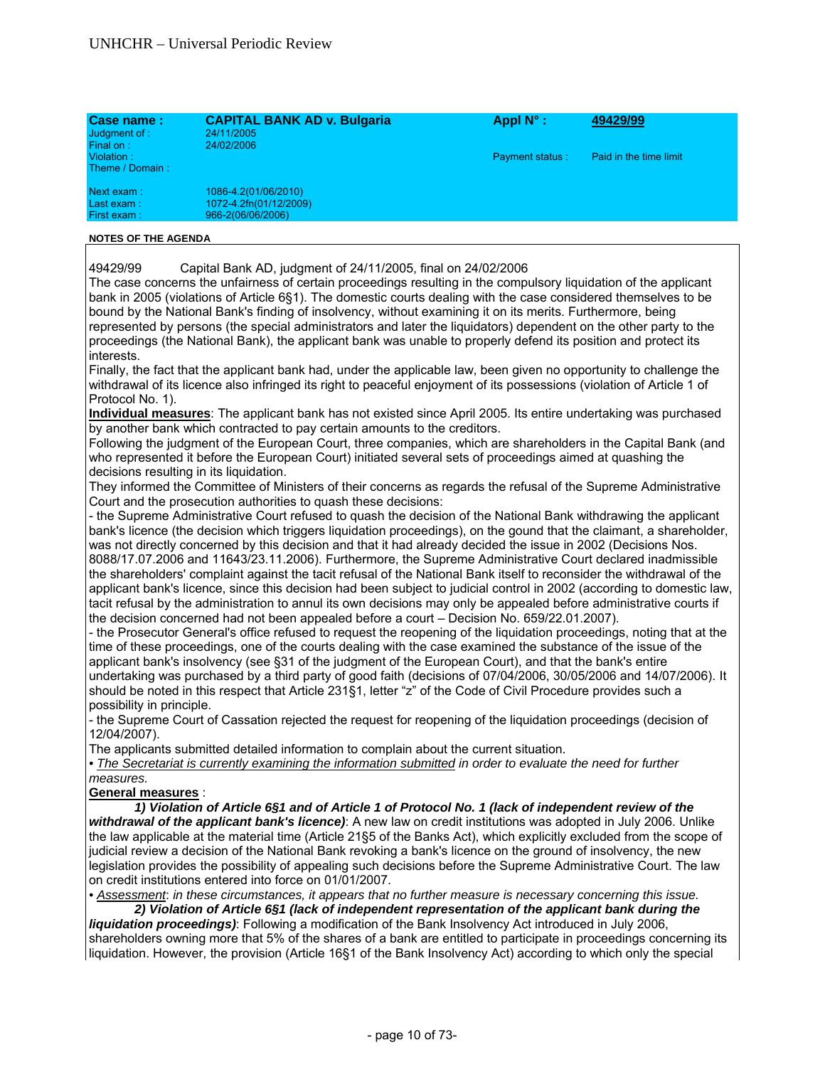| Case name : | CAPITAL BANK AD v. Bulgaria | Appl N° : | 49429/99 |
|---|---|---|---|
| Judgment of : | 24/11/2005 | | |
| Final on : | 24/02/2006 | | |
| Violation : | | Payment status : | Paid in the time limit |
| Theme / Domain : | | | |
| Next exam : | 1086-4.2(01/06/2010) | | |
| Last exam : | 1072-4.2fn(01/12/2009) | | |
| First exam : | 966-2(06/06/2006) | | |

**NOTES OF THE AGENDA**

49429/99 Capital Bank AD, judgment of 24/11/2005, final on 24/02/2006

The case concerns the unfairness of certain proceedings resulting in the compulsory liquidation of the applicant bank in 2005 (violations of Article 6§1). The domestic courts dealing with the case considered themselves to be bound by the National Bank's finding of insolvency, without examining it on its merits. Furthermore, being represented by persons (the special administrators and later the liquidators) dependent on the other party to the proceedings (the National Bank), the applicant bank was unable to properly defend its position and protect its interests.

Finally, the fact that the applicant bank had, under the applicable law, been given no opportunity to challenge the withdrawal of its licence also infringed its right to peaceful enjoyment of its possessions (violation of Article 1 of Protocol No. 1).

**Individual measures**: The applicant bank has not existed since April 2005. Its entire undertaking was purchased by another bank which contracted to pay certain amounts to the creditors.

Following the judgment of the European Court, three companies, which are shareholders in the Capital Bank (and who represented it before the European Court) initiated several sets of proceedings aimed at quashing the decisions resulting in its liquidation.

They informed the Committee of Ministers of their concerns as regards the refusal of the Supreme Administrative Court and the prosecution authorities to quash these decisions:

- the Supreme Administrative Court refused to quash the decision of the National Bank withdrawing the applicant bank's licence (the decision which triggers liquidation proceedings), on the gound that the claimant, a shareholder, was not directly concerned by this decision and that it had already decided the issue in 2002 (Decisions Nos. 8088/17.07.2006 and 11643/23.11.2006). Furthermore, the Supreme Administrative Court declared inadmissible the shareholders' complaint against the tacit refusal of the National Bank itself to reconsider the withdrawal of the applicant bank's licence, since this decision had been subject to judicial control in 2002 (according to domestic law, tacit refusal by the administration to annul its own decisions may only be appealed before administrative courts if the decision concerned had not been appealed before a court – Decision No. 659/22.01.2007).
- the Prosecutor General's office refused to request the reopening of the liquidation proceedings, noting that at the time of these proceedings, one of the courts dealing with the case examined the substance of the issue of the applicant bank's insolvency (see §31 of the judgment of the European Court), and that the bank's entire undertaking was purchased by a third party of good faith (decisions of 07/04/2006, 30/05/2006 and 14/07/2006). It should be noted in this respect that Article 231§1, letter "z" of the Code of Civil Procedure provides such a possibility in principle.
- the Supreme Court of Cassation rejected the request for reopening of the liquidation proceedings (decision of 12/04/2007).

The applicants submitted detailed information to complain about the current situation.

• *The Secretariat is currently examining the information submitted in order to evaluate the need for further measures.*

**General measures** :

***1) Violation of Article 6§1 and of Article 1 of Protocol No. 1 (lack of independent review of the withdrawal of the applicant bank's licence)***: A new law on credit institutions was adopted in July 2006. Unlike the law applicable at the material time (Article 21§5 of the Banks Act), which explicitly excluded from the scope of judicial review a decision of the National Bank revoking a bank's licence on the ground of insolvency, the new legislation provides the possibility of appealing such decisions before the Supreme Administrative Court. The law on credit institutions entered into force on 01/01/2007.

• *Assessment: in these circumstances, it appears that no further measure is necessary concerning this issue.*

***2) Violation of Article 6§1 (lack of independent representation of the applicant bank during the liquidation proceedings)***: Following a modification of the Bank Insolvency Act introduced in July 2006, shareholders owning more that 5% of the shares of a bank are entitled to participate in proceedings concerning its liquidation. However, the provision (Article 16§1 of the Bank Insolvency Act) according to which only the special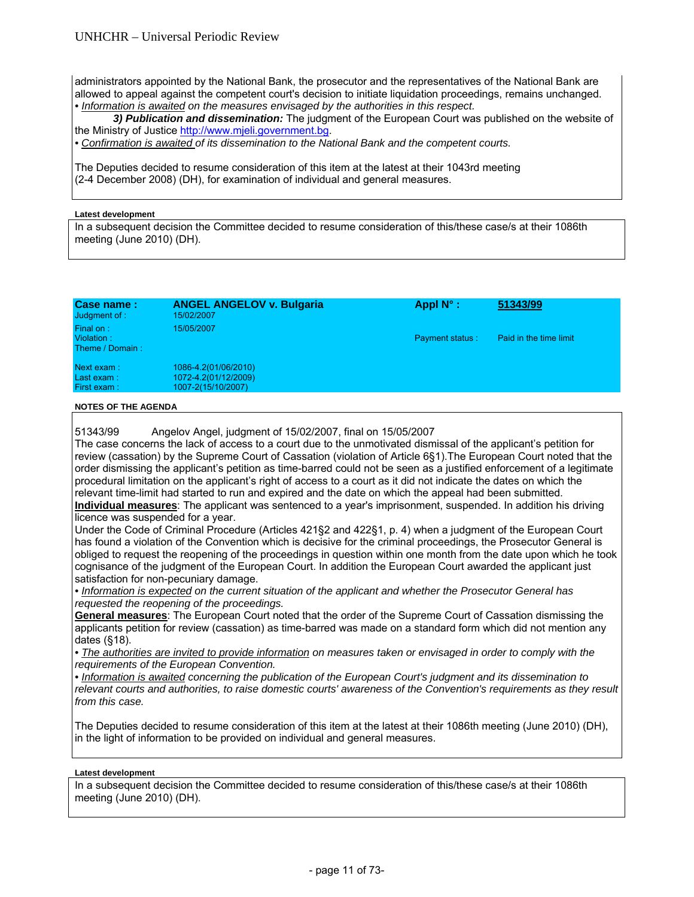administrators appointed by the National Bank, the prosecutor and the representatives of the National Bank are allowed to appeal against the competent court's decision to initiate liquidation proceedings, remains unchanged.
• *Information is awaited on the measures envisaged by the authorities in this respect.*

***3) Publication and dissemination:*** The judgment of the European Court was published on the website of the Ministry of Justice http://www.mjeli.government.bg.
• *Confirmation is awaited of its dissemination to the National Bank and the competent courts.*

The Deputies decided to resume consideration of this item at the latest at their 1043rd meeting (2-4 December 2008) (DH), for examination of individual and general measures.

**Latest development**

In a subsequent decision the Committee decided to resume consideration of this/these case/s at their 1086th meeting (June 2010) (DH).

| **Case name :** | **ANGEL ANGELOV v. Bulgaria** | **Appl N° :** | **51343/99** |
|---|---|---|---|
| Judgment of : | 15/02/2007 | | |
| Final on : | 15/05/2007 | | |
| Violation : | | Payment status : | Paid in the time limit |
| Theme / Domain : | | | |
| Next exam : | 1086-4.2(01/06/2010) | | |
| Last exam : | 1072-4.2(01/12/2009) | | |
| First exam : | 1007-2(15/10/2007) | | |

**NOTES OF THE AGENDA**

51343/99 Angelov Angel, judgment of 15/02/2007, final on 15/05/2007
The case concerns the lack of access to a court due to the unmotivated dismissal of the applicant's petition for review (cassation) by the Supreme Court of Cassation (violation of Article 6§1).The European Court noted that the order dismissing the applicant's petition as time-barred could not be seen as a justified enforcement of a legitimate procedural limitation on the applicant's right of access to a court as it did not indicate the dates on which the relevant time-limit had started to run and expired and the date on which the appeal had been submitted.
**Individual measures**: The applicant was sentenced to a year's imprisonment, suspended. In addition his driving licence was suspended for a year.
Under the Code of Criminal Procedure (Articles 421§2 and 422§1, p. 4) when a judgment of the European Court has found a violation of the Convention which is decisive for the criminal proceedings, the Prosecutor General is obliged to request the reopening of the proceedings in question within one month from the date upon which he took cognisance of the judgment of the European Court. In addition the European Court awarded the applicant just satisfaction for non-pecuniary damage.
• *Information is expected on the current situation of the applicant and whether the Prosecutor General has requested the reopening of the proceedings.*
**General measures**: The European Court noted that the order of the Supreme Court of Cassation dismissing the applicants petition for review (cassation) as time-barred was made on a standard form which did not mention any dates (§18).
• *The authorities are invited to provide information on measures taken or envisaged in order to comply with the requirements of the European Convention.*
• *Information is awaited concerning the publication of the European Court's judgment and its dissemination to relevant courts and authorities, to raise domestic courts' awareness of the Convention's requirements as they result from this case.*

The Deputies decided to resume consideration of this item at the latest at their 1086th meeting (June 2010) (DH), in the light of information to be provided on individual and general measures.

**Latest development**

In a subsequent decision the Committee decided to resume consideration of this/these case/s at their 1086th meeting (June 2010) (DH).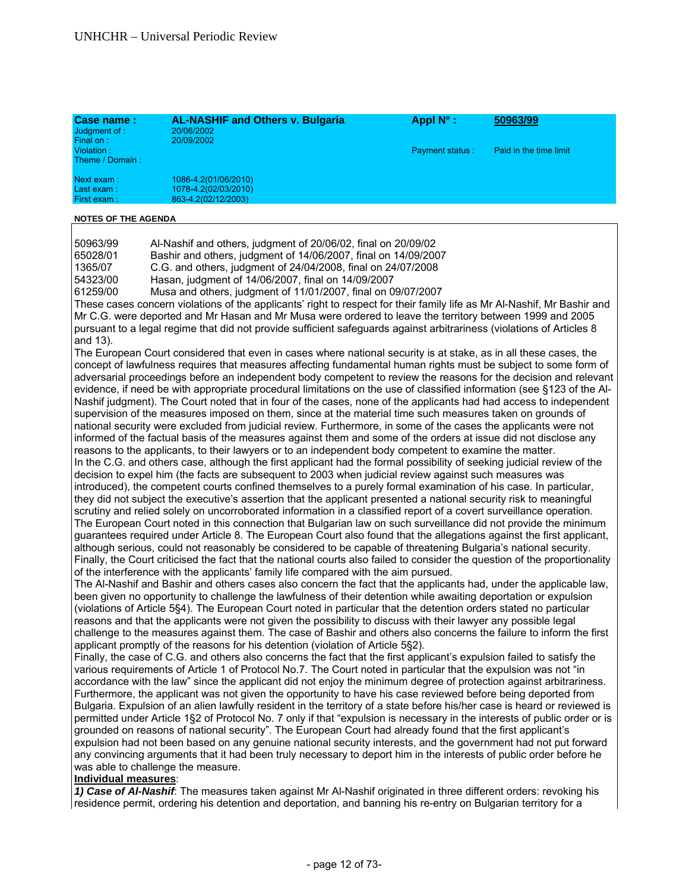| Case name : | AL-NASHIF and Others v. Bulgaria | Appl N° : | 50963/99 |
|---|---|---|---|
| Judgment of : | 20/06/2002 | | |
| Final on : | 20/09/2002 | | |
| Violation : | | Payment status : | Paid in the time limit |
| Theme / Domain : | | | |
| Next exam : | 1086-4.2(01/06/2010) | | |
| Last exam : | 1078-4.2(02/03/2010) | | |
| First exam : | 863-4.2(02/12/2003) | | |

**NOTES OF THE AGENDA**

50963/99 Al-Nashif and others, judgment of 20/06/02, final on 20/09/02
65028/01 Bashir and others, judgment of 14/06/2007, final on 14/09/2007
1365/07 C.G. and others, judgment of 24/04/2008, final on 24/07/2008
54323/00 Hasan, judgment of 14/06/2007, final on 14/09/2007
61259/00 Musa and others, judgment of 11/01/2007, final on 09/07/2007

These cases concern violations of the applicants' right to respect for their family life as Mr Al-Nashif, Mr Bashir and Mr C.G. were deported and Mr Hasan and Mr Musa were ordered to leave the territory between 1999 and 2005 pursuant to a legal regime that did not provide sufficient safeguards against arbitrariness (violations of Articles 8 and 13).

The European Court considered that even in cases where national security is at stake, as in all these cases, the concept of lawfulness requires that measures affecting fundamental human rights must be subject to some form of adversarial proceedings before an independent body competent to review the reasons for the decision and relevant evidence, if need be with appropriate procedural limitations on the use of classified information (see §123 of the Al-Nashif judgment). The Court noted that in four of the cases, none of the applicants had had access to independent supervision of the measures imposed on them, since at the material time such measures taken on grounds of national security were excluded from judicial review. Furthermore, in some of the cases the applicants were not informed of the factual basis of the measures against them and some of the orders at issue did not disclose any reasons to the applicants, to their lawyers or to an independent body competent to examine the matter.

In the C.G. and others case, although the first applicant had the formal possibility of seeking judicial review of the decision to expel him (the facts are subsequent to 2003 when judicial review against such measures was introduced), the competent courts confined themselves to a purely formal examination of his case. In particular, they did not subject the executive's assertion that the applicant presented a national security risk to meaningful scrutiny and relied solely on uncorroborated information in a classified report of a covert surveillance operation. The European Court noted in this connection that Bulgarian law on such surveillance did not provide the minimum guarantees required under Article 8. The European Court also found that the allegations against the first applicant, although serious, could not reasonably be considered to be capable of threatening Bulgaria's national security. Finally, the Court criticised the fact that the national courts also failed to consider the question of the proportionality of the interference with the applicants' family life compared with the aim pursued.

The Al-Nashif and Bashir and others cases also concern the fact that the applicants had, under the applicable law, been given no opportunity to challenge the lawfulness of their detention while awaiting deportation or expulsion (violations of Article 5§4). The European Court noted in particular that the detention orders stated no particular reasons and that the applicants were not given the possibility to discuss with their lawyer any possible legal challenge to the measures against them. The case of Bashir and others also concerns the failure to inform the first applicant promptly of the reasons for his detention (violation of Article 5§2).

Finally, the case of C.G. and others also concerns the fact that the first applicant's expulsion failed to satisfy the various requirements of Article 1 of Protocol No.7. The Court noted in particular that the expulsion was not "in accordance with the law" since the applicant did not enjoy the minimum degree of protection against arbitrariness. Furthermore, the applicant was not given the opportunity to have his case reviewed before being deported from Bulgaria. Expulsion of an alien lawfully resident in the territory of a state before his/her case is heard or reviewed is permitted under Article 1§2 of Protocol No. 7 only if that "expulsion is necessary in the interests of public order or is grounded on reasons of national security". The European Court had already found that the first applicant's expulsion had not been based on any genuine national security interests, and the government had not put forward any convincing arguments that it had been truly necessary to deport him in the interests of public order before he was able to challenge the measure.

**Individual measures**:

***1) Case of Al-Nashif***: The measures taken against Mr Al-Nashif originated in three different orders: revoking his residence permit, ordering his detention and deportation, and banning his re-entry on Bulgarian territory for a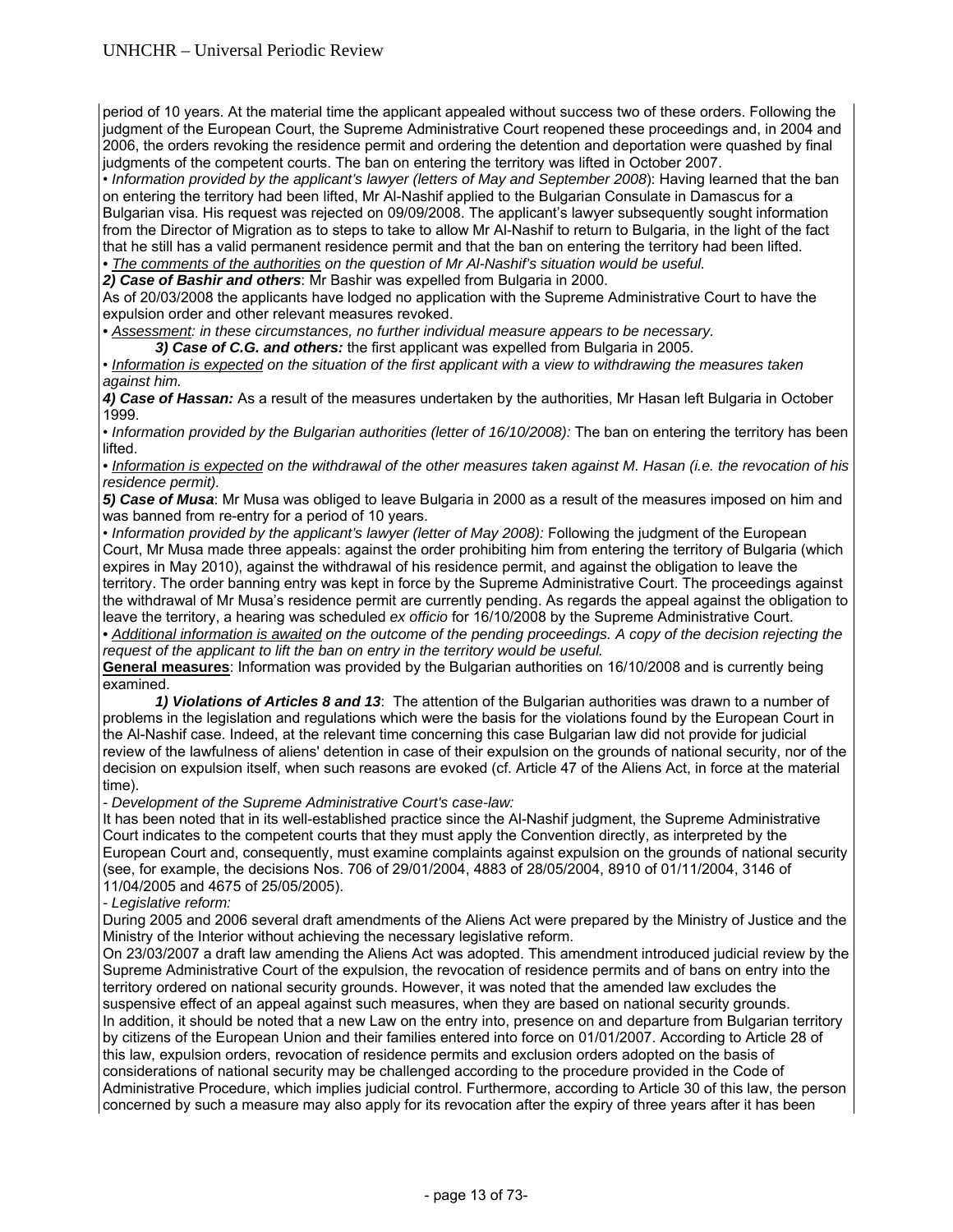period of 10 years. At the material time the applicant appealed without success two of these orders. Following the judgment of the European Court, the Supreme Administrative Court reopened these proceedings and, in 2004 and 2006, the orders revoking the residence permit and ordering the detention and deportation were quashed by final judgments of the competent courts. The ban on entering the territory was lifted in October 2007.

• *Information provided by the applicant's lawyer (letters of May and September 2008*): Having learned that the ban on entering the territory had been lifted, Mr Al-Nashif applied to the Bulgarian Consulate in Damascus for a Bulgarian visa. His request was rejected on 09/09/2008. The applicant's lawyer subsequently sought information from the Director of Migration as to steps to take to allow Mr Al-Nashif to return to Bulgaria, in the light of the fact that he still has a valid permanent residence permit and that the ban on entering the territory had been lifted.

• *The comments of the authorities on the question of Mr Al-Nashif's situation would be useful.*

***2) Case of Bashir and others***: Mr Bashir was expelled from Bulgaria in 2000.

As of 20/03/2008 the applicants have lodged no application with the Supreme Administrative Court to have the expulsion order and other relevant measures revoked.

• *Assessment: in these circumstances, no further individual measure appears to be necessary.*

***3) Case of C.G. and others:*** the first applicant was expelled from Bulgaria in 2005.

• *Information is expected on the situation of the first applicant with a view to withdrawing the measures taken against him.*

***4) Case of Hassan:*** As a result of the measures undertaken by the authorities, Mr Hasan left Bulgaria in October 1999.

• *Information provided by the Bulgarian authorities (letter of 16/10/2008):* The ban on entering the territory has been lifted.

• *Information is expected on the withdrawal of the other measures taken against M. Hasan (i.e. the revocation of his residence permit).*

***5) Case of Musa***: Mr Musa was obliged to leave Bulgaria in 2000 as a result of the measures imposed on him and was banned from re-entry for a period of 10 years.

• *Information provided by the applicant's lawyer (letter of May 2008):* Following the judgment of the European Court, Mr Musa made three appeals: against the order prohibiting him from entering the territory of Bulgaria (which expires in May 2010), against the withdrawal of his residence permit, and against the obligation to leave the territory. The order banning entry was kept in force by the Supreme Administrative Court. The proceedings against the withdrawal of Mr Musa's residence permit are currently pending. As regards the appeal against the obligation to leave the territory, a hearing was scheduled *ex officio* for 16/10/2008 by the Supreme Administrative Court.

• *Additional information is awaited on the outcome of the pending proceedings. A copy of the decision rejecting the request of the applicant to lift the ban on entry in the territory would be useful.*

**General measures**: Information was provided by the Bulgarian authorities on 16/10/2008 and is currently being examined.

***1) Violations of Articles 8 and 13***: The attention of the Bulgarian authorities was drawn to a number of problems in the legislation and regulations which were the basis for the violations found by the European Court in the Al-Nashif case. Indeed, at the relevant time concerning this case Bulgarian law did not provide for judicial review of the lawfulness of aliens' detention in case of their expulsion on the grounds of national security, nor of the decision on expulsion itself, when such reasons are evoked (cf. Article 47 of the Aliens Act, in force at the material time).

- *Development of the Supreme Administrative Court's case-law:*

It has been noted that in its well-established practice since the Al-Nashif judgment, the Supreme Administrative Court indicates to the competent courts that they must apply the Convention directly, as interpreted by the European Court and, consequently, must examine complaints against expulsion on the grounds of national security (see, for example, the decisions Nos. 706 of 29/01/2004, 4883 of 28/05/2004, 8910 of 01/11/2004, 3146 of 11/04/2005 and 4675 of 25/05/2005).

- *Legislative reform:*

During 2005 and 2006 several draft amendments of the Aliens Act were prepared by the Ministry of Justice and the Ministry of the Interior without achieving the necessary legislative reform.

On 23/03/2007 a draft law amending the Aliens Act was adopted. This amendment introduced judicial review by the Supreme Administrative Court of the expulsion, the revocation of residence permits and of bans on entry into the territory ordered on national security grounds. However, it was noted that the amended law excludes the suspensive effect of an appeal against such measures, when they are based on national security grounds.

In addition, it should be noted that a new Law on the entry into, presence on and departure from Bulgarian territory by citizens of the European Union and their families entered into force on 01/01/2007. According to Article 28 of this law, expulsion orders, revocation of residence permits and exclusion orders adopted on the basis of considerations of national security may be challenged according to the procedure provided in the Code of Administrative Procedure, which implies judicial control. Furthermore, according to Article 30 of this law, the person concerned by such a measure may also apply for its revocation after the expiry of three years after it has been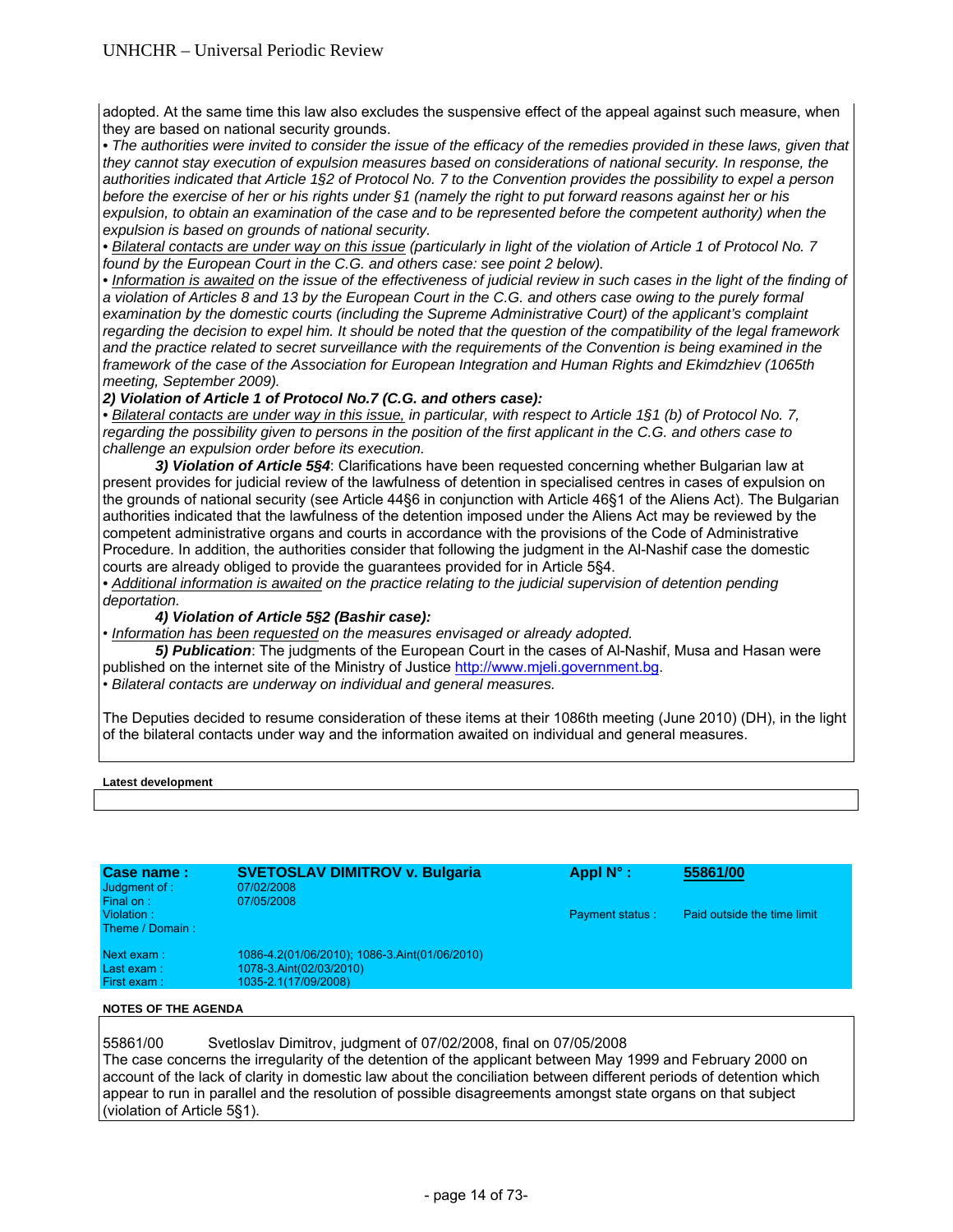adopted. At the same time this law also excludes the suspensive effect of the appeal against such measure, when they are based on national security grounds.

*• The authorities were invited to consider the issue of the efficacy of the remedies provided in these laws, given that they cannot stay execution of expulsion measures based on considerations of national security. In response, the authorities indicated that Article 1§2 of Protocol No. 7 to the Convention provides the possibility to expel a person before the exercise of her or his rights under §1 (namely the right to put forward reasons against her or his expulsion, to obtain an examination of the case and to be represented before the competent authority) when the expulsion is based on grounds of national security.*

*• <u>Bilateral contacts are under way on this issue</u> (particularly in light of the violation of Article 1 of Protocol No. 7 found by the European Court in the C.G. and others case: see point 2 below).*

*• <u>Information is awaited</u> on the issue of the effectiveness of judicial review in such cases in the light of the finding of a violation of Articles 8 and 13 by the European Court in the C.G. and others case owing to the purely formal examination by the domestic courts (including the Supreme Administrative Court) of the applicant's complaint regarding the decision to expel him. It should be noted that the question of the compatibility of the legal framework and the practice related to secret surveillance with the requirements of the Convention is being examined in the framework of the case of the Association for European Integration and Human Rights and Ekimdzhiev (1065th meeting, September 2009).*

***2) Violation of Article 1 of Protocol No.7 (C.G. and others case):***

*• <u>Bilateral contacts are under way in this issue,</u> in particular, with respect to Article 1§1 (b) of Protocol No. 7, regarding the possibility given to persons in the position of the first applicant in the C.G. and others case to challenge an expulsion order before its execution.*

***3) Violation of Article 5§4***: Clarifications have been requested concerning whether Bulgarian law at present provides for judicial review of the lawfulness of detention in specialised centres in cases of expulsion on the grounds of national security (see Article 44§6 in conjunction with Article 46§1 of the Aliens Act). The Bulgarian authorities indicated that the lawfulness of the detention imposed under the Aliens Act may be reviewed by the competent administrative organs and courts in accordance with the provisions of the Code of Administrative Procedure. In addition, the authorities consider that following the judgment in the Al-Nashif case the domestic courts are already obliged to provide the guarantees provided for in Article 5§4.

*• <u>Additional information is awaited</u> on the practice relating to the judicial supervision of detention pending deportation.*

***4) Violation of Article 5§2 (Bashir case):***

*• <u>Information has been requested</u> on the measures envisaged or already adopted.*

***5) Publication***: The judgments of the European Court in the cases of Al-Nashif, Musa and Hasan were published on the internet site of the Ministry of Justice http://www.mjeli.government.bg.

*• Bilateral contacts are underway on individual and general measures.*

The Deputies decided to resume consideration of these items at their 1086th meeting (June 2010) (DH), in the light of the bilateral contacts under way and the information awaited on individual and general measures.

**Latest development**

| **Case name :** | **SVETOSLAV DIMITROV v. Bulgaria** | **Appl N° :** | **55861/00** |
|---|---|---|---|
| Judgment of : | 07/02/2008 | | |
| Final on : | 07/05/2008 | | |
| Violation : | | Payment status : | Paid outside the time limit |
| Theme / Domain : | | | |
| Next exam : | 1086-4.2(01/06/2010); 1086-3.Aint(01/06/2010) | | |
| Last exam : | 1078-3.Aint(02/03/2010) | | |
| First exam : | 1035-2.1(17/09/2008) | | |

**NOTES OF THE AGENDA**

55861/00 Svetloslav Dimitrov, judgment of 07/02/2008, final on 07/05/2008

The case concerns the irregularity of the detention of the applicant between May 1999 and February 2000 on account of the lack of clarity in domestic law about the conciliation between different periods of detention which appear to run in parallel and the resolution of possible disagreements amongst state organs on that subject (violation of Article 5§1).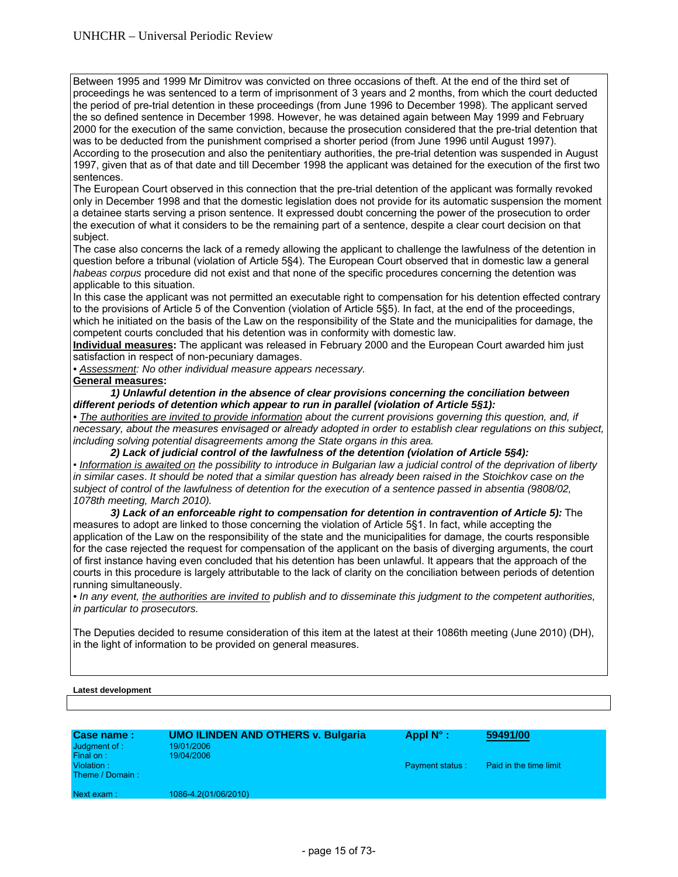Between 1995 and 1999 Mr Dimitrov was convicted on three occasions of theft. At the end of the third set of proceedings he was sentenced to a term of imprisonment of 3 years and 2 months, from which the court deducted the period of pre-trial detention in these proceedings (from June 1996 to December 1998). The applicant served the so defined sentence in December 1998. However, he was detained again between May 1999 and February 2000 for the execution of the same conviction, because the prosecution considered that the pre-trial detention that was to be deducted from the punishment comprised a shorter period (from June 1996 until August 1997). According to the prosecution and also the penitentiary authorities, the pre-trial detention was suspended in August 1997, given that as of that date and till December 1998 the applicant was detained for the execution of the first two sentences.

The European Court observed in this connection that the pre-trial detention of the applicant was formally revoked only in December 1998 and that the domestic legislation does not provide for its automatic suspension the moment a detainee starts serving a prison sentence. It expressed doubt concerning the power of the prosecution to order the execution of what it considers to be the remaining part of a sentence, despite a clear court decision on that subject.

The case also concerns the lack of a remedy allowing the applicant to challenge the lawfulness of the detention in question before a tribunal (violation of Article 5§4). The European Court observed that in domestic law a general *habeas corpus* procedure did not exist and that none of the specific procedures concerning the detention was applicable to this situation.

In this case the applicant was not permitted an executable right to compensation for his detention effected contrary to the provisions of Article 5 of the Convention (violation of Article 5§5). In fact, at the end of the proceedings, which he initiated on the basis of the Law on the responsibility of the State and the municipalities for damage, the competent courts concluded that his detention was in conformity with domestic law.

**Individual measures:** The applicant was released in February 2000 and the European Court awarded him just satisfaction in respect of non-pecuniary damages.

• *Assessment: No other individual measure appears necessary.*

**General measures:**

***1) Unlawful detention in the absence of clear provisions concerning the conciliation between different periods of detention which appear to run in parallel (violation of Article 5§1):***

• *The authorities are invited to provide information about the current provisions governing this question, and, if necessary, about the measures envisaged or already adopted in order to establish clear regulations on this subject, including solving potential disagreements among the State organs in this area.*

***2) Lack of judicial control of the lawfulness of the detention (violation of Article 5§4):***

• *Information is awaited on the possibility to introduce in Bulgarian law a judicial control of the deprivation of liberty in similar cases. It should be noted that a similar question has already been raised in the Stoichkov case on the subject of control of the lawfulness of detention for the execution of a sentence passed in absentia (9808/02, 1078th meeting, March 2010).*

***3) Lack of an enforceable right to compensation for detention in contravention of Article 5):*** The measures to adopt are linked to those concerning the violation of Article 5§1. In fact, while accepting the application of the Law on the responsibility of the state and the municipalities for damage, the courts responsible for the case rejected the request for compensation of the applicant on the basis of diverging arguments, the court of first instance having even concluded that his detention has been unlawful. It appears that the approach of the courts in this procedure is largely attributable to the lack of clarity on the conciliation between periods of detention running simultaneously.

• *In any event, the authorities are invited to publish and to disseminate this judgment to the competent authorities, in particular to prosecutors.*

The Deputies decided to resume consideration of this item at the latest at their 1086th meeting (June 2010) (DH), in the light of information to be provided on general measures.

**Latest development**

| **Case name :** | **UMO ILINDEN AND OTHERS v. Bulgaria** | **Appl N° :** | **59491/00** |
|---|---|---|---|
| Judgment of : | 19/01/2006 | | |
| Final on : | 19/04/2006 | | |
| Violation : | | Payment status : | Paid in the time limit |
| Theme / Domain : | | | |
| Next exam : | 1086-4.2(01/06/2010) | | |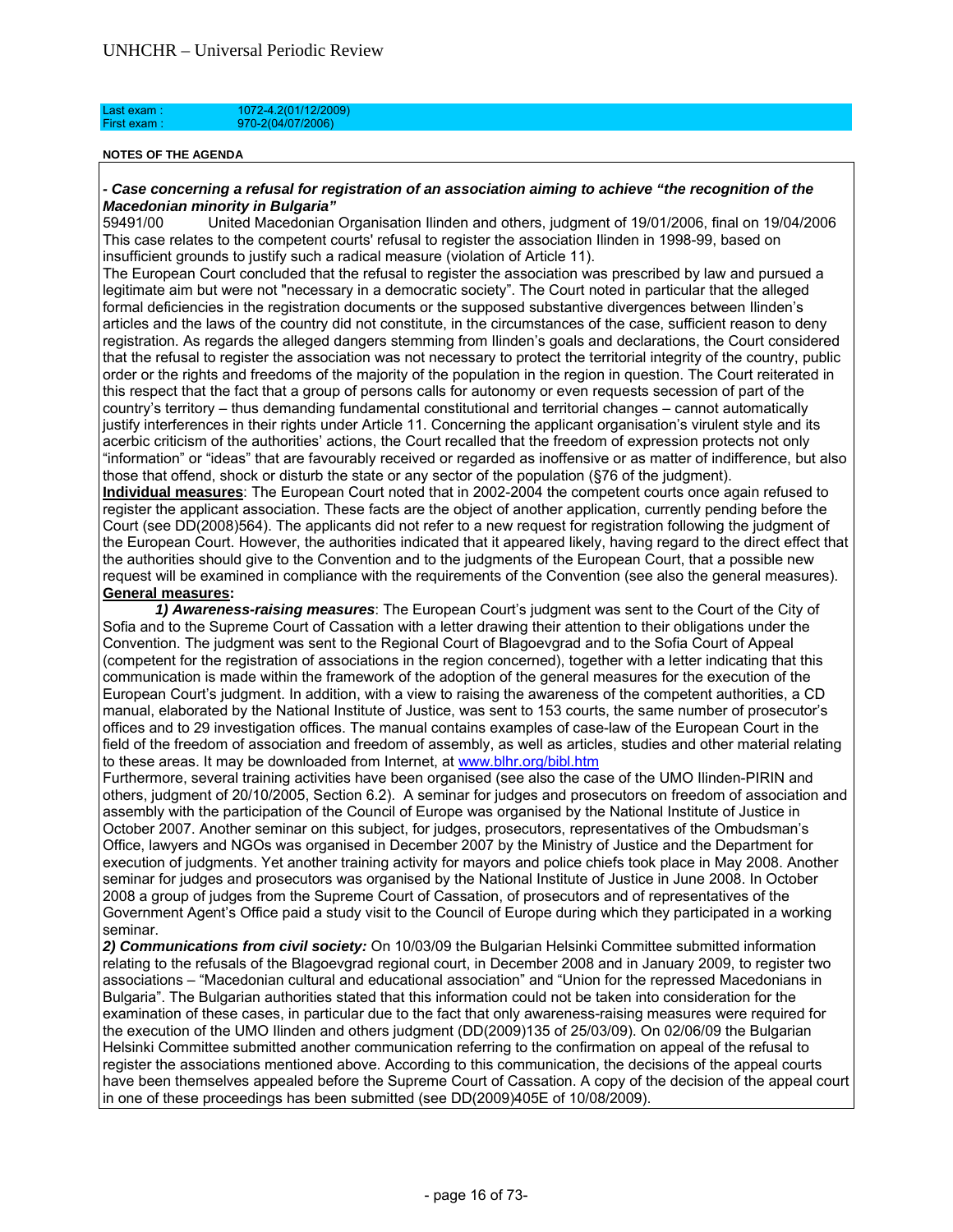Last exam : 1072-4.2(01/12/2009)
First exam : 970-2(04/07/2006)

**NOTES OF THE AGENDA**

***- Case concerning a refusal for registration of an association aiming to achieve "the recognition of the Macedonian minority in Bulgaria"***

59491/00 United Macedonian Organisation Ilinden and others, judgment of 19/01/2006, final on 19/04/2006

This case relates to the competent courts' refusal to register the association Ilinden in 1998-99, based on insufficient grounds to justify such a radical measure (violation of Article 11).

The European Court concluded that the refusal to register the association was prescribed by law and pursued a legitimate aim but were not "necessary in a democratic society". The Court noted in particular that the alleged formal deficiencies in the registration documents or the supposed substantive divergences between Ilinden's articles and the laws of the country did not constitute, in the circumstances of the case, sufficient reason to deny registration. As regards the alleged dangers stemming from Ilinden's goals and declarations, the Court considered that the refusal to register the association was not necessary to protect the territorial integrity of the country, public order or the rights and freedoms of the majority of the population in the region in question. The Court reiterated in this respect that the fact that a group of persons calls for autonomy or even requests secession of part of the country's territory – thus demanding fundamental constitutional and territorial changes – cannot automatically justify interferences in their rights under Article 11. Concerning the applicant organisation's virulent style and its acerbic criticism of the authorities' actions, the Court recalled that the freedom of expression protects not only "information" or "ideas" that are favourably received or regarded as inoffensive or as matter of indifference, but also those that offend, shock or disturb the state or any sector of the population (§76 of the judgment).

**Individual measures**: The European Court noted that in 2002-2004 the competent courts once again refused to register the applicant association. These facts are the object of another application, currently pending before the Court (see DD(2008)564). The applicants did not refer to a new request for registration following the judgment of the European Court. However, the authorities indicated that it appeared likely, having regard to the direct effect that the authorities should give to the Convention and to the judgments of the European Court, that a possible new request will be examined in compliance with the requirements of the Convention (see also the general measures).

**General measures:**

***1) Awareness-raising measures***: The European Court's judgment was sent to the Court of the City of Sofia and to the Supreme Court of Cassation with a letter drawing their attention to their obligations under the Convention. The judgment was sent to the Regional Court of Blagoevgrad and to the Sofia Court of Appeal (competent for the registration of associations in the region concerned), together with a letter indicating that this communication is made within the framework of the adoption of the general measures for the execution of the European Court's judgment. In addition, with a view to raising the awareness of the competent authorities, a CD manual, elaborated by the National Institute of Justice, was sent to 153 courts, the same number of prosecutor's offices and to 29 investigation offices. The manual contains examples of case-law of the European Court in the field of the freedom of association and freedom of assembly, as well as articles, studies and other material relating to these areas. It may be downloaded from Internet, at www.blhr.org/bibl.htm

Furthermore, several training activities have been organised (see also the case of the UMO Ilinden-PIRIN and others, judgment of 20/10/2005, Section 6.2). A seminar for judges and prosecutors on freedom of association and assembly with the participation of the Council of Europe was organised by the National Institute of Justice in October 2007. Another seminar on this subject, for judges, prosecutors, representatives of the Ombudsman's Office, lawyers and NGOs was organised in December 2007 by the Ministry of Justice and the Department for execution of judgments. Yet another training activity for mayors and police chiefs took place in May 2008. Another seminar for judges and prosecutors was organised by the National Institute of Justice in June 2008. In October 2008 a group of judges from the Supreme Court of Cassation, of prosecutors and of representatives of the Government Agent's Office paid a study visit to the Council of Europe during which they participated in a working seminar.

***2) Communications from civil society:*** On 10/03/09 the Bulgarian Helsinki Committee submitted information relating to the refusals of the Blagoevgrad regional court, in December 2008 and in January 2009, to register two associations – "Macedonian cultural and educational association" and "Union for the repressed Macedonians in Bulgaria". The Bulgarian authorities stated that this information could not be taken into consideration for the examination of these cases, in particular due to the fact that only awareness-raising measures were required for the execution of the UMO Ilinden and others judgment (DD(2009)135 of 25/03/09). On 02/06/09 the Bulgarian Helsinki Committee submitted another communication referring to the confirmation on appeal of the refusal to register the associations mentioned above. According to this communication, the decisions of the appeal courts have been themselves appealed before the Supreme Court of Cassation. A copy of the decision of the appeal court in one of these proceedings has been submitted (see DD(2009)405E of 10/08/2009).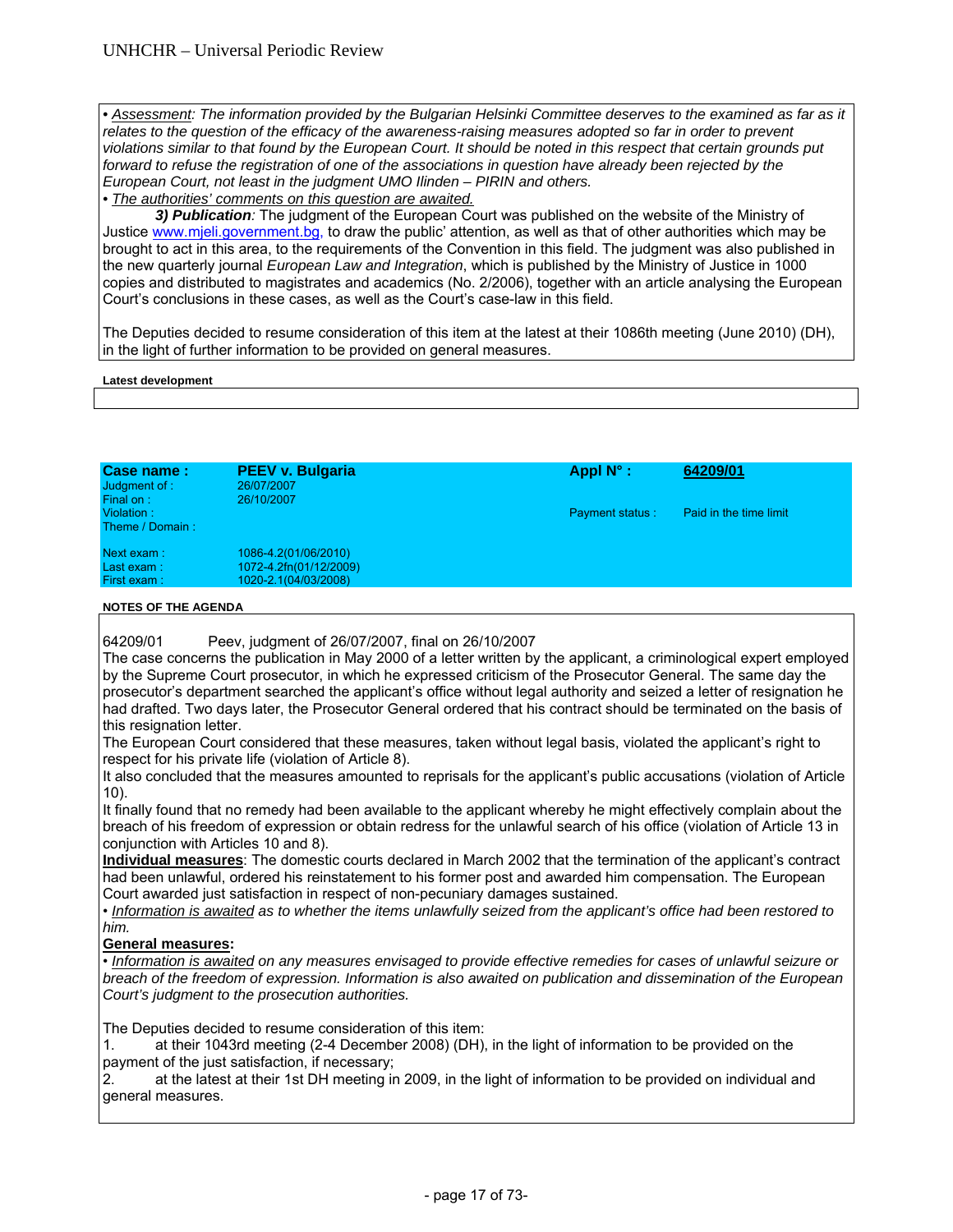• *Assessment: The information provided by the Bulgarian Helsinki Committee deserves to the examined as far as it relates to the question of the efficacy of the awareness-raising measures adopted so far in order to prevent violations similar to that found by the European Court. It should be noted in this respect that certain grounds put forward to refuse the registration of one of the associations in question have already been rejected by the European Court, not least in the judgment UMO Ilinden – PIRIN and others.*

• *The authorities' comments on this question are awaited.*

***3) Publication****:* The judgment of the European Court was published on the website of the Ministry of Justice www.mjeli.government.bg, to draw the public' attention, as well as that of other authorities which may be brought to act in this area, to the requirements of the Convention in this field. The judgment was also published in the new quarterly journal *European Law and Integration*, which is published by the Ministry of Justice in 1000 copies and distributed to magistrates and academics (No. 2/2006), together with an article analysing the European Court's conclusions in these cases, as well as the Court's case-law in this field.

The Deputies decided to resume consideration of this item at the latest at their 1086th meeting (June 2010) (DH), in the light of further information to be provided on general measures.

**Latest development**

| **Case name :** | **PEEV v. Bulgaria** | **Appl N° :** | **64209/01** |
|---|---|---|---|
| Judgment of : | 26/07/2007 | | |
| Final on : | 26/10/2007 | | |
| Violation : | | Payment status : | Paid in the time limit |
| Theme / Domain : | | | |
| Next exam : | 1086-4.2(01/06/2010) | | |
| Last exam : | 1072-4.2fn(01/12/2009) | | |
| First exam : | 1020-2.1(04/03/2008) | | |

**NOTES OF THE AGENDA**

64209/01 Peev, judgment of 26/07/2007, final on 26/10/2007

The case concerns the publication in May 2000 of a letter written by the applicant, a criminological expert employed by the Supreme Court prosecutor, in which he expressed criticism of the Prosecutor General. The same day the prosecutor's department searched the applicant's office without legal authority and seized a letter of resignation he had drafted. Two days later, the Prosecutor General ordered that his contract should be terminated on the basis of this resignation letter.

The European Court considered that these measures, taken without legal basis, violated the applicant's right to respect for his private life (violation of Article 8).

It also concluded that the measures amounted to reprisals for the applicant's public accusations (violation of Article 10).

It finally found that no remedy had been available to the applicant whereby he might effectively complain about the breach of his freedom of expression or obtain redress for the unlawful search of his office (violation of Article 13 in conjunction with Articles 10 and 8).

**Individual measures**: The domestic courts declared in March 2002 that the termination of the applicant's contract had been unlawful, ordered his reinstatement to his former post and awarded him compensation. The European Court awarded just satisfaction in respect of non-pecuniary damages sustained.

• *Information is awaited as to whether the items unlawfully seized from the applicant's office had been restored to him.*

**General measures:**

• *Information is awaited on any measures envisaged to provide effective remedies for cases of unlawful seizure or breach of the freedom of expression. Information is also awaited on publication and dissemination of the European Court's judgment to the prosecution authorities.*

The Deputies decided to resume consideration of this item:

1. at their 1043rd meeting (2-4 December 2008) (DH), in the light of information to be provided on the payment of the just satisfaction, if necessary;
2. at the latest at their 1st DH meeting in 2009, in the light of information to be provided on individual and general measures.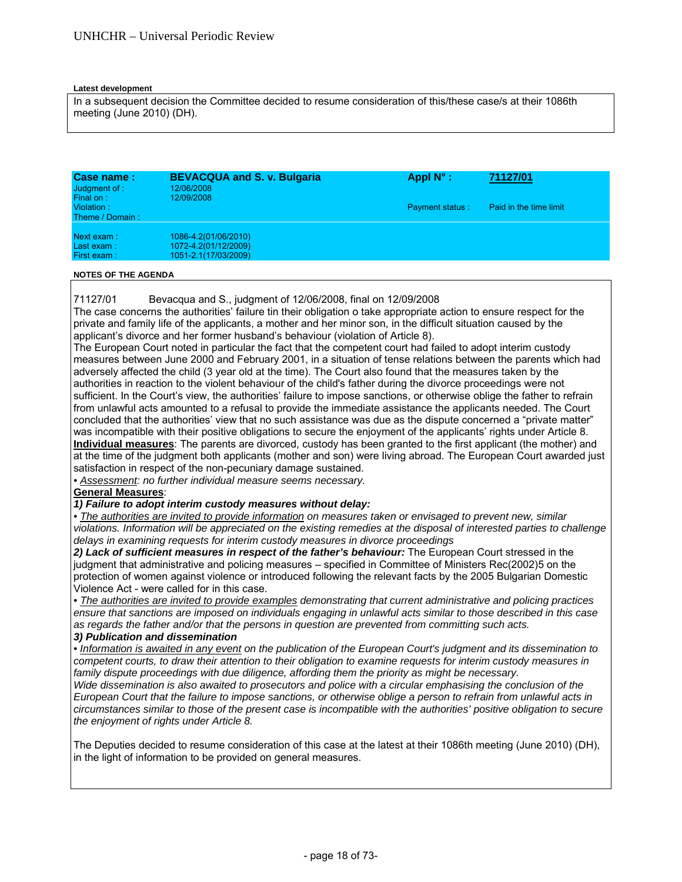**Latest development**

In a subsequent decision the Committee decided to resume consideration of this/these case/s at their 1086th meeting (June 2010) (DH).

| **Case name :** | **BEVACQUA and S. v. Bulgaria** | **Appl N° :** | **71127/01** |
|---|---|---|---|
| Judgment of : | 12/06/2008 | | |
| Final on : | 12/09/2008 | | |
| Violation : | | Payment status : | Paid in the time limit |
| Theme / Domain : | | | |
| Next exam : | 1086-4.2(01/06/2010) | | |
| Last exam : | 1072-4.2(01/12/2009) | | |
| First exam : | 1051-2.1(17/03/2009) | | |

**NOTES OF THE AGENDA**

71127/01 Bevacqua and S., judgment of 12/06/2008, final on 12/09/2008

The case concerns the authorities' failure tin their obligation o take appropriate action to ensure respect for the private and family life of the applicants, a mother and her minor son, in the difficult situation caused by the applicant's divorce and her former husband's behaviour (violation of Article 8).

The European Court noted in particular the fact that the competent court had failed to adopt interim custody measures between June 2000 and February 2001, in a situation of tense relations between the parents which had adversely affected the child (3 year old at the time). The Court also found that the measures taken by the authorities in reaction to the violent behaviour of the child's father during the divorce proceedings were not sufficient. In the Court's view, the authorities' failure to impose sanctions, or otherwise oblige the father to refrain from unlawful acts amounted to a refusal to provide the immediate assistance the applicants needed. The Court concluded that the authorities' view that no such assistance was due as the dispute concerned a "private matter" was incompatible with their positive obligations to secure the enjoyment of the applicants' rights under Article 8.

**Individual measures**: The parents are divorced, custody has been granted to the first applicant (the mother) and at the time of the judgment both applicants (mother and son) were living abroad. The European Court awarded just satisfaction in respect of the non-pecuniary damage sustained.

*• Assessment: no further individual measure seems necessary.*

**General Measures**:

***1) Failure to adopt interim custody measures without delay:***

*• The authorities are invited to provide information on measures taken or envisaged to prevent new, similar violations. Information will be appreciated on the existing remedies at the disposal of interested parties to challenge delays in examining requests for interim custody measures in divorce proceedings*

***2) Lack of sufficient measures in respect of the father's behaviour:*** The European Court stressed in the judgment that administrative and policing measures – specified in Committee of Ministers Rec(2002)5 on the protection of women against violence or introduced following the relevant facts by the 2005 Bulgarian Domestic Violence Act - were called for in this case.

*• The authorities are invited to provide examples demonstrating that current administrative and policing practices ensure that sanctions are imposed on individuals engaging in unlawful acts similar to those described in this case as regards the father and/or that the persons in question are prevented from committing such acts.*

***3) Publication and dissemination***

*• Information is awaited in any event on the publication of the European Court's judgment and its dissemination to competent courts, to draw their attention to their obligation to examine requests for interim custody measures in family dispute proceedings with due diligence, affording them the priority as might be necessary.*

*Wide dissemination is also awaited to prosecutors and police with a circular emphasising the conclusion of the European Court that the failure to impose sanctions, or otherwise oblige a person to refrain from unlawful acts in circumstances similar to those of the present case is incompatible with the authorities' positive obligation to secure the enjoyment of rights under Article 8.*

The Deputies decided to resume consideration of this case at the latest at their 1086th meeting (June 2010) (DH), in the light of information to be provided on general measures.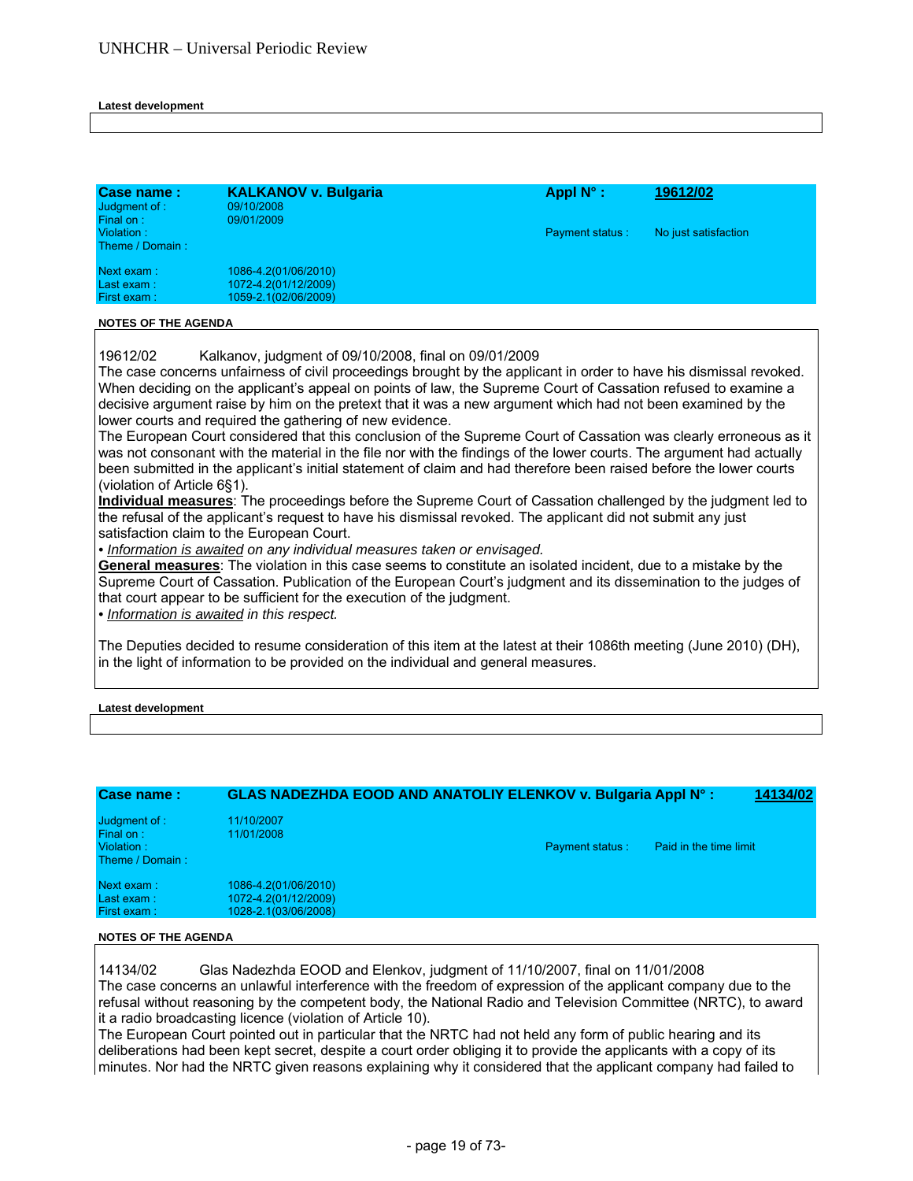**Latest development**

| | |
|---|---|
| | |

| **Case name :** | **KALKANOV v. Bulgaria** | **Appl N° :** | **19612/02** |
|---|---|---|---|
| Judgment of : | 09/10/2008 | | |
| Final on : | 09/01/2009 | | |
| Violation : | | Payment status : | No just satisfaction |
| Theme / Domain : | | | |
| Next exam : | 1086-4.2(01/06/2010) | | |
| Last exam : | 1072-4.2(01/12/2009) | | |
| First exam : | 1059-2.1(02/06/2009) | | |

**NOTES OF THE AGENDA**

19612/02 Kalkanov, judgment of 09/10/2008, final on 09/01/2009

The case concerns unfairness of civil proceedings brought by the applicant in order to have his dismissal revoked. When deciding on the applicant's appeal on points of law, the Supreme Court of Cassation refused to examine a decisive argument raise by him on the pretext that it was a new argument which had not been examined by the lower courts and required the gathering of new evidence.

The European Court considered that this conclusion of the Supreme Court of Cassation was clearly erroneous as it was not consonant with the material in the file nor with the findings of the lower courts. The argument had actually been submitted in the applicant's initial statement of claim and had therefore been raised before the lower courts (violation of Article 6§1).

**Individual measures**: The proceedings before the Supreme Court of Cassation challenged by the judgment led to the refusal of the applicant's request to have his dismissal revoked. The applicant did not submit any just satisfaction claim to the European Court.

• *Information is awaited on any individual measures taken or envisaged.*

**General measures**: The violation in this case seems to constitute an isolated incident, due to a mistake by the Supreme Court of Cassation. Publication of the European Court's judgment and its dissemination to the judges of that court appear to be sufficient for the execution of the judgment.

• *Information is awaited in this respect.*

The Deputies decided to resume consideration of this item at the latest at their 1086th meeting (June 2010) (DH), in the light of information to be provided on the individual and general measures.

**Latest development**

| | |
|---|---|
| | |

| **Case name :** | **GLAS NADEZHDA EOOD AND ANATOLIY ELENKOV v. Bulgaria** | **Appl N° :** | **14134/02** |
|---|---|---|---|
| Judgment of : | 11/10/2007 | | |
| Final on : | 11/01/2008 | | |
| Violation : | | Payment status : | Paid in the time limit |
| Theme / Domain : | | | |
| Next exam : | 1086-4.2(01/06/2010) | | |
| Last exam : | 1072-4.2(01/12/2009) | | |
| First exam : | 1028-2.1(03/06/2008) | | |

**NOTES OF THE AGENDA**

14134/02 Glas Nadezhda EOOD and Elenkov, judgment of 11/10/2007, final on 11/01/2008

The case concerns an unlawful interference with the freedom of expression of the applicant company due to the refusal without reasoning by the competent body, the National Radio and Television Committee (NRTC), to award it a radio broadcasting licence (violation of Article 10).

The European Court pointed out in particular that the NRTC had not held any form of public hearing and its deliberations had been kept secret, despite a court order obliging it to provide the applicants with a copy of its minutes. Nor had the NRTC given reasons explaining why it considered that the applicant company had failed to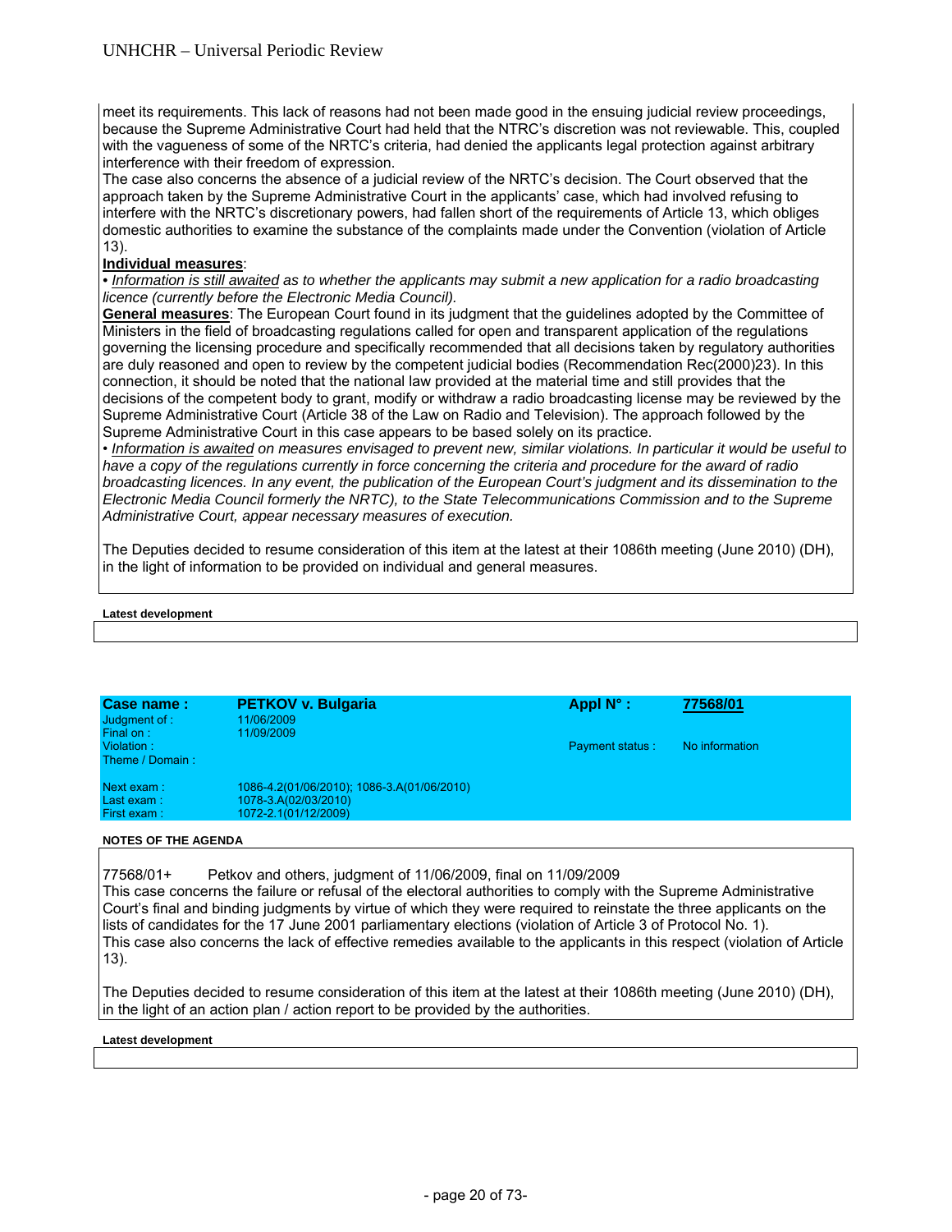meet its requirements. This lack of reasons had not been made good in the ensuing judicial review proceedings, because the Supreme Administrative Court had held that the NTRC's discretion was not reviewable. This, coupled with the vagueness of some of the NRTC's criteria, had denied the applicants legal protection against arbitrary interference with their freedom of expression.
The case also concerns the absence of a judicial review of the NRTC's decision. The Court observed that the approach taken by the Supreme Administrative Court in the applicants' case, which had involved refusing to interfere with the NRTC's discretionary powers, had fallen short of the requirements of Article 13, which obliges domestic authorities to examine the substance of the complaints made under the Convention (violation of Article 13).

**Individual measures**:
• *Information is still awaited as to whether the applicants may submit a new application for a radio broadcasting licence (currently before the Electronic Media Council).*

**General measures**: The European Court found in its judgment that the guidelines adopted by the Committee of Ministers in the field of broadcasting regulations called for open and transparent application of the regulations governing the licensing procedure and specifically recommended that all decisions taken by regulatory authorities are duly reasoned and open to review by the competent judicial bodies (Recommendation Rec(2000)23). In this connection, it should be noted that the national law provided at the material time and still provides that the decisions of the competent body to grant, modify or withdraw a radio broadcasting license may be reviewed by the Supreme Administrative Court (Article 38 of the Law on Radio and Television). The approach followed by the Supreme Administrative Court in this case appears to be based solely on its practice.
• *Information is awaited on measures envisaged to prevent new, similar violations. In particular it would be useful to have a copy of the regulations currently in force concerning the criteria and procedure for the award of radio broadcasting licences. In any event, the publication of the European Court's judgment and its dissemination to the Electronic Media Council formerly the NRTC), to the State Telecommunications Commission and to the Supreme Administrative Court, appear necessary measures of execution.*

The Deputies decided to resume consideration of this item at the latest at their 1086th meeting (June 2010) (DH), in the light of information to be provided on individual and general measures.

**Latest development**

| **Case name :** | **PETKOV v. Bulgaria** | **Appl N° :** | **77568/01** |
|---|---|---|---|
| Judgment of : | 11/06/2009 | | |
| Final on : | 11/09/2009 | | |
| Violation : | | Payment status : | No information |
| Theme / Domain : | | | |
| Next exam : | 1086-4.2(01/06/2010); 1086-3.A(01/06/2010) | | |
| Last exam : | 1078-3.A(02/03/2010) | | |
| First exam : | 1072-2.1(01/12/2009) | | |

**NOTES OF THE AGENDA**

77568/01+ Petkov and others, judgment of 11/06/2009, final on 11/09/2009
This case concerns the failure or refusal of the electoral authorities to comply with the Supreme Administrative Court's final and binding judgments by virtue of which they were required to reinstate the three applicants on the lists of candidates for the 17 June 2001 parliamentary elections (violation of Article 3 of Protocol No. 1).
This case also concerns the lack of effective remedies available to the applicants in this respect (violation of Article 13).

The Deputies decided to resume consideration of this item at the latest at their 1086th meeting (June 2010) (DH), in the light of an action plan / action report to be provided by the authorities.

**Latest development**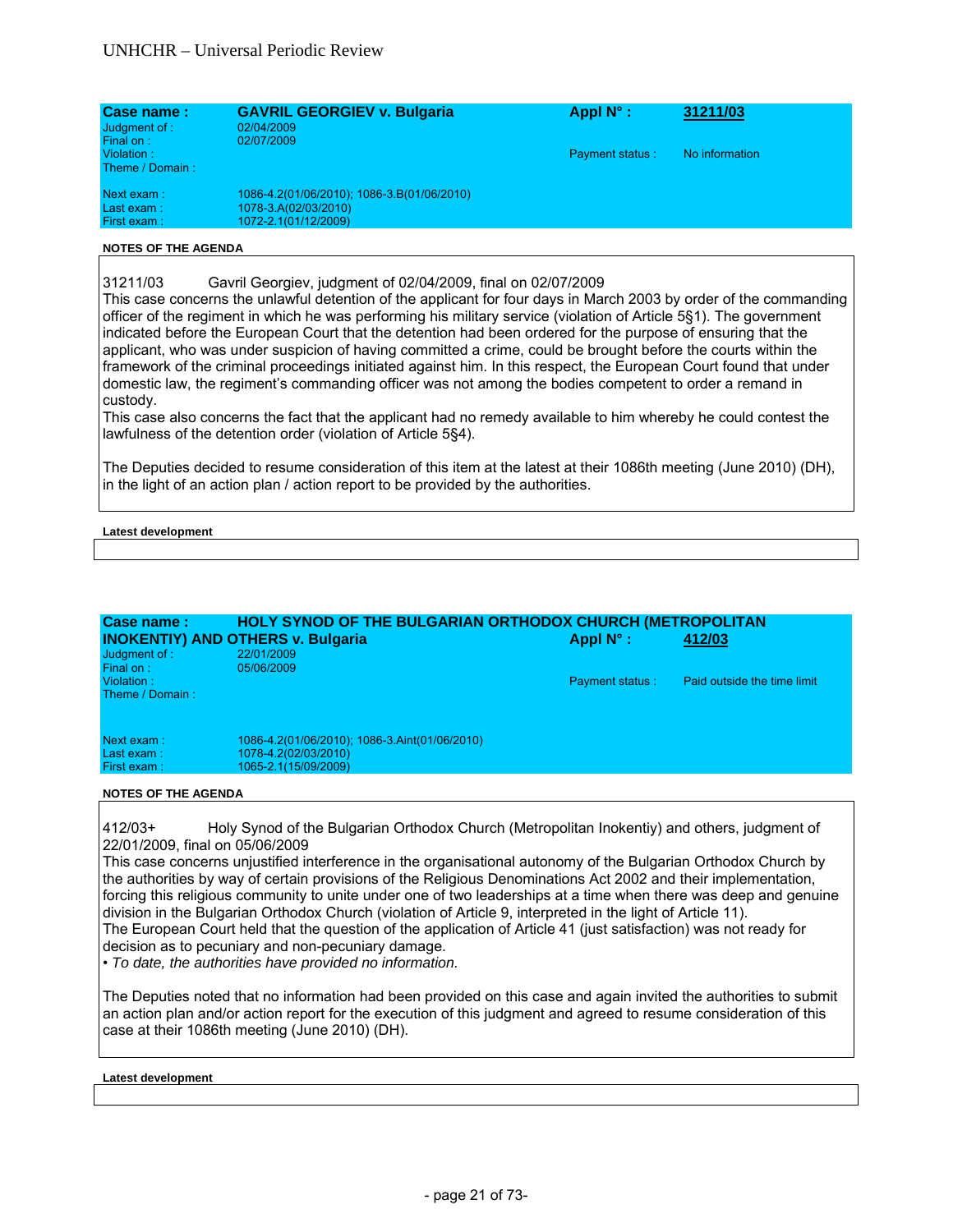| Case name : | GAVRIL GEORGIEV v. Bulgaria | Appl N° : | 31211/03 |
|---|---|---|---|
| Judgment of : | 02/04/2009 | | |
| Final on : | 02/07/2009 | | |
| Violation : | | Payment status : | No information |
| Theme / Domain : | | | |
| Next exam : | 1086-4.2(01/06/2010); 1086-3.B(01/06/2010) | | |
| Last exam : | 1078-3.A(02/03/2010) | | |
| First exam : | 1072-2.1(01/12/2009) | | |

**NOTES OF THE AGENDA**

31211/03 Gavril Georgiev, judgment of 02/04/2009, final on 02/07/2009

This case concerns the unlawful detention of the applicant for four days in March 2003 by order of the commanding officer of the regiment in which he was performing his military service (violation of Article 5§1). The government indicated before the European Court that the detention had been ordered for the purpose of ensuring that the applicant, who was under suspicion of having committed a crime, could be brought before the courts within the framework of the criminal proceedings initiated against him. In this respect, the European Court found that under domestic law, the regiment's commanding officer was not among the bodies competent to order a remand in custody.

This case also concerns the fact that the applicant had no remedy available to him whereby he could contest the lawfulness of the detention order (violation of Article 5§4).

The Deputies decided to resume consideration of this item at the latest at their 1086th meeting (June 2010) (DH), in the light of an action plan / action report to be provided by the authorities.

**Latest development**

| Case name : | HOLY SYNOD OF THE BULGARIAN ORTHODOX CHURCH (METROPOLITAN INOKENTIY) AND OTHERS v. Bulgaria | Appl N° : | 412/03 |
|---|---|---|---|
| Judgment of : | 22/01/2009 | | |
| Final on : | 05/06/2009 | | |
| Violation : | | Payment status : | Paid outside the time limit |
| Theme / Domain : | | | |
| Next exam : | 1086-4.2(01/06/2010); 1086-3.Aint(01/06/2010) | | |
| Last exam : | 1078-4.2(02/03/2010) | | |
| First exam : | 1065-2.1(15/09/2009) | | |

**NOTES OF THE AGENDA**

412/03+ Holy Synod of the Bulgarian Orthodox Church (Metropolitan Inokentiy) and others, judgment of 22/01/2009, final on 05/06/2009

This case concerns unjustified interference in the organisational autonomy of the Bulgarian Orthodox Church by the authorities by way of certain provisions of the Religious Denominations Act 2002 and their implementation, forcing this religious community to unite under one of two leaderships at a time when there was deep and genuine division in the Bulgarian Orthodox Church (violation of Article 9, interpreted in the light of Article 11).

The European Court held that the question of the application of Article 41 (just satisfaction) was not ready for decision as to pecuniary and non-pecuniary damage.

• *To date, the authorities have provided no information.*

The Deputies noted that no information had been provided on this case and again invited the authorities to submit an action plan and/or action report for the execution of this judgment and agreed to resume consideration of this case at their 1086th meeting (June 2010) (DH).

**Latest development**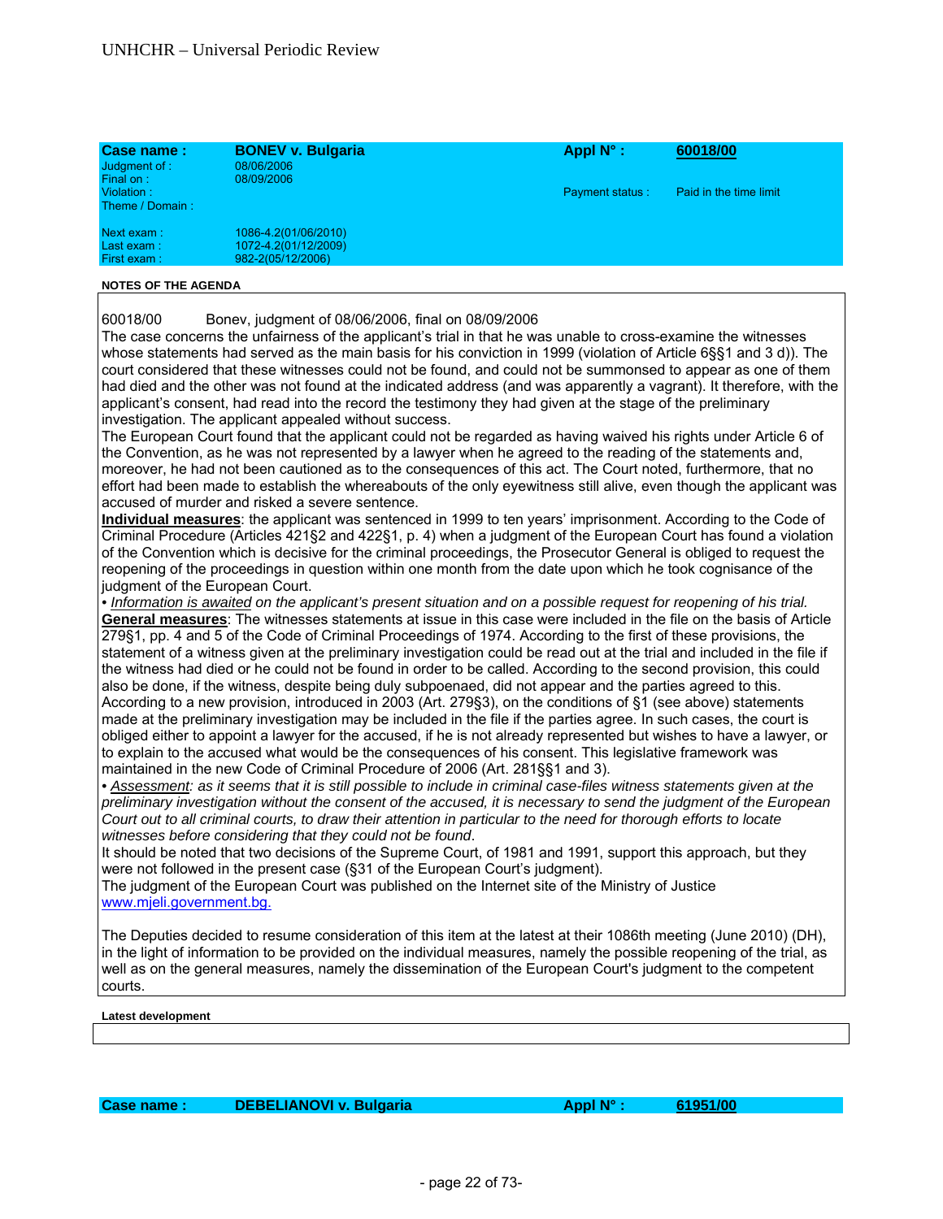| **Case name :** | **BONEV v. Bulgaria** | **Appl N° :** | **60018/00** |
|---|---|---|---|
| Judgment of : | 08/06/2006 | | |
| Final on : | 08/09/2006 | | |
| Violation : | | Payment status : | Paid in the time limit |
| Theme / Domain : | | | |
| Next exam : | 1086-4.2(01/06/2010) | | |
| Last exam : | 1072-4.2(01/12/2009) | | |
| First exam : | 982-2(05/12/2006) | | |

**NOTES OF THE AGENDA**

60018/00 Bonev, judgment of 08/06/2006, final on 08/09/2006

The case concerns the unfairness of the applicant's trial in that he was unable to cross-examine the witnesses whose statements had served as the main basis for his conviction in 1999 (violation of Article 6§§1 and 3 d)). The court considered that these witnesses could not be found, and could not be summonsed to appear as one of them had died and the other was not found at the indicated address (and was apparently a vagrant). It therefore, with the applicant's consent, had read into the record the testimony they had given at the stage of the preliminary investigation. The applicant appealed without success.

The European Court found that the applicant could not be regarded as having waived his rights under Article 6 of the Convention, as he was not represented by a lawyer when he agreed to the reading of the statements and, moreover, he had not been cautioned as to the consequences of this act. The Court noted, furthermore, that no effort had been made to establish the whereabouts of the only eyewitness still alive, even though the applicant was accused of murder and risked a severe sentence.

**Individual measures**: the applicant was sentenced in 1999 to ten years' imprisonment. According to the Code of Criminal Procedure (Articles 421§2 and 422§1, p. 4) when a judgment of the European Court has found a violation of the Convention which is decisive for the criminal proceedings, the Prosecutor General is obliged to request the reopening of the proceedings in question within one month from the date upon which he took cognisance of the judgment of the European Court.

• *Information is awaited on the applicant's present situation and on a possible request for reopening of his trial.*

**General measures**: The witnesses statements at issue in this case were included in the file on the basis of Article 279§1, pp. 4 and 5 of the Code of Criminal Proceedings of 1974. According to the first of these provisions, the statement of a witness given at the preliminary investigation could be read out at the trial and included in the file if the witness had died or he could not be found in order to be called. According to the second provision, this could also be done, if the witness, despite being duly subpoenaed, did not appear and the parties agreed to this. According to a new provision, introduced in 2003 (Art. 279§3), on the conditions of §1 (see above) statements made at the preliminary investigation may be included in the file if the parties agree. In such cases, the court is obliged either to appoint a lawyer for the accused, if he is not already represented but wishes to have a lawyer, or to explain to the accused what would be the consequences of his consent. This legislative framework was maintained in the new Code of Criminal Procedure of 2006 (Art. 281§§1 and 3).

• *Assessment: as it seems that it is still possible to include in criminal case-files witness statements given at the preliminary investigation without the consent of the accused, it is necessary to send the judgment of the European Court out to all criminal courts, to draw their attention in particular to the need for thorough efforts to locate witnesses before considering that they could not be found*.

It should be noted that two decisions of the Supreme Court, of 1981 and 1991, support this approach, but they were not followed in the present case (§31 of the European Court's judgment).

The judgment of the European Court was published on the Internet site of the Ministry of Justice www.mjeli.government.bg.

The Deputies decided to resume consideration of this item at the latest at their 1086th meeting (June 2010) (DH), in the light of information to be provided on the individual measures, namely the possible reopening of the trial, as well as on the general measures, namely the dissemination of the European Court's judgment to the competent courts.

**Latest development**

| **Case name :** | **DEBELIANOVI v. Bulgaria** | **Appl N° :** | **61951/00** |
|---|---|---|---|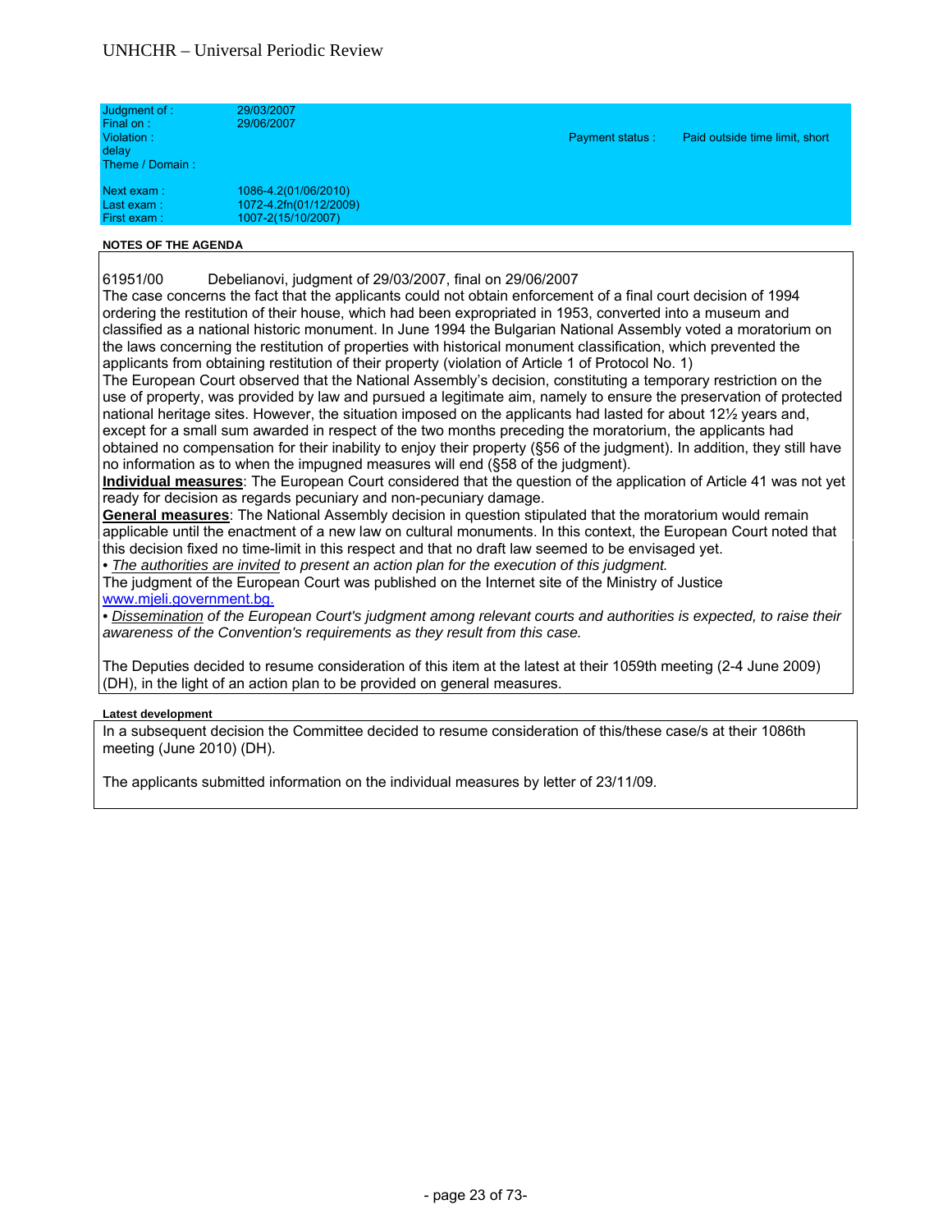| | | | |
|---|---|---|---|
| Judgment of : | 29/03/2007 | | |
| Final on : | 29/06/2007 | | |
| Violation : delay | | Payment status : | Paid outside time limit, short |
| Theme / Domain : | | | |
| Next exam : | 1086-4.2(01/06/2010) | | |
| Last exam : | 1072-4.2fn(01/12/2009) | | |
| First exam : | 1007-2(15/10/2007) | | |

**NOTES OF THE AGENDA**

61951/00 Debelianovi, judgment of 29/03/2007, final on 29/06/2007

The case concerns the fact that the applicants could not obtain enforcement of a final court decision of 1994 ordering the restitution of their house, which had been expropriated in 1953, converted into a museum and classified as a national historic monument. In June 1994 the Bulgarian National Assembly voted a moratorium on the laws concerning the restitution of properties with historical monument classification, which prevented the applicants from obtaining restitution of their property (violation of Article 1 of Protocol No. 1)

The European Court observed that the National Assembly's decision, constituting a temporary restriction on the use of property, was provided by law and pursued a legitimate aim, namely to ensure the preservation of protected national heritage sites. However, the situation imposed on the applicants had lasted for about 12½ years and, except for a small sum awarded in respect of the two months preceding the moratorium, the applicants had obtained no compensation for their inability to enjoy their property (§56 of the judgment). In addition, they still have no information as to when the impugned measures will end (§58 of the judgment).

**Individual measures**: The European Court considered that the question of the application of Article 41 was not yet ready for decision as regards pecuniary and non-pecuniary damage.

**General measures**: The National Assembly decision in question stipulated that the moratorium would remain applicable until the enactment of a new law on cultural monuments. In this context, the European Court noted that this decision fixed no time-limit in this respect and that no draft law seemed to be envisaged yet.

• *The authorities are invited to present an action plan for the execution of this judgment.*

The judgment of the European Court was published on the Internet site of the Ministry of Justice www.mjeli.government.bg.

• *Dissemination of the European Court's judgment among relevant courts and authorities is expected, to raise their awareness of the Convention's requirements as they result from this case.*

The Deputies decided to resume consideration of this item at the latest at their 1059th meeting (2-4 June 2009) (DH), in the light of an action plan to be provided on general measures.

**Latest development**

In a subsequent decision the Committee decided to resume consideration of this/these case/s at their 1086th meeting (June 2010) (DH).

The applicants submitted information on the individual measures by letter of 23/11/09.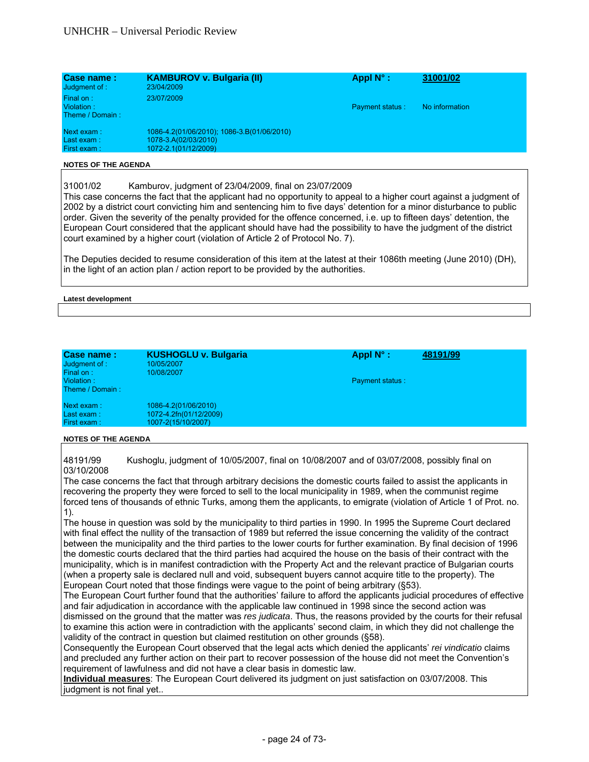| **Case name :** | **KAMBUROV v. Bulgaria (II)** | **Appl N° :** | **31001/02** |
|---|---|---|---|
| Judgment of : | 23/04/2009 | | |
| Final on : | 23/07/2009 | | |
| Violation : | | Payment status : | No information |
| Theme / Domain : | | | |
| Next exam : | 1086-4.2(01/06/2010); 1086-3.B(01/06/2010) | | |
| Last exam : | 1078-3.A(02/03/2010) | | |
| First exam : | 1072-2.1(01/12/2009) | | |

**NOTES OF THE AGENDA**

31001/02 Kamburov, judgment of 23/04/2009, final on 23/07/2009
This case concerns the fact that the applicant had no opportunity to appeal to a higher court against a judgment of 2002 by a district court convicting him and sentencing him to five days' detention for a minor disturbance to public order. Given the severity of the penalty provided for the offence concerned, i.e. up to fifteen days' detention, the European Court considered that the applicant should have had the possibility to have the judgment of the district court examined by a higher court (violation of Article 2 of Protocol No. 7).

The Deputies decided to resume consideration of this item at the latest at their 1086th meeting (June 2010) (DH), in the light of an action plan / action report to be provided by the authorities.

**Latest development**

| **Case name :** | **KUSHOGLU v. Bulgaria** | **Appl N° :** | **48191/99** |
|---|---|---|---|
| Judgment of : | 10/05/2007 | | |
| Final on : | 10/08/2007 | | |
| Violation : | | Payment status : | |
| Theme / Domain : | | | |
| Next exam : | 1086-4.2(01/06/2010) | | |
| Last exam : | 1072-4.2fn(01/12/2009) | | |
| First exam : | 1007-2(15/10/2007) | | |

**NOTES OF THE AGENDA**

48191/99 Kushoglu, judgment of 10/05/2007, final on 10/08/2007 and of 03/07/2008, possibly final on 03/10/2008
The case concerns the fact that through arbitrary decisions the domestic courts failed to assist the applicants in recovering the property they were forced to sell to the local municipality in 1989, when the communist regime forced tens of thousands of ethnic Turks, among them the applicants, to emigrate (violation of Article 1 of Prot. no. 1).
The house in question was sold by the municipality to third parties in 1990. In 1995 the Supreme Court declared with final effect the nullity of the transaction of 1989 but referred the issue concerning the validity of the contract between the municipality and the third parties to the lower courts for further examination. By final decision of 1996 the domestic courts declared that the third parties had acquired the house on the basis of their contract with the municipality, which is in manifest contradiction with the Property Act and the relevant practice of Bulgarian courts (when a property sale is declared null and void, subsequent buyers cannot acquire title to the property). The European Court noted that those findings were vague to the point of being arbitrary (§53).
The European Court further found that the authorities' failure to afford the applicants judicial procedures of effective and fair adjudication in accordance with the applicable law continued in 1998 since the second action was dismissed on the ground that the matter was *res judicata*. Thus, the reasons provided by the courts for their refusal to examine this action were in contradiction with the applicants' second claim, in which they did not challenge the validity of the contract in question but claimed restitution on other grounds (§58).
Consequently the European Court observed that the legal acts which denied the applicants' *rei vindicatio* claims and precluded any further action on their part to recover possession of the house did not meet the Convention's requirement of lawfulness and did not have a clear basis in domestic law.
**Individual measures**: The European Court delivered its judgment on just satisfaction on 03/07/2008. This judgment is not final yet..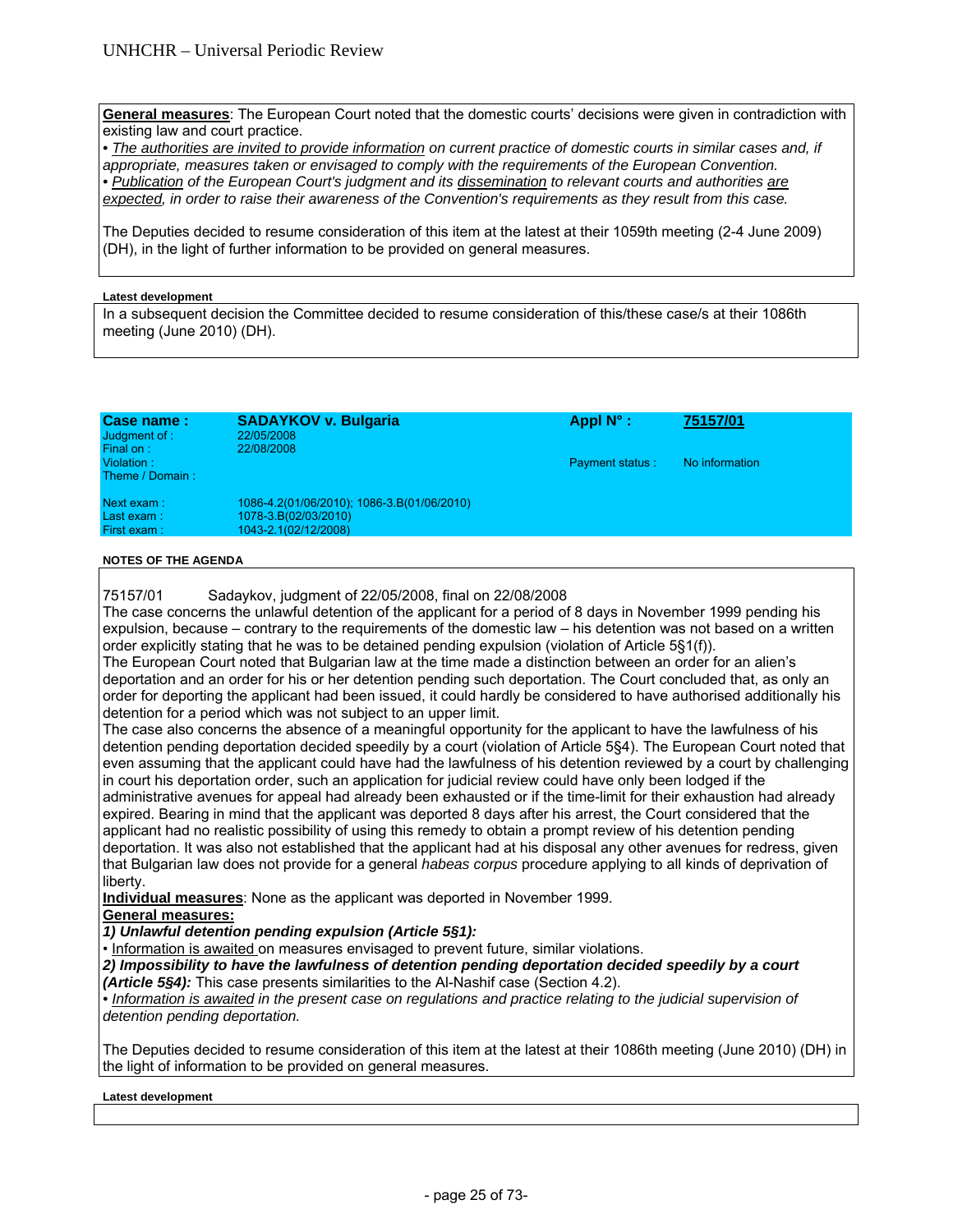**General measures**: The European Court noted that the domestic courts' decisions were given in contradiction with existing law and court practice.

• *The authorities are invited to provide information on current practice of domestic courts in similar cases and, if appropriate, measures taken or envisaged to comply with the requirements of the European Convention.*

• *Publication of the European Court's judgment and its dissemination to relevant courts and authorities are expected, in order to raise their awareness of the Convention's requirements as they result from this case.*

The Deputies decided to resume consideration of this item at the latest at their 1059th meeting (2-4 June 2009) (DH), in the light of further information to be provided on general measures.

**Latest development**

In a subsequent decision the Committee decided to resume consideration of this/these case/s at their 1086th meeting (June 2010) (DH).

| **Case name :** | **SADAYKOV v. Bulgaria** | **Appl N° :** | **75157/01** |
|---|---|---|---|
| Judgment of : | 22/05/2008 | | |
| Final on : | 22/08/2008 | | |
| Violation : | | Payment status : | No information |
| Theme / Domain : | | | |
| Next exam : | 1086-4.2(01/06/2010); 1086-3.B(01/06/2010) | | |
| Last exam : | 1078-3.B(02/03/2010) | | |
| First exam : | 1043-2.1(02/12/2008) | | |

**NOTES OF THE AGENDA**

75157/01 Sadaykov, judgment of 22/05/2008, final on 22/08/2008

The case concerns the unlawful detention of the applicant for a period of 8 days in November 1999 pending his expulsion, because – contrary to the requirements of the domestic law – his detention was not based on a written order explicitly stating that he was to be detained pending expulsion (violation of Article 5§1(f)).

The European Court noted that Bulgarian law at the time made a distinction between an order for an alien's deportation and an order for his or her detention pending such deportation. The Court concluded that, as only an order for deporting the applicant had been issued, it could hardly be considered to have authorised additionally his detention for a period which was not subject to an upper limit.

The case also concerns the absence of a meaningful opportunity for the applicant to have the lawfulness of his detention pending deportation decided speedily by a court (violation of Article 5§4). The European Court noted that even assuming that the applicant could have had the lawfulness of his detention reviewed by a court by challenging in court his deportation order, such an application for judicial review could have only been lodged if the administrative avenues for appeal had already been exhausted or if the time-limit for their exhaustion had already expired. Bearing in mind that the applicant was deported 8 days after his arrest, the Court considered that the applicant had no realistic possibility of using this remedy to obtain a prompt review of his detention pending deportation. It was also not established that the applicant had at his disposal any other avenues for redress, given that Bulgarian law does not provide for a general *habeas corpus* procedure applying to all kinds of deprivation of liberty.

**Individual measures**: None as the applicant was deported in November 1999.

**General measures:**

***1) Unlawful detention pending expulsion (Article 5§1):***

• Information is awaited on measures envisaged to prevent future, similar violations.

***2) Impossibility to have the lawfulness of detention pending deportation decided speedily by a court (Article 5§4):*** This case presents similarities to the Al-Nashif case (Section 4.2).

• *Information is awaited in the present case on regulations and practice relating to the judicial supervision of detention pending deportation.*

The Deputies decided to resume consideration of this item at the latest at their 1086th meeting (June 2010) (DH) in the light of information to be provided on general measures.

**Latest development**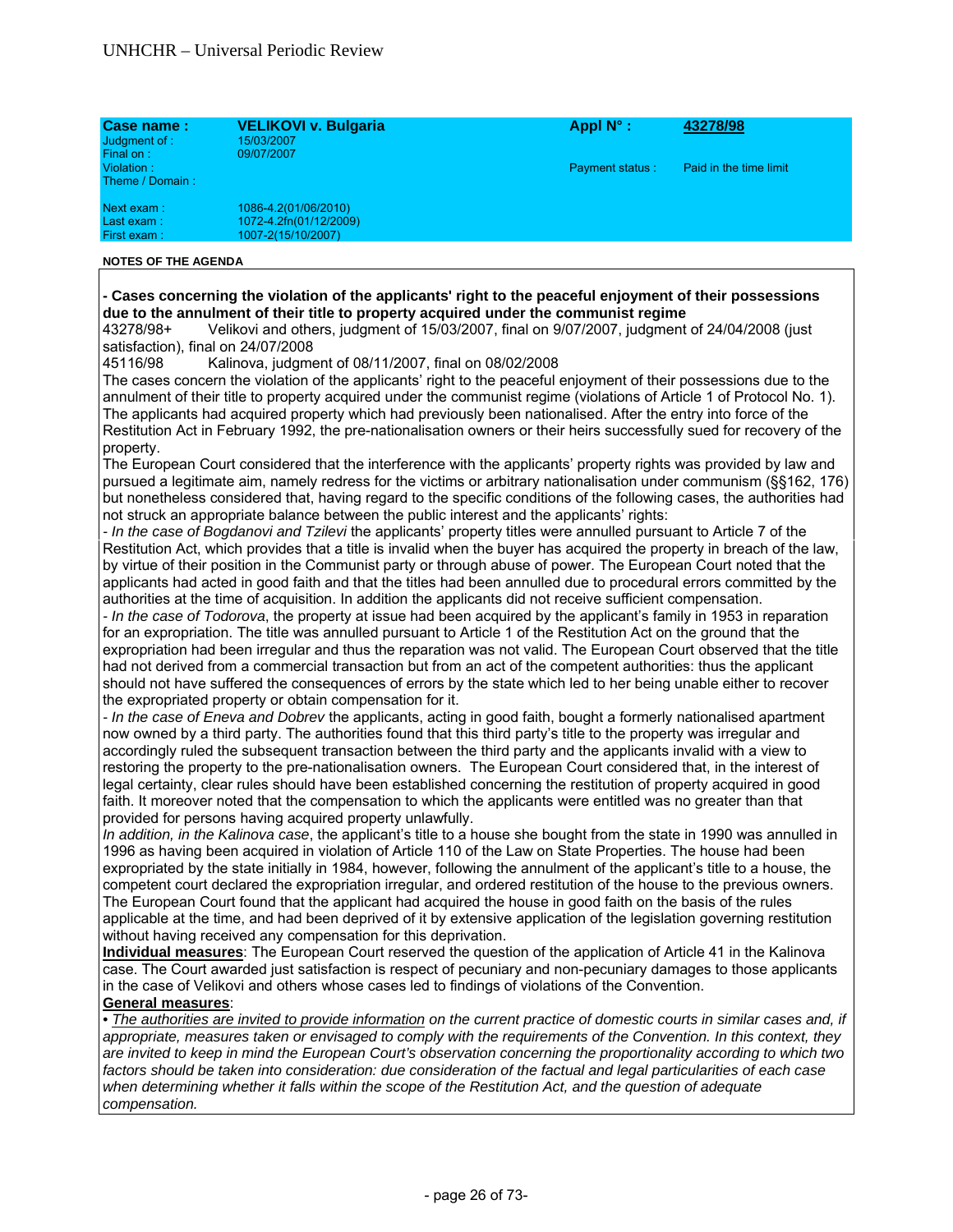| Case name : | VELIKOVI v. Bulgaria | Appl N° : | 43278/98 |
|---|---|---|---|
| Judgment of : | 15/03/2007 | | |
| Final on : | 09/07/2007 | | |
| Violation : | | Payment status : | Paid in the time limit |
| Theme / Domain : | | | |
| Next exam : | 1086-4.2(01/06/2010) | | |
| Last exam : | 1072-4.2fn(01/12/2009) | | |
| First exam : | 1007-2(15/10/2007) | | |

**NOTES OF THE AGENDA**

**- Cases concerning the violation of the applicants' right to the peaceful enjoyment of their possessions due to the annulment of their title to property acquired under the communist regime**

43278/98+ Velikovi and others, judgment of 15/03/2007, final on 9/07/2007, judgment of 24/04/2008 (just satisfaction), final on 24/07/2008

45116/98 Kalinova, judgment of 08/11/2007, final on 08/02/2008

The cases concern the violation of the applicants' right to the peaceful enjoyment of their possessions due to the annulment of their title to property acquired under the communist regime (violations of Article 1 of Protocol No. 1). The applicants had acquired property which had previously been nationalised. After the entry into force of the Restitution Act in February 1992, the pre-nationalisation owners or their heirs successfully sued for recovery of the property.

The European Court considered that the interference with the applicants' property rights was provided by law and pursued a legitimate aim, namely redress for the victims or arbitrary nationalisation under communism (§§162, 176) but nonetheless considered that, having regard to the specific conditions of the following cases, the authorities had not struck an appropriate balance between the public interest and the applicants' rights:

- *In the case of Bogdanovi and Tzilevi* the applicants' property titles were annulled pursuant to Article 7 of the Restitution Act, which provides that a title is invalid when the buyer has acquired the property in breach of the law, by virtue of their position in the Communist party or through abuse of power. The European Court noted that the applicants had acted in good faith and that the titles had been annulled due to procedural errors committed by the authorities at the time of acquisition. In addition the applicants did not receive sufficient compensation.

- *In the case of Todorova*, the property at issue had been acquired by the applicant's family in 1953 in reparation for an expropriation. The title was annulled pursuant to Article 1 of the Restitution Act on the ground that the expropriation had been irregular and thus the reparation was not valid. The European Court observed that the title had not derived from a commercial transaction but from an act of the competent authorities: thus the applicant should not have suffered the consequences of errors by the state which led to her being unable either to recover the expropriated property or obtain compensation for it.

- *In the case of Eneva and Dobrev* the applicants, acting in good faith, bought a formerly nationalised apartment now owned by a third party. The authorities found that this third party's title to the property was irregular and accordingly ruled the subsequent transaction between the third party and the applicants invalid with a view to restoring the property to the pre-nationalisation owners. The European Court considered that, in the interest of legal certainty, clear rules should have been established concerning the restitution of property acquired in good faith. It moreover noted that the compensation to which the applicants were entitled was no greater than that provided for persons having acquired property unlawfully.

*In addition, in the Kalinova case*, the applicant's title to a house she bought from the state in 1990 was annulled in 1996 as having been acquired in violation of Article 110 of the Law on State Properties. The house had been expropriated by the state initially in 1984, however, following the annulment of the applicant's title to a house, the competent court declared the expropriation irregular, and ordered restitution of the house to the previous owners. The European Court found that the applicant had acquired the house in good faith on the basis of the rules applicable at the time, and had been deprived of it by extensive application of the legislation governing restitution without having received any compensation for this deprivation.

**<u>Individual measures</u>**: The European Court reserved the question of the application of Article 41 in the Kalinova case. The Court awarded just satisfaction is respect of pecuniary and non-pecuniary damages to those applicants in the case of Velikovi and others whose cases led to findings of violations of the Convention.

**<u>General measures</u>**:

• *<u>The authorities are invited to provide information</u> on the current practice of domestic courts in similar cases and, if appropriate, measures taken or envisaged to comply with the requirements of the Convention. In this context, they are invited to keep in mind the European Court's observation concerning the proportionality according to which two factors should be taken into consideration: due consideration of the factual and legal particularities of each case when determining whether it falls within the scope of the Restitution Act, and the question of adequate compensation.*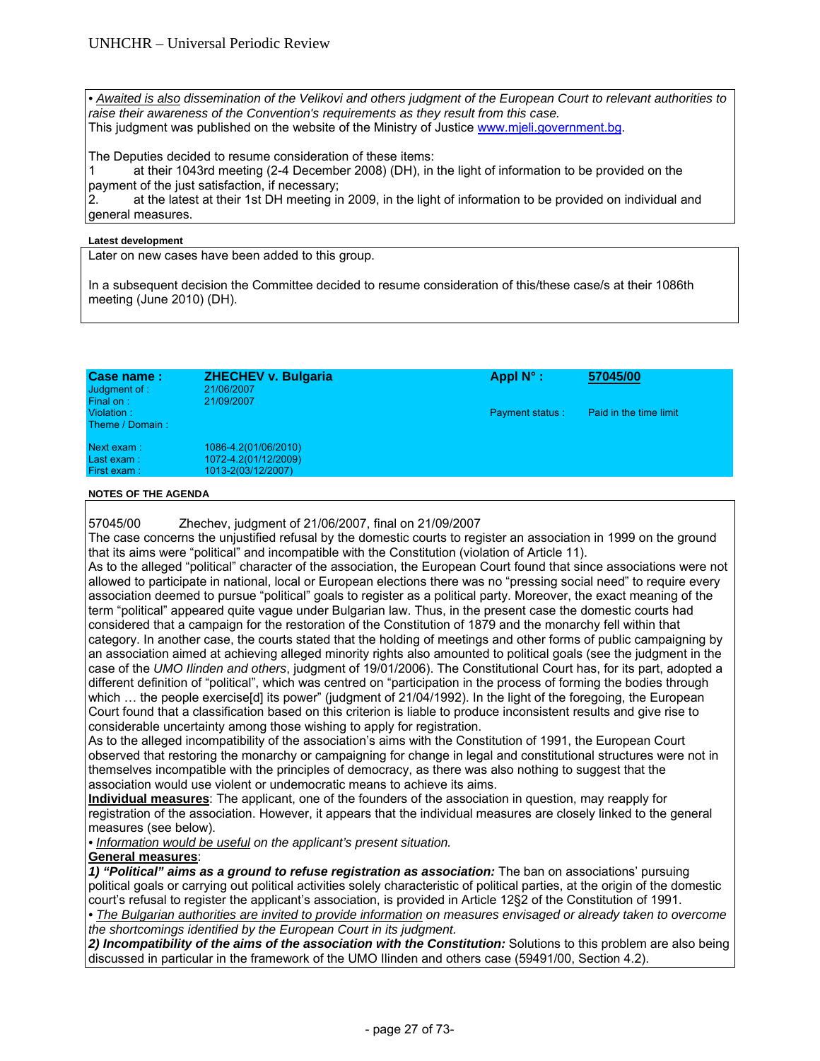• *Awaited is also dissemination of the Velikovi and others judgment of the European Court to relevant authorities to raise their awareness of the Convention's requirements as they result from this case.*
This judgment was published on the website of the Ministry of Justice www.mjeli.government.bg.

The Deputies decided to resume consideration of these items:
1 at their 1043rd meeting (2-4 December 2008) (DH), in the light of information to be provided on the payment of the just satisfaction, if necessary;
2. at the latest at their 1st DH meeting in 2009, in the light of information to be provided on individual and general measures.

**Latest development**

Later on new cases have been added to this group.

In a subsequent decision the Committee decided to resume consideration of this/these case/s at their 1086th meeting (June 2010) (DH).

| **Case name :** | **ZHECHEV v. Bulgaria** | **Appl N° :** | **57045/00** |
|---|---|---|---|
| Judgment of : | 21/06/2007 | | |
| Final on : | 21/09/2007 | | |
| Violation : | | Payment status : | Paid in the time limit |
| Theme / Domain : | | | |
| Next exam : | 1086-4.2(01/06/2010) | | |
| Last exam : | 1072-4.2(01/12/2009) | | |
| First exam : | 1013-2(03/12/2007) | | |

**NOTES OF THE AGENDA**

57045/00 Zhechev, judgment of 21/06/2007, final on 21/09/2007
The case concerns the unjustified refusal by the domestic courts to register an association in 1999 on the ground that its aims were "political" and incompatible with the Constitution (violation of Article 11).
As to the alleged "political" character of the association, the European Court found that since associations were not allowed to participate in national, local or European elections there was no "pressing social need" to require every association deemed to pursue "political" goals to register as a political party. Moreover, the exact meaning of the term "political" appeared quite vague under Bulgarian law. Thus, in the present case the domestic courts had considered that a campaign for the restoration of the Constitution of 1879 and the monarchy fell within that category. In another case, the courts stated that the holding of meetings and other forms of public campaigning by an association aimed at achieving alleged minority rights also amounted to political goals (see the judgment in the case of the *UMO Ilinden and others*, judgment of 19/01/2006). The Constitutional Court has, for its part, adopted a different definition of "political", which was centred on "participation in the process of forming the bodies through which … the people exercise[d] its power" (judgment of 21/04/1992). In the light of the foregoing, the European Court found that a classification based on this criterion is liable to produce inconsistent results and give rise to considerable uncertainty among those wishing to apply for registration.
As to the alleged incompatibility of the association's aims with the Constitution of 1991, the European Court observed that restoring the monarchy or campaigning for change in legal and constitutional structures were not in themselves incompatible with the principles of democracy, as there was also nothing to suggest that the association would use violent or undemocratic means to achieve its aims.
**Individual measures**: The applicant, one of the founders of the association in question, may reapply for registration of the association. However, it appears that the individual measures are closely linked to the general measures (see below).
• *Information would be useful on the applicant's present situation.*
**General measures**:
***1) "Political" aims as a ground to refuse registration as association:*** The ban on associations' pursuing political goals or carrying out political activities solely characteristic of political parties, at the origin of the domestic court's refusal to register the applicant's association, is provided in Article 12§2 of the Constitution of 1991.
• *The Bulgarian authorities are invited to provide information on measures envisaged or already taken to overcome the shortcomings identified by the European Court in its judgment.*
***2) Incompatibility of the aims of the association with the Constitution:*** Solutions to this problem are also being discussed in particular in the framework of the UMO Ilinden and others case (59491/00, Section 4.2).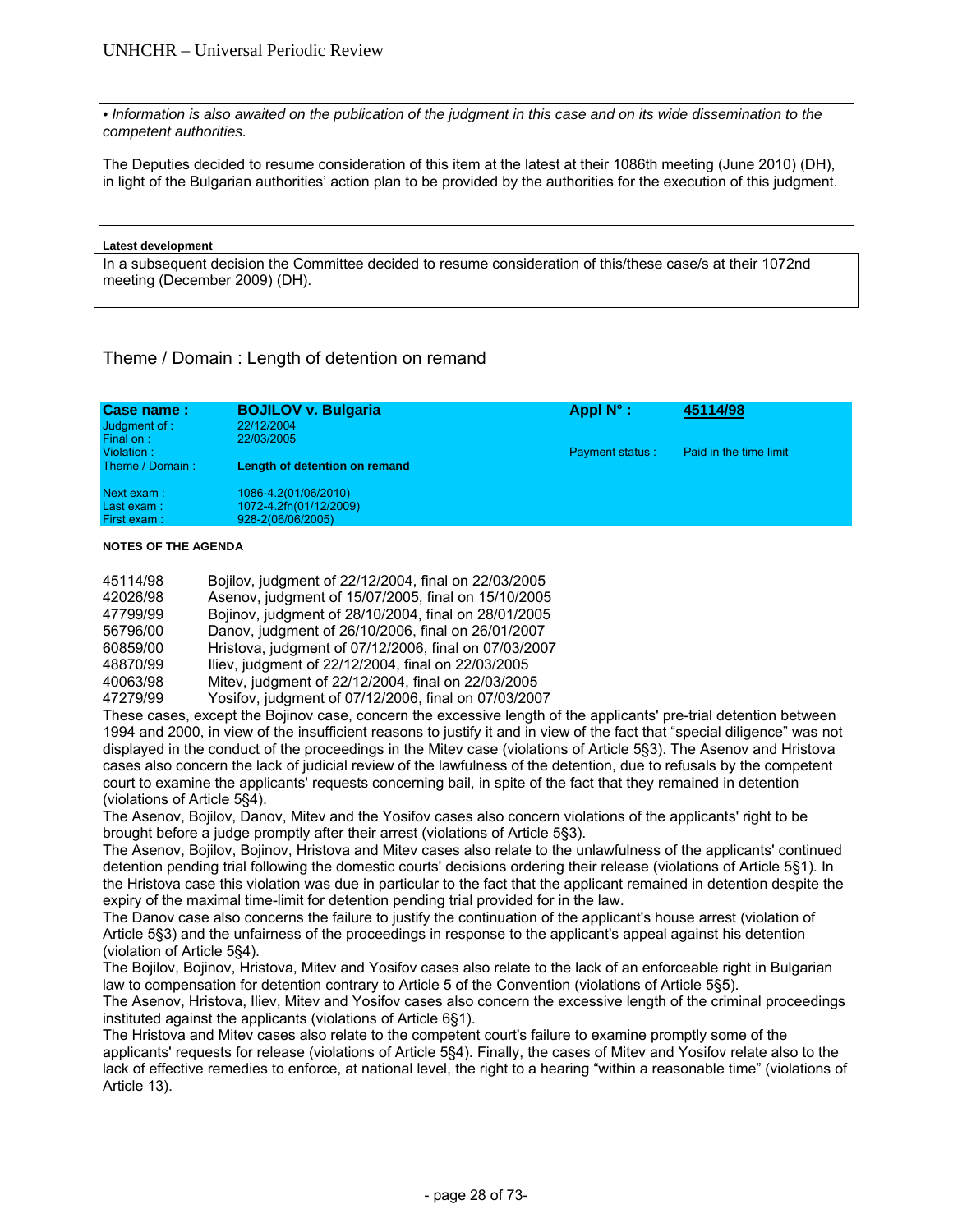• *Information is also awaited on the publication of the judgment in this case and on its wide dissemination to the competent authorities.*

The Deputies decided to resume consideration of this item at the latest at their 1086th meeting (June 2010) (DH), in light of the Bulgarian authorities' action plan to be provided by the authorities for the execution of this judgment.

**Latest development**

In a subsequent decision the Committee decided to resume consideration of this/these case/s at their 1072nd meeting (December 2009) (DH).

## Theme / Domain : Length of detention on remand

| **Case name :** | **BOJILOV v. Bulgaria** | **Appl N° :** | **45114/98** |
|---|---|---|---|
| Judgment of : | 22/12/2004 | | |
| Final on : | 22/03/2005 | | |
| Violation : | | Payment status : | Paid in the time limit |
| Theme / Domain : | **Length of detention on remand** | | |
| Next exam : | 1086-4.2(01/06/2010) | | |
| Last exam : | 1072-4.2fn(01/12/2009) | | |
| First exam : | 928-2(06/06/2005) | | |

**NOTES OF THE AGENDA**

| | |
|---|---|
| 45114/98 | Bojilov, judgment of 22/12/2004, final on 22/03/2005 |
| 42026/98 | Asenov, judgment of 15/07/2005, final on 15/10/2005 |
| 47799/99 | Bojinov, judgment of 28/10/2004, final on 28/01/2005 |
| 56796/00 | Danov, judgment of 26/10/2006, final on 26/01/2007 |
| 60859/00 | Hristova, judgment of 07/12/2006, final on 07/03/2007 |
| 48870/99 | Iliev, judgment of 22/12/2004, final on 22/03/2005 |
| 40063/98 | Mitev, judgment of 22/12/2004, final on 22/03/2005 |
| 47279/99 | Yosifov, judgment of 07/12/2006, final on 07/03/2007 |

These cases, except the Bojinov case, concern the excessive length of the applicants' pre-trial detention between 1994 and 2000, in view of the insufficient reasons to justify it and in view of the fact that "special diligence" was not displayed in the conduct of the proceedings in the Mitev case (violations of Article 5§3). The Asenov and Hristova cases also concern the lack of judicial review of the lawfulness of the detention, due to refusals by the competent court to examine the applicants' requests concerning bail, in spite of the fact that they remained in detention (violations of Article 5§4).

The Asenov, Bojilov, Danov, Mitev and the Yosifov cases also concern violations of the applicants' right to be brought before a judge promptly after their arrest (violations of Article 5§3).

The Asenov, Bojilov, Bojinov, Hristova and Mitev cases also relate to the unlawfulness of the applicants' continued detention pending trial following the domestic courts' decisions ordering their release (violations of Article 5§1). In the Hristova case this violation was due in particular to the fact that the applicant remained in detention despite the expiry of the maximal time-limit for detention pending trial provided for in the law.

The Danov case also concerns the failure to justify the continuation of the applicant's house arrest (violation of Article 5§3) and the unfairness of the proceedings in response to the applicant's appeal against his detention (violation of Article 5§4).

The Bojilov, Bojinov, Hristova, Mitev and Yosifov cases also relate to the lack of an enforceable right in Bulgarian law to compensation for detention contrary to Article 5 of the Convention (violations of Article 5§5).

The Asenov, Hristova, Iliev, Mitev and Yosifov cases also concern the excessive length of the criminal proceedings instituted against the applicants (violations of Article 6§1).

The Hristova and Mitev cases also relate to the competent court's failure to examine promptly some of the applicants' requests for release (violations of Article 5§4). Finally, the cases of Mitev and Yosifov relate also to the lack of effective remedies to enforce, at national level, the right to a hearing "within a reasonable time" (violations of Article 13).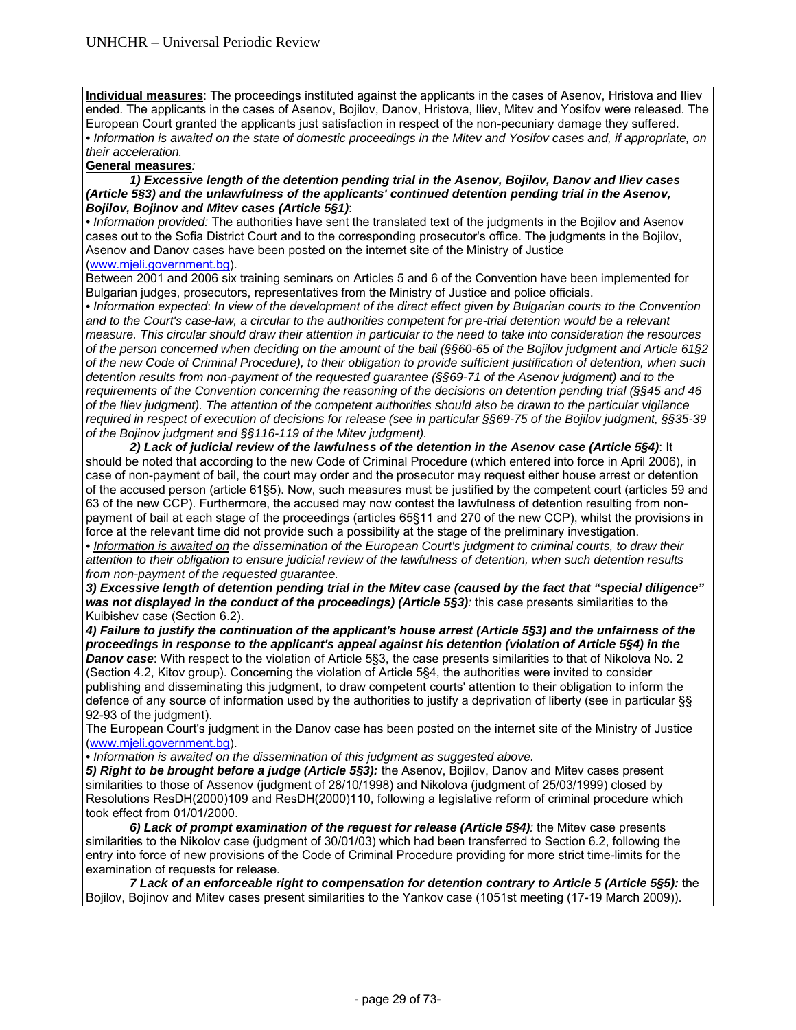**Individual measures**: The proceedings instituted against the applicants in the cases of Asenov, Hristova and Iliev ended. The applicants in the cases of Asenov, Bojilov, Danov, Hristova, Iliev, Mitev and Yosifov were released. The European Court granted the applicants just satisfaction in respect of the non-pecuniary damage they suffered.

• *Information is awaited on the state of domestic proceedings in the Mitev and Yosifov cases and, if appropriate, on their acceleration.*

**General measures***:*

***1) Excessive length of the detention pending trial in the Asenov, Bojilov, Danov and Iliev cases (Article 5§3) and the unlawfulness of the applicants' continued detention pending trial in the Asenov, Bojilov, Bojinov and Mitev cases (Article 5§1)***:

• *Information provided:* The authorities have sent the translated text of the judgments in the Bojilov and Asenov cases out to the Sofia District Court and to the corresponding prosecutor's office. The judgments in the Bojilov, Asenov and Danov cases have been posted on the internet site of the Ministry of Justice (www.mjeli.government.bg).

Between 2001 and 2006 six training seminars on Articles 5 and 6 of the Convention have been implemented for Bulgarian judges, prosecutors, representatives from the Ministry of Justice and police officials.

• *Information expected*: *In view of the development of the direct effect given by Bulgarian courts to the Convention and to the Court's case-law, a circular to the authorities competent for pre-trial detention would be a relevant measure. This circular should draw their attention in particular to the need to take into consideration the resources of the person concerned when deciding on the amount of the bail (§§60-65 of the Bojilov judgment and Article 61§2 of the new Code of Criminal Procedure), to their obligation to provide sufficient justification of detention, when such detention results from non-payment of the requested guarantee (§§69-71 of the Asenov judgment) and to the requirements of the Convention concerning the reasoning of the decisions on detention pending trial (§§45 and 46 of the Iliev judgment). The attention of the competent authorities should also be drawn to the particular vigilance required in respect of execution of decisions for release (see in particular §§69-75 of the Bojilov judgment, §§35-39 of the Bojinov judgment and §§116-119 of the Mitev judgment).*

***2) Lack of judicial review of the lawfulness of the detention in the Asenov case (Article 5§4)***: It should be noted that according to the new Code of Criminal Procedure (which entered into force in April 2006), in case of non-payment of bail, the court may order and the prosecutor may request either house arrest or detention of the accused person (article 61§5). Now, such measures must be justified by the competent court (articles 59 and 63 of the new CCP). Furthermore, the accused may now contest the lawfulness of detention resulting from non-payment of bail at each stage of the proceedings (articles 65§11 and 270 of the new CCP), whilst the provisions in force at the relevant time did not provide such a possibility at the stage of the preliminary investigation.

• *Information is awaited on the dissemination of the European Court's judgment to criminal courts, to draw their attention to their obligation to ensure judicial review of the lawfulness of detention, when such detention results from non-payment of the requested guarantee.*

***3) Excessive length of detention pending trial in the Mitev case (caused by the fact that "special diligence" was not displayed in the conduct of the proceedings) (Article 5§3)****:* this case presents similarities to the Kuibishev case (Section 6.2).

***4) Failure to justify the continuation of the applicant's house arrest (Article 5§3) and the unfairness of the proceedings in response to the applicant's appeal against his detention (violation of Article 5§4) in the Danov case***: With respect to the violation of Article 5§3, the case presents similarities to that of Nikolova No. 2 (Section 4.2, Kitov group). Concerning the violation of Article 5§4, the authorities were invited to consider publishing and disseminating this judgment, to draw competent courts' attention to their obligation to inform the defence of any source of information used by the authorities to justify a deprivation of liberty (see in particular §§ 92-93 of the judgment).

The European Court's judgment in the Danov case has been posted on the internet site of the Ministry of Justice (www.mjeli.government.bg).

• *Information is awaited on the dissemination of this judgment as suggested above.*

***5) Right to be brought before a judge (Article 5§3):*** the Asenov, Bojilov, Danov and Mitev cases present similarities to those of Assenov (judgment of 28/10/1998) and Nikolova (judgment of 25/03/1999) closed by Resolutions ResDH(2000)109 and ResDH(2000)110, following a legislative reform of criminal procedure which took effect from 01/01/2000.

***6) Lack of prompt examination of the request for release (Article 5§4)****:* the Mitev case presents similarities to the Nikolov case (judgment of 30/01/03) which had been transferred to Section 6.2, following the entry into force of new provisions of the Code of Criminal Procedure providing for more strict time-limits for the examination of requests for release.

***7 Lack of an enforceable right to compensation for detention contrary to Article 5 (Article 5§5):*** the Bojilov, Bojinov and Mitev cases present similarities to the Yankov case (1051st meeting (17-19 March 2009)).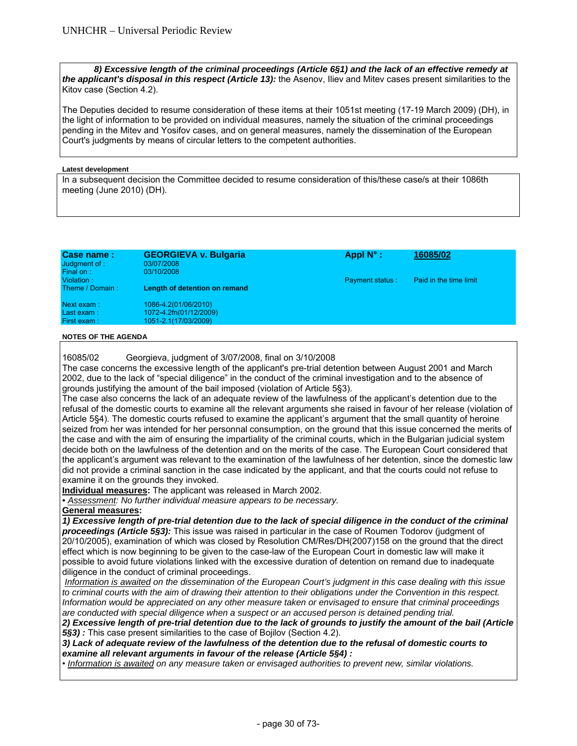***8) Excessive length of the criminal proceedings (Article 6§1) and the lack of an effective remedy at the applicant's disposal in this respect (Article 13):*** the Asenov, Iliev and Mitev cases present similarities to the Kitov case (Section 4.2).

The Deputies decided to resume consideration of these items at their 1051st meeting (17-19 March 2009) (DH), in the light of information to be provided on individual measures, namely the situation of the criminal proceedings pending in the Mitev and Yosifov cases, and on general measures, namely the dissemination of the European Court's judgments by means of circular letters to the competent authorities.

**Latest development**

In a subsequent decision the Committee decided to resume consideration of this/these case/s at their 1086th meeting (June 2010) (DH).

| **Case name :** | **GEORGIEVA v. Bulgaria** | **Appl N° :** | **16085/02** |
|---|---|---|---|
| Judgment of : | 03/07/2008 | | |
| Final on : | 03/10/2008 | | |
| Violation : | | Payment status : | Paid in the time limit |
| Theme / Domain : | **Length of detention on remand** | | |
| Next exam : | 1086-4.2(01/06/2010) | | |
| Last exam : | 1072-4.2fn(01/12/2009) | | |
| First exam : | 1051-2.1(17/03/2009) | | |

**NOTES OF THE AGENDA**

16085/02 Georgieva, judgment of 3/07/2008, final on 3/10/2008

The case concerns the excessive length of the applicant's pre-trial detention between August 2001 and March 2002, due to the lack of "special diligence" in the conduct of the criminal investigation and to the absence of grounds justifying the amount of the bail imposed (violation of Article 5§3).

The case also concerns the lack of an adequate review of the lawfulness of the applicant's detention due to the refusal of the domestic courts to examine all the relevant arguments she raised in favour of her release (violation of Article 5§4). The domestic courts refused to examine the applicant's argument that the small quantity of heroine seized from her was intended for her personnal consumption, on the ground that this issue concerned the merits of the case and with the aim of ensuring the impartiality of the criminal courts, which in the Bulgarian judicial system decide both on the lawfulness of the detention and on the merits of the case. The European Court considered that the applicant's argument was relevant to the examination of the lawfulness of her detention, since the domestic law did not provide a criminal sanction in the case indicated by the applicant, and that the courts could not refuse to examine it on the grounds they invoked.

**Individual measures:** The applicant was released in March 2002.

• *Assessment: No further individual measure appears to be necessary.*

**General measures:**

***1) Excessive length of pre-trial detention due to the lack of special diligence in the conduct of the criminal proceedings (Article 5§3):*** This issue was raised in particular in the case of Roumen Todorov (judgment of 20/10/2005), examination of which was closed by Resolution CM/Res/DH(2007)158 on the ground that the direct effect which is now beginning to be given to the case-law of the European Court in domestic law will make it possible to avoid future violations linked with the excessive duration of detention on remand due to inadequate diligence in the conduct of criminal proceedings.

*Information is awaited on the dissemination of the European Court's judgment in this case dealing with this issue to criminal courts with the aim of drawing their attention to their obligations under the Convention in this respect. Information would be appreciated on any other measure taken or envisaged to ensure that criminal proceedings are conducted with special diligence when a suspect or an accused person is detained pending trial.*

***2) Excessive length of pre-trial detention due to the lack of grounds to justify the amount of the bail (Article 5§3) :*** This case present similarities to the case of Bojilov (Section 4.2).

***3) Lack of adequate review of the lawfulness of the detention due to the refusal of domestic courts to examine all relevant arguments in favour of the release (Article 5§4) :***

• *Information is awaited on any measure taken or envisaged authorities to prevent new, similar violations.*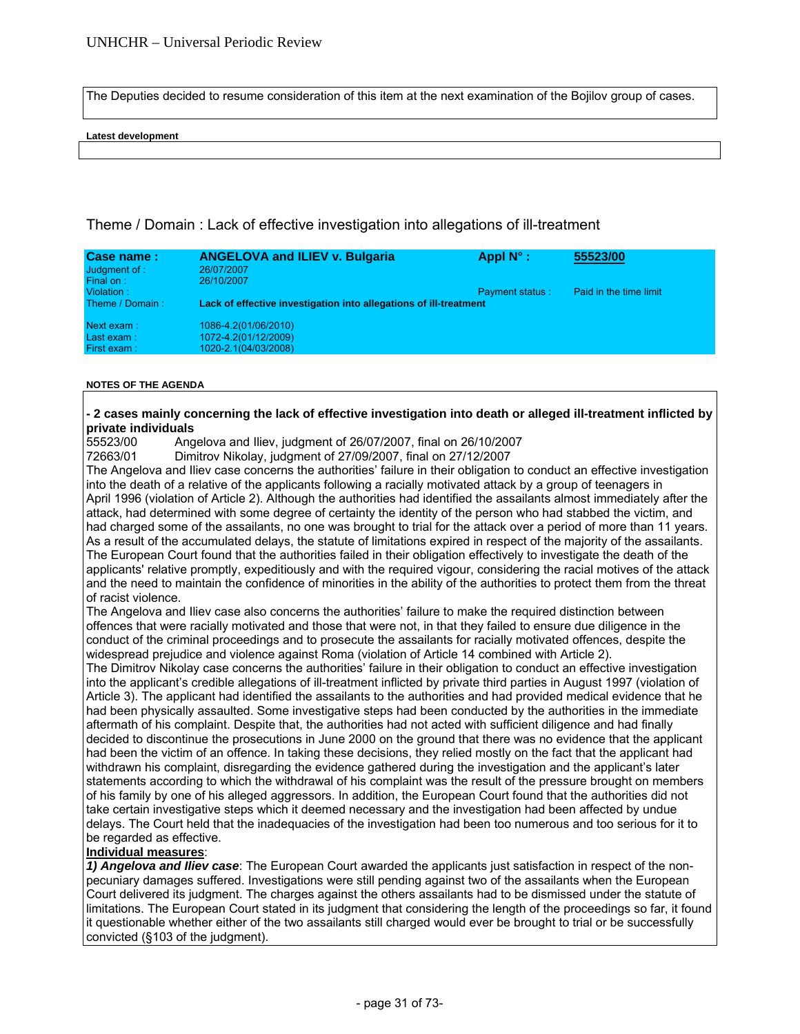The Deputies decided to resume consideration of this item at the next examination of the Bojilov group of cases.

**Latest development**

## Theme / Domain : Lack of effective investigation into allegations of ill-treatment

| **Case name :** | **ANGELOVA and ILIEV v. Bulgaria** | **Appl N° :** | **55523/00** |
|---|---|---|---|
| Judgment of : | 26/07/2007 | | |
| Final on : | 26/10/2007 | | |
| Violation : | | Payment status : | Paid in the time limit |
| Theme / Domain : | **Lack of effective investigation into allegations of ill-treatment** | | |
| Next exam : | 1086-4.2(01/06/2010) | | |
| Last exam : | 1072-4.2(01/12/2009) | | |
| First exam : | 1020-2.1(04/03/2008) | | |

**NOTES OF THE AGENDA**

**- 2 cases mainly concerning the lack of effective investigation into death or alleged ill-treatment inflicted by private individuals**

55523/00 Angelova and Iliev, judgment of 26/07/2007, final on 26/10/2007
72663/01 Dimitrov Nikolay, judgment of 27/09/2007, final on 27/12/2007

The Angelova and Iliev case concerns the authorities' failure in their obligation to conduct an effective investigation into the death of a relative of the applicants following a racially motivated attack by a group of teenagers in April 1996 (violation of Article 2). Although the authorities had identified the assailants almost immediately after the attack, had determined with some degree of certainty the identity of the person who had stabbed the victim, and had charged some of the assailants, no one was brought to trial for the attack over a period of more than 11 years. As a result of the accumulated delays, the statute of limitations expired in respect of the majority of the assailants. The European Court found that the authorities failed in their obligation effectively to investigate the death of the applicants' relative promptly, expeditiously and with the required vigour, considering the racial motives of the attack and the need to maintain the confidence of minorities in the ability of the authorities to protect them from the threat of racist violence.

The Angelova and Iliev case also concerns the authorities' failure to make the required distinction between offences that were racially motivated and those that were not, in that they failed to ensure due diligence in the conduct of the criminal proceedings and to prosecute the assailants for racially motivated offences, despite the widespread prejudice and violence against Roma (violation of Article 14 combined with Article 2).

The Dimitrov Nikolay case concerns the authorities' failure in their obligation to conduct an effective investigation into the applicant's credible allegations of ill-treatment inflicted by private third parties in August 1997 (violation of Article 3). The applicant had identified the assailants to the authorities and had provided medical evidence that he had been physically assaulted. Some investigative steps had been conducted by the authorities in the immediate aftermath of his complaint. Despite that, the authorities had not acted with sufficient diligence and had finally decided to discontinue the prosecutions in June 2000 on the ground that there was no evidence that the applicant had been the victim of an offence. In taking these decisions, they relied mostly on the fact that the applicant had withdrawn his complaint, disregarding the evidence gathered during the investigation and the applicant's later statements according to which the withdrawal of his complaint was the result of the pressure brought on members of his family by one of his alleged aggressors. In addition, the European Court found that the authorities did not take certain investigative steps which it deemed necessary and the investigation had been affected by undue delays. The Court held that the inadequacies of the investigation had been too numerous and too serious for it to be regarded as effective.

**Individual measures**:

***1) Angelova and Iliev case***: The European Court awarded the applicants just satisfaction in respect of the non-pecuniary damages suffered. Investigations were still pending against two of the assailants when the European Court delivered its judgment. The charges against the others assailants had to be dismissed under the statute of limitations. The European Court stated in its judgment that considering the length of the proceedings so far, it found it questionable whether either of the two assailants still charged would ever be brought to trial or be successfully convicted (§103 of the judgment).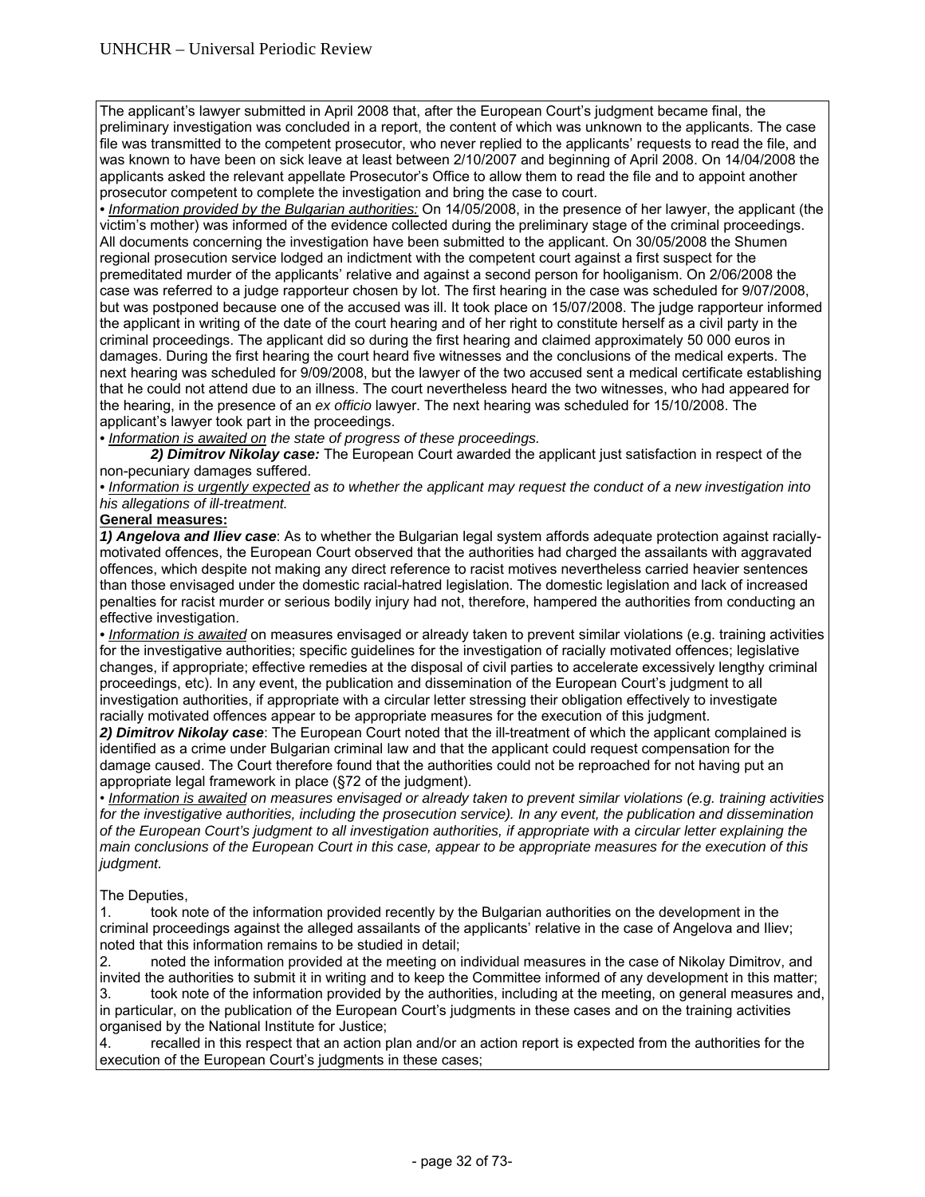The applicant's lawyer submitted in April 2008 that, after the European Court's judgment became final, the preliminary investigation was concluded in a report, the content of which was unknown to the applicants. The case file was transmitted to the competent prosecutor, who never replied to the applicants' requests to read the file, and was known to have been on sick leave at least between 2/10/2007 and beginning of April 2008. On 14/04/2008 the applicants asked the relevant appellate Prosecutor's Office to allow them to read the file and to appoint another prosecutor competent to complete the investigation and bring the case to court.

• *Information provided by the Bulgarian authorities:* On 14/05/2008, in the presence of her lawyer, the applicant (the victim's mother) was informed of the evidence collected during the preliminary stage of the criminal proceedings. All documents concerning the investigation have been submitted to the applicant. On 30/05/2008 the Shumen regional prosecution service lodged an indictment with the competent court against a first suspect for the premeditated murder of the applicants' relative and against a second person for hooliganism. On 2/06/2008 the case was referred to a judge rapporteur chosen by lot. The first hearing in the case was scheduled for 9/07/2008, but was postponed because one of the accused was ill. It took place on 15/07/2008. The judge rapporteur informed the applicant in writing of the date of the court hearing and of her right to constitute herself as a civil party in the criminal proceedings. The applicant did so during the first hearing and claimed approximately 50 000 euros in damages. During the first hearing the court heard five witnesses and the conclusions of the medical experts. The next hearing was scheduled for 9/09/2008, but the lawyer of the two accused sent a medical certificate establishing that he could not attend due to an illness. The court nevertheless heard the two witnesses, who had appeared for the hearing, in the presence of an *ex officio* lawyer. The next hearing was scheduled for 15/10/2008. The applicant's lawyer took part in the proceedings.

• *Information is awaited on the state of progress of these proceedings.*

***2) Dimitrov Nikolay case:*** The European Court awarded the applicant just satisfaction in respect of the non-pecuniary damages suffered.

• *Information is urgently expected as to whether the applicant may request the conduct of a new investigation into his allegations of ill-treatment.*

**General measures:**

***1) Angelova and Iliev case***: As to whether the Bulgarian legal system affords adequate protection against racially-motivated offences, the European Court observed that the authorities had charged the assailants with aggravated offences, which despite not making any direct reference to racist motives nevertheless carried heavier sentences than those envisaged under the domestic racial-hatred legislation. The domestic legislation and lack of increased penalties for racist murder or serious bodily injury had not, therefore, hampered the authorities from conducting an effective investigation.

• *Information is awaited* on measures envisaged or already taken to prevent similar violations (e.g. training activities for the investigative authorities; specific guidelines for the investigation of racially motivated offences; legislative changes, if appropriate; effective remedies at the disposal of civil parties to accelerate excessively lengthy criminal proceedings, etc). In any event, the publication and dissemination of the European Court's judgment to all investigation authorities, if appropriate with a circular letter stressing their obligation effectively to investigate racially motivated offences appear to be appropriate measures for the execution of this judgment.

***2) Dimitrov Nikolay case***: The European Court noted that the ill-treatment of which the applicant complained is identified as a crime under Bulgarian criminal law and that the applicant could request compensation for the damage caused. The Court therefore found that the authorities could not be reproached for not having put an appropriate legal framework in place (§72 of the judgment).

• *Information is awaited on measures envisaged or already taken to prevent similar violations (e.g. training activities for the investigative authorities, including the prosecution service). In any event, the publication and dissemination of the European Court's judgment to all investigation authorities, if appropriate with a circular letter explaining the main conclusions of the European Court in this case, appear to be appropriate measures for the execution of this judgment.*

The Deputies,

1. took note of the information provided recently by the Bulgarian authorities on the development in the criminal proceedings against the alleged assailants of the applicants' relative in the case of Angelova and Iliev; noted that this information remains to be studied in detail;
2. noted the information provided at the meeting on individual measures in the case of Nikolay Dimitrov, and invited the authorities to submit it in writing and to keep the Committee informed of any development in this matter;
3. took note of the information provided by the authorities, including at the meeting, on general measures and, in particular, on the publication of the European Court's judgments in these cases and on the training activities organised by the National Institute for Justice;
4. recalled in this respect that an action plan and/or an action report is expected from the authorities for the execution of the European Court's judgments in these cases;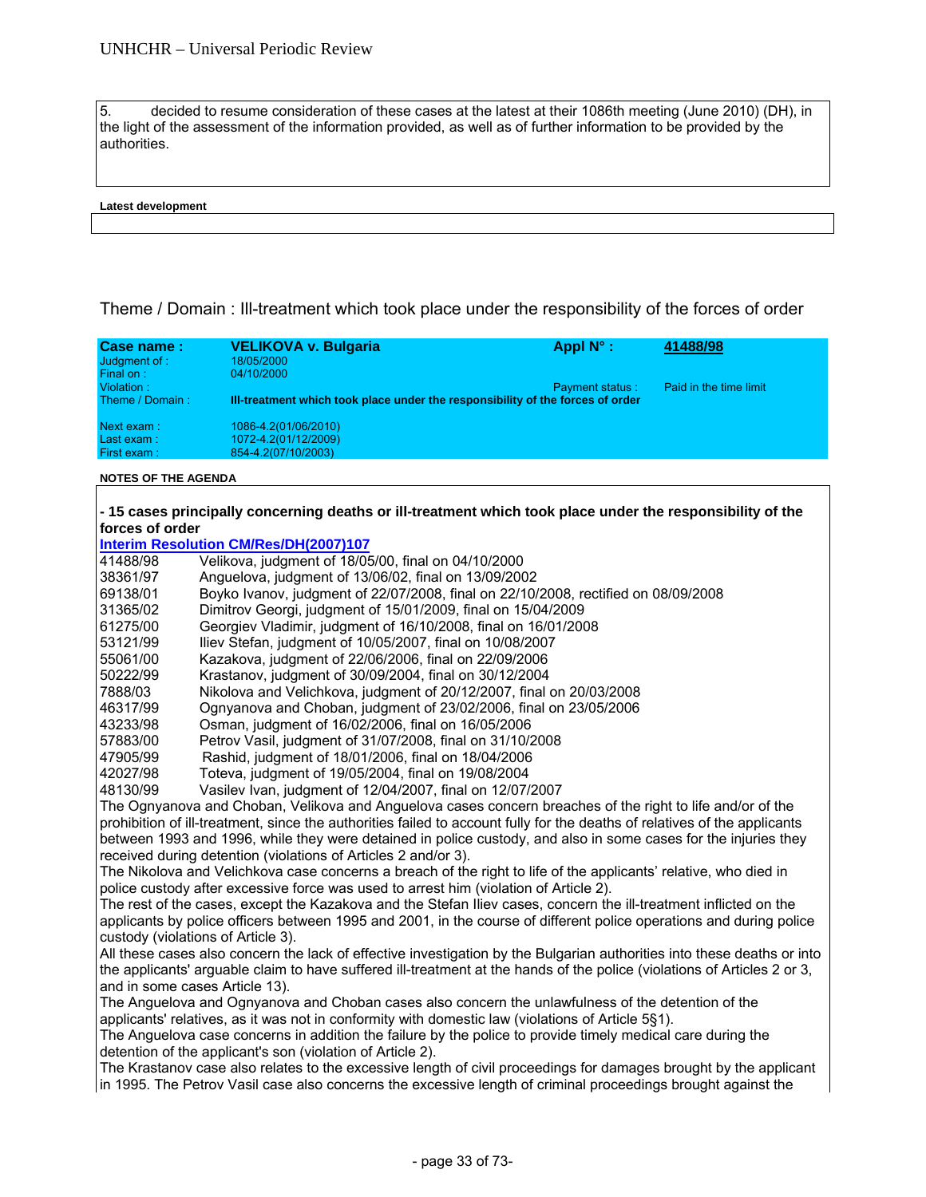5. decided to resume consideration of these cases at the latest at their 1086th meeting (June 2010) (DH), in the light of the assessment of the information provided, as well as of further information to be provided by the authorities.

**Latest development**

Theme / Domain : Ill-treatment which took place under the responsibility of the forces of order

| **Case name :** | **VELIKOVA v. Bulgaria** | **Appl N° :** | **41488/98** |
|---|---|---|---|
| Judgment of : | 18/05/2000 | | |
| Final on : | 04/10/2000 | | |
| Violation : | | Payment status : | Paid in the time limit |
| Theme / Domain : | **Ill-treatment which took place under the responsibility of the forces of order** | | |
| Next exam : | 1086-4.2(01/06/2010) | | |
| Last exam : | 1072-4.2(01/12/2009) | | |
| First exam : | 854-4.2(07/10/2003) | | |

**NOTES OF THE AGENDA**

**- 15 cases principally concerning deaths or ill-treatment which took place under the responsibility of the forces of order**

**Interim Resolution CM/Res/DH(2007)107**

| | |
|---|---|
| 41488/98 | Velikova, judgment of 18/05/00, final on 04/10/2000 |
| 38361/97 | Anguelova, judgment of 13/06/02, final on 13/09/2002 |
| 69138/01 | Boyko Ivanov, judgment of 22/07/2008, final on 22/10/2008, rectified on 08/09/2008 |
| 31365/02 | Dimitrov Georgi, judgment of 15/01/2009, final on 15/04/2009 |
| 61275/00 | Georgiev Vladimir, judgment of 16/10/2008, final on 16/01/2008 |
| 53121/99 | Iliev Stefan, judgment of 10/05/2007, final on 10/08/2007 |
| 55061/00 | Kazakova, judgment of 22/06/2006, final on 22/09/2006 |
| 50222/99 | Krastanov, judgment of 30/09/2004, final on 30/12/2004 |
| 7888/03 | Nikolova and Velichkova, judgment of 20/12/2007, final on 20/03/2008 |
| 46317/99 | Ognyanova and Choban, judgment of 23/02/2006, final on 23/05/2006 |
| 43233/98 | Osman, judgment of 16/02/2006, final on 16/05/2006 |
| 57883/00 | Petrov Vasil, judgment of 31/07/2008, final on 31/10/2008 |
| 47905/99 | Rashid, judgment of 18/01/2006, final on 18/04/2006 |
| 42027/98 | Toteva, judgment of 19/05/2004, final on 19/08/2004 |
| 48130/99 | Vasilev Ivan, judgment of 12/04/2007, final on 12/07/2007 |

The Ognyanova and Choban, Velikova and Anguelova cases concern breaches of the right to life and/or of the prohibition of ill-treatment, since the authorities failed to account fully for the deaths of relatives of the applicants between 1993 and 1996, while they were detained in police custody, and also in some cases for the injuries they received during detention (violations of Articles 2 and/or 3).

The Nikolova and Velichkova case concerns a breach of the right to life of the applicants' relative, who died in police custody after excessive force was used to arrest him (violation of Article 2).

The rest of the cases, except the Kazakova and the Stefan Iliev cases, concern the ill-treatment inflicted on the applicants by police officers between 1995 and 2001, in the course of different police operations and during police custody (violations of Article 3).

All these cases also concern the lack of effective investigation by the Bulgarian authorities into these deaths or into the applicants' arguable claim to have suffered ill-treatment at the hands of the police (violations of Articles 2 or 3, and in some cases Article 13).

The Anguelova and Ognyanova and Choban cases also concern the unlawfulness of the detention of the applicants' relatives, as it was not in conformity with domestic law (violations of Article 5§1).

The Anguelova case concerns in addition the failure by the police to provide timely medical care during the detention of the applicant's son (violation of Article 2).

The Krastanov case also relates to the excessive length of civil proceedings for damages brought by the applicant in 1995. The Petrov Vasil case also concerns the excessive length of criminal proceedings brought against the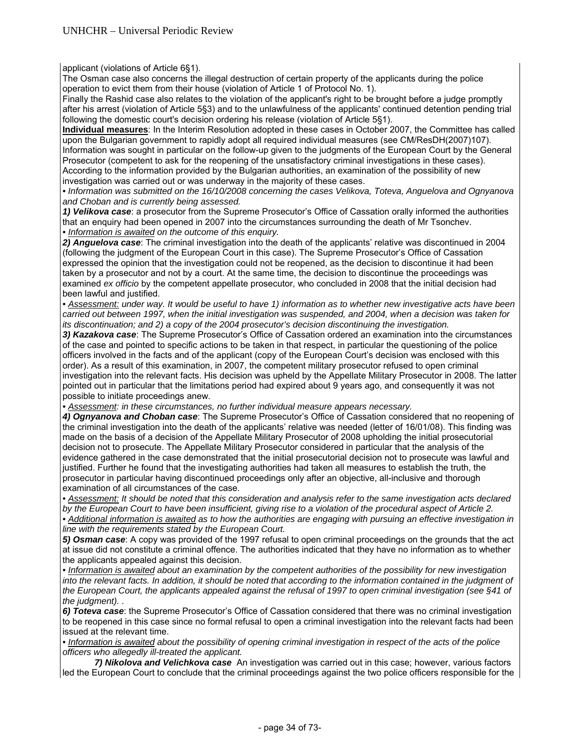applicant (violations of Article 6§1).

The Osman case also concerns the illegal destruction of certain property of the applicants during the police operation to evict them from their house (violation of Article 1 of Protocol No. 1).

Finally the Rashid case also relates to the violation of the applicant's right to be brought before a judge promptly after his arrest (violation of Article 5§3) and to the unlawfulness of the applicants' continued detention pending trial following the domestic court's decision ordering his release (violation of Article 5§1).

**Individual measures**: In the Interim Resolution adopted in these cases in October 2007, the Committee has called upon the Bulgarian government to rapidly adopt all required individual measures (see CM/ResDH(2007)107). Information was sought in particular on the follow-up given to the judgments of the European Court by the General Prosecutor (competent to ask for the reopening of the unsatisfactory criminal investigations in these cases). According to the information provided by the Bulgarian authorities, an examination of the possibility of new investigation was carried out or was underway in the majority of these cases.

*• Information was submitted on the 16/10/2008 concerning the cases Velikova, Toteva, Anguelova and Ognyanova and Choban and is currently being assessed.*

***1) Velikova case***: a prosecutor from the Supreme Prosecutor's Office of Cassation orally informed the authorities that an enquiry had been opened in 2007 into the circumstances surrounding the death of Mr Tsonchev.

*• Information is awaited on the outcome of this enquiry.*

***2) Anguelova case***: The criminal investigation into the death of the applicants' relative was discontinued in 2004 (following the judgment of the European Court in this case). The Supreme Prosecutor's Office of Cassation expressed the opinion that the investigation could not be reopened, as the decision to discontinue it had been taken by a prosecutor and not by a court. At the same time, the decision to discontinue the proceedings was examined *ex officio* by the competent appellate prosecutor, who concluded in 2008 that the initial decision had been lawful and justified.

*• Assessment: under way. It would be useful to have 1) information as to whether new investigative acts have been carried out between 1997, when the initial investigation was suspended, and 2004, when a decision was taken for its discontinuation; and 2) a copy of the 2004 prosecutor's decision discontinuing the investigation.*

***3) Kazakova case***: The Supreme Prosecutor's Office of Cassation ordered an examination into the circumstances of the case and pointed to specific actions to be taken in that respect, in particular the questioning of the police officers involved in the facts and of the applicant (copy of the European Court's decision was enclosed with this order). As a result of this examination, in 2007, the competent military prosecutor refused to open criminal investigation into the relevant facts. His decision was upheld by the Appellate Military Prosecutor in 2008. The latter pointed out in particular that the limitations period had expired about 9 years ago, and consequently it was not possible to initiate proceedings anew.

*• Assessment: in these circumstances, no further individual measure appears necessary.*

***4) Ognyanova and Choban case***: The Supreme Prosecutor's Office of Cassation considered that no reopening of the criminal investigation into the death of the applicants' relative was needed (letter of 16/01/08). This finding was made on the basis of a decision of the Appellate Military Prosecutor of 2008 upholding the initial prosecutorial decision not to prosecute. The Appellate Military Prosecutor considered in particular that the analysis of the evidence gathered in the case demonstrated that the initial prosecutorial decision not to prosecute was lawful and justified. Further he found that the investigating authorities had taken all measures to establish the truth, the prosecutor in particular having discontinued proceedings only after an objective, all-inclusive and thorough examination of all circumstances of the case.

*• Assessment: It should be noted that this consideration and analysis refer to the same investigation acts declared by the European Court to have been insufficient, giving rise to a violation of the procedural aspect of Article 2.*

*• Additional information is awaited as to how the authorities are engaging with pursuing an effective investigation in line with the requirements stated by the European Court.*

***5) Osman case***: A copy was provided of the 1997 refusal to open criminal proceedings on the grounds that the act at issue did not constitute a criminal offence. The authorities indicated that they have no information as to whether the applicants appealed against this decision.

*• Information is awaited about an examination by the competent authorities of the possibility for new investigation into the relevant facts. In addition, it should be noted that according to the information contained in the judgment of the European Court, the applicants appealed against the refusal of 1997 to open criminal investigation (see §41 of the judgment). .*

***6) Toteva case***: the Supreme Prosecutor's Office of Cassation considered that there was no criminal investigation to be reopened in this case since no formal refusal to open a criminal investigation into the relevant facts had been issued at the relevant time.

*• Information is awaited about the possibility of opening criminal investigation in respect of the acts of the police officers who allegedly ill-treated the applicant.*

***7) Nikolova and Velichkova case*** An investigation was carried out in this case; however, various factors led the European Court to conclude that the criminal proceedings against the two police officers responsible for the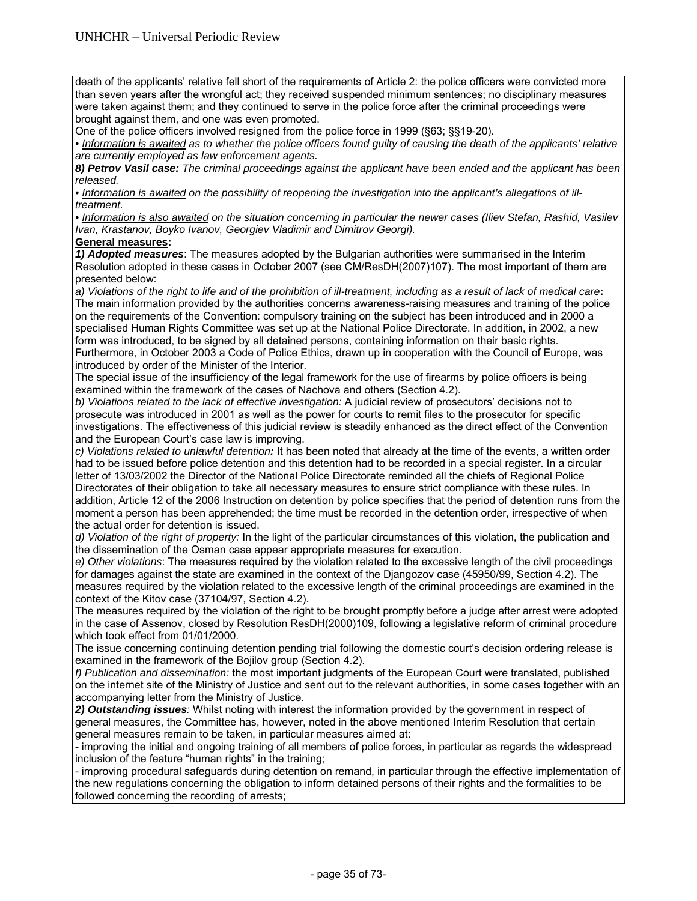death of the applicants' relative fell short of the requirements of Article 2: the police officers were convicted more than seven years after the wrongful act; they received suspended minimum sentences; no disciplinary measures were taken against them; and they continued to serve in the police force after the criminal proceedings were brought against them, and one was even promoted.

One of the police officers involved resigned from the police force in 1999 (§63; §§19-20).

• *Information is awaited as to whether the police officers found guilty of causing the death of the applicants' relative are currently employed as law enforcement agents.*

***8) Petrov Vasil case:*** *The criminal proceedings against the applicant have been ended and the applicant has been released.*

• *Information is awaited on the possibility of reopening the investigation into the applicant's allegations of ill-treatment.*

• *Information is also awaited on the situation concerning in particular the newer cases (Iliev Stefan, Rashid, Vasilev Ivan, Krastanov, Boyko Ivanov, Georgiev Vladimir and Dimitrov Georgi).*

**General measures:**

***1) Adopted measures***: The measures adopted by the Bulgarian authorities were summarised in the Interim Resolution adopted in these cases in October 2007 (see CM/ResDH(2007)107). The most important of them are presented below:

*a) Violations of the right to life and of the prohibition of ill-treatment, including as a result of lack of medical care***:** The main information provided by the authorities concerns awareness-raising measures and training of the police on the requirements of the Convention: compulsory training on the subject has been introduced and in 2000 a specialised Human Rights Committee was set up at the National Police Directorate. In addition, in 2002, a new form was introduced, to be signed by all detained persons, containing information on their basic rights.

Furthermore, in October 2003 a Code of Police Ethics, drawn up in cooperation with the Council of Europe, was introduced by order of the Minister of the Interior.

The special issue of the insufficiency of the legal framework for the use of firearms by police officers is being examined within the framework of the cases of Nachova and others (Section 4.2).

*b) Violations related to the lack of effective investigation:* A judicial review of prosecutors' decisions not to prosecute was introduced in 2001 as well as the power for courts to remit files to the prosecutor for specific investigations. The effectiveness of this judicial review is steadily enhanced as the direct effect of the Convention and the European Court's case law is improving.

*c) Violations related to unlawful detention**:*** It has been noted that already at the time of the events, a written order had to be issued before police detention and this detention had to be recorded in a special register. In a circular letter of 13/03/2002 the Director of the National Police Directorate reminded all the chiefs of Regional Police Directorates of their obligation to take all necessary measures to ensure strict compliance with these rules. In addition, Article 12 of the 2006 Instruction on detention by police specifies that the period of detention runs from the moment a person has been apprehended; the time must be recorded in the detention order, irrespective of when the actual order for detention is issued.

*d) Violation of the right of property:* In the light of the particular circumstances of this violation, the publication and the dissemination of the Osman case appear appropriate measures for execution.

*e) Other violations*: The measures required by the violation related to the excessive length of the civil proceedings for damages against the state are examined in the context of the Djangozov case (45950/99, Section 4.2). The measures required by the violation related to the excessive length of the criminal proceedings are examined in the context of the Kitov case (37104/97, Section 4.2).

The measures required by the violation of the right to be brought promptly before a judge after arrest were adopted in the case of Assenov, closed by Resolution ResDH(2000)109, following a legislative reform of criminal procedure which took effect from 01/01/2000.

The issue concerning continuing detention pending trial following the domestic court's decision ordering release is examined in the framework of the Bojilov group (Section 4.2).

*f) Publication and dissemination:* the most important judgments of the European Court were translated, published on the internet site of the Ministry of Justice and sent out to the relevant authorities, in some cases together with an accompanying letter from the Ministry of Justice.

***2) Outstanding issues****:* Whilst noting with interest the information provided by the government in respect of general measures, the Committee has, however, noted in the above mentioned Interim Resolution that certain general measures remain to be taken, in particular measures aimed at:

- improving the initial and ongoing training of all members of police forces, in particular as regards the widespread inclusion of the feature "human rights" in the training;
- improving procedural safeguards during detention on remand, in particular through the effective implementation of the new regulations concerning the obligation to inform detained persons of their rights and the formalities to be followed concerning the recording of arrests;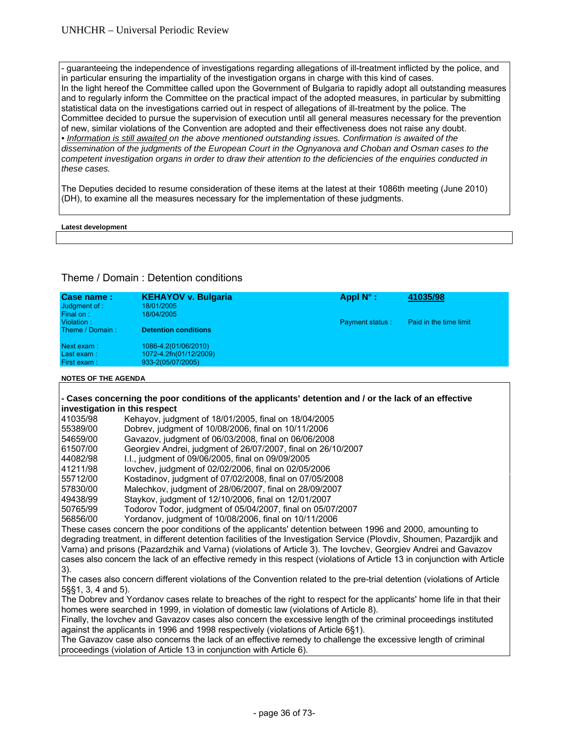- guaranteeing the independence of investigations regarding allegations of ill-treatment inflicted by the police, and in particular ensuring the impartiality of the investigation organs in charge with this kind of cases.

In the light hereof the Committee called upon the Government of Bulgaria to rapidly adopt all outstanding measures and to regularly inform the Committee on the practical impact of the adopted measures, in particular by submitting statistical data on the investigations carried out in respect of allegations of ill-treatment by the police. The Committee decided to pursue the supervision of execution until all general measures necessary for the prevention of new, similar violations of the Convention are adopted and their effectiveness does not raise any doubt.

• *Information is still awaited on the above mentioned outstanding issues. Confirmation is awaited of the dissemination of the judgments of the European Court in the Ognyanova and Choban and Osman cases to the competent investigation organs in order to draw their attention to the deficiencies of the enquiries conducted in these cases.*

The Deputies decided to resume consideration of these items at the latest at their 1086th meeting (June 2010) (DH), to examine all the measures necessary for the implementation of these judgments.

**Latest development**

## Theme / Domain : Detention conditions

| | | | |
|---|---|---|---|
| **Case name :** | **KEHAYOV v. Bulgaria** | **Appl N° :** | **41035/98** |
| Judgment of : | 18/01/2005 | | |
| Final on : | 18/04/2005 | | |
| Violation : | | Payment status : | Paid in the time limit |
| Theme / Domain : | **Detention conditions** | | |
| Next exam : | 1086-4.2(01/06/2010) | | |
| Last exam : | 1072-4.2fn(01/12/2009) | | |
| First exam : | 933-2(05/07/2005) | | |

**NOTES OF THE AGENDA**

**- Cases concerning the poor conditions of the applicants' detention and / or the lack of an effective investigation in this respect**

| | |
|---|---|
| 41035/98 | Kehayov, judgment of 18/01/2005, final on 18/04/2005 |
| 55389/00 | Dobrev, judgment of 10/08/2006, final on 10/11/2006 |
| 54659/00 | Gavazov, judgment of 06/03/2008, final on 06/06/2008 |
| 61507/00 | Georgiev Andrei, judgment of 26/07/2007, final on 26/10/2007 |
| 44082/98 | I.I., judgment of 09/06/2005, final on 09/09/2005 |
| 41211/98 | Iovchev, judgment of 02/02/2006, final on 02/05/2006 |
| 55712/00 | Kostadinov, judgment of 07/02/2008, final on 07/05/2008 |
| 57830/00 | Malechkov, judgment of 28/06/2007, final on 28/09/2007 |
| 49438/99 | Staykov, judgment of 12/10/2006, final on 12/01/2007 |
| 50765/99 | Todorov Todor, judgment of 05/04/2007, final on 05/07/2007 |
| 56856/00 | Yordanov, judgment of 10/08/2006, final on 10/11/2006 |

These cases concern the poor conditions of the applicants' detention between 1996 and 2000, amounting to degrading treatment, in different detention facilities of the Investigation Service (Plovdiv, Shoumen, Pazardjik and Varna) and prisons (Pazardzhik and Varna) (violations of Article 3). The Iovchev, Georgiev Andrei and Gavazov cases also concern the lack of an effective remedy in this respect (violations of Article 13 in conjunction with Article 3).

The cases also concern different violations of the Convention related to the pre-trial detention (violations of Article 5§§1, 3, 4 and 5).

The Dobrev and Yordanov cases relate to breaches of the right to respect for the applicants' home life in that their homes were searched in 1999, in violation of domestic law (violations of Article 8).

Finally, the Iovchev and Gavazov cases also concern the excessive length of the criminal proceedings instituted against the applicants in 1996 and 1998 respectively (violations of Article 6§1).

The Gavazov case also concerns the lack of an effective remedy to challenge the excessive length of criminal proceedings (violation of Article 13 in conjunction with Article 6).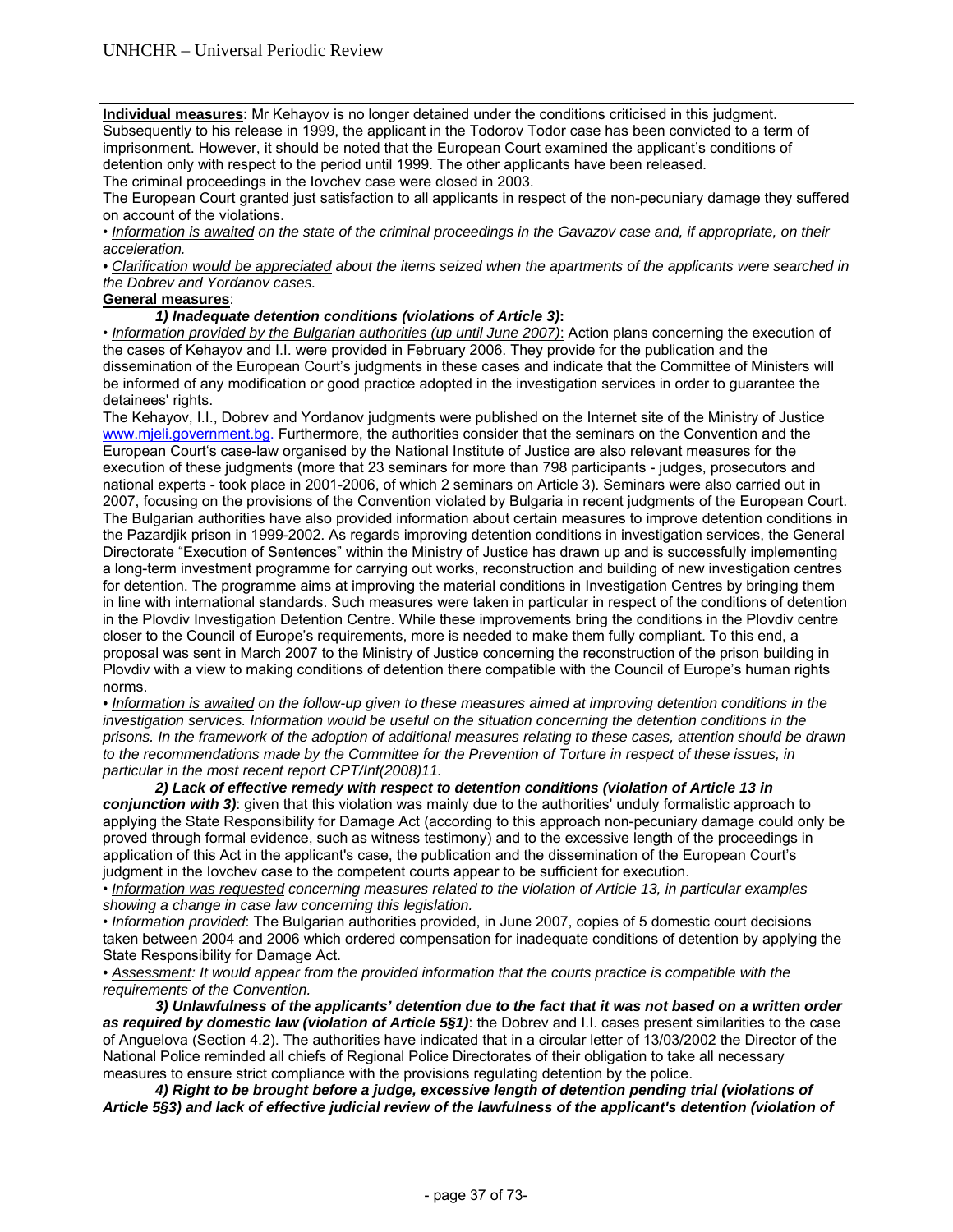**Individual measures**: Mr Kehayov is no longer detained under the conditions criticised in this judgment. Subsequently to his release in 1999, the applicant in the Todorov Todor case has been convicted to a term of imprisonment. However, it should be noted that the European Court examined the applicant's conditions of detention only with respect to the period until 1999. The other applicants have been released.
The criminal proceedings in the Iovchev case were closed in 2003.
The European Court granted just satisfaction to all applicants in respect of the non-pecuniary damage they suffered on account of the violations.

• *Information is awaited on the state of the criminal proceedings in the Gavazov case and, if appropriate, on their acceleration.*

• *Clarification would be appreciated about the items seized when the apartments of the applicants were searched in the Dobrev and Yordanov cases.*

**General measures**:

***1) Inadequate detention conditions (violations of Article 3)*:**

• *Information provided by the Bulgarian authorities (up until June 2007)*: Action plans concerning the execution of the cases of Kehayov and I.I. were provided in February 2006. They provide for the publication and the dissemination of the European Court's judgments in these cases and indicate that the Committee of Ministers will be informed of any modification or good practice adopted in the investigation services in order to guarantee the detainees' rights.

The Kehayov, I.I., Dobrev and Yordanov judgments were published on the Internet site of the Ministry of Justice www.mjeli.government.bg. Furthermore, the authorities consider that the seminars on the Convention and the European Court's case-law organised by the National Institute of Justice are also relevant measures for the execution of these judgments (more that 23 seminars for more than 798 participants - judges, prosecutors and national experts - took place in 2001-2006, of which 2 seminars on Article 3). Seminars were also carried out in 2007, focusing on the provisions of the Convention violated by Bulgaria in recent judgments of the European Court. The Bulgarian authorities have also provided information about certain measures to improve detention conditions in the Pazardjik prison in 1999-2002. As regards improving detention conditions in investigation services, the General Directorate "Execution of Sentences" within the Ministry of Justice has drawn up and is successfully implementing a long-term investment programme for carrying out works, reconstruction and building of new investigation centres for detention. The programme aims at improving the material conditions in Investigation Centres by bringing them in line with international standards. Such measures were taken in particular in respect of the conditions of detention in the Plovdiv Investigation Detention Centre. While these improvements bring the conditions in the Plovdiv centre closer to the Council of Europe's requirements, more is needed to make them fully compliant. To this end, a proposal was sent in March 2007 to the Ministry of Justice concerning the reconstruction of the prison building in Plovdiv with a view to making conditions of detention there compatible with the Council of Europe's human rights norms.

• *Information is awaited on the follow-up given to these measures aimed at improving detention conditions in the investigation services. Information would be useful on the situation concerning the detention conditions in the prisons. In the framework of the adoption of additional measures relating to these cases, attention should be drawn to the recommendations made by the Committee for the Prevention of Torture in respect of these issues, in particular in the most recent report CPT/Inf(2008)11.*

***2) Lack of effective remedy with respect to detention conditions (violation of Article 13 in conjunction with 3)***: given that this violation was mainly due to the authorities' unduly formalistic approach to applying the State Responsibility for Damage Act (according to this approach non-pecuniary damage could only be proved through formal evidence, such as witness testimony) and to the excessive length of the proceedings in application of this Act in the applicant's case, the publication and the dissemination of the European Court's judgment in the Iovchev case to the competent courts appear to be sufficient for execution.

• *Information was requested concerning measures related to the violation of Article 13, in particular examples showing a change in case law concerning this legislation.*

• *Information provided*: The Bulgarian authorities provided, in June 2007, copies of 5 domestic court decisions taken between 2004 and 2006 which ordered compensation for inadequate conditions of detention by applying the State Responsibility for Damage Act.

• *Assessment: It would appear from the provided information that the courts practice is compatible with the requirements of the Convention.*

***3) Unlawfulness of the applicants' detention due to the fact that it was not based on a written order as required by domestic law (violation of Article 5§1)***: the Dobrev and I.I. cases present similarities to the case of Anguelova (Section 4.2). The authorities have indicated that in a circular letter of 13/03/2002 the Director of the National Police reminded all chiefs of Regional Police Directorates of their obligation to take all necessary measures to ensure strict compliance with the provisions regulating detention by the police.

***4) Right to be brought before a judge, excessive length of detention pending trial (violations of Article 5§3) and lack of effective judicial review of the lawfulness of the applicant's detention (violation of***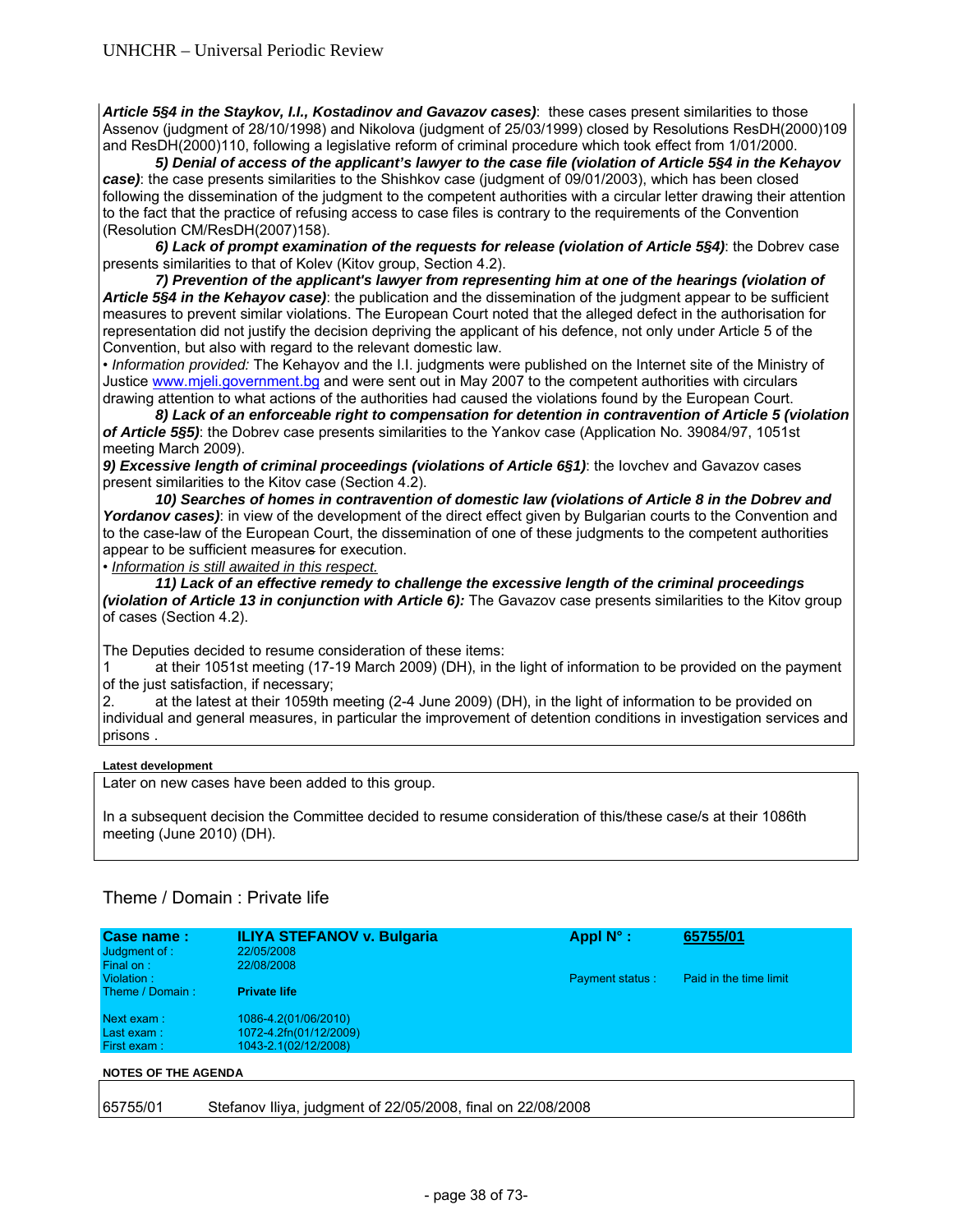***Article 5§4 in the Staykov, I.I., Kostadinov and Gavazov cases)***: these cases present similarities to those Assenov (judgment of 28/10/1998) and Nikolova (judgment of 25/03/1999) closed by Resolutions ResDH(2000)109 and ResDH(2000)110, following a legislative reform of criminal procedure which took effect from 1/01/2000.

***5) Denial of access of the applicant's lawyer to the case file (violation of Article 5§4 in the Kehayov case)***: the case presents similarities to the Shishkov case (judgment of 09/01/2003), which has been closed following the dissemination of the judgment to the competent authorities with a circular letter drawing their attention to the fact that the practice of refusing access to case files is contrary to the requirements of the Convention (Resolution CM/ResDH(2007)158).

***6) Lack of prompt examination of the requests for release (violation of Article 5§4)***: the Dobrev case presents similarities to that of Kolev (Kitov group, Section 4.2).

***7) Prevention of the applicant's lawyer from representing him at one of the hearings (violation of Article 5§4 in the Kehayov case)***: the publication and the dissemination of the judgment appear to be sufficient measures to prevent similar violations. The European Court noted that the alleged defect in the authorisation for representation did not justify the decision depriving the applicant of his defence, not only under Article 5 of the Convention, but also with regard to the relevant domestic law.

• *Information provided:* The Kehayov and the I.I. judgments were published on the Internet site of the Ministry of Justice www.mjeli.government.bg and were sent out in May 2007 to the competent authorities with circulars drawing attention to what actions of the authorities had caused the violations found by the European Court.

***8) Lack of an enforceable right to compensation for detention in contravention of Article 5 (violation of Article 5§5)***: the Dobrev case presents similarities to the Yankov case (Application No. 39084/97, 1051st meeting March 2009).

***9) Excessive length of criminal proceedings (violations of Article 6§1)***: the Iovchev and Gavazov cases present similarities to the Kitov case (Section 4.2).

***10) Searches of homes in contravention of domestic law (violations of Article 8 in the Dobrev and Yordanov cases)***: in view of the development of the direct effect given by Bulgarian courts to the Convention and to the case-law of the European Court, the dissemination of one of these judgments to the competent authorities appear to be sufficient measures for execution.

• *Information is still awaited in this respect.*

***11) Lack of an effective remedy to challenge the excessive length of the criminal proceedings (violation of Article 13 in conjunction with Article 6):*** The Gavazov case presents similarities to the Kitov group of cases (Section 4.2).

The Deputies decided to resume consideration of these items:

1 at their 1051st meeting (17-19 March 2009) (DH), in the light of information to be provided on the payment of the just satisfaction, if necessary;

2. at the latest at their 1059th meeting (2-4 June 2009) (DH), in the light of information to be provided on individual and general measures, in particular the improvement of detention conditions in investigation services and prisons .

**Latest development**

Later on new cases have been added to this group.

In a subsequent decision the Committee decided to resume consideration of this/these case/s at their 1086th meeting (June 2010) (DH).

## Theme / Domain : Private life

| **Case name :** | **ILIYA STEFANOV v. Bulgaria** | **Appl N° :** | **65755/01** |
|---|---|---|---|
| Judgment of : | 22/05/2008 | | |
| Final on : | 22/08/2008 | | |
| Violation : | | Payment status : | Paid in the time limit |
| Theme / Domain : | **Private life** | | |
| Next exam : | 1086-4.2(01/06/2010) | | |
| Last exam : | 1072-4.2fn(01/12/2009) | | |
| First exam : | 1043-2.1(02/12/2008) | | |

**NOTES OF THE AGENDA**

65755/01 Stefanov Iliya, judgment of 22/05/2008, final on 22/08/2008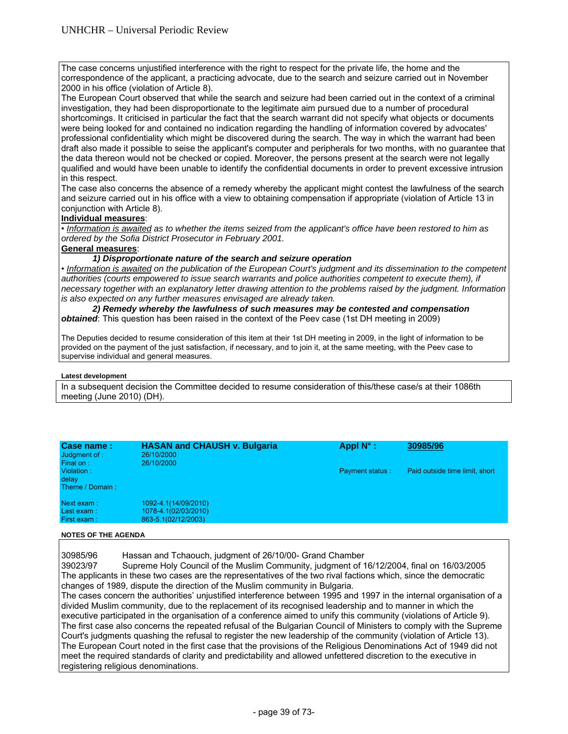The case concerns unjustified interference with the right to respect for the private life, the home and the correspondence of the applicant, a practicing advocate, due to the search and seizure carried out in November 2000 in his office (violation of Article 8).

The European Court observed that while the search and seizure had been carried out in the context of a criminal investigation, they had been disproportionate to the legitimate aim pursued due to a number of procedural shortcomings. It criticised in particular the fact that the search warrant did not specify what objects or documents were being looked for and contained no indication regarding the handling of information covered by advocates' professional confidentiality which might be discovered during the search. The way in which the warrant had been draft also made it possible to seise the applicant's computer and peripherals for two months, with no guarantee that the data thereon would not be checked or copied. Moreover, the persons present at the search were not legally qualified and would have been unable to identify the confidential documents in order to prevent excessive intrusion in this respect.

The case also concerns the absence of a remedy whereby the applicant might contest the lawfulness of the search and seizure carried out in his office with a view to obtaining compensation if appropriate (violation of Article 13 in conjunction with Article 8).

**Individual measures**:

• *Information is awaited as to whether the items seized from the applicant's office have been restored to him as ordered by the Sofia District Prosecutor in February 2001.*

**General measures**:

***1) Disproportionate nature of the search and seizure operation***

• *Information is awaited on the publication of the European Court's judgment and its dissemination to the competent authorities (courts empowered to issue search warrants and police authorities competent to execute them), if necessary together with an explanatory letter drawing attention to the problems raised by the judgment. Information is also expected on any further measures envisaged are already taken.*

***2) Remedy whereby the lawfulness of such measures may be contested and compensation obtained***: This question has been raised in the context of the Peev case (1st DH meeting in 2009)

The Deputies decided to resume consideration of this item at their 1st DH meeting in 2009, in the light of information to be provided on the payment of the just satisfaction, if necessary, and to join it, at the same meeting, with the Peev case to supervise individual and general measures.

**Latest development**

In a subsequent decision the Committee decided to resume consideration of this/these case/s at their 1086th meeting (June 2010) (DH).

| **Case name :** | **HASAN and CHAUSH v. Bulgaria** | **Appl N° :** | **30985/96** |
|---|---|---|---|
| Judgment of : | 26/10/2000 | | |
| Final on : | 26/10/2000 | | |
| Violation : | | Payment status : | Paid outside time limit, short delay |
| Theme / Domain : | | | |
| Next exam : | 1092-4.1(14/09/2010) | | |
| Last exam : | 1078-4.1(02/03/2010) | | |
| First exam : | 863-5.1(02/12/2003) | | |

**NOTES OF THE AGENDA**

30985/96 Hassan and Tchaouch, judgment of 26/10/00- Grand Chamber

39023/97 Supreme Holy Council of the Muslim Community, judgment of 16/12/2004, final on 16/03/2005

The applicants in these two cases are the representatives of the two rival factions which, since the democratic changes of 1989, dispute the direction of the Muslim community in Bulgaria.

The cases concern the authorities' unjustified interference between 1995 and 1997 in the internal organisation of a divided Muslim community, due to the replacement of its recognised leadership and to manner in which the executive participated in the organisation of a conference aimed to unify this community (violations of Article 9).

The first case also concerns the repeated refusal of the Bulgarian Council of Ministers to comply with the Supreme Court's judgments quashing the refusal to register the new leadership of the community (violation of Article 13).

The European Court noted in the first case that the provisions of the Religious Denominations Act of 1949 did not meet the required standards of clarity and predictability and allowed unfettered discretion to the executive in registering religious denominations.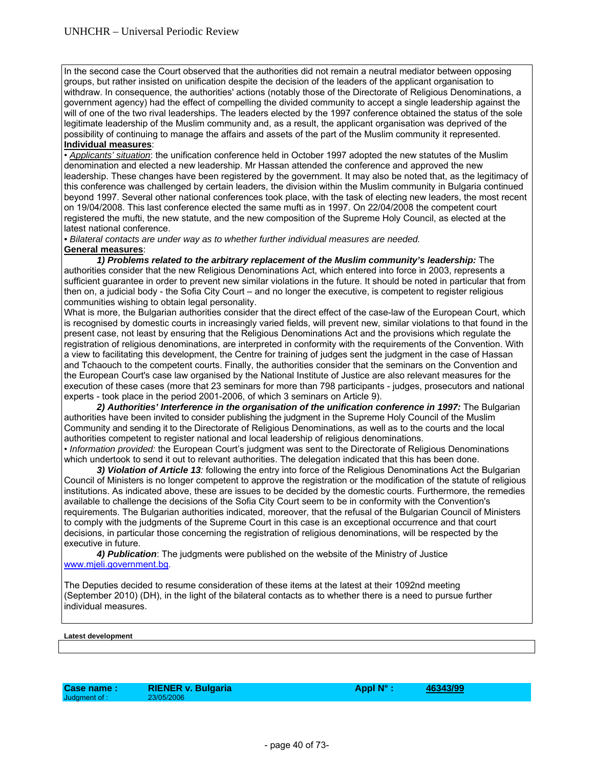In the second case the Court observed that the authorities did not remain a neutral mediator between opposing groups, but rather insisted on unification despite the decision of the leaders of the applicant organisation to withdraw. In consequence, the authorities' actions (notably those of the Directorate of Religious Denominations, a government agency) had the effect of compelling the divided community to accept a single leadership against the will of one of the two rival leaderships. The leaders elected by the 1997 conference obtained the status of the sole legitimate leadership of the Muslim community and, as a result, the applicant organisation was deprived of the possibility of continuing to manage the affairs and assets of the part of the Muslim community it represented.

**Individual measures**:

• *Applicants' situation*: the unification conference held in October 1997 adopted the new statutes of the Muslim denomination and elected a new leadership. Mr Hassan attended the conference and approved the new leadership. These changes have been registered by the government. It may also be noted that, as the legitimacy of this conference was challenged by certain leaders, the division within the Muslim community in Bulgaria continued beyond 1997. Several other national conferences took place, with the task of electing new leaders, the most recent on 19/04/2008. This last conference elected the same mufti as in 1997. On 22/04/2008 the competent court registered the mufti, the new statute, and the new composition of the Supreme Holy Council, as elected at the latest national conference.

• *Bilateral contacts are under way as to whether further individual measures are needed.*

**General measures**:

***1) Problems related to the arbitrary replacement of the Muslim community's leadership:*** The authorities consider that the new Religious Denominations Act, which entered into force in 2003, represents a sufficient guarantee in order to prevent new similar violations in the future. It should be noted in particular that from then on, a judicial body - the Sofia City Court – and no longer the executive, is competent to register religious communities wishing to obtain legal personality.

What is more, the Bulgarian authorities consider that the direct effect of the case-law of the European Court, which is recognised by domestic courts in increasingly varied fields, will prevent new, similar violations to that found in the present case, not least by ensuring that the Religious Denominations Act and the provisions which regulate the registration of religious denominations, are interpreted in conformity with the requirements of the Convention. With a view to facilitating this development, the Centre for training of judges sent the judgment in the case of Hassan and Tchaouch to the competent courts. Finally, the authorities consider that the seminars on the Convention and the European Court's case law organised by the National Institute of Justice are also relevant measures for the execution of these cases (more that 23 seminars for more than 798 participants - judges, prosecutors and national experts - took place in the period 2001-2006, of which 3 seminars on Article 9).

***2) Authorities' Interference in the organisation of the unification conference in 1997:*** The Bulgarian authorities have been invited to consider publishing the judgment in the Supreme Holy Council of the Muslim Community and sending it to the Directorate of Religious Denominations, as well as to the courts and the local authorities competent to register national and local leadership of religious denominations.

• *Information provided:* the European Court's judgment was sent to the Directorate of Religious Denominations which undertook to send it out to relevant authorities. The delegation indicated that this has been done.

***3) Violation of Article 13****:* following the entry into force of the Religious Denominations Act the Bulgarian Council of Ministers is no longer competent to approve the registration or the modification of the statute of religious institutions. As indicated above, these are issues to be decided by the domestic courts. Furthermore, the remedies available to challenge the decisions of the Sofia City Court seem to be in conformity with the Convention's requirements. The Bulgarian authorities indicated, moreover, that the refusal of the Bulgarian Council of Ministers to comply with the judgments of the Supreme Court in this case is an exceptional occurrence and that court decisions, in particular those concerning the registration of religious denominations, will be respected by the executive in future.

***4) Publication***: The judgments were published on the website of the Ministry of Justice www.mjeli.government.bg.

The Deputies decided to resume consideration of these items at the latest at their 1092nd meeting (September 2010) (DH), in the light of the bilateral contacts as to whether there is a need to pursue further individual measures.

**Latest development**

| Case name : | RIENER v. Bulgaria | Appl N° : | 46343/99 |
|---|---|---|---|
| Judgment of : | 23/05/2006 | | |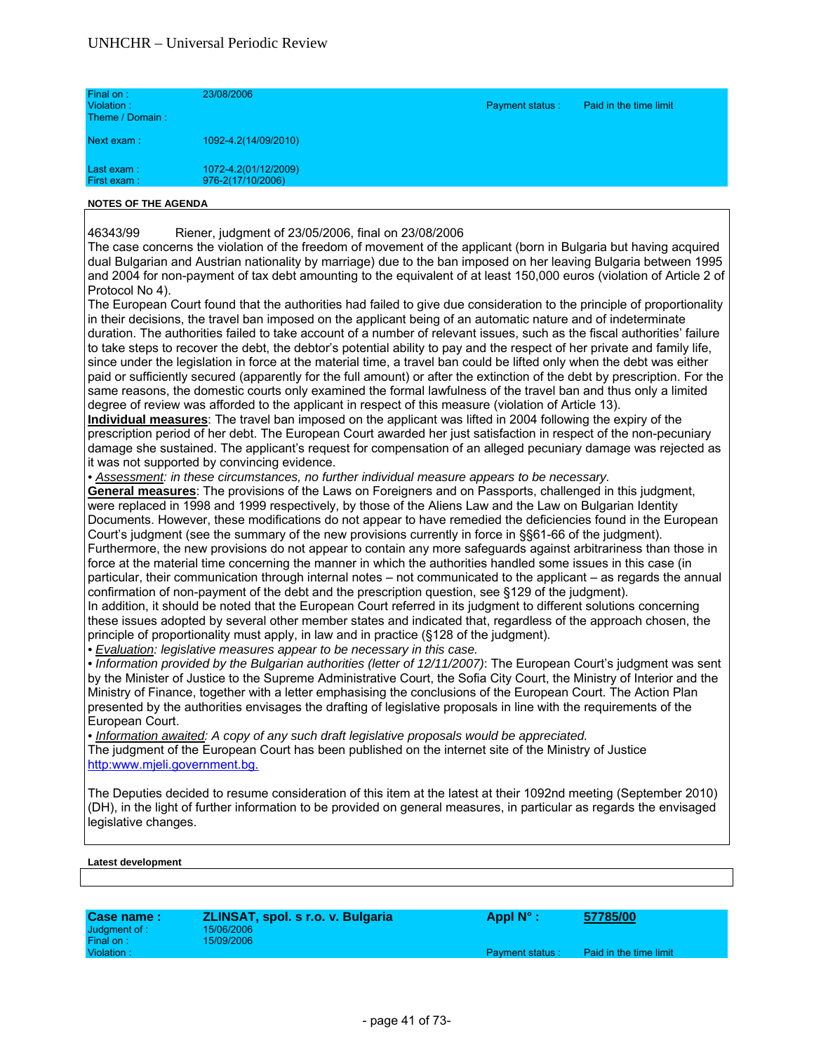| | | | |
|---|---|---|---|
| Final on : | 23/08/2006 | | |
| Violation : | | Payment status : | Paid in the time limit |
| Theme / Domain : | | | |
| Next exam : | 1092-4.2(14/09/2010) | | |
| Last exam : | 1072-4.2(01/12/2009) | | |
| First exam : | 976-2(17/10/2006) | | |

**NOTES OF THE AGENDA**

46343/99 Riener, judgment of 23/05/2006, final on 23/08/2006

The case concerns the violation of the freedom of movement of the applicant (born in Bulgaria but having acquired dual Bulgarian and Austrian nationality by marriage) due to the ban imposed on her leaving Bulgaria between 1995 and 2004 for non-payment of tax debt amounting to the equivalent of at least 150,000 euros (violation of Article 2 of Protocol No 4).

The European Court found that the authorities had failed to give due consideration to the principle of proportionality in their decisions, the travel ban imposed on the applicant being of an automatic nature and of indeterminate duration. The authorities failed to take account of a number of relevant issues, such as the fiscal authorities' failure to take steps to recover the debt, the debtor's potential ability to pay and the respect of her private and family life, since under the legislation in force at the material time, a travel ban could be lifted only when the debt was either paid or sufficiently secured (apparently for the full amount) or after the extinction of the debt by prescription. For the same reasons, the domestic courts only examined the formal lawfulness of the travel ban and thus only a limited degree of review was afforded to the applicant in respect of this measure (violation of Article 13).

**Individual measures**: The travel ban imposed on the applicant was lifted in 2004 following the expiry of the prescription period of her debt. The European Court awarded her just satisfaction in respect of the non-pecuniary damage she sustained. The applicant's request for compensation of an alleged pecuniary damage was rejected as it was not supported by convincing evidence.

• *Assessment: in these circumstances, no further individual measure appears to be necessary.*

**General measures**: The provisions of the Laws on Foreigners and on Passports, challenged in this judgment, were replaced in 1998 and 1999 respectively, by those of the Aliens Law and the Law on Bulgarian Identity Documents. However, these modifications do not appear to have remedied the deficiencies found in the European Court's judgment (see the summary of the new provisions currently in force in §§61-66 of the judgment).

Furthermore, the new provisions do not appear to contain any more safeguards against arbitrariness than those in force at the material time concerning the manner in which the authorities handled some issues in this case (in particular, their communication through internal notes – not communicated to the applicant – as regards the annual confirmation of non-payment of the debt and the prescription question, see §129 of the judgment).

In addition, it should be noted that the European Court referred in its judgment to different solutions concerning these issues adopted by several other member states and indicated that, regardless of the approach chosen, the principle of proportionality must apply, in law and in practice (§128 of the judgment).

• *Evaluation: legislative measures appear to be necessary in this case.*

• *Information provided by the Bulgarian authorities (letter of 12/11/2007)*: The European Court's judgment was sent by the Minister of Justice to the Supreme Administrative Court, the Sofia City Court, the Ministry of Interior and the Ministry of Finance, together with a letter emphasising the conclusions of the European Court. The Action Plan presented by the authorities envisages the drafting of legislative proposals in line with the requirements of the European Court.

• *Information awaited: A copy of any such draft legislative proposals would be appreciated.*

The judgment of the European Court has been published on the internet site of the Ministry of Justice http:www.mjeli.government.bg.

The Deputies decided to resume consideration of this item at the latest at their 1092nd meeting (September 2010) (DH), in the light of further information to be provided on general measures, in particular as regards the envisaged legislative changes.

**Latest development**

| | | | |
|---|---|---|---|
| **Case name :** | **ZLINSAT, spol. s r.o. v. Bulgaria** | **Appl N° :** | **57785/00** |
| Judgment of : | 15/06/2006 | | |
| Final on : | 15/09/2006 | | |
| Violation : | | Payment status : | Paid in the time limit |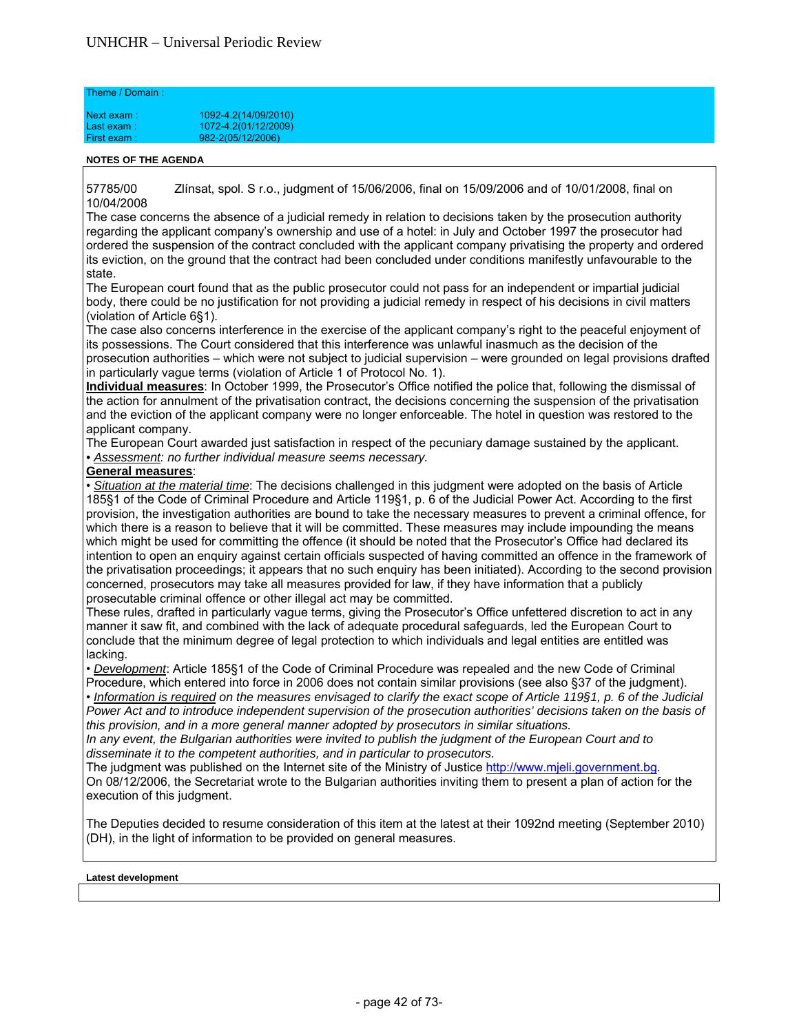Theme / Domain :

| | |
|---|---|
| Next exam : | 1092-4.2(14/09/2010) |
| Last exam : | 1072-4.2(01/12/2009) |
| First exam : | 982-2(05/12/2006) |

**NOTES OF THE AGENDA**

57785/00 Zlínsat, spol. S r.o., judgment of 15/06/2006, final on 15/09/2006 and of 10/01/2008, final on 10/04/2008

The case concerns the absence of a judicial remedy in relation to decisions taken by the prosecution authority regarding the applicant company's ownership and use of a hotel: in July and October 1997 the prosecutor had ordered the suspension of the contract concluded with the applicant company privatising the property and ordered its eviction, on the ground that the contract had been concluded under conditions manifestly unfavourable to the state.

The European court found that as the public prosecutor could not pass for an independent or impartial judicial body, there could be no justification for not providing a judicial remedy in respect of his decisions in civil matters (violation of Article 6§1).

The case also concerns interference in the exercise of the applicant company's right to the peaceful enjoyment of its possessions. The Court considered that this interference was unlawful inasmuch as the decision of the prosecution authorities – which were not subject to judicial supervision – were grounded on legal provisions drafted in particularly vague terms (violation of Article 1 of Protocol No. 1).

**Individual measures**: In October 1999, the Prosecutor's Office notified the police that, following the dismissal of the action for annulment of the privatisation contract, the decisions concerning the suspension of the privatisation and the eviction of the applicant company were no longer enforceable. The hotel in question was restored to the applicant company.

The European Court awarded just satisfaction in respect of the pecuniary damage sustained by the applicant.

• *Assessment: no further individual measure seems necessary.*

**General measures**:

• *Situation at the material time*: The decisions challenged in this judgment were adopted on the basis of Article 185§1 of the Code of Criminal Procedure and Article 119§1, p. 6 of the Judicial Power Act. According to the first provision, the investigation authorities are bound to take the necessary measures to prevent a criminal offence, for which there is a reason to believe that it will be committed. These measures may include impounding the means which might be used for committing the offence (it should be noted that the Prosecutor's Office had declared its intention to open an enquiry against certain officials suspected of having committed an offence in the framework of the privatisation proceedings; it appears that no such enquiry has been initiated). According to the second provision concerned, prosecutors may take all measures provided for law, if they have information that a publicly prosecutable criminal offence or other illegal act may be committed.

These rules, drafted in particularly vague terms, giving the Prosecutor's Office unfettered discretion to act in any manner it saw fit, and combined with the lack of adequate procedural safeguards, led the European Court to conclude that the minimum degree of legal protection to which individuals and legal entities are entitled was lacking.

• *Development*: Article 185§1 of the Code of Criminal Procedure was repealed and the new Code of Criminal Procedure, which entered into force in 2006 does not contain similar provisions (see also §37 of the judgment).

• *Information is required on the measures envisaged to clarify the exact scope of Article 119§1, p. 6 of the Judicial Power Act and to introduce independent supervision of the prosecution authorities' decisions taken on the basis of this provision, and in a more general manner adopted by prosecutors in similar situations.*

*In any event, the Bulgarian authorities were invited to publish the judgment of the European Court and to disseminate it to the competent authorities, and in particular to prosecutors.*

The judgment was published on the Internet site of the Ministry of Justice http://www.mjeli.government.bg.

On 08/12/2006, the Secretariat wrote to the Bulgarian authorities inviting them to present a plan of action for the execution of this judgment.

The Deputies decided to resume consideration of this item at the latest at their 1092nd meeting (September 2010) (DH), in the light of information to be provided on general measures.

**Latest development**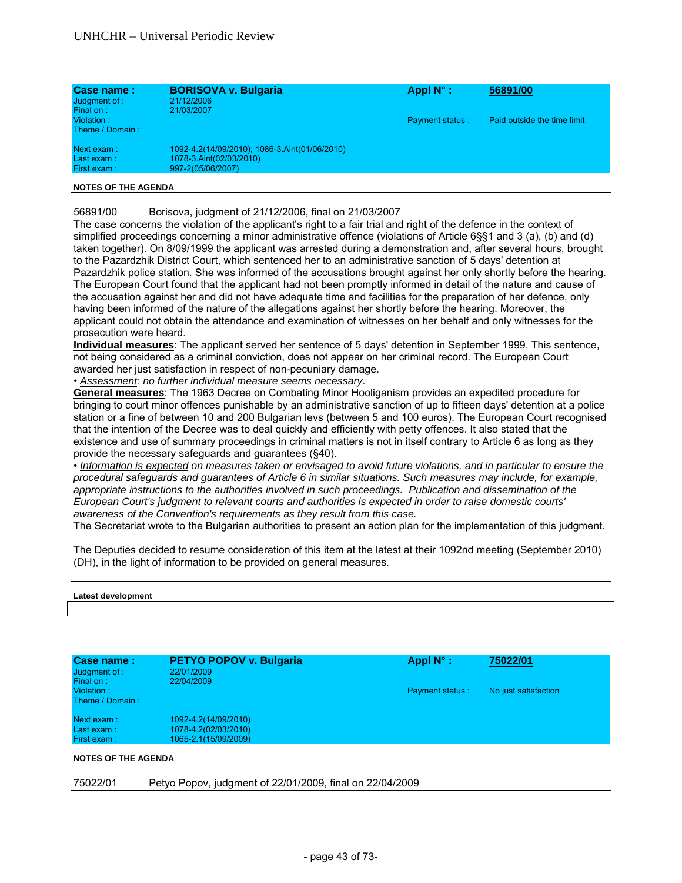| **Case name :** | **BORISOVA v. Bulgaria** | **Appl N° :** | **56891/00** |
|---|---|---|---|
| Judgment of : | 21/12/2006 | | |
| Final on : | 21/03/2007 | | |
| Violation : | | Payment status : | Paid outside the time limit |
| Theme / Domain : | | | |
| Next exam : | 1092-4.2(14/09/2010); 1086-3.Aint(01/06/2010) | | |
| Last exam : | 1078-3.Aint(02/03/2010) | | |
| First exam : | 997-2(05/06/2007) | | |

**NOTES OF THE AGENDA**

56891/00 Borisova, judgment of 21/12/2006, final on 21/03/2007

The case concerns the violation of the applicant's right to a fair trial and right of the defence in the context of simplified proceedings concerning a minor administrative offence (violations of Article 6§§1 and 3 (a), (b) and (d) taken together). On 8/09/1999 the applicant was arrested during a demonstration and, after several hours, brought to the Pazardzhik District Court, which sentenced her to an administrative sanction of 5 days' detention at Pazardzhik police station. She was informed of the accusations brought against her only shortly before the hearing. The European Court found that the applicant had not been promptly informed in detail of the nature and cause of the accusation against her and did not have adequate time and facilities for the preparation of her defence, only having been informed of the nature of the allegations against her shortly before the hearing. Moreover, the applicant could not obtain the attendance and examination of witnesses on her behalf and only witnesses for the prosecution were heard.

**Individual measures**: The applicant served her sentence of 5 days' detention in September 1999. This sentence, not being considered as a criminal conviction, does not appear on her criminal record. The European Court awarded her just satisfaction in respect of non-pecuniary damage.

• *Assessment: no further individual measure seems necessary.*

**General measures**: The 1963 Decree on Combating Minor Hooliganism provides an expedited procedure for bringing to court minor offences punishable by an administrative sanction of up to fifteen days' detention at a police station or a fine of between 10 and 200 Bulgarian levs (between 5 and 100 euros). The European Court recognised that the intention of the Decree was to deal quickly and efficiently with petty offences. It also stated that the existence and use of summary proceedings in criminal matters is not in itself contrary to Article 6 as long as they provide the necessary safeguards and guarantees (§40).

• *Information is expected on measures taken or envisaged to avoid future violations, and in particular to ensure the procedural safeguards and guarantees of Article 6 in similar situations. Such measures may include, for example, appropriate instructions to the authorities involved in such proceedings. Publication and dissemination of the European Court's judgment to relevant courts and authorities is expected in order to raise domestic courts' awareness of the Convention's requirements as they result from this case.*

The Secretariat wrote to the Bulgarian authorities to present an action plan for the implementation of this judgment.

The Deputies decided to resume consideration of this item at the latest at their 1092nd meeting (September 2010) (DH), in the light of information to be provided on general measures.

**Latest development**

| **Case name :** | **PETYO POPOV v. Bulgaria** | **Appl N° :** | **75022/01** |
|---|---|---|---|
| Judgment of : | 22/01/2009 | | |
| Final on : | 22/04/2009 | | |
| Violation : | | Payment status : | No just satisfaction |
| Theme / Domain : | | | |
| Next exam : | 1092-4.2(14/09/2010) | | |
| Last exam : | 1078-4.2(02/03/2010) | | |
| First exam : | 1065-2.1(15/09/2009) | | |

**NOTES OF THE AGENDA**

75022/01 Petyo Popov, judgment of 22/01/2009, final on 22/04/2009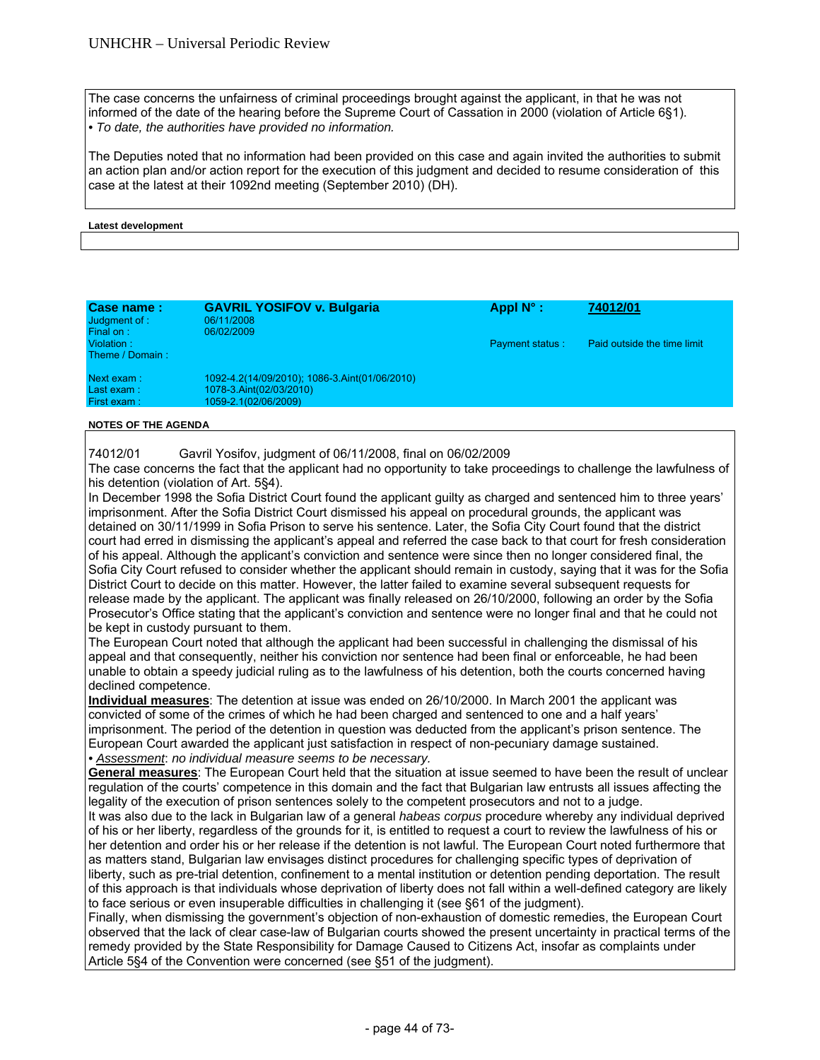The case concerns the unfairness of criminal proceedings brought against the applicant, in that he was not informed of the date of the hearing before the Supreme Court of Cassation in 2000 (violation of Article 6§1).
• *To date, the authorities have provided no information.*

The Deputies noted that no information had been provided on this case and again invited the authorities to submit an action plan and/or action report for the execution of this judgment and decided to resume consideration of this case at the latest at their 1092nd meeting (September 2010) (DH).

**Latest development**

| **Case name :** | **GAVRIL YOSIFOV v. Bulgaria** | **Appl N° :** | **74012/01** |
|---|---|---|---|
| Judgment of : | 06/11/2008 | | |
| Final on : | 06/02/2009 | | |
| Violation : | | Payment status : | Paid outside the time limit |
| Theme / Domain : | | | |
| Next exam : | 1092-4.2(14/09/2010); 1086-3.Aint(01/06/2010) | | |
| Last exam : | 1078-3.Aint(02/03/2010) | | |
| First exam : | 1059-2.1(02/06/2009) | | |

**NOTES OF THE AGENDA**

74012/01 Gavril Yosifov, judgment of 06/11/2008, final on 06/02/2009

The case concerns the fact that the applicant had no opportunity to take proceedings to challenge the lawfulness of his detention (violation of Art. 5§4).

In December 1998 the Sofia District Court found the applicant guilty as charged and sentenced him to three years' imprisonment. After the Sofia District Court dismissed his appeal on procedural grounds, the applicant was detained on 30/11/1999 in Sofia Prison to serve his sentence. Later, the Sofia City Court found that the district court had erred in dismissing the applicant's appeal and referred the case back to that court for fresh consideration of his appeal. Although the applicant's conviction and sentence were since then no longer considered final, the Sofia City Court refused to consider whether the applicant should remain in custody, saying that it was for the Sofia District Court to decide on this matter. However, the latter failed to examine several subsequent requests for release made by the applicant. The applicant was finally released on 26/10/2000, following an order by the Sofia Prosecutor's Office stating that the applicant's conviction and sentence were no longer final and that he could not be kept in custody pursuant to them.

The European Court noted that although the applicant had been successful in challenging the dismissal of his appeal and that consequently, neither his conviction nor sentence had been final or enforceable, he had been unable to obtain a speedy judicial ruling as to the lawfulness of his detention, both the courts concerned having declined competence.

**Individual measures**: The detention at issue was ended on 26/10/2000. In March 2001 the applicant was convicted of some of the crimes of which he had been charged and sentenced to one and a half years' imprisonment. The period of the detention in question was deducted from the applicant's prison sentence. The European Court awarded the applicant just satisfaction in respect of non-pecuniary damage sustained.
• *Assessment: no individual measure seems to be necessary.*

**General measures**: The European Court held that the situation at issue seemed to have been the result of unclear regulation of the courts' competence in this domain and the fact that Bulgarian law entrusts all issues affecting the legality of the execution of prison sentences solely to the competent prosecutors and not to a judge.

It was also due to the lack in Bulgarian law of a general *habeas corpus* procedure whereby any individual deprived of his or her liberty, regardless of the grounds for it, is entitled to request a court to review the lawfulness of his or her detention and order his or her release if the detention is not lawful. The European Court noted furthermore that as matters stand, Bulgarian law envisages distinct procedures for challenging specific types of deprivation of liberty, such as pre-trial detention, confinement to a mental institution or detention pending deportation. The result of this approach is that individuals whose deprivation of liberty does not fall within a well-defined category are likely to face serious or even insuperable difficulties in challenging it (see §61 of the judgment).

Finally, when dismissing the government's objection of non-exhaustion of domestic remedies, the European Court observed that the lack of clear case-law of Bulgarian courts showed the present uncertainty in practical terms of the remedy provided by the State Responsibility for Damage Caused to Citizens Act, insofar as complaints under Article 5§4 of the Convention were concerned (see §51 of the judgment).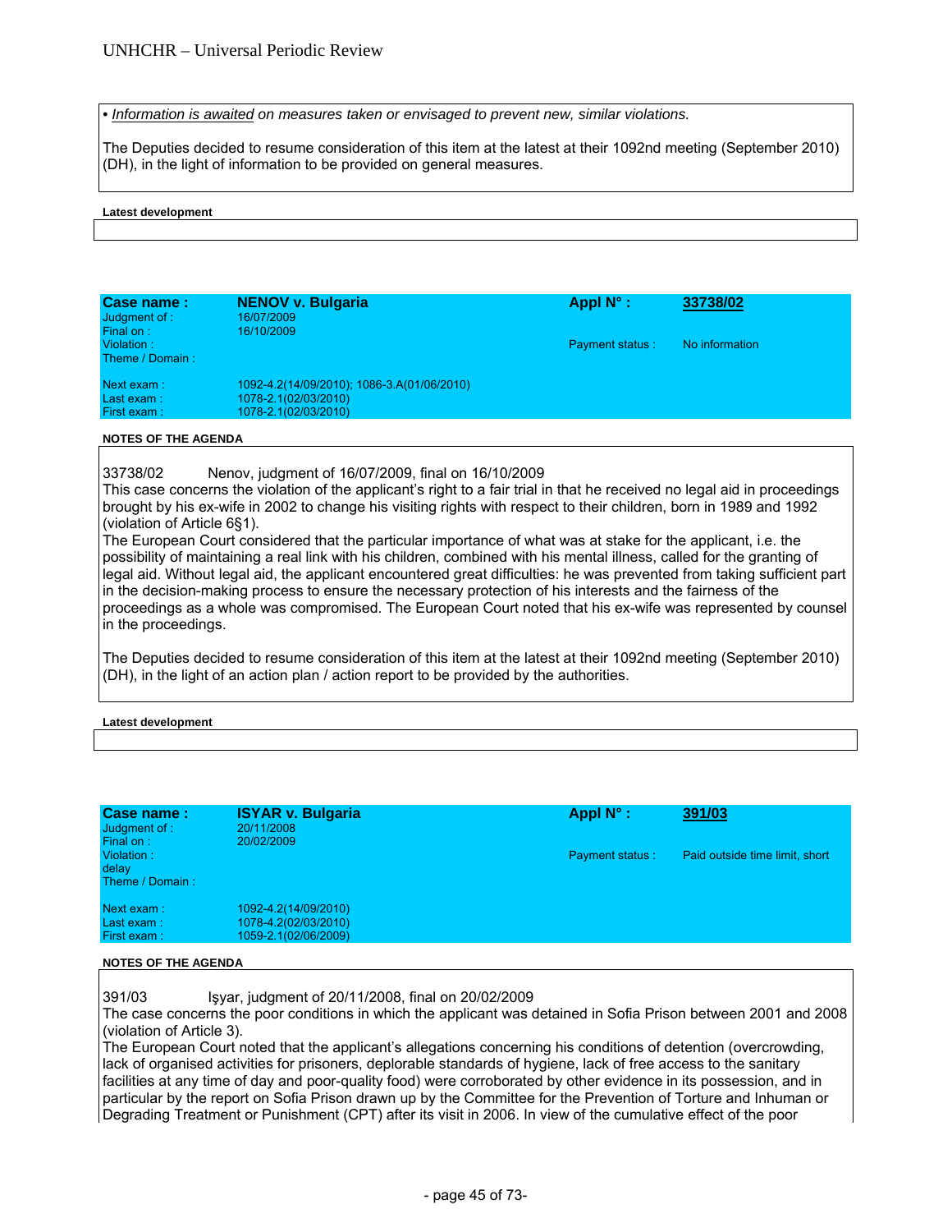• *Information is awaited* on measures taken or envisaged to prevent new, similar violations.

The Deputies decided to resume consideration of this item at the latest at their 1092nd meeting (September 2010) (DH), in the light of information to be provided on general measures.

**Latest development**

| **Case name :** | **NENOV v. Bulgaria** | **Appl N° :** | **33738/02** |
|---|---|---|---|
| Judgment of : | 16/07/2009 | | |
| Final on : | 16/10/2009 | | |
| Violation : | | Payment status : | No information |
| Theme / Domain : | | | |
| Next exam : | 1092-4.2(14/09/2010); 1086-3.A(01/06/2010) | | |
| Last exam : | 1078-2.1(02/03/2010) | | |
| First exam : | 1078-2.1(02/03/2010) | | |

**NOTES OF THE AGENDA**

33738/02 Nenov, judgment of 16/07/2009, final on 16/10/2009

This case concerns the violation of the applicant's right to a fair trial in that he received no legal aid in proceedings brought by his ex-wife in 2002 to change his visiting rights with respect to their children, born in 1989 and 1992 (violation of Article 6§1).

The European Court considered that the particular importance of what was at stake for the applicant, i.e. the possibility of maintaining a real link with his children, combined with his mental illness, called for the granting of legal aid. Without legal aid, the applicant encountered great difficulties: he was prevented from taking sufficient part in the decision-making process to ensure the necessary protection of his interests and the fairness of the proceedings as a whole was compromised. The European Court noted that his ex-wife was represented by counsel in the proceedings.

The Deputies decided to resume consideration of this item at the latest at their 1092nd meeting (September 2010) (DH), in the light of an action plan / action report to be provided by the authorities.

**Latest development**

| **Case name :** | **ISYAR v. Bulgaria** | **Appl N° :** | **391/03** |
|---|---|---|---|
| Judgment of : | 20/11/2008 | | |
| Final on : | 20/02/2009 | | |
| Violation : | | Payment status : | Paid outside time limit, short delay |
| Theme / Domain : | | | |
| Next exam : | 1092-4.2(14/09/2010) | | |
| Last exam : | 1078-4.2(02/03/2010) | | |
| First exam : | 1059-2.1(02/06/2009) | | |

**NOTES OF THE AGENDA**

391/03 Işyar, judgment of 20/11/2008, final on 20/02/2009

The case concerns the poor conditions in which the applicant was detained in Sofia Prison between 2001 and 2008 (violation of Article 3).

The European Court noted that the applicant's allegations concerning his conditions of detention (overcrowding, lack of organised activities for prisoners, deplorable standards of hygiene, lack of free access to the sanitary facilities at any time of day and poor-quality food) were corroborated by other evidence in its possession, and in particular by the report on Sofia Prison drawn up by the Committee for the Prevention of Torture and Inhuman or Degrading Treatment or Punishment (CPT) after its visit in 2006. In view of the cumulative effect of the poor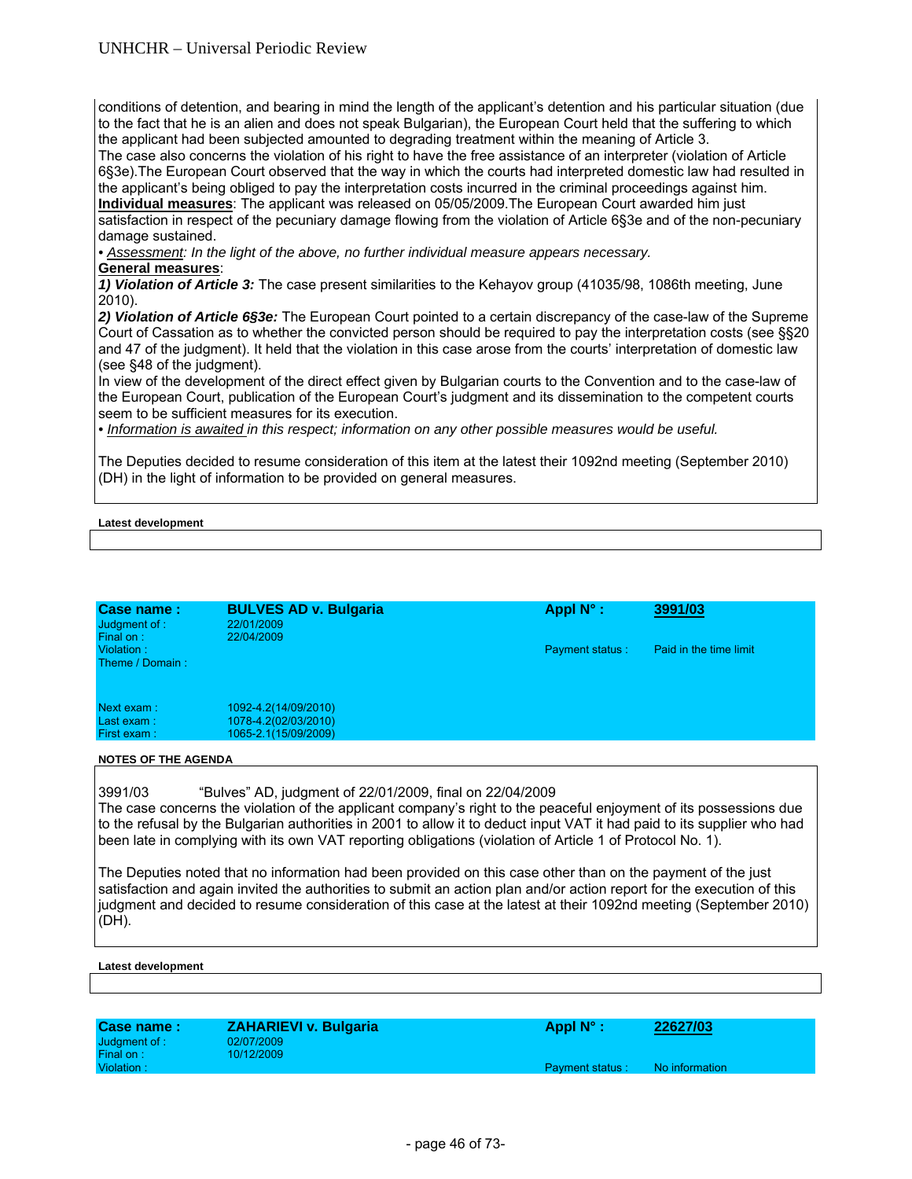conditions of detention, and bearing in mind the length of the applicant's detention and his particular situation (due to the fact that he is an alien and does not speak Bulgarian), the European Court held that the suffering to which the applicant had been subjected amounted to degrading treatment within the meaning of Article 3.
The case also concerns the violation of his right to have the free assistance of an interpreter (violation of Article 6§3e).The European Court observed that the way in which the courts had interpreted domestic law had resulted in the applicant's being obliged to pay the interpretation costs incurred in the criminal proceedings against him.
**Individual measures**: The applicant was released on 05/05/2009.The European Court awarded him just satisfaction in respect of the pecuniary damage flowing from the violation of Article 6§3e and of the non-pecuniary damage sustained.
• *Assessment: In the light of the above, no further individual measure appears necessary.*
**General measures**:
***1) Violation of Article 3:*** The case present similarities to the Kehayov group (41035/98, 1086th meeting, June 2010).
***2) Violation of Article 6§3e:*** The European Court pointed to a certain discrepancy of the case-law of the Supreme Court of Cassation as to whether the convicted person should be required to pay the interpretation costs (see §§20 and 47 of the judgment). It held that the violation in this case arose from the courts' interpretation of domestic law (see §48 of the judgment).
In view of the development of the direct effect given by Bulgarian courts to the Convention and to the case-law of the European Court, publication of the European Court's judgment and its dissemination to the competent courts seem to be sufficient measures for its execution.
• *Information is awaited in this respect; information on any other possible measures would be useful.*

The Deputies decided to resume consideration of this item at the latest their 1092nd meeting (September 2010) (DH) in the light of information to be provided on general measures.

**Latest development**

| **Case name :** | **BULVES AD v. Bulgaria** | **Appl N° :** | **3991/03** |
|---|---|---|---|
| Judgment of : | 22/01/2009 | | |
| Final on : | 22/04/2009 | | |
| Violation : | | Payment status : | Paid in the time limit |
| Theme / Domain : | | | |
| Next exam : | 1092-4.2(14/09/2010) | | |
| Last exam : | 1078-4.2(02/03/2010) | | |
| First exam : | 1065-2.1(15/09/2009) | | |

**NOTES OF THE AGENDA**

3991/03 "Bulves" AD, judgment of 22/01/2009, final on 22/04/2009
The case concerns the violation of the applicant company's right to the peaceful enjoyment of its possessions due to the refusal by the Bulgarian authorities in 2001 to allow it to deduct input VAT it had paid to its supplier who had been late in complying with its own VAT reporting obligations (violation of Article 1 of Protocol No. 1).

The Deputies noted that no information had been provided on this case other than on the payment of the just satisfaction and again invited the authorities to submit an action plan and/or action report for the execution of this judgment and decided to resume consideration of this case at the latest at their 1092nd meeting (September 2010) (DH).

**Latest development**

| **Case name :** | **ZAHARIEVI v. Bulgaria** | **Appl N° :** | **22627/03** |
|---|---|---|---|
| Judgment of : | 02/07/2009 | | |
| Final on : | 10/12/2009 | | |
| Violation : | | Payment status : | No information |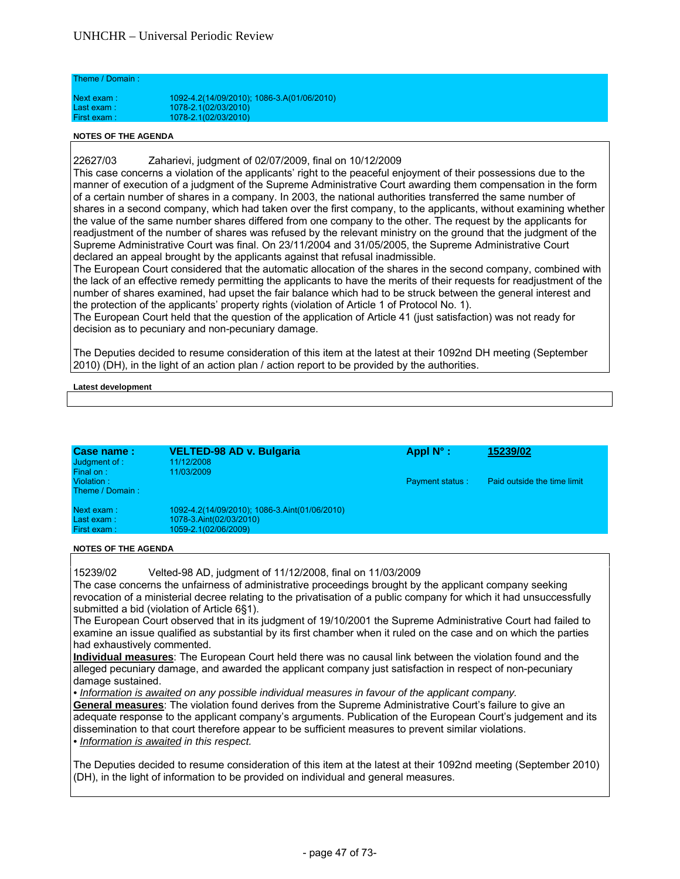| | |
|---|---|
| Theme / Domain : | |
| Next exam : | 1092-4.2(14/09/2010); 1086-3.A(01/06/2010) |
| Last exam : | 1078-2.1(02/03/2010) |
| First exam : | 1078-2.1(02/03/2010) |

**NOTES OF THE AGENDA**

22627/03 Zaharievi, judgment of 02/07/2009, final on 10/12/2009

This case concerns a violation of the applicants' right to the peaceful enjoyment of their possessions due to the manner of execution of a judgment of the Supreme Administrative Court awarding them compensation in the form of a certain number of shares in a company. In 2003, the national authorities transferred the same number of shares in a second company, which had taken over the first company, to the applicants, without examining whether the value of the same number shares differed from one company to the other. The request by the applicants for readjustment of the number of shares was refused by the relevant ministry on the ground that the judgment of the Supreme Administrative Court was final. On 23/11/2004 and 31/05/2005, the Supreme Administrative Court declared an appeal brought by the applicants against that refusal inadmissible.

The European Court considered that the automatic allocation of the shares in the second company, combined with the lack of an effective remedy permitting the applicants to have the merits of their requests for readjustment of the number of shares examined, had upset the fair balance which had to be struck between the general interest and the protection of the applicants' property rights (violation of Article 1 of Protocol No. 1).

The European Court held that the question of the application of Article 41 (just satisfaction) was not ready for decision as to pecuniary and non-pecuniary damage.

The Deputies decided to resume consideration of this item at the latest at their 1092nd DH meeting (September 2010) (DH), in the light of an action plan / action report to be provided by the authorities.

**Latest development**

| Case name : | VELTED-98 AD v. Bulgaria | Appl N° : | 15239/02 |
|---|---|---|---|
| Judgment of : | 11/12/2008 | | |
| Final on : | 11/03/2009 | | |
| Violation : | | Payment status : | Paid outside the time limit |
| Theme / Domain : | | | |
| Next exam : | 1092-4.2(14/09/2010); 1086-3.Aint(01/06/2010) | | |
| Last exam : | 1078-3.Aint(02/03/2010) | | |
| First exam : | 1059-2.1(02/06/2009) | | |

**NOTES OF THE AGENDA**

15239/02 Velted-98 AD, judgment of 11/12/2008, final on 11/03/2009

The case concerns the unfairness of administrative proceedings brought by the applicant company seeking revocation of a ministerial decree relating to the privatisation of a public company for which it had unsuccessfully submitted a bid (violation of Article 6§1).

The European Court observed that in its judgment of 19/10/2001 the Supreme Administrative Court had failed to examine an issue qualified as substantial by its first chamber when it ruled on the case and on which the parties had exhaustively commented.

**Individual measures**: The European Court held there was no causal link between the violation found and the alleged pecuniary damage, and awarded the applicant company just satisfaction in respect of non-pecuniary damage sustained.

• *Information is awaited on any possible individual measures in favour of the applicant company.*

**General measures**: The violation found derives from the Supreme Administrative Court's failure to give an adequate response to the applicant company's arguments. Publication of the European Court's judgement and its dissemination to that court therefore appear to be sufficient measures to prevent similar violations.

• *Information is awaited in this respect.*

The Deputies decided to resume consideration of this item at the latest at their 1092nd meeting (September 2010) (DH), in the light of information to be provided on individual and general measures.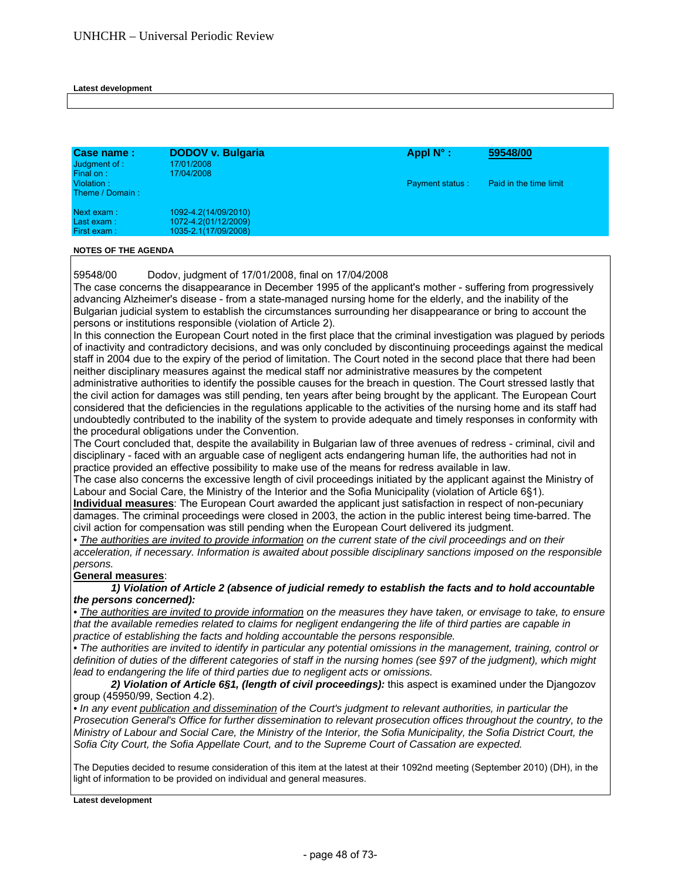**Latest development**

| **Case name :** | **DODOV v. Bulgaria** | **Appl N° :** | **59548/00** |
|---|---|---|---|
| Judgment of : | 17/01/2008 | | |
| Final on : | 17/04/2008 | | |
| Violation : | | Payment status : | Paid in the time limit |
| Theme / Domain : | | | |
| Next exam : | 1092-4.2(14/09/2010) | | |
| Last exam : | 1072-4.2(01/12/2009) | | |
| First exam : | 1035-2.1(17/09/2008) | | |

**NOTES OF THE AGENDA**

59548/00 Dodov, judgment of 17/01/2008, final on 17/04/2008

The case concerns the disappearance in December 1995 of the applicant's mother - suffering from progressively advancing Alzheimer's disease - from a state-managed nursing home for the elderly, and the inability of the Bulgarian judicial system to establish the circumstances surrounding her disappearance or bring to account the persons or institutions responsible (violation of Article 2).

In this connection the European Court noted in the first place that the criminal investigation was plagued by periods of inactivity and contradictory decisions, and was only concluded by discontinuing proceedings against the medical staff in 2004 due to the expiry of the period of limitation. The Court noted in the second place that there had been neither disciplinary measures against the medical staff nor administrative measures by the competent administrative authorities to identify the possible causes for the breach in question. The Court stressed lastly that the civil action for damages was still pending, ten years after being brought by the applicant. The European Court considered that the deficiencies in the regulations applicable to the activities of the nursing home and its staff had undoubtedly contributed to the inability of the system to provide adequate and timely responses in conformity with the procedural obligations under the Convention.

The Court concluded that, despite the availability in Bulgarian law of three avenues of redress - criminal, civil and disciplinary - faced with an arguable case of negligent acts endangering human life, the authorities had not in practice provided an effective possibility to make use of the means for redress available in law.

The case also concerns the excessive length of civil proceedings initiated by the applicant against the Ministry of Labour and Social Care, the Ministry of the Interior and the Sofia Municipality (violation of Article 6§1).

**Individual measures**: The European Court awarded the applicant just satisfaction in respect of non-pecuniary damages. The criminal proceedings were closed in 2003, the action in the public interest being time-barred. The civil action for compensation was still pending when the European Court delivered its judgment.

• *The authorities are invited to provide information on the current state of the civil proceedings and on their acceleration, if necessary. Information is awaited about possible disciplinary sanctions imposed on the responsible persons.*

**General measures**:

***1) Violation of Article 2 (absence of judicial remedy to establish the facts and to hold accountable the persons concerned):***

• *The authorities are invited to provide information on the measures they have taken, or envisage to take, to ensure that the available remedies related to claims for negligent endangering the life of third parties are capable in practice of establishing the facts and holding accountable the persons responsible.*

• *The authorities are invited to identify in particular any potential omissions in the management, training, control or definition of duties of the different categories of staff in the nursing homes (see §97 of the judgment), which might lead to endangering the life of third parties due to negligent acts or omissions.*

***2) Violation of Article 6§1, (length of civil proceedings):*** this aspect is examined under the Djangozov group (45950/99, Section 4.2).

• *In any event publication and dissemination of the Court's judgment to relevant authorities, in particular the Prosecution General's Office for further dissemination to relevant prosecution offices throughout the country, to the Ministry of Labour and Social Care, the Ministry of the Interior, the Sofia Municipality, the Sofia District Court, the Sofia City Court, the Sofia Appellate Court, and to the Supreme Court of Cassation are expected.*

The Deputies decided to resume consideration of this item at the latest at their 1092nd meeting (September 2010) (DH), in the light of information to be provided on individual and general measures.

**Latest development**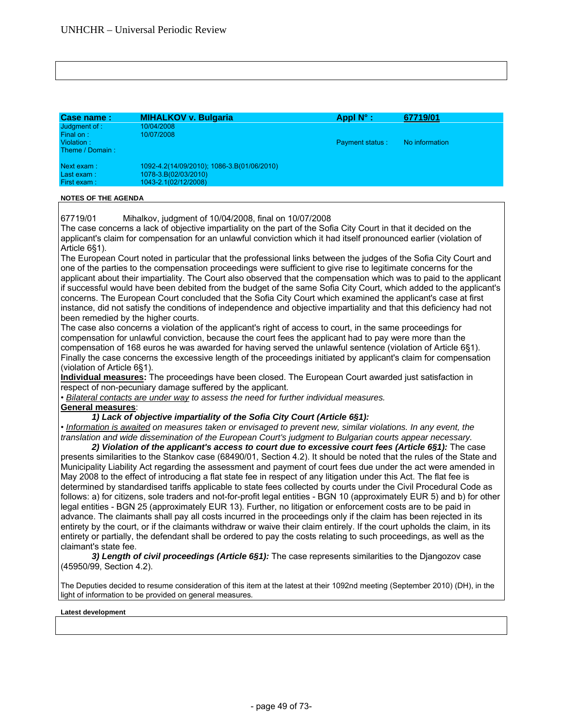| Case name : | MIHALKOV v. Bulgaria | Appl N° : | 67719/01 |
|---|---|---|---|
| Judgment of : | 10/04/2008 | | |
| Final on : | 10/07/2008 | | |
| Violation : | | Payment status : | No information |
| Theme / Domain : | | | |
| Next exam : | 1092-4.2(14/09/2010); 1086-3.B(01/06/2010) | | |
| Last exam : | 1078-3.B(02/03/2010) | | |
| First exam : | 1043-2.1(02/12/2008) | | |

**NOTES OF THE AGENDA**

67719/01 Mihalkov, judgment of 10/04/2008, final on 10/07/2008

The case concerns a lack of objective impartiality on the part of the Sofia City Court in that it decided on the applicant's claim for compensation for an unlawful conviction which it had itself pronounced earlier (violation of Article 6§1).

The European Court noted in particular that the professional links between the judges of the Sofia City Court and one of the parties to the compensation proceedings were sufficient to give rise to legitimate concerns for the applicant about their impartiality. The Court also observed that the compensation which was to paid to the applicant if successful would have been debited from the budget of the same Sofia City Court, which added to the applicant's concerns. The European Court concluded that the Sofia City Court which examined the applicant's case at first instance, did not satisfy the conditions of independence and objective impartiality and that this deficiency had not been remedied by the higher courts.

The case also concerns a violation of the applicant's right of access to court, in the same proceedings for compensation for unlawful conviction, because the court fees the applicant had to pay were more than the compensation of 168 euros he was awarded for having served the unlawful sentence (violation of Article 6§1).

Finally the case concerns the excessive length of the proceedings initiated by applicant's claim for compensation (violation of Article 6§1).

**Individual measures:** The proceedings have been closed. The European Court awarded just satisfaction in respect of non-pecuniary damage suffered by the applicant.

• *Bilateral contacts are under way to assess the need for further individual measures.*

**General measures**:

***1) Lack of objective impartiality of the Sofia City Court (Article 6§1):***

• *Information is awaited on measures taken or envisaged to prevent new, similar violations. In any event, the translation and wide dissemination of the European Court's judgment to Bulgarian courts appear necessary.*

***2) Violation of the applicant's access to court due to excessive court fees (Article 6§1):*** The case presents similarities to the Stankov case (68490/01, Section 4.2). It should be noted that the rules of the State and Municipality Liability Act regarding the assessment and payment of court fees due under the act were amended in May 2008 to the effect of introducing a flat state fee in respect of any litigation under this Act. The flat fee is determined by standardised tariffs applicable to state fees collected by courts under the Civil Procedural Code as follows: a) for citizens, sole traders and not-for-profit legal entities - BGN 10 (approximately EUR 5) and b) for other legal entities - BGN 25 (approximately EUR 13). Further, no litigation or enforcement costs are to be paid in advance. The claimants shall pay all costs incurred in the proceedings only if the claim has been rejected in its entirety by the court, or if the claimants withdraw or waive their claim entirely. If the court upholds the claim, in its entirety or partially, the defendant shall be ordered to pay the costs relating to such proceedings, as well as the claimant's state fee.

***3) Length of civil proceedings (Article 6§1):*** The case represents similarities to the Djangozov case (45950/99, Section 4.2).

The Deputies decided to resume consideration of this item at the latest at their 1092nd meeting (September 2010) (DH), in the light of information to be provided on general measures.

**Latest development**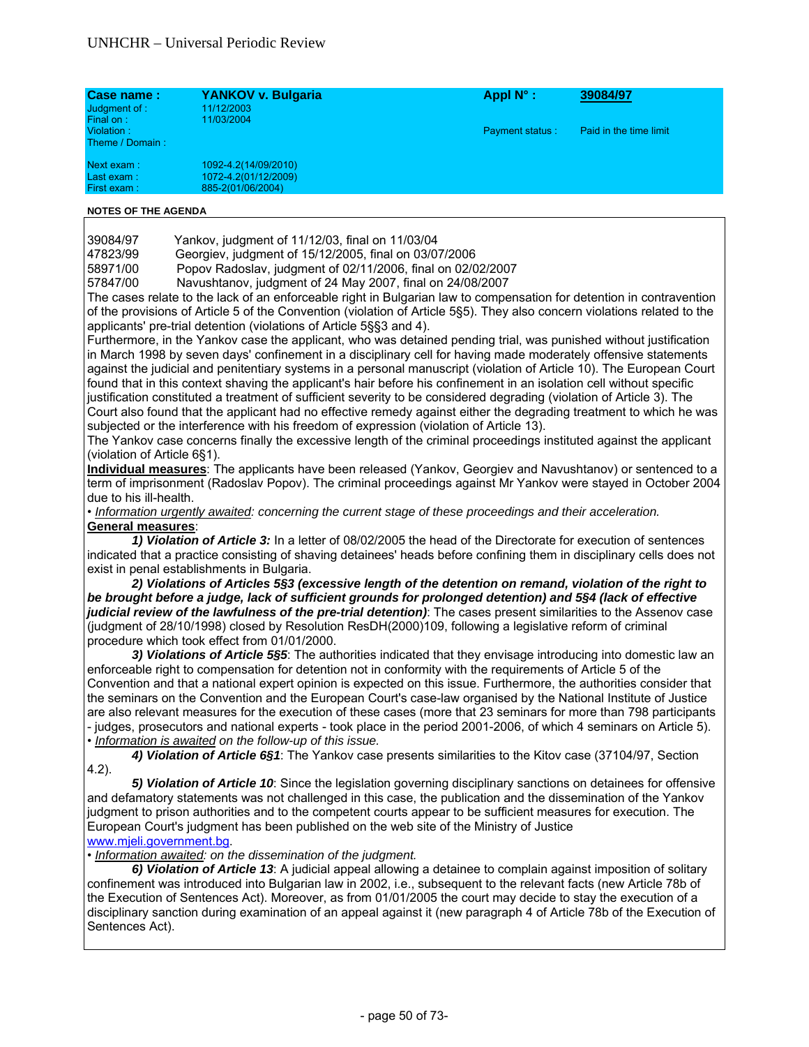| Case name : | YANKOV v. Bulgaria | Appl N° : | 39084/97 |
|---|---|---|---|
| Judgment of : | 11/12/2003 | | |
| Final on : | 11/03/2004 | | |
| Violation : | | Payment status : | Paid in the time limit |
| Theme / Domain : | | | |
| Next exam : | 1092-4.2(14/09/2010) | | |
| Last exam : | 1072-4.2(01/12/2009) | | |
| First exam : | 885-2(01/06/2004) | | |

**NOTES OF THE AGENDA**

39084/97 Yankov, judgment of 11/12/03, final on 11/03/04
47823/99 Georgiev, judgment of 15/12/2005, final on 03/07/2006
58971/00 Popov Radoslav, judgment of 02/11/2006, final on 02/02/2007
57847/00 Navushtanov, judgment of 24 May 2007, final on 24/08/2007

The cases relate to the lack of an enforceable right in Bulgarian law to compensation for detention in contravention of the provisions of Article 5 of the Convention (violation of Article 5§5). They also concern violations related to the applicants' pre-trial detention (violations of Article 5§§3 and 4).

Furthermore, in the Yankov case the applicant, who was detained pending trial, was punished without justification in March 1998 by seven days' confinement in a disciplinary cell for having made moderately offensive statements against the judicial and penitentiary systems in a personal manuscript (violation of Article 10). The European Court found that in this context shaving the applicant's hair before his confinement in an isolation cell without specific justification constituted a treatment of sufficient severity to be considered degrading (violation of Article 3). The Court also found that the applicant had no effective remedy against either the degrading treatment to which he was subjected or the interference with his freedom of expression (violation of Article 13).

The Yankov case concerns finally the excessive length of the criminal proceedings instituted against the applicant (violation of Article 6§1).

**Individual measures**: The applicants have been released (Yankov, Georgiev and Navushtanov) or sentenced to a term of imprisonment (Radoslav Popov). The criminal proceedings against Mr Yankov were stayed in October 2004 due to his ill-health.

• *Information urgently awaited: concerning the current stage of these proceedings and their acceleration.*

**General measures**:

***1) Violation of Article 3:*** In a letter of 08/02/2005 the head of the Directorate for execution of sentences indicated that a practice consisting of shaving detainees' heads before confining them in disciplinary cells does not exist in penal establishments in Bulgaria.

***2) Violations of Articles 5§3 (excessive length of the detention on remand, violation of the right to be brought before a judge, lack of sufficient grounds for prolonged detention) and 5§4 (lack of effective judicial review of the lawfulness of the pre-trial detention)***: The cases present similarities to the Assenov case (judgment of 28/10/1998) closed by Resolution ResDH(2000)109, following a legislative reform of criminal procedure which took effect from 01/01/2000.

***3) Violations of Article 5§5***: The authorities indicated that they envisage introducing into domestic law an enforceable right to compensation for detention not in conformity with the requirements of Article 5 of the Convention and that a national expert opinion is expected on this issue. Furthermore, the authorities consider that the seminars on the Convention and the European Court's case-law organised by the National Institute of Justice are also relevant measures for the execution of these cases (more that 23 seminars for more than 798 participants - judges, prosecutors and national experts - took place in the period 2001-2006, of which 4 seminars on Article 5).

• *Information is awaited on the follow-up of this issue.*

***4) Violation of Article 6§1***: The Yankov case presents similarities to the Kitov case (37104/97, Section 4.2).

***5) Violation of Article 10***: Since the legislation governing disciplinary sanctions on detainees for offensive and defamatory statements was not challenged in this case, the publication and the dissemination of the Yankov judgment to prison authorities and to the competent courts appear to be sufficient measures for execution. The European Court's judgment has been published on the web site of the Ministry of Justice www.mjeli.government.bg.

• *Information awaited: on the dissemination of the judgment.*

***6) Violation of Article 13***: A judicial appeal allowing a detainee to complain against imposition of solitary confinement was introduced into Bulgarian law in 2002, i.e., subsequent to the relevant facts (new Article 78b of the Execution of Sentences Act). Moreover, as from 01/01/2005 the court may decide to stay the execution of a disciplinary sanction during examination of an appeal against it (new paragraph 4 of Article 78b of the Execution of Sentences Act).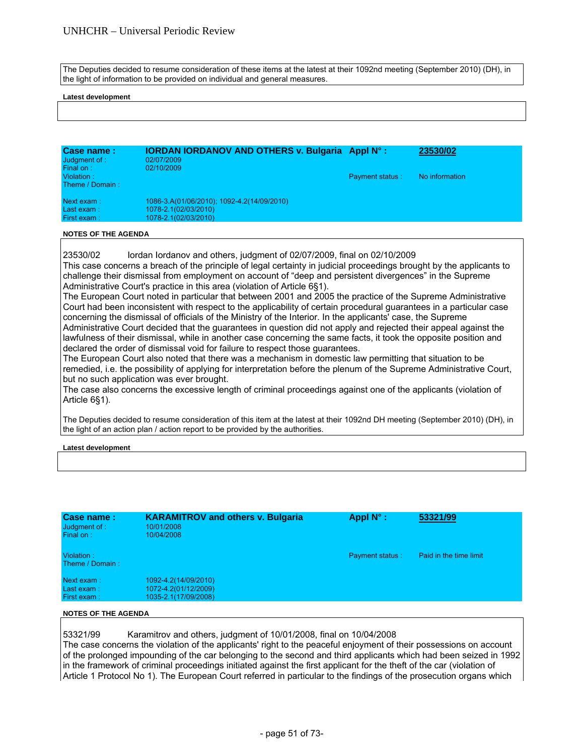The Deputies decided to resume consideration of these items at the latest at their 1092nd meeting (September 2010) (DH), in the light of information to be provided on individual and general measures.

**Latest development**

| **Case name :** | **IORDAN IORDANOV AND OTHERS v. Bulgaria** | **Appl N° :** | **23530/02** |
|---|---|---|---|
| Judgment of : | 02/07/2009 | | |
| Final on : | 02/10/2009 | | |
| Violation : | | Payment status : | No information |
| Theme / Domain : | | | |
| Next exam : | 1086-3.A(01/06/2010); 1092-4.2(14/09/2010) | | |
| Last exam : | 1078-2.1(02/03/2010) | | |
| First exam : | 1078-2.1(02/03/2010) | | |

**NOTES OF THE AGENDA**

23530/02 Iordan Iordanov and others, judgment of 02/07/2009, final on 02/10/2009

This case concerns a breach of the principle of legal certainty in judicial proceedings brought by the applicants to challenge their dismissal from employment on account of "deep and persistent divergences" in the Supreme Administrative Court's practice in this area (violation of Article 6§1).

The European Court noted in particular that between 2001 and 2005 the practice of the Supreme Administrative Court had been inconsistent with respect to the applicability of certain procedural guarantees in a particular case concerning the dismissal of officials of the Ministry of the Interior. In the applicants' case, the Supreme Administrative Court decided that the guarantees in question did not apply and rejected their appeal against the lawfulness of their dismissal, while in another case concerning the same facts, it took the opposite position and declared the order of dismissal void for failure to respect those guarantees.

The European Court also noted that there was a mechanism in domestic law permitting that situation to be remedied, i.e. the possibility of applying for interpretation before the plenum of the Supreme Administrative Court, but no such application was ever brought.

The case also concerns the excessive length of criminal proceedings against one of the applicants (violation of Article 6§1).

The Deputies decided to resume consideration of this item at the latest at their 1092nd DH meeting (September 2010) (DH), in the light of an action plan / action report to be provided by the authorities.

**Latest development**

| **Case name :** | **KARAMITROV and others v. Bulgaria** | **Appl N° :** | **53321/99** |
|---|---|---|---|
| Judgment of : | 10/01/2008 | | |
| Final on : | 10/04/2008 | | |
| Violation : | | Payment status : | Paid in the time limit |
| Theme / Domain : | | | |
| Next exam : | 1092-4.2(14/09/2010) | | |
| Last exam : | 1072-4.2(01/12/2009) | | |
| First exam : | 1035-2.1(17/09/2008) | | |

**NOTES OF THE AGENDA**

53321/99 Karamitrov and others, judgment of 10/01/2008, final on 10/04/2008

The case concerns the violation of the applicants' right to the peaceful enjoyment of their possessions on account of the prolonged impounding of the car belonging to the second and third applicants which had been seized in 1992 in the framework of criminal proceedings initiated against the first applicant for the theft of the car (violation of Article 1 Protocol No 1). The European Court referred in particular to the findings of the prosecution organs which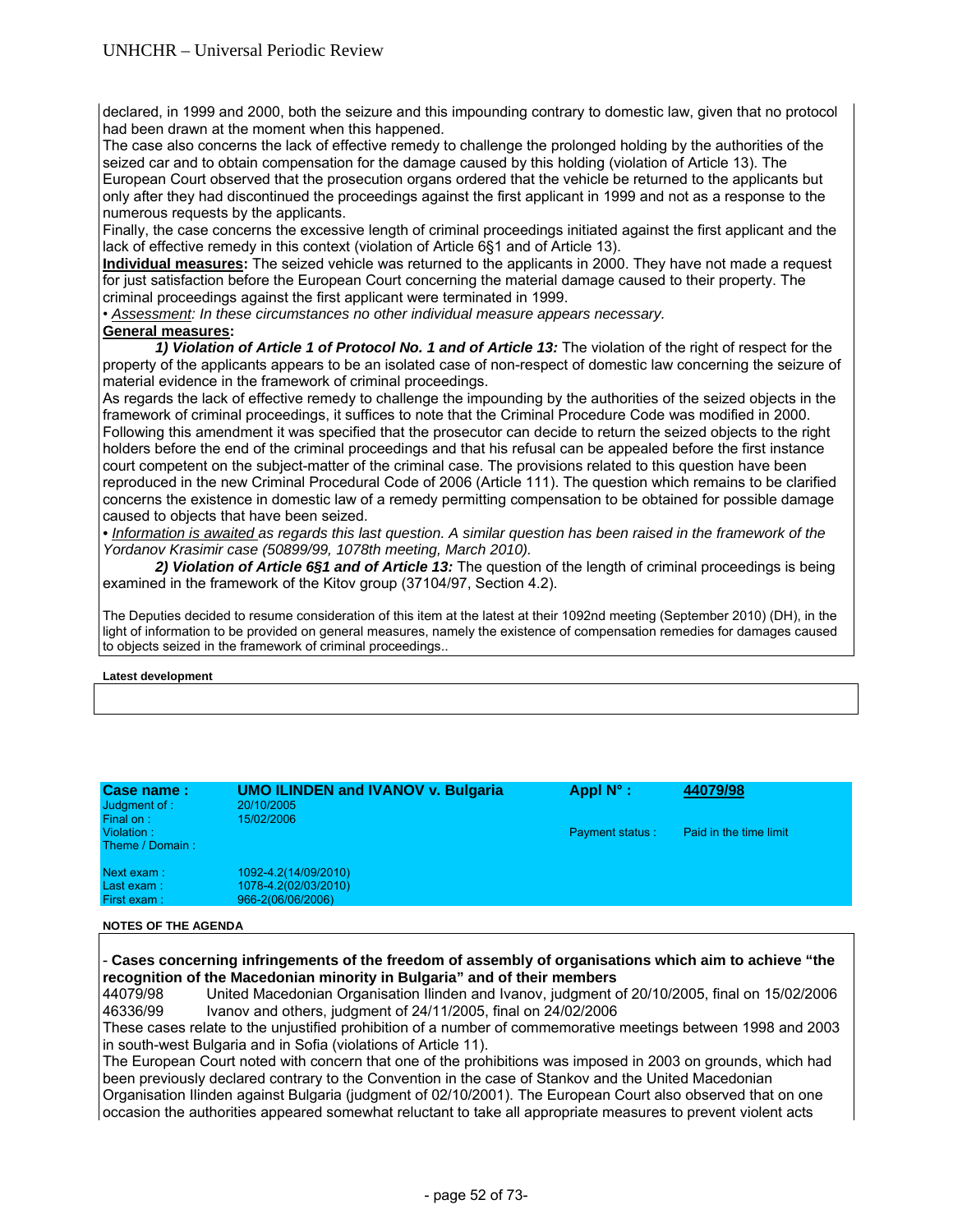declared, in 1999 and 2000, both the seizure and this impounding contrary to domestic law, given that no protocol had been drawn at the moment when this happened.

The case also concerns the lack of effective remedy to challenge the prolonged holding by the authorities of the seized car and to obtain compensation for the damage caused by this holding (violation of Article 13). The European Court observed that the prosecution organs ordered that the vehicle be returned to the applicants but only after they had discontinued the proceedings against the first applicant in 1999 and not as a response to the numerous requests by the applicants.

Finally, the case concerns the excessive length of criminal proceedings initiated against the first applicant and the lack of effective remedy in this context (violation of Article 6§1 and of Article 13).

**Individual measures:** The seized vehicle was returned to the applicants in 2000. They have not made a request for just satisfaction before the European Court concerning the material damage caused to their property. The criminal proceedings against the first applicant were terminated in 1999.

• *Assessment: In these circumstances no other individual measure appears necessary.*

**General measures:**

***1) Violation of Article 1 of Protocol No. 1 and of Article 13:*** The violation of the right of respect for the property of the applicants appears to be an isolated case of non-respect of domestic law concerning the seizure of material evidence in the framework of criminal proceedings.

As regards the lack of effective remedy to challenge the impounding by the authorities of the seized objects in the framework of criminal proceedings, it suffices to note that the Criminal Procedure Code was modified in 2000. Following this amendment it was specified that the prosecutor can decide to return the seized objects to the right holders before the end of the criminal proceedings and that his refusal can be appealed before the first instance court competent on the subject-matter of the criminal case. The provisions related to this question have been reproduced in the new Criminal Procedural Code of 2006 (Article 111). The question which remains to be clarified concerns the existence in domestic law of a remedy permitting compensation to be obtained for possible damage caused to objects that have been seized.

• *Information is awaited as regards this last question. A similar question has been raised in the framework of the Yordanov Krasimir case (50899/99, 1078th meeting, March 2010).*

***2) Violation of Article 6§1 and of Article 13:*** The question of the length of criminal proceedings is being examined in the framework of the Kitov group (37104/97, Section 4.2).

The Deputies decided to resume consideration of this item at the latest at their 1092nd meeting (September 2010) (DH), in the light of information to be provided on general measures, namely the existence of compensation remedies for damages caused to objects seized in the framework of criminal proceedings..

**Latest development**

| **Case name :** | **UMO ILINDEN and IVANOV v. Bulgaria** | **Appl N° :** | **44079/98** |
|---|---|---|---|
| Judgment of : | 20/10/2005 | | |
| Final on : | 15/02/2006 | | |
| Violation : | | Payment status : | Paid in the time limit |
| Theme / Domain : | | | |
| Next exam : | 1092-4.2(14/09/2010) | | |
| Last exam : | 1078-4.2(02/03/2010) | | |
| First exam : | 966-2(06/06/2006) | | |

**NOTES OF THE AGENDA**

- **Cases concerning infringements of the freedom of assembly of organisations which aim to achieve "the recognition of the Macedonian minority in Bulgaria" and of their members**

44079/98 United Macedonian Organisation Ilinden and Ivanov, judgment of 20/10/2005, final on 15/02/2006
46336/99 Ivanov and others, judgment of 24/11/2005, final on 24/02/2006

These cases relate to the unjustified prohibition of a number of commemorative meetings between 1998 and 2003 in south-west Bulgaria and in Sofia (violations of Article 11).

The European Court noted with concern that one of the prohibitions was imposed in 2003 on grounds, which had been previously declared contrary to the Convention in the case of Stankov and the United Macedonian Organisation Ilinden against Bulgaria (judgment of 02/10/2001). The European Court also observed that on one occasion the authorities appeared somewhat reluctant to take all appropriate measures to prevent violent acts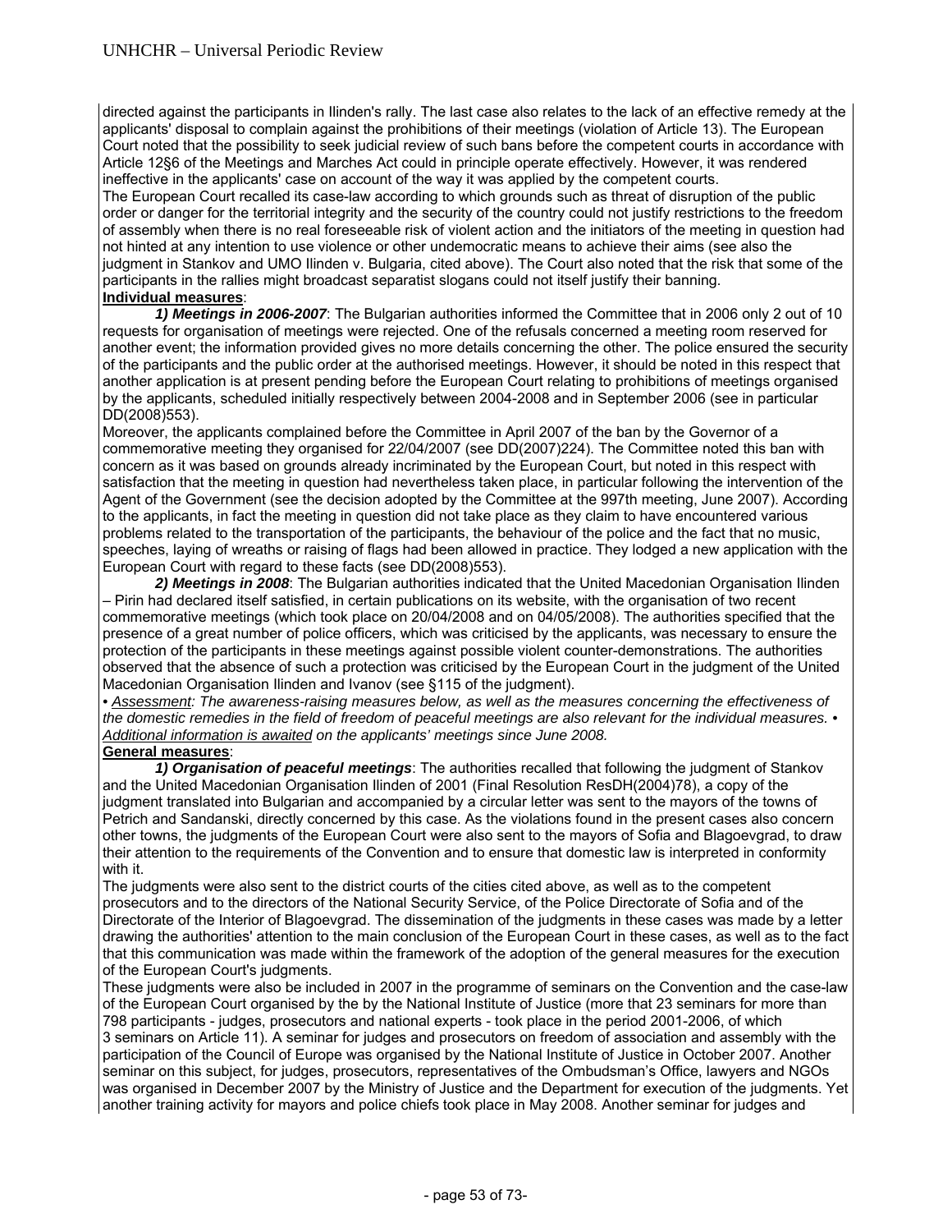directed against the participants in Ilinden's rally. The last case also relates to the lack of an effective remedy at the applicants' disposal to complain against the prohibitions of their meetings (violation of Article 13). The European Court noted that the possibility to seek judicial review of such bans before the competent courts in accordance with Article 12§6 of the Meetings and Marches Act could in principle operate effectively. However, it was rendered ineffective in the applicants' case on account of the way it was applied by the competent courts.

The European Court recalled its case-law according to which grounds such as threat of disruption of the public order or danger for the territorial integrity and the security of the country could not justify restrictions to the freedom of assembly when there is no real foreseeable risk of violent action and the initiators of the meeting in question had not hinted at any intention to use violence or other undemocratic means to achieve their aims (see also the judgment in Stankov and UMO Ilinden v. Bulgaria, cited above). The Court also noted that the risk that some of the participants in the rallies might broadcast separatist slogans could not itself justify their banning.

**Individual measures**:

***1) Meetings in 2006-2007***: The Bulgarian authorities informed the Committee that in 2006 only 2 out of 10 requests for organisation of meetings were rejected. One of the refusals concerned a meeting room reserved for another event; the information provided gives no more details concerning the other. The police ensured the security of the participants and the public order at the authorised meetings. However, it should be noted in this respect that another application is at present pending before the European Court relating to prohibitions of meetings organised by the applicants, scheduled initially respectively between 2004-2008 and in September 2006 (see in particular DD(2008)553).

Moreover, the applicants complained before the Committee in April 2007 of the ban by the Governor of a commemorative meeting they organised for 22/04/2007 (see DD(2007)224). The Committee noted this ban with concern as it was based on grounds already incriminated by the European Court, but noted in this respect with satisfaction that the meeting in question had nevertheless taken place, in particular following the intervention of the Agent of the Government (see the decision adopted by the Committee at the 997th meeting, June 2007). According to the applicants, in fact the meeting in question did not take place as they claim to have encountered various problems related to the transportation of the participants, the behaviour of the police and the fact that no music, speeches, laying of wreaths or raising of flags had been allowed in practice. They lodged a new application with the European Court with regard to these facts (see DD(2008)553).

***2) Meetings in 2008***: The Bulgarian authorities indicated that the United Macedonian Organisation Ilinden – Pirin had declared itself satisfied, in certain publications on its website, with the organisation of two recent commemorative meetings (which took place on 20/04/2008 and on 04/05/2008). The authorities specified that the presence of a great number of police officers, which was criticised by the applicants, was necessary to ensure the protection of the participants in these meetings against possible violent counter-demonstrations. The authorities observed that the absence of such a protection was criticised by the European Court in the judgment of the United Macedonian Organisation Ilinden and Ivanov (see §115 of the judgment).

• *Assessment: The awareness-raising measures below, as well as the measures concerning the effectiveness of the domestic remedies in the field of freedom of peaceful meetings are also relevant for the individual measures.* • *Additional information is awaited on the applicants' meetings since June 2008.*

**General measures**:

***1) Organisation of peaceful meetings***: The authorities recalled that following the judgment of Stankov and the United Macedonian Organisation Ilinden of 2001 (Final Resolution ResDH(2004)78), a copy of the judgment translated into Bulgarian and accompanied by a circular letter was sent to the mayors of the towns of Petrich and Sandanski, directly concerned by this case. As the violations found in the present cases also concern other towns, the judgments of the European Court were also sent to the mayors of Sofia and Blagoevgrad, to draw their attention to the requirements of the Convention and to ensure that domestic law is interpreted in conformity with it.

The judgments were also sent to the district courts of the cities cited above, as well as to the competent prosecutors and to the directors of the National Security Service, of the Police Directorate of Sofia and of the Directorate of the Interior of Blagoevgrad. The dissemination of the judgments in these cases was made by a letter drawing the authorities' attention to the main conclusion of the European Court in these cases, as well as to the fact that this communication was made within the framework of the adoption of the general measures for the execution of the European Court's judgments.

These judgments were also be included in 2007 in the programme of seminars on the Convention and the case-law of the European Court organised by the by the National Institute of Justice (more that 23 seminars for more than 798 participants - judges, prosecutors and national experts - took place in the period 2001-2006, of which 3 seminars on Article 11). A seminar for judges and prosecutors on freedom of association and assembly with the participation of the Council of Europe was organised by the National Institute of Justice in October 2007. Another seminar on this subject, for judges, prosecutors, representatives of the Ombudsman's Office, lawyers and NGOs was organised in December 2007 by the Ministry of Justice and the Department for execution of the judgments. Yet another training activity for mayors and police chiefs took place in May 2008. Another seminar for judges and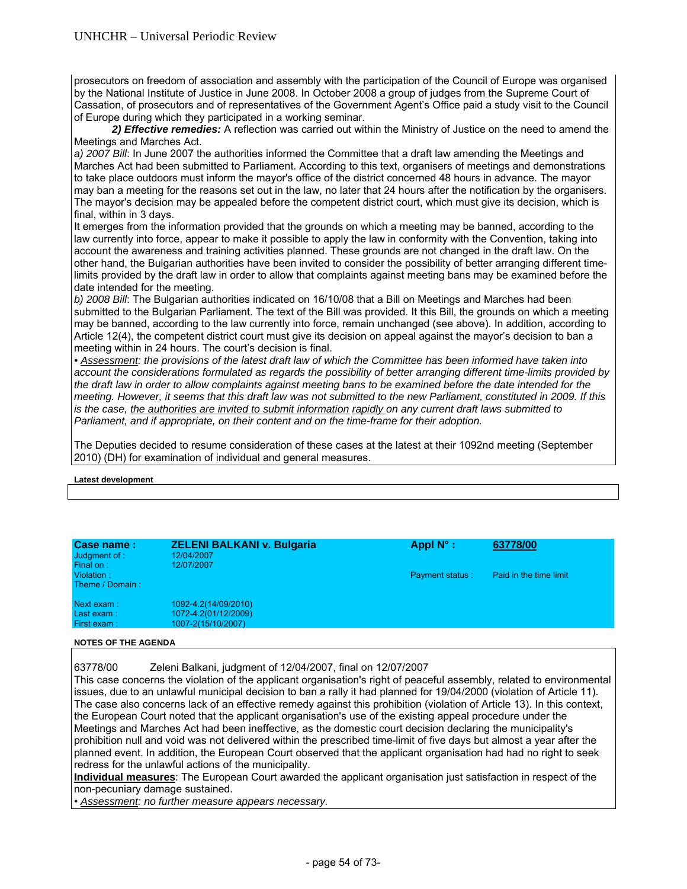prosecutors on freedom of association and assembly with the participation of the Council of Europe was organised by the National Institute of Justice in June 2008. In October 2008 a group of judges from the Supreme Court of Cassation, of prosecutors and of representatives of the Government Agent's Office paid a study visit to the Council of Europe during which they participated in a working seminar.

***2) Effective remedies:*** A reflection was carried out within the Ministry of Justice on the need to amend the Meetings and Marches Act.

*a) 2007 Bill*: In June 2007 the authorities informed the Committee that a draft law amending the Meetings and Marches Act had been submitted to Parliament. According to this text, organisers of meetings and demonstrations to take place outdoors must inform the mayor's office of the district concerned 48 hours in advance. The mayor may ban a meeting for the reasons set out in the law, no later that 24 hours after the notification by the organisers. The mayor's decision may be appealed before the competent district court, which must give its decision, which is final, within in 3 days.

It emerges from the information provided that the grounds on which a meeting may be banned, according to the law currently into force, appear to make it possible to apply the law in conformity with the Convention, taking into account the awareness and training activities planned. These grounds are not changed in the draft law. On the other hand, the Bulgarian authorities have been invited to consider the possibility of better arranging different time-limits provided by the draft law in order to allow that complaints against meeting bans may be examined before the date intended for the meeting.

*b) 2008 Bill*: The Bulgarian authorities indicated on 16/10/08 that a Bill on Meetings and Marches had been submitted to the Bulgarian Parliament. The text of the Bill was provided. It this Bill, the grounds on which a meeting may be banned, according to the law currently into force, remain unchanged (see above). In addition, according to Article 12(4), the competent district court must give its decision on appeal against the mayor's decision to ban a meeting within in 24 hours. The court's decision is final.

*• Assessment: the provisions of the latest draft law of which the Committee has been informed have taken into account the considerations formulated as regards the possibility of better arranging different time-limits provided by the draft law in order to allow complaints against meeting bans to be examined before the date intended for the meeting. However, it seems that this draft law was not submitted to the new Parliament, constituted in 2009. If this is the case, the authorities are invited to submit information rapidly on any current draft laws submitted to Parliament, and if appropriate, on their content and on the time-frame for their adoption.*

The Deputies decided to resume consideration of these cases at the latest at their 1092nd meeting (September 2010) (DH) for examination of individual and general measures.

**Latest development**

| **Case name :** | **ZELENI BALKANI v. Bulgaria** | **Appl N° :** | **63778/00** |
|---|---|---|---|
| Judgment of : | 12/04/2007 | | |
| Final on : | 12/07/2007 | | |
| Violation : | | Payment status : | Paid in the time limit |
| Theme / Domain : | | | |
| Next exam : | 1092-4.2(14/09/2010) | | |
| Last exam : | 1072-4.2(01/12/2009) | | |
| First exam : | 1007-2(15/10/2007) | | |

**NOTES OF THE AGENDA**

63778/00 Zeleni Balkani, judgment of 12/04/2007, final on 12/07/2007

This case concerns the violation of the applicant organisation's right of peaceful assembly, related to environmental issues, due to an unlawful municipal decision to ban a rally it had planned for 19/04/2000 (violation of Article 11). The case also concerns lack of an effective remedy against this prohibition (violation of Article 13). In this context, the European Court noted that the applicant organisation's use of the existing appeal procedure under the Meetings and Marches Act had been ineffective, as the domestic court decision declaring the municipality's prohibition null and void was not delivered within the prescribed time-limit of five days but almost a year after the planned event. In addition, the European Court observed that the applicant organisation had had no right to seek redress for the unlawful actions of the municipality.

**Individual measures**: The European Court awarded the applicant organisation just satisfaction in respect of the non-pecuniary damage sustained.

*• Assessment: no further measure appears necessary.*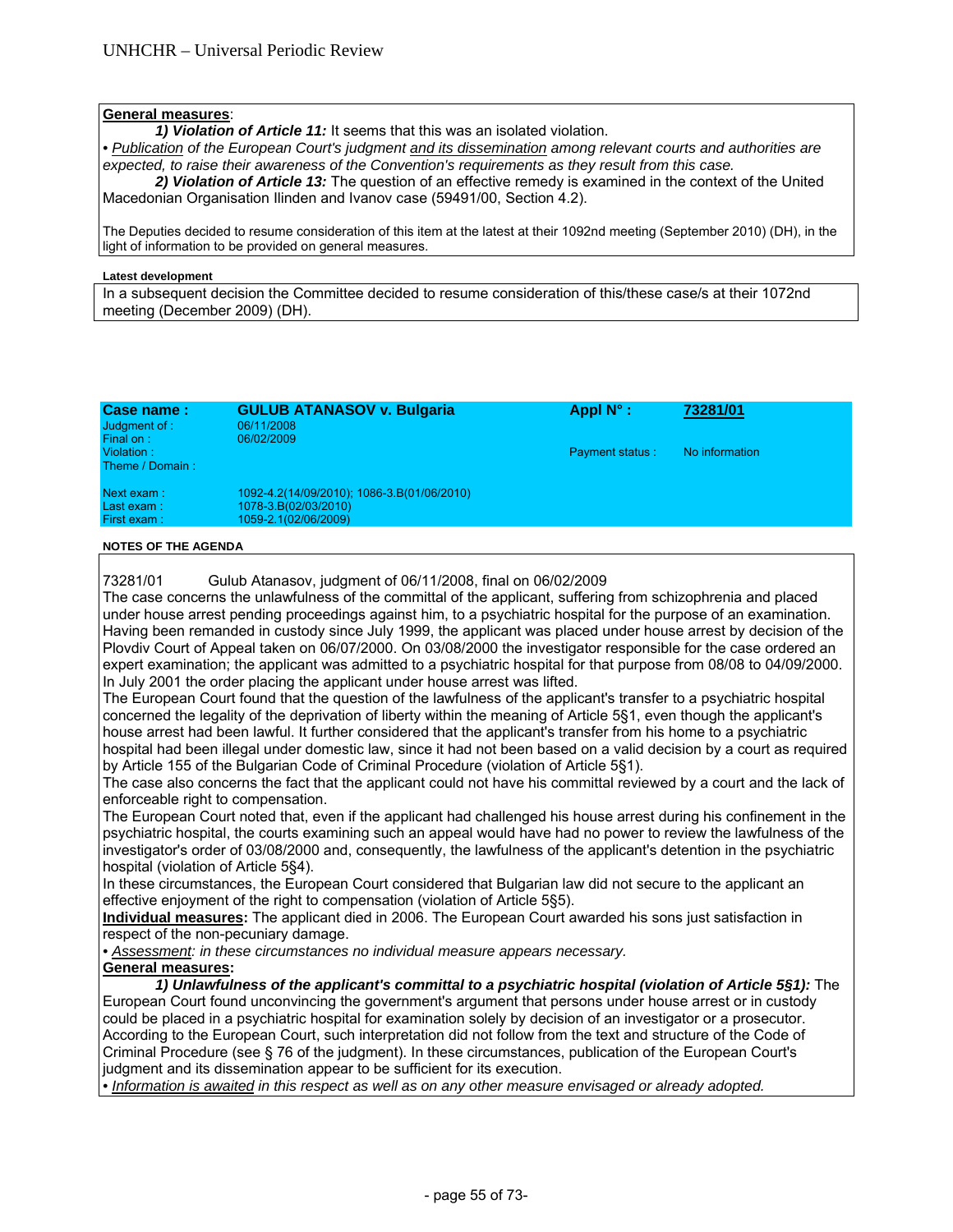**General measures**:

***1) Violation of Article 11:*** It seems that this was an isolated violation.

*• Publication of the European Court's judgment and its dissemination among relevant courts and authorities are expected, to raise their awareness of the Convention's requirements as they result from this case.*

***2) Violation of Article 13:*** The question of an effective remedy is examined in the context of the United Macedonian Organisation Ilinden and Ivanov case (59491/00, Section 4.2).

The Deputies decided to resume consideration of this item at the latest at their 1092nd meeting (September 2010) (DH), in the light of information to be provided on general measures.

**Latest development**

In a subsequent decision the Committee decided to resume consideration of this/these case/s at their 1072nd meeting (December 2009) (DH).

| **Case name :** | **GULUB ATANASOV v. Bulgaria** | **Appl N° :** | **73281/01** |
|---|---|---|---|
| Judgment of : | 06/11/2008 | | |
| Final on : | 06/02/2009 | | |
| Violation : | | Payment status : | No information |
| Theme / Domain : | | | |
| Next exam : | 1092-4.2(14/09/2010); 1086-3.B(01/06/2010) | | |
| Last exam : | 1078-3.B(02/03/2010) | | |
| First exam : | 1059-2.1(02/06/2009) | | |

**NOTES OF THE AGENDA**

73281/01 Gulub Atanasov, judgment of 06/11/2008, final on 06/02/2009

The case concerns the unlawfulness of the committal of the applicant, suffering from schizophrenia and placed under house arrest pending proceedings against him, to a psychiatric hospital for the purpose of an examination. Having been remanded in custody since July 1999, the applicant was placed under house arrest by decision of the Plovdiv Court of Appeal taken on 06/07/2000. On 03/08/2000 the investigator responsible for the case ordered an expert examination; the applicant was admitted to a psychiatric hospital for that purpose from 08/08 to 04/09/2000. In July 2001 the order placing the applicant under house arrest was lifted.

The European Court found that the question of the lawfulness of the applicant's transfer to a psychiatric hospital concerned the legality of the deprivation of liberty within the meaning of Article 5§1, even though the applicant's house arrest had been lawful. It further considered that the applicant's transfer from his home to a psychiatric hospital had been illegal under domestic law, since it had not been based on a valid decision by a court as required by Article 155 of the Bulgarian Code of Criminal Procedure (violation of Article 5§1).

The case also concerns the fact that the applicant could not have his committal reviewed by a court and the lack of enforceable right to compensation.

The European Court noted that, even if the applicant had challenged his house arrest during his confinement in the psychiatric hospital, the courts examining such an appeal would have had no power to review the lawfulness of the investigator's order of 03/08/2000 and, consequently, the lawfulness of the applicant's detention in the psychiatric hospital (violation of Article 5§4).

In these circumstances, the European Court considered that Bulgarian law did not secure to the applicant an effective enjoyment of the right to compensation (violation of Article 5§5).

**Individual measures:** The applicant died in 2006. The European Court awarded his sons just satisfaction in respect of the non-pecuniary damage.

*• Assessment: in these circumstances no individual measure appears necessary.*

**General measures:**

***1) Unlawfulness of the applicant's committal to a psychiatric hospital (violation of Article 5§1):*** The European Court found unconvincing the government's argument that persons under house arrest or in custody could be placed in a psychiatric hospital for examination solely by decision of an investigator or a prosecutor. According to the European Court, such interpretation did not follow from the text and structure of the Code of Criminal Procedure (see § 76 of the judgment). In these circumstances, publication of the European Court's judgment and its dissemination appear to be sufficient for its execution.

*• Information is awaited in this respect as well as on any other measure envisaged or already adopted.*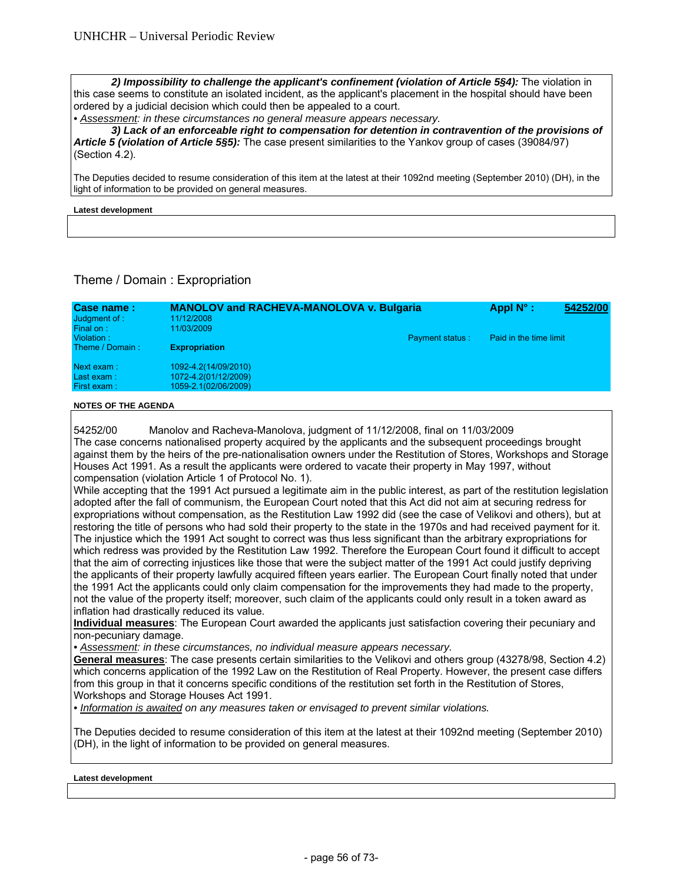***2) Impossibility to challenge the applicant's confinement (violation of Article 5§4):*** The violation in this case seems to constitute an isolated incident, as the applicant's placement in the hospital should have been ordered by a judicial decision which could then be appealed to a court.

*• Assessment: in these circumstances no general measure appears necessary.*

***3) Lack of an enforceable right to compensation for detention in contravention of the provisions of Article 5 (violation of Article 5§5):*** The case present similarities to the Yankov group of cases (39084/97) (Section 4.2).

The Deputies decided to resume consideration of this item at the latest at their 1092nd meeting (September 2010) (DH), in the light of information to be provided on general measures.

**Latest development**

## Theme / Domain : Expropriation

| Case name : | MANOLOV and RACHEVA-MANOLOVA v. Bulgaria | | Appl N° : | 54252/00 |
|---|---|---|---|---|
| Judgment of : | 11/12/2008 | | | |
| Final on : | 11/03/2009 | | | |
| Violation : | | Payment status : | Paid in the time limit | |
| Theme / Domain : | **Expropriation** | | | |
| Next exam : | 1092-4.2(14/09/2010) | | | |
| Last exam : | 1072-4.2(01/12/2009) | | | |
| First exam : | 1059-2.1(02/06/2009) | | | |

**NOTES OF THE AGENDA**

54252/00 Manolov and Racheva-Manolova, judgment of 11/12/2008, final on 11/03/2009

The case concerns nationalised property acquired by the applicants and the subsequent proceedings brought against them by the heirs of the pre-nationalisation owners under the Restitution of Stores, Workshops and Storage Houses Act 1991. As a result the applicants were ordered to vacate their property in May 1997, without compensation (violation Article 1 of Protocol No. 1).

While accepting that the 1991 Act pursued a legitimate aim in the public interest, as part of the restitution legislation adopted after the fall of communism, the European Court noted that this Act did not aim at securing redress for expropriations without compensation, as the Restitution Law 1992 did (see the case of Velikovi and others), but at restoring the title of persons who had sold their property to the state in the 1970s and had received payment for it. The injustice which the 1991 Act sought to correct was thus less significant than the arbitrary expropriations for which redress was provided by the Restitution Law 1992. Therefore the European Court found it difficult to accept that the aim of correcting injustices like those that were the subject matter of the 1991 Act could justify depriving the applicants of their property lawfully acquired fifteen years earlier. The European Court finally noted that under the 1991 Act the applicants could only claim compensation for the improvements they had made to the property, not the value of the property itself; moreover, such claim of the applicants could only result in a token award as inflation had drastically reduced its value.

**Individual measures**: The European Court awarded the applicants just satisfaction covering their pecuniary and non-pecuniary damage.

*• Assessment: in these circumstances, no individual measure appears necessary.*

**General measures**: The case presents certain similarities to the Velikovi and others group (43278/98, Section 4.2) which concerns application of the 1992 Law on the Restitution of Real Property. However, the present case differs from this group in that it concerns specific conditions of the restitution set forth in the Restitution of Stores, Workshops and Storage Houses Act 1991.

*• Information is awaited on any measures taken or envisaged to prevent similar violations.*

The Deputies decided to resume consideration of this item at the latest at their 1092nd meeting (September 2010) (DH), in the light of information to be provided on general measures.

**Latest development**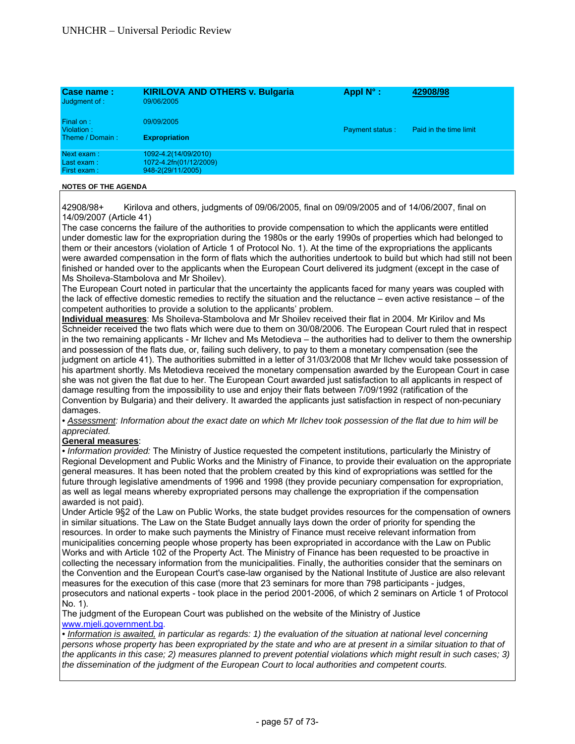| Case name : | KIRILOVA AND OTHERS v. Bulgaria | Appl N° : | 42908/98 |
|---|---|---|---|
| Judgment of : | 09/06/2005 | | |
| Final on : | 09/09/2005 | | |
| Violation : | | Payment status : | Paid in the time limit |
| Theme / Domain : | **Expropriation** | | |
| Next exam : | 1092-4.2(14/09/2010) | | |
| Last exam : | 1072-4.2fn(01/12/2009) | | |
| First exam : | 948-2(29/11/2005) | | |

**NOTES OF THE AGENDA**

42908/98+ Kirilova and others, judgments of 09/06/2005, final on 09/09/2005 and of 14/06/2007, final on 14/09/2007 (Article 41)

The case concerns the failure of the authorities to provide compensation to which the applicants were entitled under domestic law for the expropriation during the 1980s or the early 1990s of properties which had belonged to them or their ancestors (violation of Article 1 of Protocol No. 1). At the time of the expropriations the applicants were awarded compensation in the form of flats which the authorities undertook to build but which had still not been finished or handed over to the applicants when the European Court delivered its judgment (except in the case of Ms Shoileva-Stambolova and Mr Shoilev).

The European Court noted in particular that the uncertainty the applicants faced for many years was coupled with the lack of effective domestic remedies to rectify the situation and the reluctance – even active resistance – of the competent authorities to provide a solution to the applicants' problem.

**Individual measures**: Ms Shoileva-Stambolova and Mr Shoilev received their flat in 2004. Mr Kirilov and Ms Schneider received the two flats which were due to them on 30/08/2006. The European Court ruled that in respect in the two remaining applicants - Mr Ilchev and Ms Metodieva – the authorities had to deliver to them the ownership and possession of the flats due, or, failing such delivery, to pay to them a monetary compensation (see the judgment on article 41). The authorities submitted in a letter of 31/03/2008 that Mr Ilchev would take possession of his apartment shortly. Ms Metodieva received the monetary compensation awarded by the European Court in case she was not given the flat due to her. The European Court awarded just satisfaction to all applicants in respect of damage resulting from the impossibility to use and enjoy their flats between 7/09/1992 (ratification of the Convention by Bulgaria) and their delivery. It awarded the applicants just satisfaction in respect of non-pecuniary damages.

*• Assessment: Information about the exact date on which Mr Ilchev took possession of the flat due to him will be appreciated.*

**General measures**:

*• Information provided:* The Ministry of Justice requested the competent institutions, particularly the Ministry of Regional Development and Public Works and the Ministry of Finance, to provide their evaluation on the appropriate general measures. It has been noted that the problem created by this kind of expropriations was settled for the future through legislative amendments of 1996 and 1998 (they provide pecuniary compensation for expropriation, as well as legal means whereby expropriated persons may challenge the expropriation if the compensation awarded is not paid).

Under Article 9§2 of the Law on Public Works, the state budget provides resources for the compensation of owners in similar situations. The Law on the State Budget annually lays down the order of priority for spending the resources. In order to make such payments the Ministry of Finance must receive relevant information from municipalities concerning people whose property has been expropriated in accordance with the Law on Public Works and with Article 102 of the Property Act. The Ministry of Finance has been requested to be proactive in collecting the necessary information from the municipalities. Finally, the authorities consider that the seminars on the Convention and the European Court's case-law organised by the National Institute of Justice are also relevant measures for the execution of this case (more that 23 seminars for more than 798 participants - judges, prosecutors and national experts - took place in the period 2001-2006, of which 2 seminars on Article 1 of Protocol No. 1).

The judgment of the European Court was published on the website of the Ministry of Justice www.mjeli.government.bg.

*• Information is awaited, in particular as regards: 1) the evaluation of the situation at national level concerning persons whose property has been expropriated by the state and who are at present in a similar situation to that of the applicants in this case; 2) measures planned to prevent potential violations which might result in such cases; 3) the dissemination of the judgment of the European Court to local authorities and competent courts.*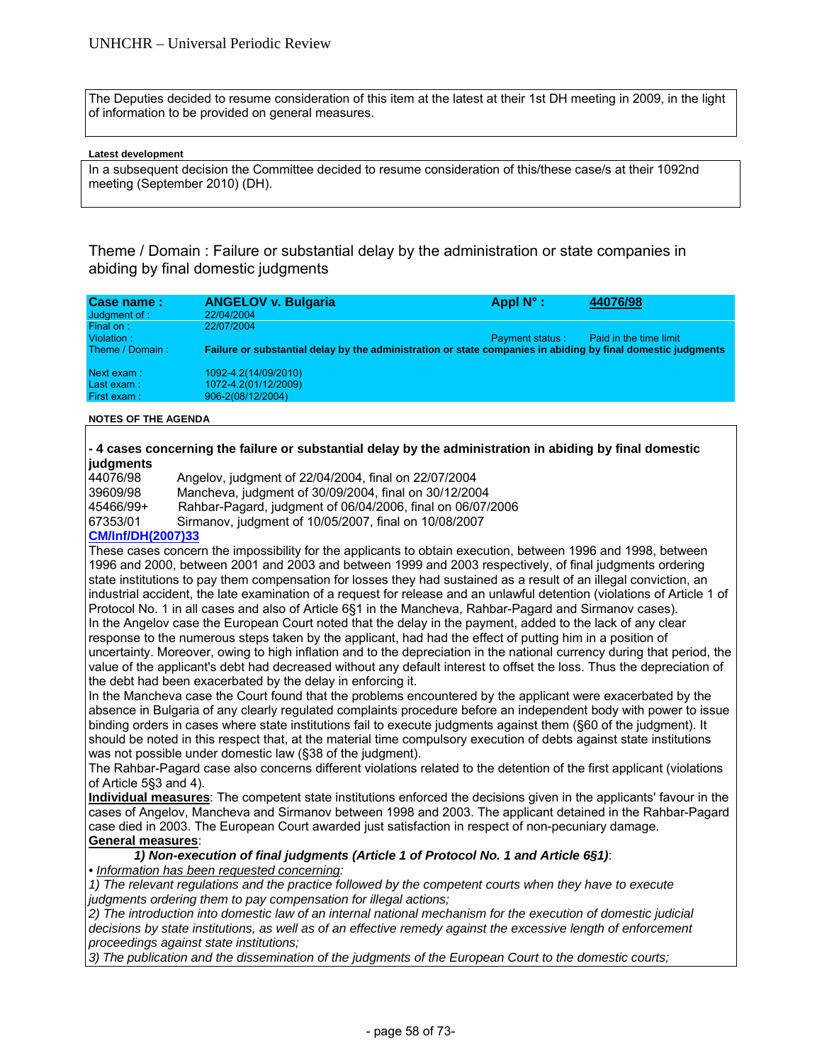The Deputies decided to resume consideration of this item at the latest at their 1st DH meeting in 2009, in the light of information to be provided on general measures.

**Latest development**

In a subsequent decision the Committee decided to resume consideration of this/these case/s at their 1092nd meeting (September 2010) (DH).

## Theme / Domain : Failure or substantial delay by the administration or state companies in abiding by final domestic judgments

| **Case name :** | **ANGELOV v. Bulgaria** | **Appl N° :** | **44076/98** |
|---|---|---|---|
| Judgment of : | 22/04/2004 | | |
| Final on : | 22/07/2004 | | |
| Violation : | | Payment status : | Paid in the time limit |
| Theme / Domain : | **Failure or substantial delay by the administration or state companies in abiding by final domestic judgments** | | |
| Next exam : | 1092-4.2(14/09/2010) | | |
| Last exam : | 1072-4.2(01/12/2009) | | |
| First exam : | 906-2(08/12/2004) | | |

**NOTES OF THE AGENDA**

**- 4 cases concerning the failure or substantial delay by the administration in abiding by final domestic judgments**

44076/98 Angelov, judgment of 22/04/2004, final on 22/07/2004
39609/98 Mancheva, judgment of 30/09/2004, final on 30/12/2004
45466/99+ Rahbar-Pagard, judgment of 06/04/2006, final on 06/07/2006
67353/01 Sirmanov, judgment of 10/05/2007, final on 10/08/2007

**CM/Inf/DH(2007)33**

These cases concern the impossibility for the applicants to obtain execution, between 1996 and 1998, between 1996 and 2000, between 2001 and 2003 and between 1999 and 2003 respectively, of final judgments ordering state institutions to pay them compensation for losses they had sustained as a result of an illegal conviction, an industrial accident, the late examination of a request for release and an unlawful detention (violations of Article 1 of Protocol No. 1 in all cases and also of Article 6§1 in the Mancheva, Rahbar-Pagard and Sirmanov cases).

In the Angelov case the European Court noted that the delay in the payment, added to the lack of any clear response to the numerous steps taken by the applicant, had had the effect of putting him in a position of uncertainty. Moreover, owing to high inflation and to the depreciation in the national currency during that period, the value of the applicant's debt had decreased without any default interest to offset the loss. Thus the depreciation of the debt had been exacerbated by the delay in enforcing it.

In the Mancheva case the Court found that the problems encountered by the applicant were exacerbated by the absence in Bulgaria of any clearly regulated complaints procedure before an independent body with power to issue binding orders in cases where state institutions fail to execute judgments against them (§60 of the judgment). It should be noted in this respect that, at the material time compulsory execution of debts against state institutions was not possible under domestic law (§38 of the judgment).

The Rahbar-Pagard case also concerns different violations related to the detention of the first applicant (violations of Article 5§3 and 4).

**Individual measures**: The competent state institutions enforced the decisions given in the applicants' favour in the cases of Angelov, Mancheva and Sirmanov between 1998 and 2003. The applicant detained in the Rahbar-Pagard case died in 2003. The European Court awarded just satisfaction in respect of non-pecuniary damage.

**General measures**:

***1) Non-execution of final judgments (Article 1 of Protocol No. 1 and Article 6§1)***:

• *Information has been requested concerning:*

*1) The relevant regulations and the practice followed by the competent courts when they have to execute judgments ordering them to pay compensation for illegal actions;*

*2) The introduction into domestic law of an internal national mechanism for the execution of domestic judicial decisions by state institutions, as well as of an effective remedy against the excessive length of enforcement proceedings against state institutions;*

*3) The publication and the dissemination of the judgments of the European Court to the domestic courts;*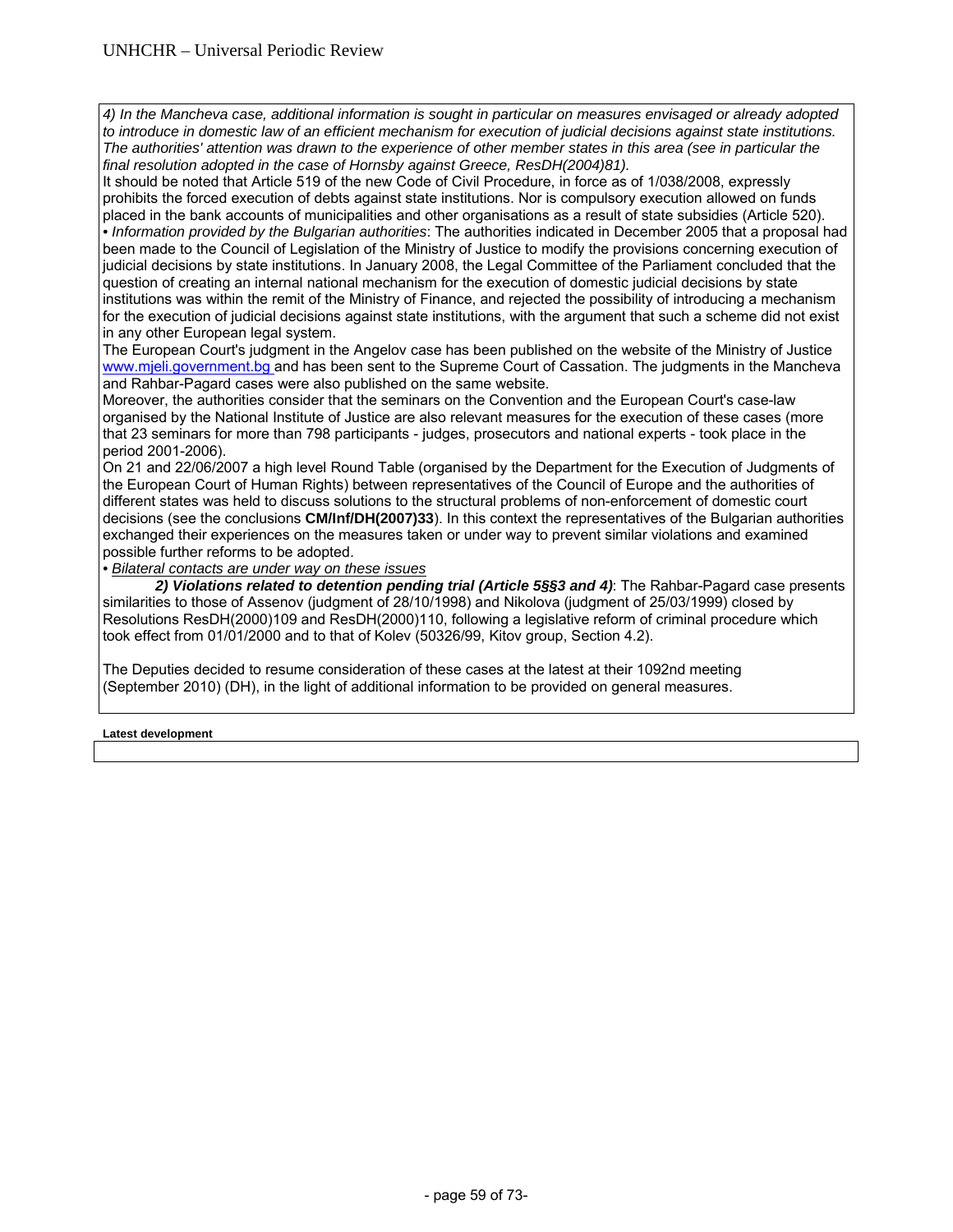*4) In the Mancheva case, additional information is sought in particular on measures envisaged or already adopted to introduce in domestic law of an efficient mechanism for execution of judicial decisions against state institutions. The authorities' attention was drawn to the experience of other member states in this area (see in particular the final resolution adopted in the case of Hornsby against Greece, ResDH(2004)81).*

It should be noted that Article 519 of the new Code of Civil Procedure, in force as of 1/038/2008, expressly prohibits the forced execution of debts against state institutions. Nor is compulsory execution allowed on funds placed in the bank accounts of municipalities and other organisations as a result of state subsidies (Article 520).

• *Information provided by the Bulgarian authorities*: The authorities indicated in December 2005 that a proposal had been made to the Council of Legislation of the Ministry of Justice to modify the provisions concerning execution of judicial decisions by state institutions. In January 2008, the Legal Committee of the Parliament concluded that the question of creating an internal national mechanism for the execution of domestic judicial decisions by state institutions was within the remit of the Ministry of Finance, and rejected the possibility of introducing a mechanism for the execution of judicial decisions against state institutions, with the argument that such a scheme did not exist in any other European legal system.

The European Court's judgment in the Angelov case has been published on the website of the Ministry of Justice [www.mjeli.government.bg](http://www.mjeli.government.bg) and has been sent to the Supreme Court of Cassation. The judgments in the Mancheva and Rahbar-Pagard cases were also published on the same website.

Moreover, the authorities consider that the seminars on the Convention and the European Court's case-law organised by the National Institute of Justice are also relevant measures for the execution of these cases (more that 23 seminars for more than 798 participants - judges, prosecutors and national experts - took place in the period 2001-2006).

On 21 and 22/06/2007 a high level Round Table (organised by the Department for the Execution of Judgments of the European Court of Human Rights) between representatives of the Council of Europe and the authorities of different states was held to discuss solutions to the structural problems of non-enforcement of domestic court decisions (see the conclusions **CM/Inf/DH(2007)33**). In this context the representatives of the Bulgarian authorities exchanged their experiences on the measures taken or under way to prevent similar violations and examined possible further reforms to be adopted.

• <u>*Bilateral contacts are under way on these issues*</u>

***2) Violations related to detention pending trial (Article 5§§3 and 4)***: The Rahbar-Pagard case presents similarities to those of Assenov (judgment of 28/10/1998) and Nikolova (judgment of 25/03/1999) closed by Resolutions ResDH(2000)109 and ResDH(2000)110, following a legislative reform of criminal procedure which took effect from 01/01/2000 and to that of Kolev (50326/99, Kitov group, Section 4.2).

The Deputies decided to resume consideration of these cases at the latest at their 1092nd meeting (September 2010) (DH), in the light of additional information to be provided on general measures.

**Latest development**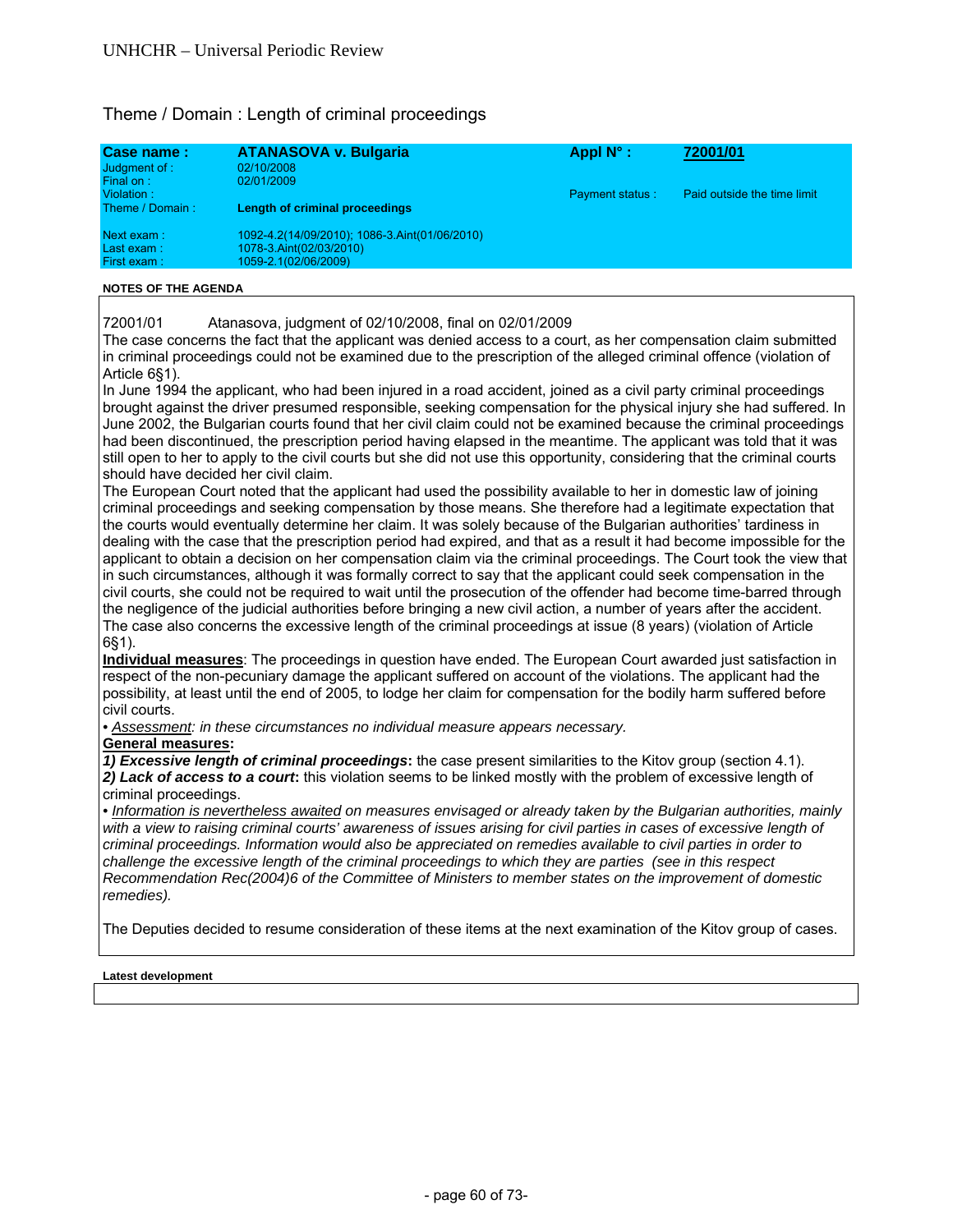## Theme / Domain : Length of criminal proceedings

| **Case name :** | **ATANASOVA v. Bulgaria** | **Appl N° :** | **72001/01** |
|---|---|---|---|
| Judgment of : | 02/10/2008 | | |
| Final on : | 02/01/2009 | | |
| Violation : | | Payment status : | Paid outside the time limit |
| Theme / Domain : | **Length of criminal proceedings** | | |
| Next exam : | 1092-4.2(14/09/2010); 1086-3.Aint(01/06/2010) | | |
| Last exam : | 1078-3.Aint(02/03/2010) | | |
| First exam : | 1059-2.1(02/06/2009) | | |

**NOTES OF THE AGENDA**

72001/01 Atanasova, judgment of 02/10/2008, final on 02/01/2009

The case concerns the fact that the applicant was denied access to a court, as her compensation claim submitted in criminal proceedings could not be examined due to the prescription of the alleged criminal offence (violation of Article 6§1).

In June 1994 the applicant, who had been injured in a road accident, joined as a civil party criminal proceedings brought against the driver presumed responsible, seeking compensation for the physical injury she had suffered. In June 2002, the Bulgarian courts found that her civil claim could not be examined because the criminal proceedings had been discontinued, the prescription period having elapsed in the meantime. The applicant was told that it was still open to her to apply to the civil courts but she did not use this opportunity, considering that the criminal courts should have decided her civil claim.

The European Court noted that the applicant had used the possibility available to her in domestic law of joining criminal proceedings and seeking compensation by those means. She therefore had a legitimate expectation that the courts would eventually determine her claim. It was solely because of the Bulgarian authorities' tardiness in dealing with the case that the prescription period had expired, and that as a result it had become impossible for the applicant to obtain a decision on her compensation claim via the criminal proceedings. The Court took the view that in such circumstances, although it was formally correct to say that the applicant could seek compensation in the civil courts, she could not be required to wait until the prosecution of the offender had become time-barred through the negligence of the judicial authorities before bringing a new civil action, a number of years after the accident.

The case also concerns the excessive length of the criminal proceedings at issue (8 years) (violation of Article 6§1).

**Individual measures**: The proceedings in question have ended. The European Court awarded just satisfaction in respect of the non-pecuniary damage the applicant suffered on account of the violations. The applicant had the possibility, at least until the end of 2005, to lodge her claim for compensation for the bodily harm suffered before civil courts.

• *Assessment: in these circumstances no individual measure appears necessary.*

**General measures:**

***1) Excessive length of criminal proceedings*****:** the case present similarities to the Kitov group (section 4.1).

***2) Lack of access to a court*****:** this violation seems to be linked mostly with the problem of excessive length of criminal proceedings.

• *Information is nevertheless awaited on measures envisaged or already taken by the Bulgarian authorities, mainly with a view to raising criminal courts' awareness of issues arising for civil parties in cases of excessive length of criminal proceedings. Information would also be appreciated on remedies available to civil parties in order to challenge the excessive length of the criminal proceedings to which they are parties (see in this respect Recommendation Rec(2004)6 of the Committee of Ministers to member states on the improvement of domestic remedies).*

The Deputies decided to resume consideration of these items at the next examination of the Kitov group of cases.

**Latest development**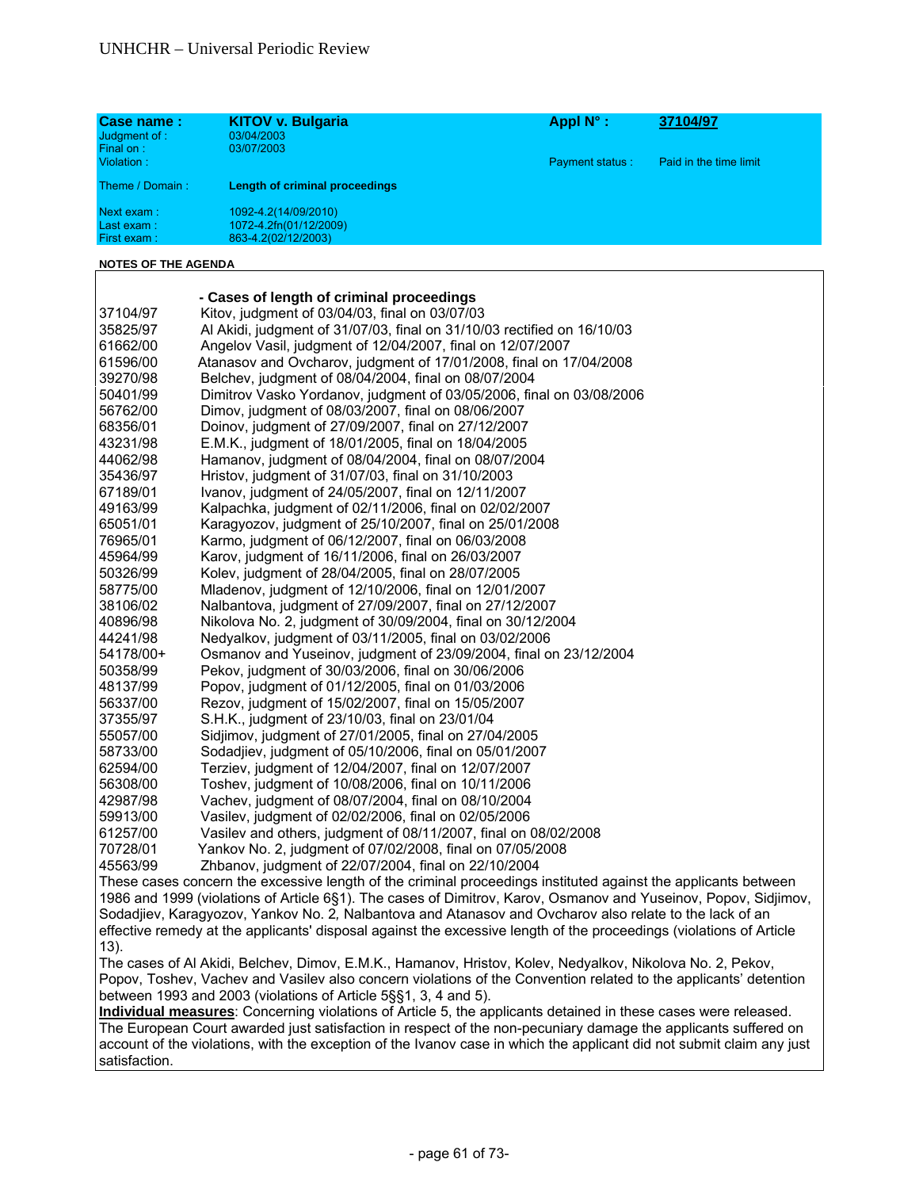| Case name : | KITOV v. Bulgaria | Appl N° : | 37104/97 |
|---|---|---|---|
| Judgment of : | 03/04/2003 | | |
| Final on : | 03/07/2003 | | |
| Violation : | | Payment status : | Paid in the time limit |
| Theme / Domain : | Length of criminal proceedings | | |
| Next exam : | 1092-4.2(14/09/2010) | | |
| Last exam : | 1072-4.2fn(01/12/2009) | | |
| First exam : | 863-4.2(02/12/2003) | | |

**NOTES OF THE AGENDA**

**- Cases of length of criminal proceedings**

| | |
|---|---|
| 37104/97 | Kitov, judgment of 03/04/03, final on 03/07/03 |
| 35825/97 | Al Akidi, judgment of 31/07/03, final on 31/10/03 rectified on 16/10/03 |
| 61662/00 | Angelov Vasil, judgment of 12/04/2007, final on 12/07/2007 |
| 61596/00 | Atanasov and Ovcharov, judgment of 17/01/2008, final on 17/04/2008 |
| 39270/98 | Belchev, judgment of 08/04/2004, final on 08/07/2004 |
| 50401/99 | Dimitrov Vasko Yordanov, judgment of 03/05/2006, final on 03/08/2006 |
| 56762/00 | Dimov, judgment of 08/03/2007, final on 08/06/2007 |
| 68356/01 | Doinov, judgment of 27/09/2007, final on 27/12/2007 |
| 43231/98 | E.M.K., judgment of 18/01/2005, final on 18/04/2005 |
| 44062/98 | Hamanov, judgment of 08/04/2004, final on 08/07/2004 |
| 35436/97 | Hristov, judgment of 31/07/03, final on 31/10/2003 |
| 67189/01 | Ivanov, judgment of 24/05/2007, final on 12/11/2007 |
| 49163/99 | Kalpachka, judgment of 02/11/2006, final on 02/02/2007 |
| 65051/01 | Karagyozov, judgment of 25/10/2007, final on 25/01/2008 |
| 76965/01 | Karmo, judgment of 06/12/2007, final on 06/03/2008 |
| 45964/99 | Karov, judgment of 16/11/2006, final on 26/03/2007 |
| 50326/99 | Kolev, judgment of 28/04/2005, final on 28/07/2005 |
| 58775/00 | Mladenov, judgment of 12/10/2006, final on 12/01/2007 |
| 38106/02 | Nalbantova, judgment of 27/09/2007, final on 27/12/2007 |
| 40896/98 | Nikolova No. 2, judgment of 30/09/2004, final on 30/12/2004 |
| 44241/98 | Nedyalkov, judgment of 03/11/2005, final on 03/02/2006 |
| 54178/00+ | Osmanov and Yuseinov, judgment of 23/09/2004, final on 23/12/2004 |
| 50358/99 | Pekov, judgment of 30/03/2006, final on 30/06/2006 |
| 48137/99 | Popov, judgment of 01/12/2005, final on 01/03/2006 |
| 56337/00 | Rezov, judgment of 15/02/2007, final on 15/05/2007 |
| 37355/97 | S.H.K., judgment of 23/10/03, final on 23/01/04 |
| 55057/00 | Sidjimov, judgment of 27/01/2005, final on 27/04/2005 |
| 58733/00 | Sodadjiev, judgment of 05/10/2006, final on 05/01/2007 |
| 62594/00 | Terziev, judgment of 12/04/2007, final on 12/07/2007 |
| 56308/00 | Toshev, judgment of 10/08/2006, final on 10/11/2006 |
| 42987/98 | Vachev, judgment of 08/07/2004, final on 08/10/2004 |
| 59913/00 | Vasilev, judgment of 02/02/2006, final on 02/05/2006 |
| 61257/00 | Vasilev and others, judgment of 08/11/2007, final on 08/02/2008 |
| 70728/01 | Yankov No. 2, judgment of 07/02/2008, final on 07/05/2008 |
| 45563/99 | Zhbanov, judgment of 22/07/2004, final on 22/10/2004 |

These cases concern the excessive length of the criminal proceedings instituted against the applicants between 1986 and 1999 (violations of Article 6§1). The cases of Dimitrov, Karov, Osmanov and Yuseinov, Popov, Sidjimov, Sodadjiev, Karagyozov, Yankov No. 2, Nalbantova and Atanasov and Ovcharov also relate to the lack of an effective remedy at the applicants' disposal against the excessive length of the proceedings (violations of Article 13).

The cases of Al Akidi, Belchev, Dimov, E.M.K., Hamanov, Hristov, Kolev, Nedyalkov, Nikolova No. 2, Pekov, Popov, Toshev, Vachev and Vasilev also concern violations of the Convention related to the applicants' detention between 1993 and 2003 (violations of Article 5§§1, 3, 4 and 5).

**Individual measures**: Concerning violations of Article 5, the applicants detained in these cases were released. The European Court awarded just satisfaction in respect of the non-pecuniary damage the applicants suffered on account of the violations, with the exception of the Ivanov case in which the applicant did not submit claim any just satisfaction.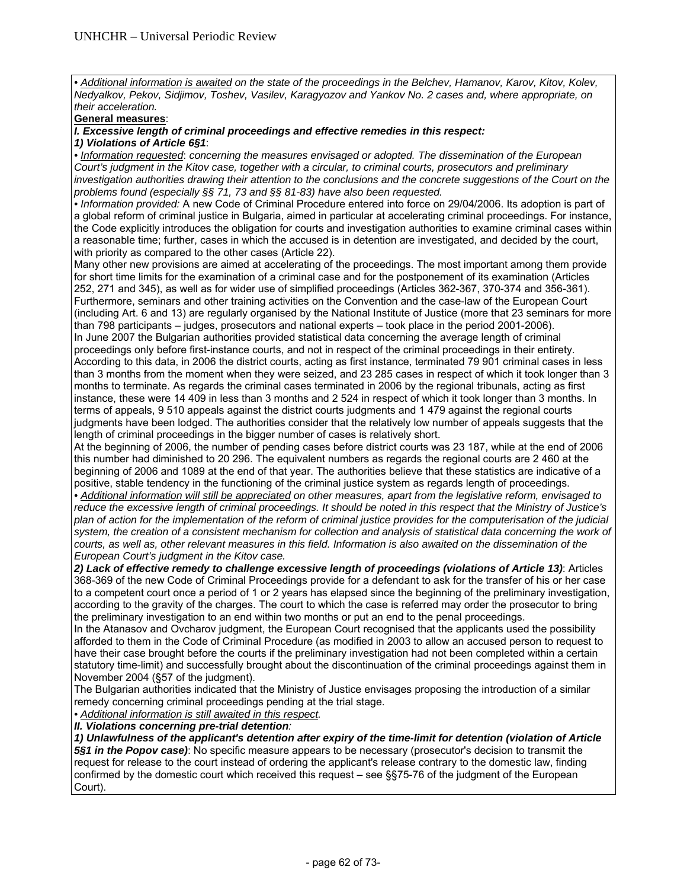• *Additional information is awaited on the state of the proceedings in the Belchev, Hamanov, Karov, Kitov, Kolev, Nedyalkov, Pekov, Sidjimov, Toshev, Vasilev, Karagyozov and Yankov No. 2 cases and, where appropriate, on their acceleration.*

**General measures**:

***I. Excessive length of criminal proceedings and effective remedies in this respect:***

***1) Violations of Article 6§1***:

• *Information requested: concerning the measures envisaged or adopted. The dissemination of the European Court's judgment in the Kitov case, together with a circular, to criminal courts, prosecutors and preliminary investigation authorities drawing their attention to the conclusions and the concrete suggestions of the Court on the problems found (especially §§ 71, 73 and §§ 81-83) have also been requested.*

• *Information provided:* A new Code of Criminal Procedure entered into force on 29/04/2006. Its adoption is part of a global reform of criminal justice in Bulgaria, aimed in particular at accelerating criminal proceedings. For instance, the Code explicitly introduces the obligation for courts and investigation authorities to examine criminal cases within a reasonable time; further, cases in which the accused is in detention are investigated, and decided by the court, with priority as compared to the other cases (Article 22).

Many other new provisions are aimed at accelerating of the proceedings. The most important among them provide for short time limits for the examination of a criminal case and for the postponement of its examination (Articles 252, 271 and 345), as well as for wider use of simplified proceedings (Articles 362-367, 370-374 and 356-361). Furthermore, seminars and other training activities on the Convention and the case-law of the European Court (including Art. 6 and 13) are regularly organised by the National Institute of Justice (more that 23 seminars for more than 798 participants – judges, prosecutors and national experts – took place in the period 2001-2006).

In June 2007 the Bulgarian authorities provided statistical data concerning the average length of criminal proceedings only before first-instance courts, and not in respect of the criminal proceedings in their entirety. According to this data, in 2006 the district courts, acting as first instance, terminated 79 901 criminal cases in less than 3 months from the moment when they were seized, and 23 285 cases in respect of which it took longer than 3 months to terminate. As regards the criminal cases terminated in 2006 by the regional tribunals, acting as first instance, these were 14 409 in less than 3 months and 2 524 in respect of which it took longer than 3 months. In terms of appeals, 9 510 appeals against the district courts judgments and 1 479 against the regional courts judgments have been lodged. The authorities consider that the relatively low number of appeals suggests that the length of criminal proceedings in the bigger number of cases is relatively short.

At the beginning of 2006, the number of pending cases before district courts was 23 187, while at the end of 2006 this number had diminished to 20 296. The equivalent numbers as regards the regional courts are 2 460 at the beginning of 2006 and 1089 at the end of that year. The authorities believe that these statistics are indicative of a positive, stable tendency in the functioning of the criminal justice system as regards length of proceedings.

• *Additional information will still be appreciated on other measures, apart from the legislative reform, envisaged to reduce the excessive length of criminal proceedings. It should be noted in this respect that the Ministry of Justice's plan of action for the implementation of the reform of criminal justice provides for the computerisation of the judicial system, the creation of a consistent mechanism for collection and analysis of statistical data concerning the work of courts, as well as, other relevant measures in this field. Information is also awaited on the dissemination of the European Court's judgment in the Kitov case.*

***2) Lack of effective remedy to challenge excessive length of proceedings (violations of Article 13)***: Articles 368-369 of the new Code of Criminal Proceedings provide for a defendant to ask for the transfer of his or her case to a competent court once a period of 1 or 2 years has elapsed since the beginning of the preliminary investigation, according to the gravity of the charges. The court to which the case is referred may order the prosecutor to bring the preliminary investigation to an end within two months or put an end to the penal proceedings.

In the Atanasov and Ovcharov judgment, the European Court recognised that the applicants used the possibility afforded to them in the Code of Criminal Procedure (as modified in 2003 to allow an accused person to request to have their case brought before the courts if the preliminary investigation had not been completed within a certain statutory time-limit) and successfully brought about the discontinuation of the criminal proceedings against them in November 2004 (§57 of the judgment).

The Bulgarian authorities indicated that the Ministry of Justice envisages proposing the introduction of a similar remedy concerning criminal proceedings pending at the trial stage.

• *Additional information is still awaited in this respect.*

***II. Violations concerning pre-trial detention:***

***1) Unlawfulness of the applicant's detention after expiry of the time-limit for detention (violation of Article 5§1 in the Popov case)***: No specific measure appears to be necessary (prosecutor's decision to transmit the request for release to the court instead of ordering the applicant's release contrary to the domestic law, finding confirmed by the domestic court which received this request – see §§75-76 of the judgment of the European Court).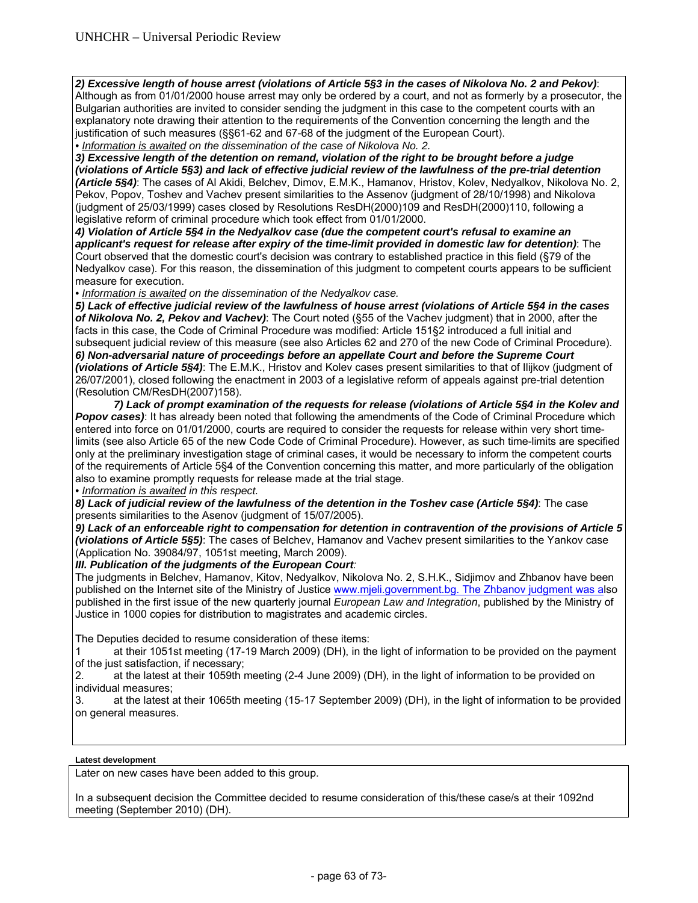***2) Excessive length of house arrest (violations of Article 5§3 in the cases of Nikolova No. 2 and Pekov)***: Although as from 01/01/2000 house arrest may only be ordered by a court, and not as formerly by a prosecutor, the Bulgarian authorities are invited to consider sending the judgment in this case to the competent courts with an explanatory note drawing their attention to the requirements of the Convention concerning the length and the justification of such measures (§§61-62 and 67-68 of the judgment of the European Court).

• *Information is awaited on the dissemination of the case of Nikolova No. 2.*

***3) Excessive length of the detention on remand, violation of the right to be brought before a judge (violations of Article 5§3) and lack of effective judicial review of the lawfulness of the pre-trial detention (Article 5§4)***: The cases of Al Akidi, Belchev, Dimov, E.M.K., Hamanov, Hristov, Kolev, Nedyalkov, Nikolova No. 2, Pekov, Popov, Toshev and Vachev present similarities to the Assenov (judgment of 28/10/1998) and Nikolova (judgment of 25/03/1999) cases closed by Resolutions ResDH(2000)109 and ResDH(2000)110, following a legislative reform of criminal procedure which took effect from 01/01/2000.

***4) Violation of Article 5§4 in the Nedyalkov case (due the competent court's refusal to examine an applicant's request for release after expiry of the time-limit provided in domestic law for detention)***: The Court observed that the domestic court's decision was contrary to established practice in this field (§79 of the Nedyalkov case). For this reason, the dissemination of this judgment to competent courts appears to be sufficient measure for execution.

• *Information is awaited on the dissemination of the Nedyalkov case.*

***5) Lack of effective judicial review of the lawfulness of house arrest (violations of Article 5§4 in the cases of Nikolova No. 2, Pekov and Vachev)***: The Court noted (§55 of the Vachev judgment) that in 2000, after the facts in this case, the Code of Criminal Procedure was modified: Article 151§2 introduced a full initial and subsequent judicial review of this measure (see also Articles 62 and 270 of the new Code of Criminal Procedure).

***6) Non-adversarial nature of proceedings before an appellate Court and before the Supreme Court (violations of Article 5§4)***: The E.M.K., Hristov and Kolev cases present similarities to that of Ilijkov (judgment of 26/07/2001), closed following the enactment in 2003 of a legislative reform of appeals against pre-trial detention (Resolution CM/ResDH(2007)158).

***7) Lack of prompt examination of the requests for release (violations of Article 5§4 in the Kolev and Popov cases)***: It has already been noted that following the amendments of the Code of Criminal Procedure which entered into force on 01/01/2000, courts are required to consider the requests for release within very short time-limits (see also Article 65 of the new Code Code of Criminal Procedure). However, as such time-limits are specified only at the preliminary investigation stage of criminal cases, it would be necessary to inform the competent courts of the requirements of Article 5§4 of the Convention concerning this matter, and more particularly of the obligation also to examine promptly requests for release made at the trial stage.

• *Information is awaited in this respect.*

***8) Lack of judicial review of the lawfulness of the detention in the Toshev case (Article 5§4)***: The case presents similarities to the Asenov (judgment of 15/07/2005).

***9) Lack of an enforceable right to compensation for detention in contravention of the provisions of Article 5 (violations of Article 5§5)***: The cases of Belchev, Hamanov and Vachev present similarities to the Yankov case (Application No. 39084/97, 1051st meeting, March 2009).

***III. Publication of the judgments of the European Court:***

The judgments in Belchev, Hamanov, Kitov, Nedyalkov, Nikolova No. 2, S.H.K., Sidjimov and Zhbanov have been published on the Internet site of the Ministry of Justice www.mjeli.government.bg. The Zhbanov judgment was also published in the first issue of the new quarterly journal *European Law and Integration*, published by the Ministry of Justice in 1000 copies for distribution to magistrates and academic circles.

The Deputies decided to resume consideration of these items:

1 at their 1051st meeting (17-19 March 2009) (DH), in the light of information to be provided on the payment of the just satisfaction, if necessary;

2. at the latest at their 1059th meeting (2-4 June 2009) (DH), in the light of information to be provided on individual measures;

3. at the latest at their 1065th meeting (15-17 September 2009) (DH), in the light of information to be provided on general measures.

**Latest development**

Later on new cases have been added to this group.

In a subsequent decision the Committee decided to resume consideration of this/these case/s at their 1092nd meeting (September 2010) (DH).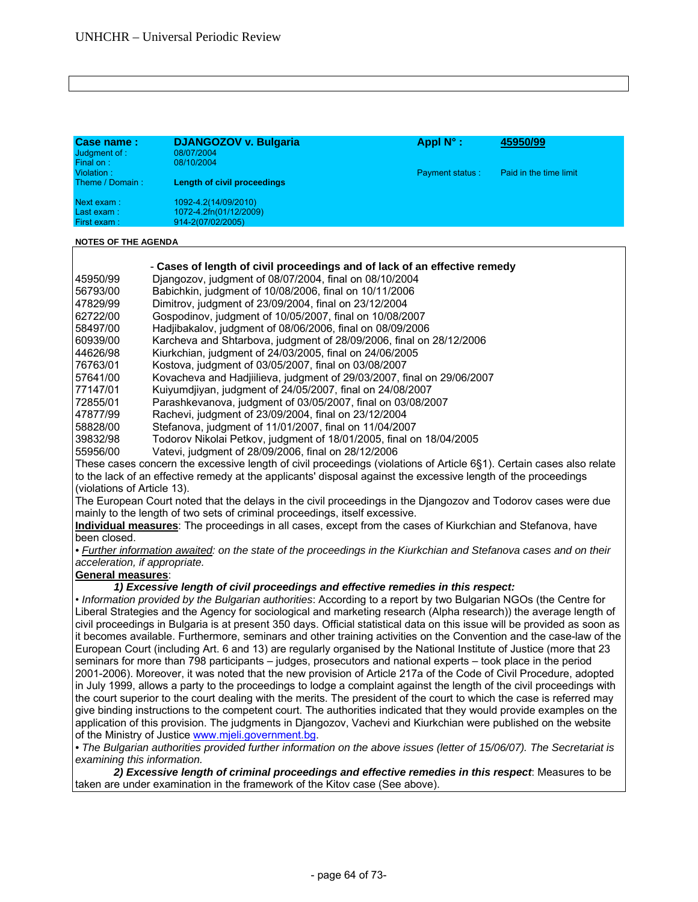| **Case name :** | **DJANGOZOV v. Bulgaria** | **Appl N° :** | **45950/99** |
|---|---|---|---|
| Judgment of : | 08/07/2004 | | |
| Final on : | 08/10/2004 | | |
| Violation : | | Payment status : | Paid in the time limit |
| Theme / Domain : | **Length of civil proceedings** | | |
| Next exam : | 1092-4.2(14/09/2010) | | |
| Last exam : | 1072-4.2fn(01/12/2009) | | |
| First exam : | 914-2(07/02/2005) | | |

**NOTES OF THE AGENDA**

- **Cases of length of civil proceedings and of lack of an effective remedy**

| | |
|---|---|
| 45950/99 | Djangozov, judgment of 08/07/2004, final on 08/10/2004 |
| 56793/00 | Babichkin, judgment of 10/08/2006, final on 10/11/2006 |
| 47829/99 | Dimitrov, judgment of 23/09/2004, final on 23/12/2004 |
| 62722/00 | Gospodinov, judgment of 10/05/2007, final on 10/08/2007 |
| 58497/00 | Hadjibakalov, judgment of 08/06/2006, final on 08/09/2006 |
| 60939/00 | Karcheva and Shtarbova, judgment of 28/09/2006, final on 28/12/2006 |
| 44626/98 | Kiurkchian, judgment of 24/03/2005, final on 24/06/2005 |
| 76763/01 | Kostova, judgment of 03/05/2007, final on 03/08/2007 |
| 57641/00 | Kovacheva and Hadjiilieva, judgment of 29/03/2007, final on 29/06/2007 |
| 77147/01 | Kuiyumdjiyan, judgment of 24/05/2007, final on 24/08/2007 |
| 72855/01 | Parashkevanova, judgment of 03/05/2007, final on 03/08/2007 |
| 47877/99 | Rachevi, judgment of 23/09/2004, final on 23/12/2004 |
| 58828/00 | Stefanova, judgment of 11/01/2007, final on 11/04/2007 |
| 39832/98 | Todorov Nikolai Petkov, judgment of 18/01/2005, final on 18/04/2005 |
| 55956/00 | Vatevi, judgment of 28/09/2006, final on 28/12/2006 |

These cases concern the excessive length of civil proceedings (violations of Article 6§1). Certain cases also relate to the lack of an effective remedy at the applicants' disposal against the excessive length of the proceedings (violations of Article 13).

The European Court noted that the delays in the civil proceedings in the Djangozov and Todorov cases were due mainly to the length of two sets of criminal proceedings, itself excessive.

**Individual measures**: The proceedings in all cases, except from the cases of Kiurkchian and Stefanova, have been closed.

• *Further information awaited: on the state of the proceedings in the Kiurkchian and Stefanova cases and on their acceleration, if appropriate.*

**General measures**:

***1) Excessive length of civil proceedings and effective remedies in this respect:***

• *Information provided by the Bulgarian authorities*: According to a report by two Bulgarian NGOs (the Centre for Liberal Strategies and the Agency for sociological and marketing research (Alpha research)) the average length of civil proceedings in Bulgaria is at present 350 days. Official statistical data on this issue will be provided as soon as it becomes available. Furthermore, seminars and other training activities on the Convention and the case-law of the European Court (including Art. 6 and 13) are regularly organised by the National Institute of Justice (more that 23 seminars for more than 798 participants – judges, prosecutors and national experts – took place in the period 2001-2006). Moreover, it was noted that the new provision of Article 217a of the Code of Civil Procedure, adopted in July 1999, allows a party to the proceedings to lodge a complaint against the length of the civil proceedings with the court superior to the court dealing with the merits. The president of the court to which the case is referred may give binding instructions to the competent court. The authorities indicated that they would provide examples on the application of this provision. The judgments in Djangozov, Vachevi and Kiurkchian were published on the website of the Ministry of Justice www.mjeli.government.bg.

• *The Bulgarian authorities provided further information on the above issues (letter of 15/06/07). The Secretariat is examining this information.*

***2) Excessive length of criminal proceedings and effective remedies in this respect***: Measures to be taken are under examination in the framework of the Kitov case (See above).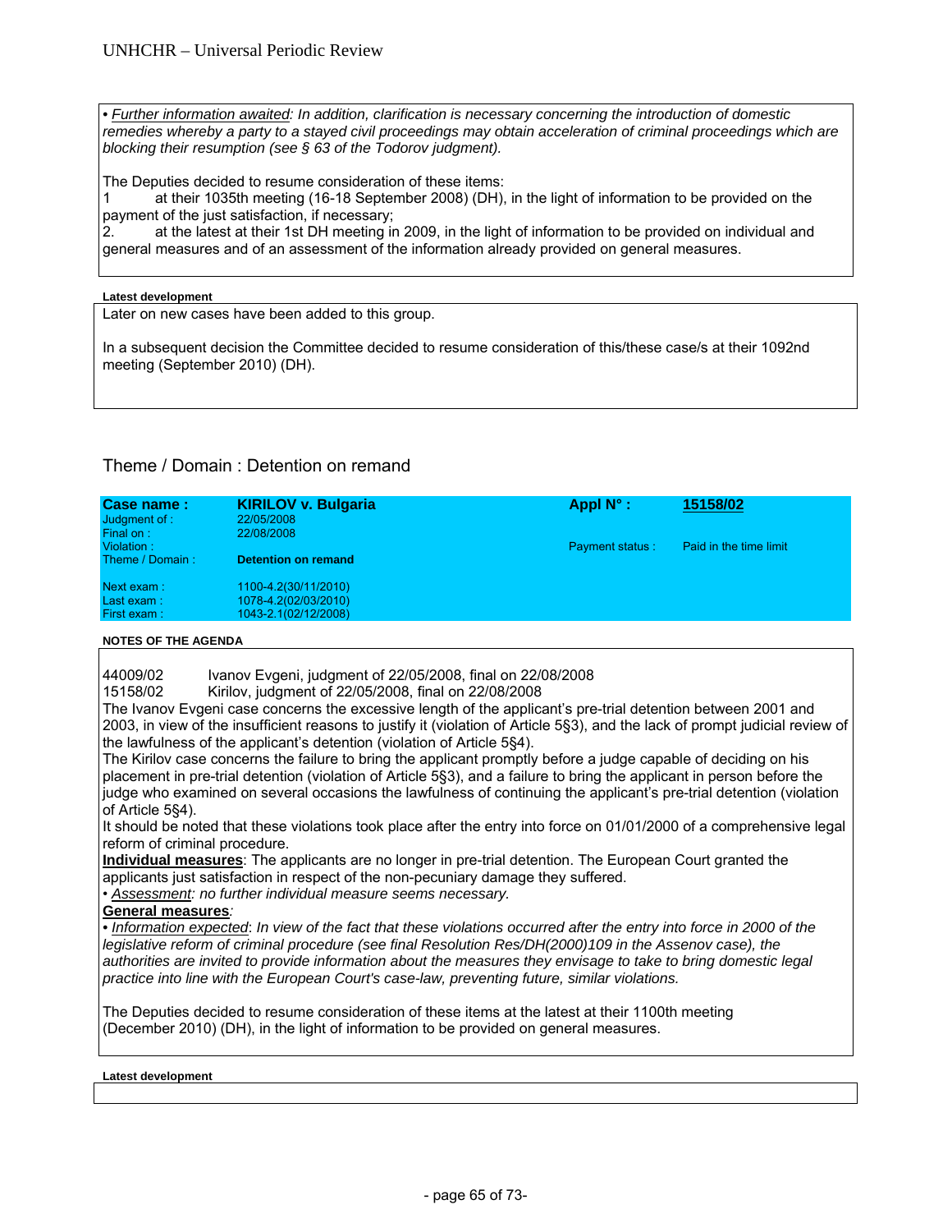• *Further information awaited: In addition, clarification is necessary concerning the introduction of domestic remedies whereby a party to a stayed civil proceedings may obtain acceleration of criminal proceedings which are blocking their resumption (see § 63 of the Todorov judgment).*

The Deputies decided to resume consideration of these items:
1 at their 1035th meeting (16-18 September 2008) (DH), in the light of information to be provided on the payment of the just satisfaction, if necessary;
2. at the latest at their 1st DH meeting in 2009, in the light of information to be provided on individual and general measures and of an assessment of the information already provided on general measures.

**Latest development**

Later on new cases have been added to this group.

In a subsequent decision the Committee decided to resume consideration of this/these case/s at their 1092nd meeting (September 2010) (DH).

## Theme / Domain : Detention on remand

| **Case name :** | **KIRILOV v. Bulgaria** | **Appl N° :** | **15158/02** |
|---|---|---|---|
| Judgment of : | 22/05/2008 | | |
| Final on : | 22/08/2008 | | |
| Violation : | | Payment status : | Paid in the time limit |
| Theme / Domain : | **Detention on remand** | | |
| Next exam : | 1100-4.2(30/11/2010) | | |
| Last exam : | 1078-4.2(02/03/2010) | | |
| First exam : | 1043-2.1(02/12/2008) | | |

**NOTES OF THE AGENDA**

44009/02 Ivanov Evgeni, judgment of 22/05/2008, final on 22/08/2008
15158/02 Kirilov, judgment of 22/05/2008, final on 22/08/2008

The Ivanov Evgeni case concerns the excessive length of the applicant's pre-trial detention between 2001 and 2003, in view of the insufficient reasons to justify it (violation of Article 5§3), and the lack of prompt judicial review of the lawfulness of the applicant's detention (violation of Article 5§4).

The Kirilov case concerns the failure to bring the applicant promptly before a judge capable of deciding on his placement in pre-trial detention (violation of Article 5§3), and a failure to bring the applicant in person before the judge who examined on several occasions the lawfulness of continuing the applicant's pre-trial detention (violation of Article 5§4).

It should be noted that these violations took place after the entry into force on 01/01/2000 of a comprehensive legal reform of criminal procedure.

**Individual measures**: The applicants are no longer in pre-trial detention. The European Court granted the applicants just satisfaction in respect of the non-pecuniary damage they suffered.

• *Assessment: no further individual measure seems necessary.*

**General measures***:*

• *Information expected: In view of the fact that these violations occurred after the entry into force in 2000 of the legislative reform of criminal procedure (see final Resolution Res/DH(2000)109 in the Assenov case), the authorities are invited to provide information about the measures they envisage to take to bring domestic legal practice into line with the European Court's case-law, preventing future, similar violations.*

The Deputies decided to resume consideration of these items at the latest at their 1100th meeting (December 2010) (DH), in the light of information to be provided on general measures.

**Latest development**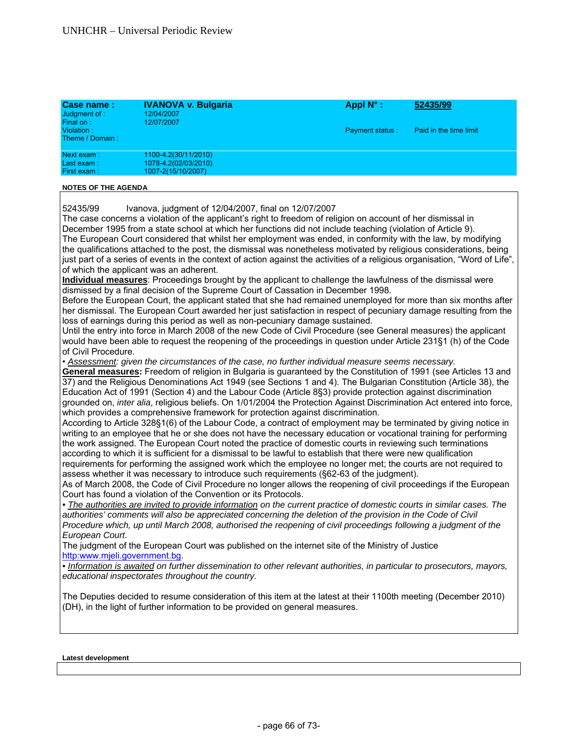| Case name : | IVANOVA v. Bulgaria | Appl N° : | 52435/99 |
|---|---|---|---|
| Judgment of : | 12/04/2007 | | |
| Final on : | 12/07/2007 | | |
| Violation : | | Payment status : | Paid in the time limit |
| Theme / Domain : | | | |
| Next exam : | 1100-4.2(30/11/2010) | | |
| Last exam : | 1078-4.2(02/03/2010) | | |
| First exam : | 1007-2(15/10/2007) | | |

**NOTES OF THE AGENDA**

52435/99 Ivanova, judgment of 12/04/2007, final on 12/07/2007

The case concerns a violation of the applicant's right to freedom of religion on account of her dismissal in December 1995 from a state school at which her functions did not include teaching (violation of Article 9).

The European Court considered that whilst her employment was ended, in conformity with the law, by modifying the qualifications attached to the post, the dismissal was nonetheless motivated by religious considerations, being just part of a series of events in the context of action against the activities of a religious organisation, "Word of Life", of which the applicant was an adherent.

**Individual measures**: Proceedings brought by the applicant to challenge the lawfulness of the dismissal were dismissed by a final decision of the Supreme Court of Cassation in December 1998.

Before the European Court, the applicant stated that she had remained unemployed for more than six months after her dismissal. The European Court awarded her just satisfaction in respect of pecuniary damage resulting from the loss of earnings during this period as well as non-pecuniary damage sustained.

Until the entry into force in March 2008 of the new Code of Civil Procedure (see General measures) the applicant would have been able to request the reopening of the proceedings in question under Article 231§1 (h) of the Code of Civil Procedure.

• *Assessment: given the circumstances of the case, no further individual measure seems necessary.*

**General measures:** Freedom of religion in Bulgaria is guaranteed by the Constitution of 1991 (see Articles 13 and 37) and the Religious Denominations Act 1949 (see Sections 1 and 4). The Bulgarian Constitution (Article 38), the Education Act of 1991 (Section 4) and the Labour Code (Article 8§3) provide protection against discrimination grounded on, *inter alia*, religious beliefs. On 1/01/2004 the Protection Against Discrimination Act entered into force, which provides a comprehensive framework for protection against discrimination.

According to Article 328§1(6) of the Labour Code, a contract of employment may be terminated by giving notice in writing to an employee that he or she does not have the necessary education or vocational training for performing the work assigned. The European Court noted the practice of domestic courts in reviewing such terminations according to which it is sufficient for a dismissal to be lawful to establish that there were new qualification requirements for performing the assigned work which the employee no longer met; the courts are not required to assess whether it was necessary to introduce such requirements (§62-63 of the judgment).

As of March 2008, the Code of Civil Procedure no longer allows the reopening of civil proceedings if the European Court has found a violation of the Convention or its Protocols.

• *The authorities are invited to provide information on the current practice of domestic courts in similar cases. The authorities' comments will also be appreciated concerning the deletion of the provision in the Code of Civil Procedure which, up until March 2008, authorised the reopening of civil proceedings following a judgment of the European Court.*

The judgment of the European Court was published on the internet site of the Ministry of Justice http:www.mjeli.government.bg.

• *Information is awaited on further dissemination to other relevant authorities, in particular to prosecutors, mayors, educational inspectorates throughout the country.*

The Deputies decided to resume consideration of this item at the latest at their 1100th meeting (December 2010) (DH), in the light of further information to be provided on general measures.

**Latest development**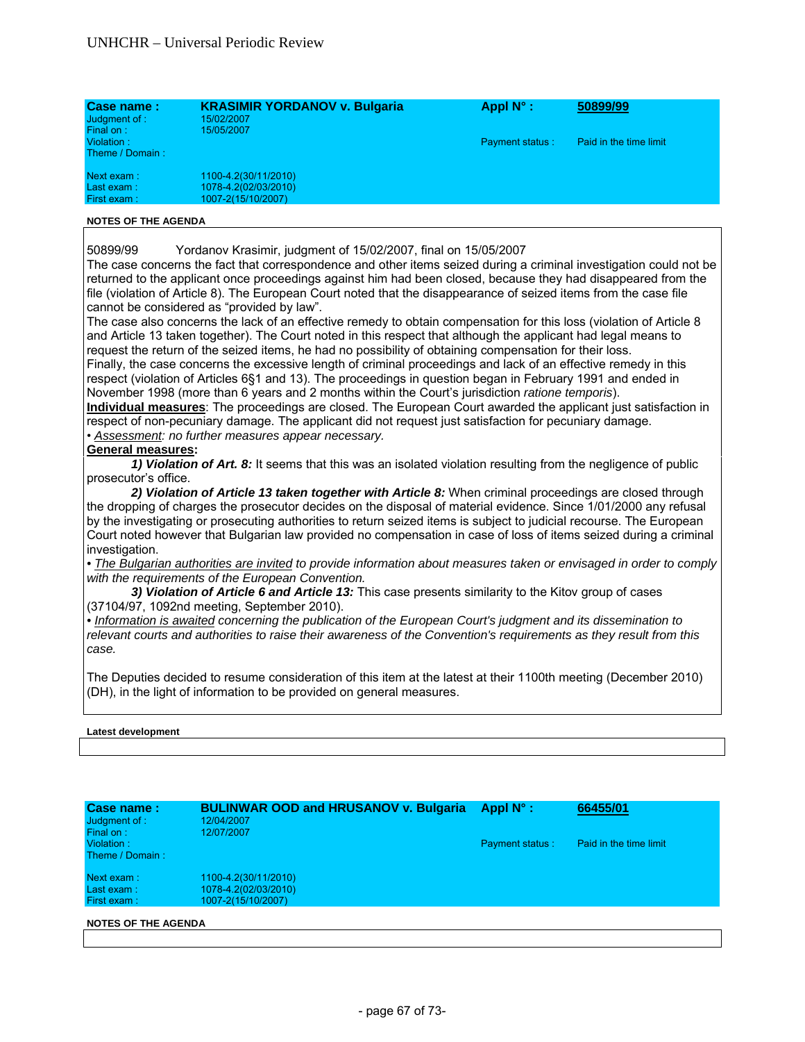| Case name : | KRASIMIR YORDANOV v. Bulgaria | Appl N° : | 50899/99 |
|---|---|---|---|
| Judgment of : | 15/02/2007 | | |
| Final on : | 15/05/2007 | | |
| Violation : | | Payment status : | Paid in the time limit |
| Theme / Domain : | | | |
| Next exam : | 1100-4.2(30/11/2010) | | |
| Last exam : | 1078-4.2(02/03/2010) | | |
| First exam : | 1007-2(15/10/2007) | | |

**NOTES OF THE AGENDA**

50899/99 Yordanov Krasimir, judgment of 15/02/2007, final on 15/05/2007

The case concerns the fact that correspondence and other items seized during a criminal investigation could not be returned to the applicant once proceedings against him had been closed, because they had disappeared from the file (violation of Article 8). The European Court noted that the disappearance of seized items from the case file cannot be considered as "provided by law".

The case also concerns the lack of an effective remedy to obtain compensation for this loss (violation of Article 8 and Article 13 taken together). The Court noted in this respect that although the applicant had legal means to request the return of the seized items, he had no possibility of obtaining compensation for their loss.

Finally, the case concerns the excessive length of criminal proceedings and lack of an effective remedy in this respect (violation of Articles 6§1 and 13). The proceedings in question began in February 1991 and ended in November 1998 (more than 6 years and 2 months within the Court's jurisdiction *ratione temporis*).

**Individual measures**: The proceedings are closed. The European Court awarded the applicant just satisfaction in respect of non-pecuniary damage. The applicant did not request just satisfaction for pecuniary damage.

• *Assessment: no further measures appear necessary.*

**General measures:**

***1) Violation of Art. 8:*** It seems that this was an isolated violation resulting from the negligence of public prosecutor's office.

***2) Violation of Article 13 taken together with Article 8:*** When criminal proceedings are closed through the dropping of charges the prosecutor decides on the disposal of material evidence. Since 1/01/2000 any refusal by the investigating or prosecuting authorities to return seized items is subject to judicial recourse. The European Court noted however that Bulgarian law provided no compensation in case of loss of items seized during a criminal investigation.

• *The Bulgarian authorities are invited to provide information about measures taken or envisaged in order to comply with the requirements of the European Convention.*

***3) Violation of Article 6 and Article 13:*** This case presents similarity to the Kitov group of cases (37104/97, 1092nd meeting, September 2010).

• *Information is awaited concerning the publication of the European Court's judgment and its dissemination to relevant courts and authorities to raise their awareness of the Convention's requirements as they result from this case.*

The Deputies decided to resume consideration of this item at the latest at their 1100th meeting (December 2010) (DH), in the light of information to be provided on general measures.

**Latest development**

| Case name : | BULINWAR OOD and HRUSANOV v. Bulgaria | Appl N° : | 66455/01 |
|---|---|---|---|
| Judgment of : | 12/04/2007 | | |
| Final on : | 12/07/2007 | | |
| Violation : | | Payment status : | Paid in the time limit |
| Theme / Domain : | | | |
| Next exam : | 1100-4.2(30/11/2010) | | |
| Last exam : | 1078-4.2(02/03/2010) | | |
| First exam : | 1007-2(15/10/2007) | | |

**NOTES OF THE AGENDA**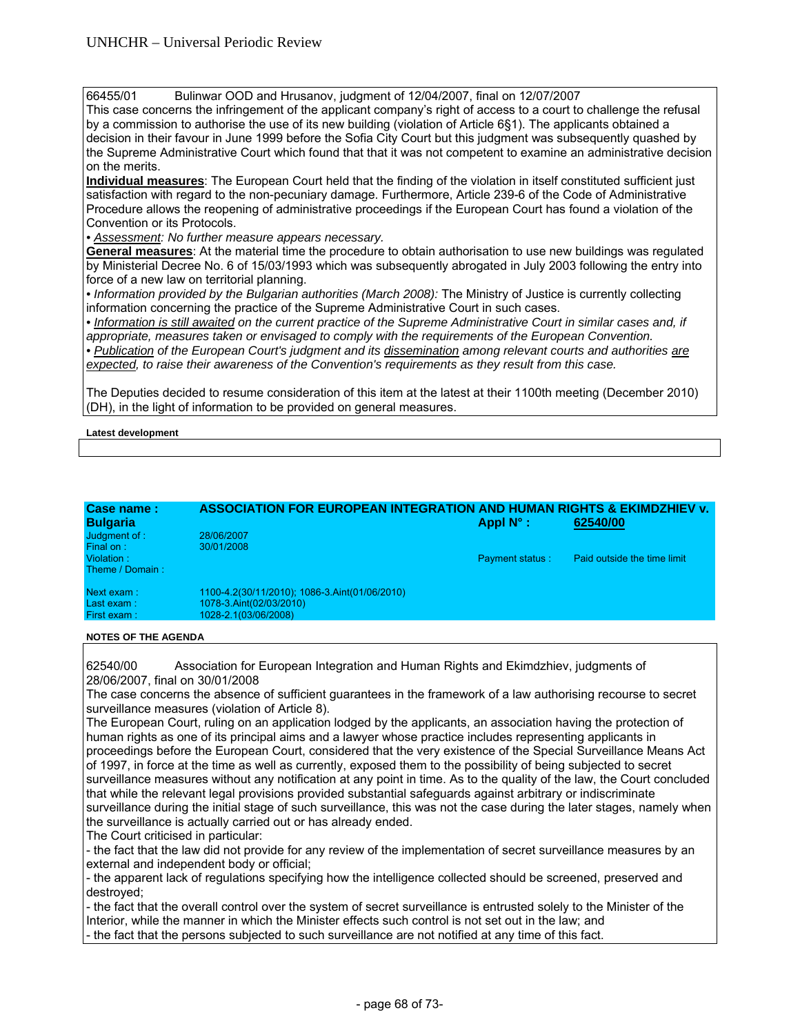66455/01 Bulinwar OOD and Hrusanov, judgment of 12/04/2007, final on 12/07/2007

This case concerns the infringement of the applicant company's right of access to a court to challenge the refusal by a commission to authorise the use of its new building (violation of Article 6§1). The applicants obtained a decision in their favour in June 1999 before the Sofia City Court but this judgment was subsequently quashed by the Supreme Administrative Court which found that that it was not competent to examine an administrative decision on the merits.

**Individual measures**: The European Court held that the finding of the violation in itself constituted sufficient just satisfaction with regard to the non-pecuniary damage. Furthermore, Article 239-6 of the Code of Administrative Procedure allows the reopening of administrative proceedings if the European Court has found a violation of the Convention or its Protocols.

• *Assessment: No further measure appears necessary.*

**General measures**: At the material time the procedure to obtain authorisation to use new buildings was regulated by Ministerial Decree No. 6 of 15/03/1993 which was subsequently abrogated in July 2003 following the entry into force of a new law on territorial planning.

• *Information provided by the Bulgarian authorities (March 2008):* The Ministry of Justice is currently collecting information concerning the practice of the Supreme Administrative Court in such cases.

• *Information is still awaited on the current practice of the Supreme Administrative Court in similar cases and, if appropriate, measures taken or envisaged to comply with the requirements of the European Convention.*

• *Publication of the European Court's judgment and its dissemination among relevant courts and authorities are expected, to raise their awareness of the Convention's requirements as they result from this case.*

The Deputies decided to resume consideration of this item at the latest at their 1100th meeting (December 2010) (DH), in the light of information to be provided on general measures.

**Latest development**

| **Case name : Bulgaria** | **ASSOCIATION FOR EUROPEAN INTEGRATION AND HUMAN RIGHTS & EKIMDZHIEV v.** | **Appl N° :** | **62540/00** |
|---|---|---|---|
| Judgment of : | 28/06/2007 | | |
| Final on : | 30/01/2008 | | |
| Violation : | | Payment status : | Paid outside the time limit |
| Theme / Domain : | | | |
| Next exam : | 1100-4.2(30/11/2010); 1086-3.Aint(01/06/2010) | | |
| Last exam : | 1078-3.Aint(02/03/2010) | | |
| First exam : | 1028-2.1(03/06/2008) | | |

**NOTES OF THE AGENDA**

62540/00 Association for European Integration and Human Rights and Ekimdzhiev, judgments of 28/06/2007, final on 30/01/2008

The case concerns the absence of sufficient guarantees in the framework of a law authorising recourse to secret surveillance measures (violation of Article 8).

The European Court, ruling on an application lodged by the applicants, an association having the protection of human rights as one of its principal aims and a lawyer whose practice includes representing applicants in proceedings before the European Court, considered that the very existence of the Special Surveillance Means Act of 1997, in force at the time as well as currently, exposed them to the possibility of being subjected to secret surveillance measures without any notification at any point in time. As to the quality of the law, the Court concluded that while the relevant legal provisions provided substantial safeguards against arbitrary or indiscriminate surveillance during the initial stage of such surveillance, this was not the case during the later stages, namely when the surveillance is actually carried out or has already ended.

The Court criticised in particular:

- the fact that the law did not provide for any review of the implementation of secret surveillance measures by an external and independent body or official;
- the apparent lack of regulations specifying how the intelligence collected should be screened, preserved and destroyed;
- the fact that the overall control over the system of secret surveillance is entrusted solely to the Minister of the Interior, while the manner in which the Minister effects such control is not set out in the law; and
- the fact that the persons subjected to such surveillance are not notified at any time of this fact.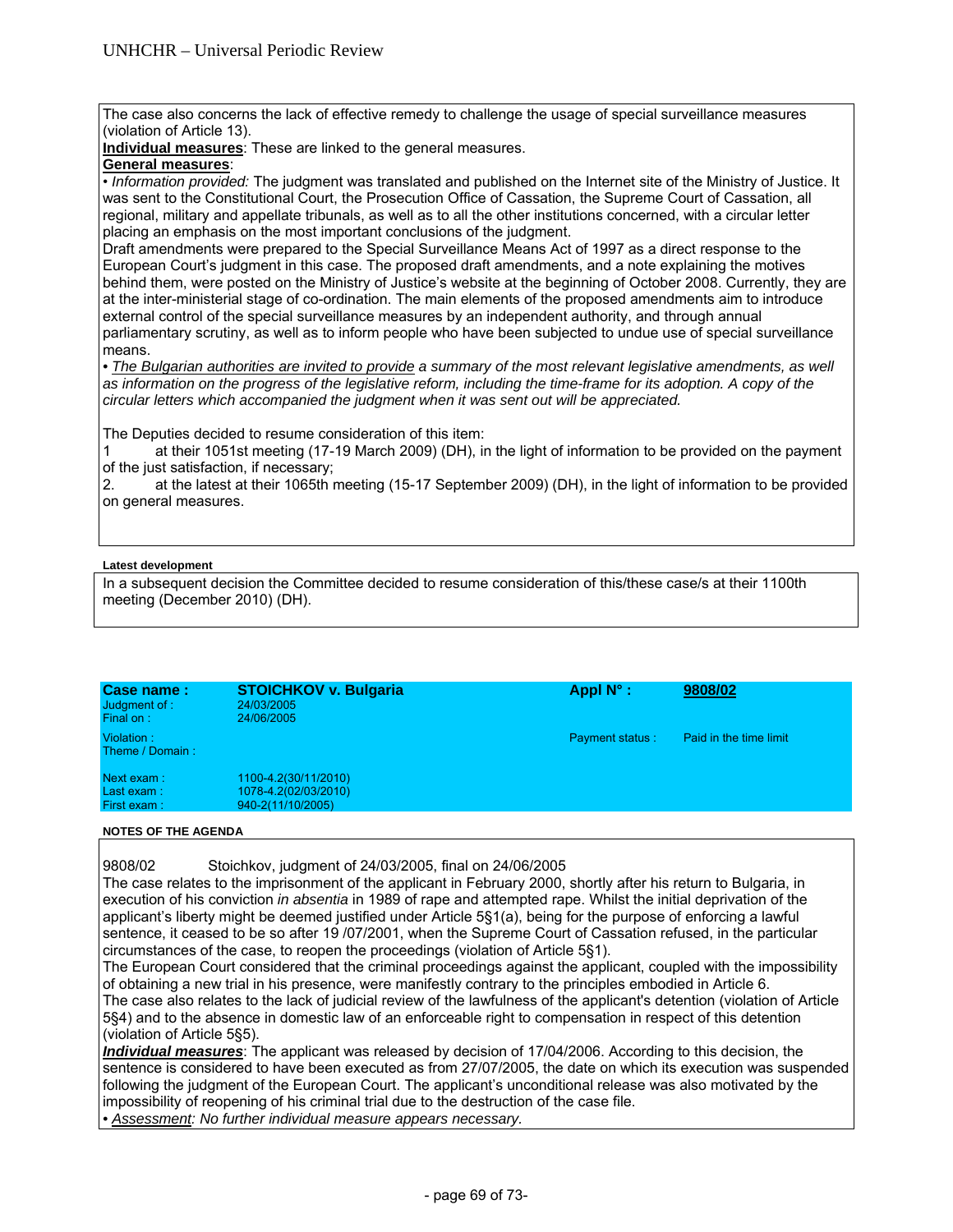The case also concerns the lack of effective remedy to challenge the usage of special surveillance measures (violation of Article 13).

**Individual measures**: These are linked to the general measures.

**General measures**:

• *Information provided:* The judgment was translated and published on the Internet site of the Ministry of Justice. It was sent to the Constitutional Court, the Prosecution Office of Cassation, the Supreme Court of Cassation, all regional, military and appellate tribunals, as well as to all the other institutions concerned, with a circular letter placing an emphasis on the most important conclusions of the judgment.

Draft amendments were prepared to the Special Surveillance Means Act of 1997 as a direct response to the European Court's judgment in this case. The proposed draft amendments, and a note explaining the motives behind them, were posted on the Ministry of Justice's website at the beginning of October 2008. Currently, they are at the inter-ministerial stage of co-ordination. The main elements of the proposed amendments aim to introduce external control of the special surveillance measures by an independent authority, and through annual parliamentary scrutiny, as well as to inform people who have been subjected to undue use of special surveillance means.

• *The Bulgarian authorities are invited to provide a summary of the most relevant legislative amendments, as well as information on the progress of the legislative reform, including the time-frame for its adoption. A copy of the circular letters which accompanied the judgment when it was sent out will be appreciated.*

The Deputies decided to resume consideration of this item:

1 at their 1051st meeting (17-19 March 2009) (DH), in the light of information to be provided on the payment of the just satisfaction, if necessary;

2. at the latest at their 1065th meeting (15-17 September 2009) (DH), in the light of information to be provided on general measures.

**Latest development**

In a subsequent decision the Committee decided to resume consideration of this/these case/s at their 1100th meeting (December 2010) (DH).

| **Case name :** | **STOICHKOV v. Bulgaria** | **Appl N° :** | **9808/02** |
|---|---|---|---|
| Judgment of : | 24/03/2005 | | |
| Final on : | 24/06/2005 | | |
| Violation : | | Payment status : | Paid in the time limit |
| Theme / Domain : | | | |
| Next exam : | 1100-4.2(30/11/2010) | | |
| Last exam : | 1078-4.2(02/03/2010) | | |
| First exam : | 940-2(11/10/2005) | | |

**NOTES OF THE AGENDA**

9808/02 Stoichkov, judgment of 24/03/2005, final on 24/06/2005

The case relates to the imprisonment of the applicant in February 2000, shortly after his return to Bulgaria, in execution of his conviction *in absentia* in 1989 of rape and attempted rape. Whilst the initial deprivation of the applicant's liberty might be deemed justified under Article 5§1(a), being for the purpose of enforcing a lawful sentence, it ceased to be so after 19 /07/2001, when the Supreme Court of Cassation refused, in the particular circumstances of the case, to reopen the proceedings (violation of Article 5§1).

The European Court considered that the criminal proceedings against the applicant, coupled with the impossibility of obtaining a new trial in his presence, were manifestly contrary to the principles embodied in Article 6.

The case also relates to the lack of judicial review of the lawfulness of the applicant's detention (violation of Article 5§4) and to the absence in domestic law of an enforceable right to compensation in respect of this detention (violation of Article 5§5).

***Individual measures***: The applicant was released by decision of 17/04/2006. According to this decision, the sentence is considered to have been executed as from 27/07/2005, the date on which its execution was suspended following the judgment of the European Court. The applicant's unconditional release was also motivated by the impossibility of reopening of his criminal trial due to the destruction of the case file.

• *Assessment: No further individual measure appears necessary.*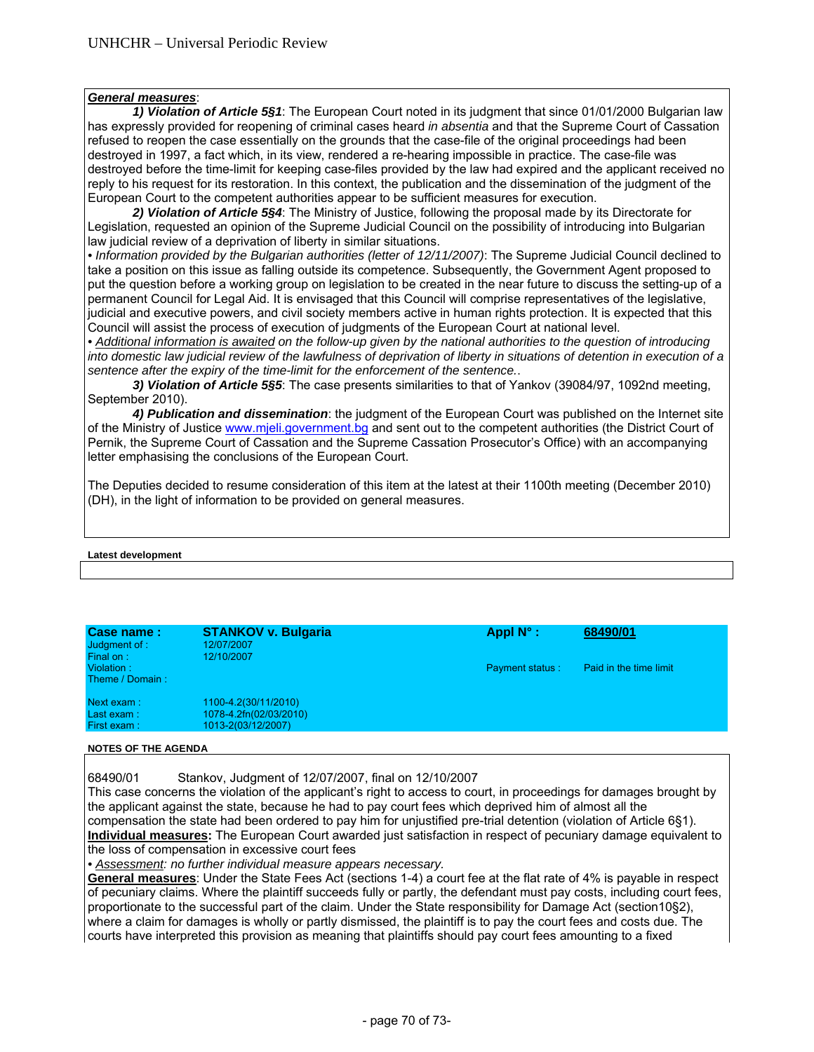***General measures***:

***1) Violation of Article 5§1***: The European Court noted in its judgment that since 01/01/2000 Bulgarian law has expressly provided for reopening of criminal cases heard *in absentia* and that the Supreme Court of Cassation refused to reopen the case essentially on the grounds that the case-file of the original proceedings had been destroyed in 1997, a fact which, in its view, rendered a re-hearing impossible in practice. The case-file was destroyed before the time-limit for keeping case-files provided by the law had expired and the applicant received no reply to his request for its restoration. In this context, the publication and the dissemination of the judgment of the European Court to the competent authorities appear to be sufficient measures for execution.

***2) Violation of Article 5§4***: The Ministry of Justice, following the proposal made by its Directorate for Legislation, requested an opinion of the Supreme Judicial Council on the possibility of introducing into Bulgarian law judicial review of a deprivation of liberty in similar situations.

• *Information provided by the Bulgarian authorities (letter of 12/11/2007)*: The Supreme Judicial Council declined to take a position on this issue as falling outside its competence. Subsequently, the Government Agent proposed to put the question before a working group on legislation to be created in the near future to discuss the setting-up of a permanent Council for Legal Aid. It is envisaged that this Council will comprise representatives of the legislative, judicial and executive powers, and civil society members active in human rights protection. It is expected that this Council will assist the process of execution of judgments of the European Court at national level.

• *Additional information is awaited on the follow-up given by the national authorities to the question of introducing into domestic law judicial review of the lawfulness of deprivation of liberty in situations of detention in execution of a sentence after the expiry of the time-limit for the enforcement of the sentence..*

***3) Violation of Article 5§5***: The case presents similarities to that of Yankov (39084/97, 1092nd meeting, September 2010).

***4) Publication and dissemination***: the judgment of the European Court was published on the Internet site of the Ministry of Justice www.mjeli.government.bg and sent out to the competent authorities (the District Court of Pernik, the Supreme Court of Cassation and the Supreme Cassation Prosecutor's Office) with an accompanying letter emphasising the conclusions of the European Court.

The Deputies decided to resume consideration of this item at the latest at their 1100th meeting (December 2010) (DH), in the light of information to be provided on general measures.

**Latest development**

| **Case name :** | **STANKOV v. Bulgaria** | **Appl N° :** | **68490/01** |
|---|---|---|---|
| Judgment of : | 12/07/2007 | | |
| Final on : | 12/10/2007 | | |
| Violation : | | Payment status : | Paid in the time limit |
| Theme / Domain : | | | |
| Next exam : | 1100-4.2(30/11/2010) | | |
| Last exam : | 1078-4.2fn(02/03/2010) | | |
| First exam : | 1013-2(03/12/2007) | | |

**NOTES OF THE AGENDA**

68490/01 Stankov, Judgment of 12/07/2007, final on 12/10/2007

This case concerns the violation of the applicant's right to access to court, in proceedings for damages brought by the applicant against the state, because he had to pay court fees which deprived him of almost all the compensation the state had been ordered to pay him for unjustified pre-trial detention (violation of Article 6§1).

**Individual measures:** The European Court awarded just satisfaction in respect of pecuniary damage equivalent to the loss of compensation in excessive court fees

• *Assessment: no further individual measure appears necessary.*

**General measures**: Under the State Fees Act (sections 1-4) a court fee at the flat rate of 4% is payable in respect of pecuniary claims. Where the plaintiff succeeds fully or partly, the defendant must pay costs, including court fees, proportionate to the successful part of the claim. Under the State responsibility for Damage Act (section10§2), where a claim for damages is wholly or partly dismissed, the plaintiff is to pay the court fees and costs due. The courts have interpreted this provision as meaning that plaintiffs should pay court fees amounting to a fixed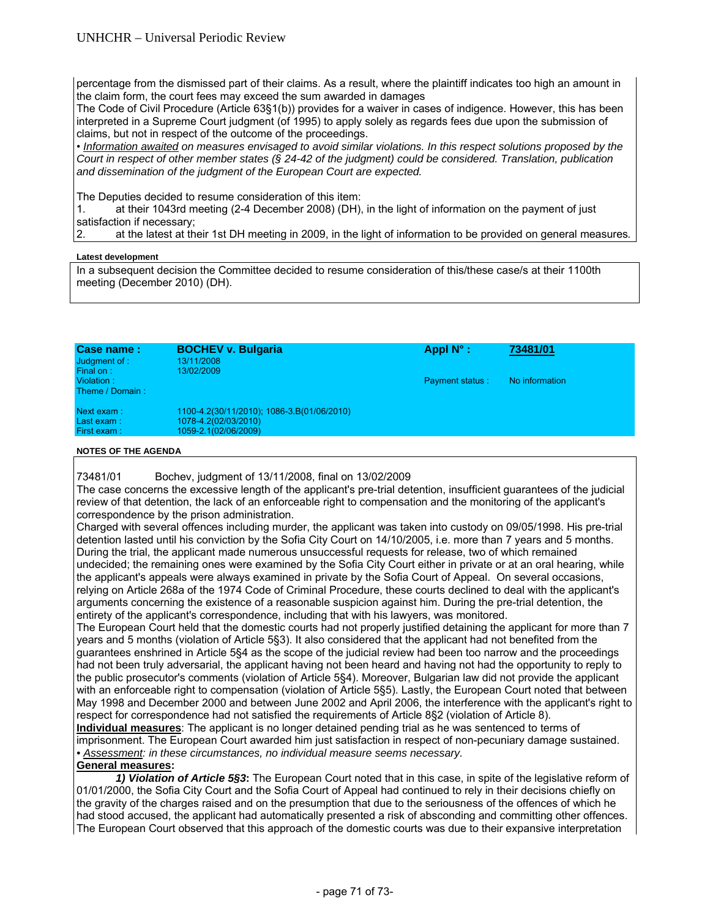percentage from the dismissed part of their claims. As a result, where the plaintiff indicates too high an amount in the claim form, the court fees may exceed the sum awarded in damages

The Code of Civil Procedure (Article 63§1(b)) provides for a waiver in cases of indigence. However, this has been interpreted in a Supreme Court judgment (of 1995) to apply solely as regards fees due upon the submission of claims, but not in respect of the outcome of the proceedings.

• *Information awaited on measures envisaged to avoid similar violations. In this respect solutions proposed by the Court in respect of other member states (§ 24-42 of the judgment) could be considered. Translation, publication and dissemination of the judgment of the European Court are expected.*

The Deputies decided to resume consideration of this item:

1. at their 1043rd meeting (2-4 December 2008) (DH), in the light of information on the payment of just satisfaction if necessary;
2. at the latest at their 1st DH meeting in 2009, in the light of information to be provided on general measures.

**Latest development**

In a subsequent decision the Committee decided to resume consideration of this/these case/s at their 1100th meeting (December 2010) (DH).

| **Case name :** | **BOCHEV v. Bulgaria** | **Appl N° :** | **73481/01** |
|---|---|---|---|
| Judgment of : | 13/11/2008 | | |
| Final on : | 13/02/2009 | | |
| Violation : | | Payment status : | No information |
| Theme / Domain : | | | |
| Next exam : | 1100-4.2(30/11/2010); 1086-3.B(01/06/2010) | | |
| Last exam : | 1078-4.2(02/03/2010) | | |
| First exam : | 1059-2.1(02/06/2009) | | |

**NOTES OF THE AGENDA**

73481/01 Bochev, judgment of 13/11/2008, final on 13/02/2009

The case concerns the excessive length of the applicant's pre-trial detention, insufficient guarantees of the judicial review of that detention, the lack of an enforceable right to compensation and the monitoring of the applicant's correspondence by the prison administration.

Charged with several offences including murder, the applicant was taken into custody on 09/05/1998. His pre-trial detention lasted until his conviction by the Sofia City Court on 14/10/2005, i.e. more than 7 years and 5 months. During the trial, the applicant made numerous unsuccessful requests for release, two of which remained undecided; the remaining ones were examined by the Sofia City Court either in private or at an oral hearing, while the applicant's appeals were always examined in private by the Sofia Court of Appeal. On several occasions, relying on Article 268a of the 1974 Code of Criminal Procedure, these courts declined to deal with the applicant's arguments concerning the existence of a reasonable suspicion against him. During the pre-trial detention, the entirety of the applicant's correspondence, including that with his lawyers, was monitored.

The European Court held that the domestic courts had not properly justified detaining the applicant for more than 7 years and 5 months (violation of Article 5§3). It also considered that the applicant had not benefited from the guarantees enshrined in Article 5§4 as the scope of the judicial review had been too narrow and the proceedings had not been truly adversarial, the applicant having not been heard and having not had the opportunity to reply to the public prosecutor's comments (violation of Article 5§4). Moreover, Bulgarian law did not provide the applicant with an enforceable right to compensation (violation of Article 5§5). Lastly, the European Court noted that between May 1998 and December 2000 and between June 2002 and April 2006, the interference with the applicant's right to respect for correspondence had not satisfied the requirements of Article 8§2 (violation of Article 8).

**Individual measures**: The applicant is no longer detained pending trial as he was sentenced to terms of imprisonment. The European Court awarded him just satisfaction in respect of non-pecuniary damage sustained.

• *Assessment: in these circumstances, no individual measure seems necessary.*

**General measures:**

***1) Violation of Article 5§3*:** The European Court noted that in this case, in spite of the legislative reform of 01/01/2000, the Sofia City Court and the Sofia Court of Appeal had continued to rely in their decisions chiefly on the gravity of the charges raised and on the presumption that due to the seriousness of the offences of which he had stood accused, the applicant had automatically presented a risk of absconding and committing other offences. The European Court observed that this approach of the domestic courts was due to their expansive interpretation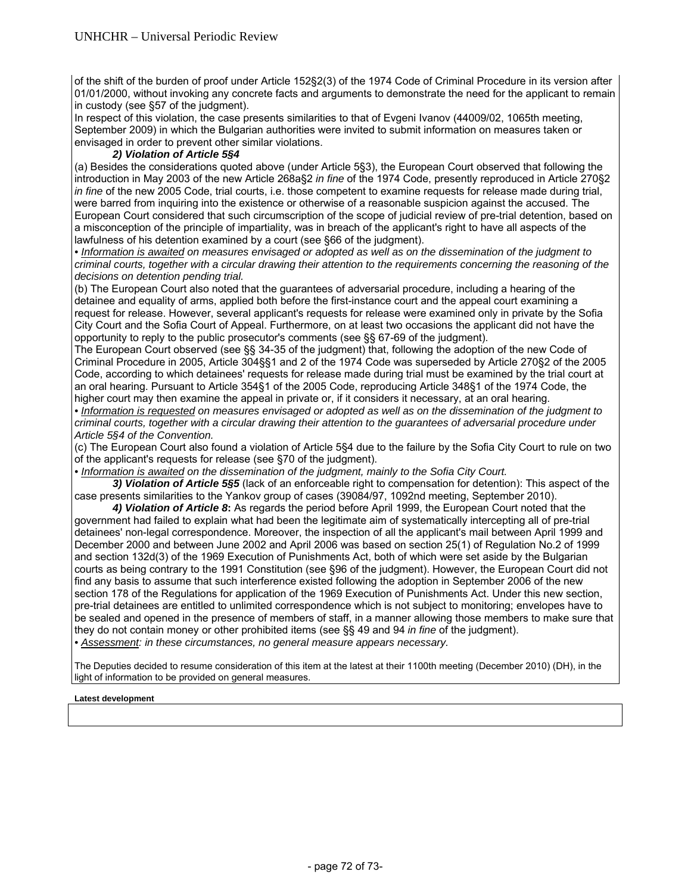of the shift of the burden of proof under Article 152§2(3) of the 1974 Code of Criminal Procedure in its version after 01/01/2000, without invoking any concrete facts and arguments to demonstrate the need for the applicant to remain in custody (see §57 of the judgment).

In respect of this violation, the case presents similarities to that of Evgeni Ivanov (44009/02, 1065th meeting, September 2009) in which the Bulgarian authorities were invited to submit information on measures taken or envisaged in order to prevent other similar violations.

***2) Violation of Article 5§4***

(a) Besides the considerations quoted above (under Article 5§3), the European Court observed that following the introduction in May 2003 of the new Article 268a§2 *in fine* of the 1974 Code, presently reproduced in Article 270§2 *in fine* of the new 2005 Code, trial courts, i.e. those competent to examine requests for release made during trial, were barred from inquiring into the existence or otherwise of a reasonable suspicion against the accused. The European Court considered that such circumscription of the scope of judicial review of pre-trial detention, based on a misconception of the principle of impartiality, was in breach of the applicant's right to have all aspects of the lawfulness of his detention examined by a court (see §66 of the judgment).

• *Information is awaited on measures envisaged or adopted as well as on the dissemination of the judgment to criminal courts, together with a circular drawing their attention to the requirements concerning the reasoning of the decisions on detention pending trial.*

(b) The European Court also noted that the guarantees of adversarial procedure, including a hearing of the detainee and equality of arms, applied both before the first-instance court and the appeal court examining a request for release. However, several applicant's requests for release were examined only in private by the Sofia City Court and the Sofia Court of Appeal. Furthermore, on at least two occasions the applicant did not have the opportunity to reply to the public prosecutor's comments (see §§ 67-69 of the judgment).

The European Court observed (see §§ 34-35 of the judgment) that, following the adoption of the new Code of Criminal Procedure in 2005, Article 304§§1 and 2 of the 1974 Code was superseded by Article 270§2 of the 2005 Code, according to which detainees' requests for release made during trial must be examined by the trial court at an oral hearing. Pursuant to Article 354§1 of the 2005 Code, reproducing Article 348§1 of the 1974 Code, the higher court may then examine the appeal in private or, if it considers it necessary, at an oral hearing.

• *Information is requested on measures envisaged or adopted as well as on the dissemination of the judgment to criminal courts, together with a circular drawing their attention to the guarantees of adversarial procedure under Article 5§4 of the Convention.*

(c) The European Court also found a violation of Article 5§4 due to the failure by the Sofia City Court to rule on two of the applicant's requests for release (see §70 of the judgment).

• *Information is awaited on the dissemination of the judgment, mainly to the Sofia City Court.*

***3) Violation of Article 5§5*** (lack of an enforceable right to compensation for detention): This aspect of the case presents similarities to the Yankov group of cases (39084/97, 1092nd meeting, September 2010).

***4) Violation of Article 8*:** As regards the period before April 1999, the European Court noted that the government had failed to explain what had been the legitimate aim of systematically intercepting all of pre-trial detainees' non-legal correspondence. Moreover, the inspection of all the applicant's mail between April 1999 and December 2000 and between June 2002 and April 2006 was based on section 25(1) of Regulation No.2 of 1999 and section 132d(3) of the 1969 Execution of Punishments Act, both of which were set aside by the Bulgarian courts as being contrary to the 1991 Constitution (see §96 of the judgment). However, the European Court did not find any basis to assume that such interference existed following the adoption in September 2006 of the new section 178 of the Regulations for application of the 1969 Execution of Punishments Act. Under this new section, pre-trial detainees are entitled to unlimited correspondence which is not subject to monitoring; envelopes have to be sealed and opened in the presence of members of staff, in a manner allowing those members to make sure that they do not contain money or other prohibited items (see §§ 49 and 94 *in fine* of the judgment).

• *Assessment: in these circumstances, no general measure appears necessary.*

The Deputies decided to resume consideration of this item at the latest at their 1100th meeting (December 2010) (DH), in the light of information to be provided on general measures.

**Latest development**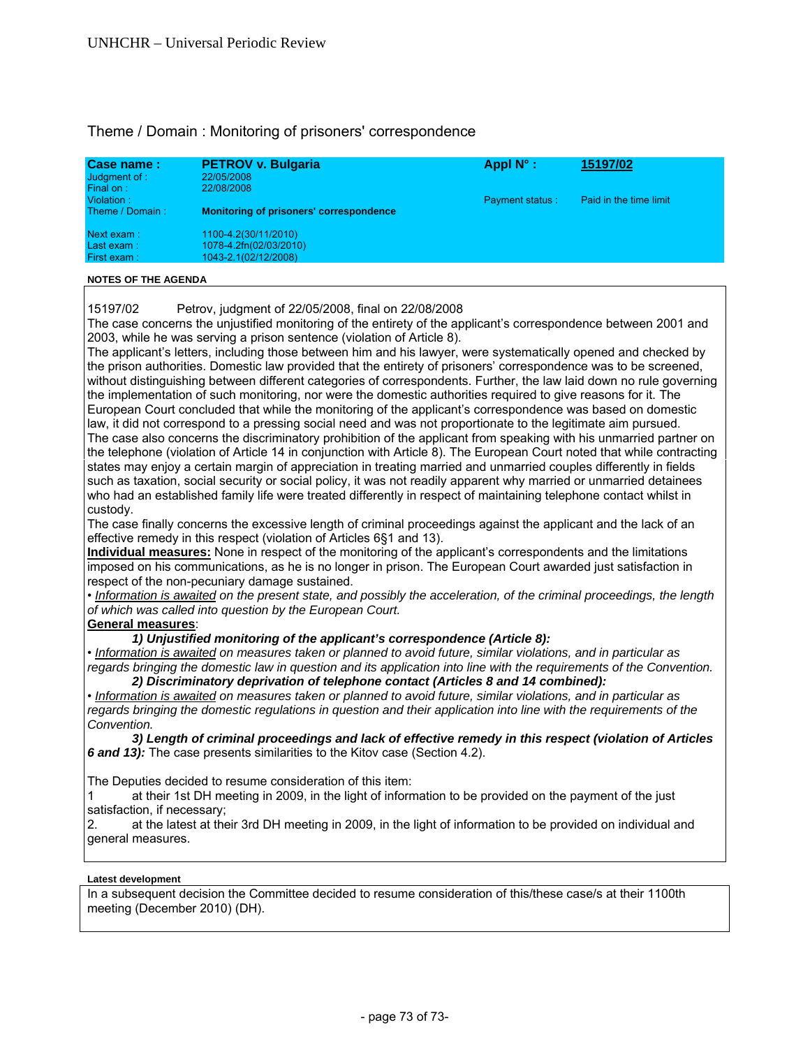Theme / Domain : Monitoring of prisoners' correspondence

| | | | |
|---|---|---|---|
| **Case name :** | **PETROV v. Bulgaria** | **Appl N° :** | **15197/02** |
| Judgment of : | 22/05/2008 | | |
| Final on : | 22/08/2008 | | |
| Violation : | | Payment status : | Paid in the time limit |
| Theme / Domain : | **Monitoring of prisoners' correspondence** | | |
| Next exam : | 1100-4.2(30/11/2010) | | |
| Last exam : | 1078-4.2fn(02/03/2010) | | |
| First exam : | 1043-2.1(02/12/2008) | | |

**NOTES OF THE AGENDA**

15197/02 Petrov, judgment of 22/05/2008, final on 22/08/2008

The case concerns the unjustified monitoring of the entirety of the applicant's correspondence between 2001 and 2003, while he was serving a prison sentence (violation of Article 8).

The applicant's letters, including those between him and his lawyer, were systematically opened and checked by the prison authorities. Domestic law provided that the entirety of prisoners' correspondence was to be screened, without distinguishing between different categories of correspondents. Further, the law laid down no rule governing the implementation of such monitoring, nor were the domestic authorities required to give reasons for it. The European Court concluded that while the monitoring of the applicant's correspondence was based on domestic law, it did not correspond to a pressing social need and was not proportionate to the legitimate aim pursued.

The case also concerns the discriminatory prohibition of the applicant from speaking with his unmarried partner on the telephone (violation of Article 14 in conjunction with Article 8). The European Court noted that while contracting states may enjoy a certain margin of appreciation in treating married and unmarried couples differently in fields such as taxation, social security or social policy, it was not readily apparent why married or unmarried detainees who had an established family life were treated differently in respect of maintaining telephone contact whilst in custody.

The case finally concerns the excessive length of criminal proceedings against the applicant and the lack of an effective remedy in this respect (violation of Articles 6§1 and 13).

**Individual measures:** None in respect of the monitoring of the applicant's correspondents and the limitations imposed on his communications, as he is no longer in prison. The European Court awarded just satisfaction in respect of the non-pecuniary damage sustained.

• *Information is awaited on the present state, and possibly the acceleration, of the criminal proceedings, the length of which was called into question by the European Court.*

**General measures**:

***1) Unjustified monitoring of the applicant's correspondence (Article 8):***

• *Information is awaited on measures taken or planned to avoid future, similar violations, and in particular as regards bringing the domestic law in question and its application into line with the requirements of the Convention.*

***2) Discriminatory deprivation of telephone contact (Articles 8 and 14 combined):***

• *Information is awaited on measures taken or planned to avoid future, similar violations, and in particular as regards bringing the domestic regulations in question and their application into line with the requirements of the Convention.*

***3) Length of criminal proceedings and lack of effective remedy in this respect (violation of Articles 6 and 13):*** The case presents similarities to the Kitov case (Section 4.2).

The Deputies decided to resume consideration of this item:

1 at their 1st DH meeting in 2009, in the light of information to be provided on the payment of the just satisfaction, if necessary;

2. at the latest at their 3rd DH meeting in 2009, in the light of information to be provided on individual and general measures.

**Latest development**

In a subsequent decision the Committee decided to resume consideration of this/these case/s at their 1100th meeting (December 2010) (DH).